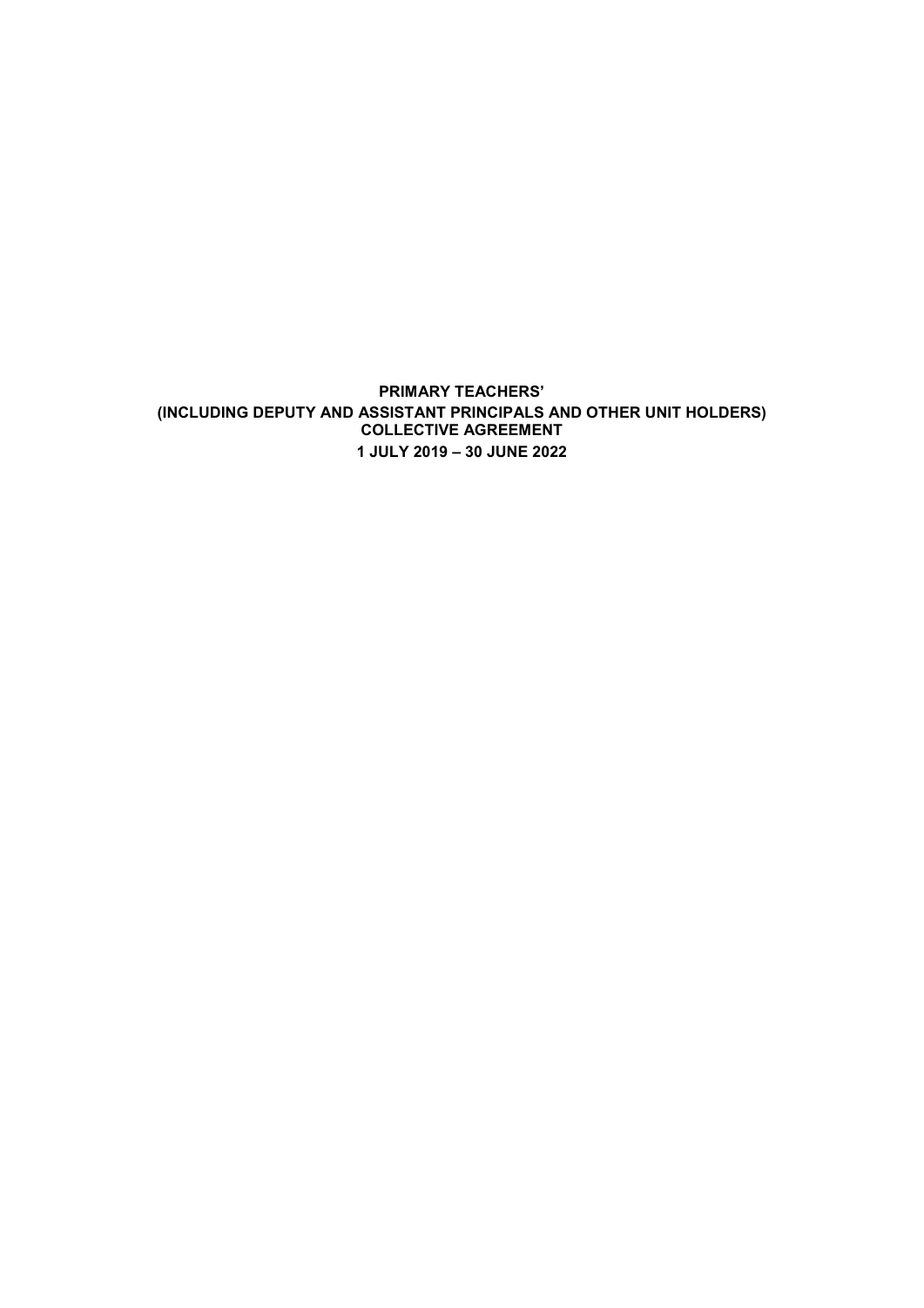**PRIMARY TEACHERS'**
**(INCLUDING DEPUTY AND ASSISTANT PRINCIPALS AND OTHER UNIT HOLDERS)**
**COLLECTIVE AGREEMENT**
**1 JULY 2019 – 30 JUNE 2022**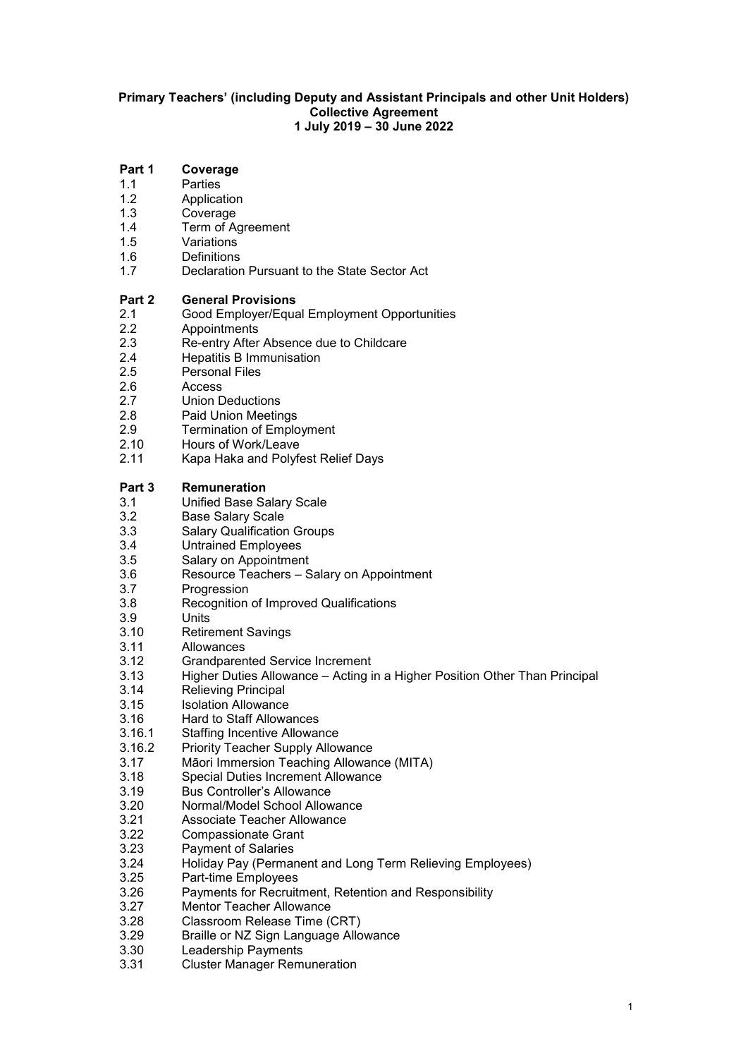**Primary Teachers' (including Deputy and Assistant Principals and other Unit Holders) Collective Agreement 1 July 2019 – 30 June 2022**

**Part 1 Coverage**

- 1.1 Parties
- 1.2 Application
- 1.3 Coverage
- 1.4 Term of Agreement
- 1.5 Variations
- 1.6 Definitions
- 1.7 Declaration Pursuant to the State Sector Act

**Part 2 General Provisions**

- 2.1 Good Employer/Equal Employment Opportunities
- 2.2 Appointments
- 2.3 Re-entry After Absence due to Childcare
- 2.4 Hepatitis B Immunisation
- 2.5 Personal Files
- 2.6 Access
- 2.7 Union Deductions
- 2.8 Paid Union Meetings
- 2.9 Termination of Employment
- 2.10 Hours of Work/Leave
- 2.11 Kapa Haka and Polyfest Relief Days

**Part 3 Remuneration**

- 3.1 Unified Base Salary Scale
- 3.2 Base Salary Scale
- 3.3 Salary Qualification Groups
- 3.4 Untrained Employees
- 3.5 Salary on Appointment
- 3.6 Resource Teachers – Salary on Appointment
- 3.7 Progression
- 3.8 Recognition of Improved Qualifications
- 3.9 Units
- 3.10 Retirement Savings
- 3.11 Allowances
- 3.12 Grandparented Service Increment
- 3.13 Higher Duties Allowance – Acting in a Higher Position Other Than Principal
- 3.14 Relieving Principal
- 3.15 Isolation Allowance
- 3.16 Hard to Staff Allowances
- 3.16.1 Staffing Incentive Allowance
- 3.16.2 Priority Teacher Supply Allowance
- 3.17 Māori Immersion Teaching Allowance (MITA)
- 3.18 Special Duties Increment Allowance
- 3.19 Bus Controller's Allowance
- 3.20 Normal/Model School Allowance
- 3.21 Associate Teacher Allowance
- 3.22 Compassionate Grant
- 3.23 Payment of Salaries
- 3.24 Holiday Pay (Permanent and Long Term Relieving Employees)
- 3.25 Part-time Employees
- 3.26 Payments for Recruitment, Retention and Responsibility
- 3.27 Mentor Teacher Allowance
- 3.28 Classroom Release Time (CRT)
- 3.29 Braille or NZ Sign Language Allowance
- 3.30 Leadership Payments
- 3.31 Cluster Manager Remuneration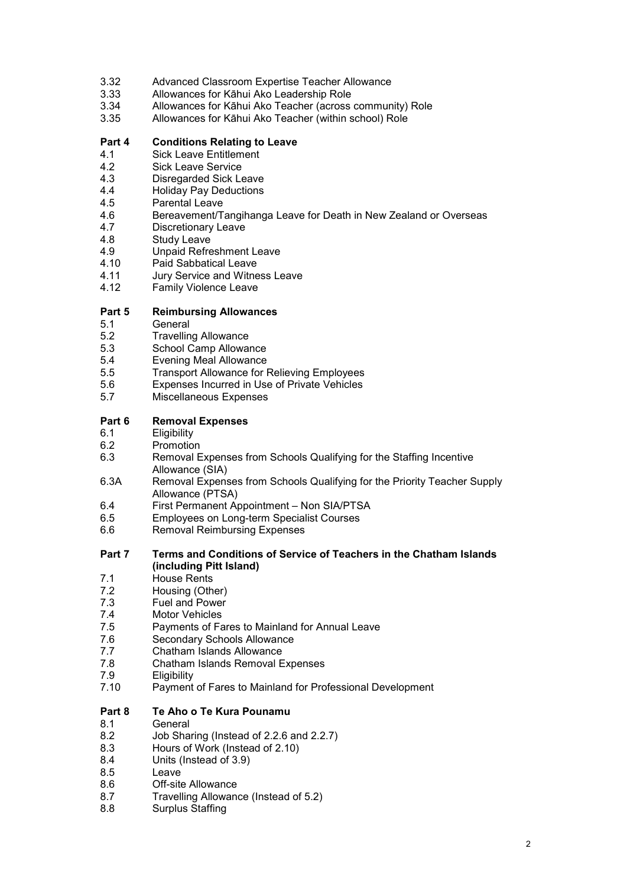3.32 Advanced Classroom Expertise Teacher Allowance
3.33 Allowances for Kāhui Ako Leadership Role
3.34 Allowances for Kāhui Ako Teacher (across community) Role
3.35 Allowances for Kāhui Ako Teacher (within school) Role

**Part 4 Conditions Relating to Leave**

4.1 Sick Leave Entitlement
4.2 Sick Leave Service
4.3 Disregarded Sick Leave
4.4 Holiday Pay Deductions
4.5 Parental Leave
4.6 Bereavement/Tangihanga Leave for Death in New Zealand or Overseas
4.7 Discretionary Leave
4.8 Study Leave
4.9 Unpaid Refreshment Leave
4.10 Paid Sabbatical Leave
4.11 Jury Service and Witness Leave
4.12 Family Violence Leave

**Part 5 Reimbursing Allowances**

5.1 General
5.2 Travelling Allowance
5.3 School Camp Allowance
5.4 Evening Meal Allowance
5.5 Transport Allowance for Relieving Employees
5.6 Expenses Incurred in Use of Private Vehicles
5.7 Miscellaneous Expenses

**Part 6 Removal Expenses**

6.1 Eligibility
6.2 Promotion
6.3 Removal Expenses from Schools Qualifying for the Staffing Incentive Allowance (SIA)
6.3A Removal Expenses from Schools Qualifying for the Priority Teacher Supply Allowance (PTSA)
6.4 First Permanent Appointment – Non SIA/PTSA
6.5 Employees on Long-term Specialist Courses
6.6 Removal Reimbursing Expenses

**Part 7 Terms and Conditions of Service of Teachers in the Chatham Islands (including Pitt Island)**

7.1 House Rents
7.2 Housing (Other)
7.3 Fuel and Power
7.4 Motor Vehicles
7.5 Payments of Fares to Mainland for Annual Leave
7.6 Secondary Schools Allowance
7.7 Chatham Islands Allowance
7.8 Chatham Islands Removal Expenses
7.9 Eligibility
7.10 Payment of Fares to Mainland for Professional Development

**Part 8 Te Aho o Te Kura Pounamu**

8.1 General
8.2 Job Sharing (Instead of 2.2.6 and 2.2.7)
8.3 Hours of Work (Instead of 2.10)
8.4 Units (Instead of 3.9)
8.5 Leave
8.6 Off-site Allowance
8.7 Travelling Allowance (Instead of 5.2)
8.8 Surplus Staffing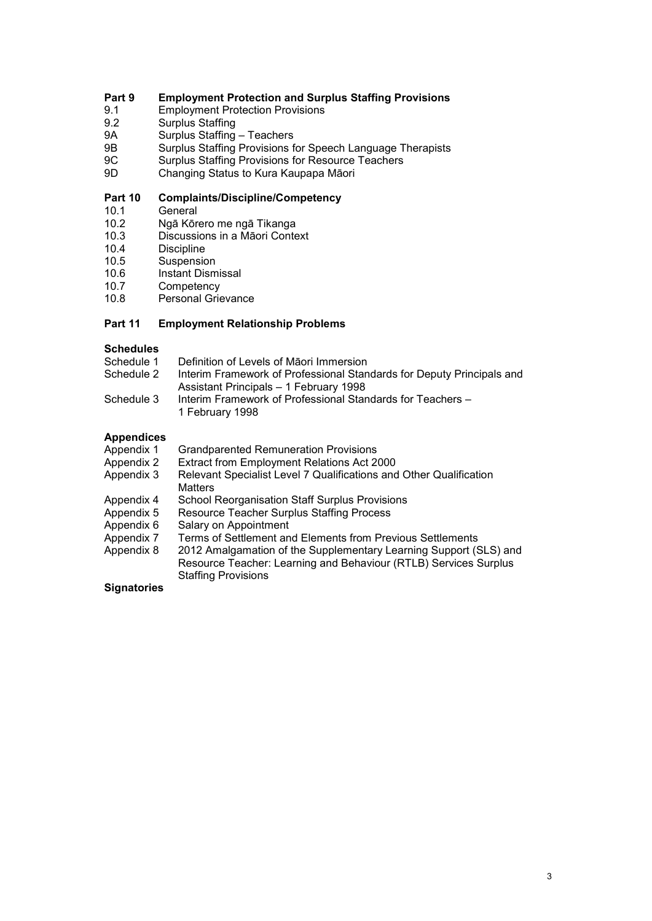**Part 9 Employment Protection and Surplus Staffing Provisions**

9.1 Employment Protection Provisions
9.2 Surplus Staffing
9A Surplus Staffing – Teachers
9B Surplus Staffing Provisions for Speech Language Therapists
9C Surplus Staffing Provisions for Resource Teachers
9D Changing Status to Kura Kaupapa Māori

**Part 10 Complaints/Discipline/Competency**

10.1 General
10.2 Ngā Kōrero me ngā Tikanga
10.3 Discussions in a Māori Context
10.4 Discipline
10.5 Suspension
10.6 Instant Dismissal
10.7 Competency
10.8 Personal Grievance

**Part 11 Employment Relationship Problems**

**Schedules**

Schedule 1 Definition of Levels of Māori Immersion
Schedule 2 Interim Framework of Professional Standards for Deputy Principals and Assistant Principals – 1 February 1998
Schedule 3 Interim Framework of Professional Standards for Teachers – 1 February 1998

**Appendices**

Appendix 1 Grandparented Remuneration Provisions
Appendix 2 Extract from Employment Relations Act 2000
Appendix 3 Relevant Specialist Level 7 Qualifications and Other Qualification Matters
Appendix 4 School Reorganisation Staff Surplus Provisions
Appendix 5 Resource Teacher Surplus Staffing Process
Appendix 6 Salary on Appointment
Appendix 7 Terms of Settlement and Elements from Previous Settlements
Appendix 8 2012 Amalgamation of the Supplementary Learning Support (SLS) and Resource Teacher: Learning and Behaviour (RTLB) Services Surplus Staffing Provisions

**Signatories**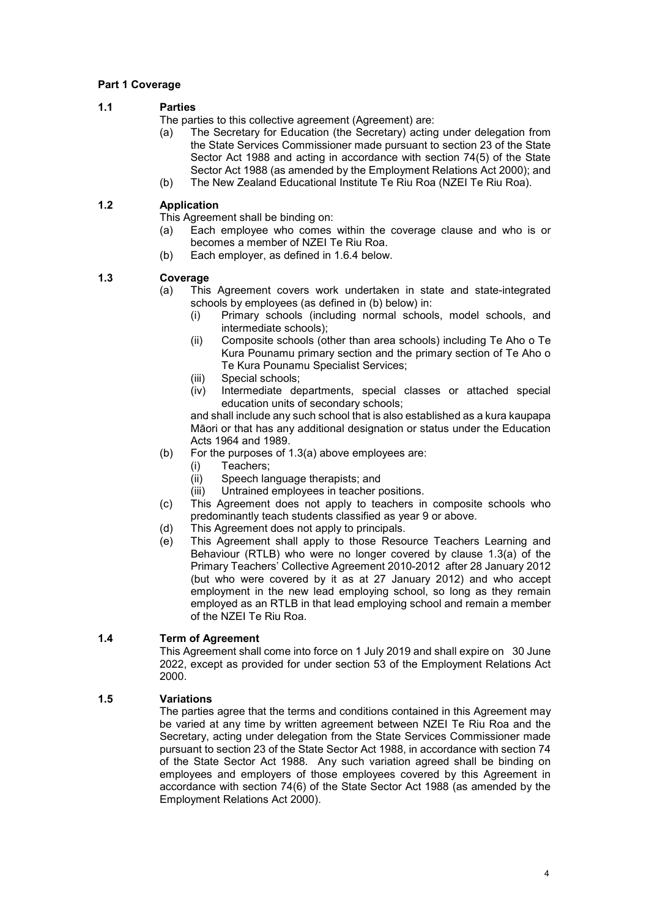## Part 1 Coverage

### 1.1 Parties

The parties to this collective agreement (Agreement) are:

(a) The Secretary for Education (the Secretary) acting under delegation from the State Services Commissioner made pursuant to section 23 of the State Sector Act 1988 and acting in accordance with section 74(5) of the State Sector Act 1988 (as amended by the Employment Relations Act 2000); and

(b) The New Zealand Educational Institute Te Riu Roa (NZEI Te Riu Roa).

### 1.2 Application

This Agreement shall be binding on:

(a) Each employee who comes within the coverage clause and who is or becomes a member of NZEI Te Riu Roa.

(b) Each employer, as defined in 1.6.4 below.

### 1.3 Coverage

(a) This Agreement covers work undertaken in state and state-integrated schools by employees (as defined in (b) below) in:

(i) Primary schools (including normal schools, model schools, and intermediate schools);

(ii) Composite schools (other than area schools) including Te Aho o Te Kura Pounamu primary section and the primary section of Te Aho o Te Kura Pounamu Specialist Services;

(iii) Special schools;

(iv) Intermediate departments, special classes or attached special education units of secondary schools;

and shall include any such school that is also established as a kura kaupapa Māori or that has any additional designation or status under the Education Acts 1964 and 1989.

(b) For the purposes of 1.3(a) above employees are:

(i) Teachers;

(ii) Speech language therapists; and

(iii) Untrained employees in teacher positions.

(c) This Agreement does not apply to teachers in composite schools who predominantly teach students classified as year 9 or above.

(d) This Agreement does not apply to principals.

(e) This Agreement shall apply to those Resource Teachers Learning and Behaviour (RTLB) who were no longer covered by clause 1.3(a) of the Primary Teachers' Collective Agreement 2010-2012 after 28 January 2012 (but who were covered by it as at 27 January 2012) and who accept employment in the new lead employing school, so long as they remain employed as an RTLB in that lead employing school and remain a member of the NZEI Te Riu Roa.

### 1.4 Term of Agreement

This Agreement shall come into force on 1 July 2019 and shall expire on 30 June 2022, except as provided for under section 53 of the Employment Relations Act 2000.

### 1.5 Variations

The parties agree that the terms and conditions contained in this Agreement may be varied at any time by written agreement between NZEI Te Riu Roa and the Secretary, acting under delegation from the State Services Commissioner made pursuant to section 23 of the State Sector Act 1988, in accordance with section 74 of the State Sector Act 1988. Any such variation agreed shall be binding on employees and employers of those employees covered by this Agreement in accordance with section 74(6) of the State Sector Act 1988 (as amended by the Employment Relations Act 2000).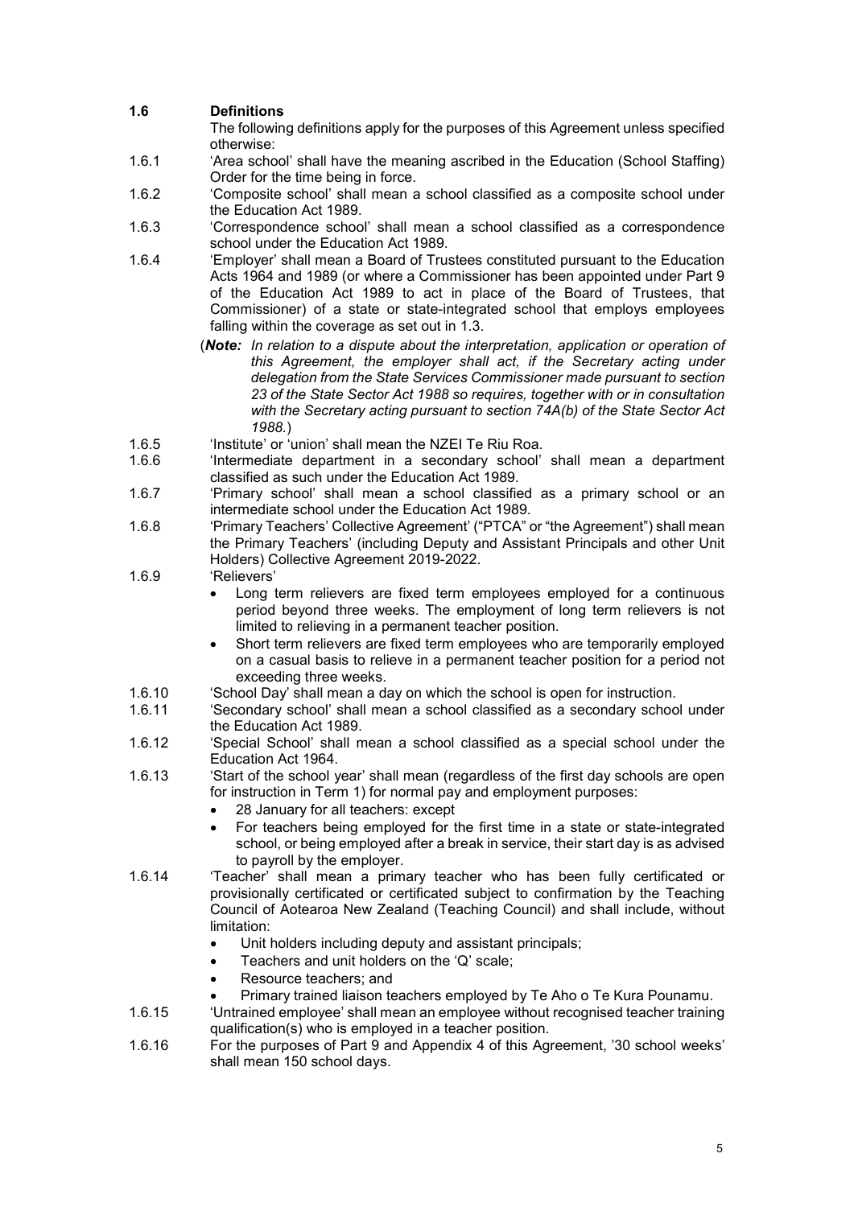## 1.6 Definitions

The following definitions apply for the purposes of this Agreement unless specified otherwise:

1.6.1 'Area school' shall have the meaning ascribed in the Education (School Staffing) Order for the time being in force.

1.6.2 'Composite school' shall mean a school classified as a composite school under the Education Act 1989.

1.6.3 'Correspondence school' shall mean a school classified as a correspondence school under the Education Act 1989.

1.6.4 'Employer' shall mean a Board of Trustees constituted pursuant to the Education Acts 1964 and 1989 (or where a Commissioner has been appointed under Part 9 of the Education Act 1989 to act in place of the Board of Trustees, that Commissioner) of a state or state-integrated school that employs employees falling within the coverage as set out in 1.3.

(***Note:*** *In relation to a dispute about the interpretation, application or operation of this Agreement, the employer shall act, if the Secretary acting under delegation from the State Services Commissioner made pursuant to section 23 of the State Sector Act 1988 so requires, together with or in consultation with the Secretary acting pursuant to section 74A(b) of the State Sector Act 1988.*)

1.6.5 'Institute' or 'union' shall mean the NZEI Te Riu Roa.

1.6.6 'Intermediate department in a secondary school' shall mean a department classified as such under the Education Act 1989.

1.6.7 'Primary school' shall mean a school classified as a primary school or an intermediate school under the Education Act 1989.

1.6.8 'Primary Teachers' Collective Agreement' ("PTCA" or "the Agreement") shall mean the Primary Teachers' (including Deputy and Assistant Principals and other Unit Holders) Collective Agreement 2019-2022.

1.6.9 'Relievers'

- Long term relievers are fixed term employees employed for a continuous period beyond three weeks. The employment of long term relievers is not limited to relieving in a permanent teacher position.
- Short term relievers are fixed term employees who are temporarily employed on a casual basis to relieve in a permanent teacher position for a period not exceeding three weeks.

1.6.10 'School Day' shall mean a day on which the school is open for instruction.

1.6.11 'Secondary school' shall mean a school classified as a secondary school under the Education Act 1989.

1.6.12 'Special School' shall mean a school classified as a special school under the Education Act 1964.

1.6.13 'Start of the school year' shall mean (regardless of the first day schools are open for instruction in Term 1) for normal pay and employment purposes:

- 28 January for all teachers: except
- For teachers being employed for the first time in a state or state-integrated school, or being employed after a break in service, their start day is as advised to payroll by the employer.

1.6.14 'Teacher' shall mean a primary teacher who has been fully certificated or provisionally certificated or certificated subject to confirmation by the Teaching Council of Aotearoa New Zealand (Teaching Council) and shall include, without limitation:

- Unit holders including deputy and assistant principals;
- Teachers and unit holders on the 'Q' scale;
- Resource teachers; and
- Primary trained liaison teachers employed by Te Aho o Te Kura Pounamu.

1.6.15 'Untrained employee' shall mean an employee without recognised teacher training qualification(s) who is employed in a teacher position.

1.6.16 For the purposes of Part 9 and Appendix 4 of this Agreement, '30 school weeks' shall mean 150 school days.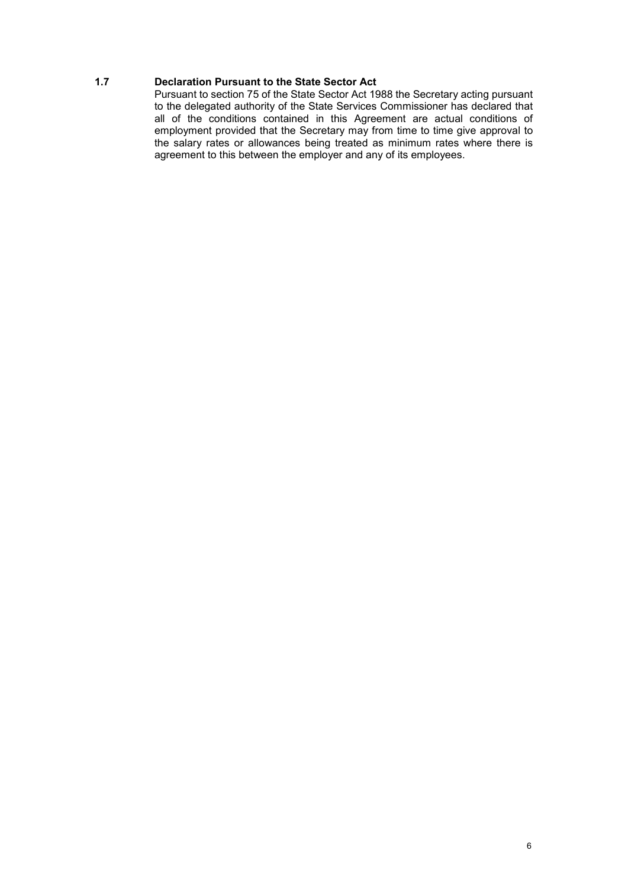### 1.7 Declaration Pursuant to the State Sector Act

Pursuant to section 75 of the State Sector Act 1988 the Secretary acting pursuant to the delegated authority of the State Services Commissioner has declared that all of the conditions contained in this Agreement are actual conditions of employment provided that the Secretary may from time to time give approval to the salary rates or allowances being treated as minimum rates where there is agreement to this between the employer and any of its employees.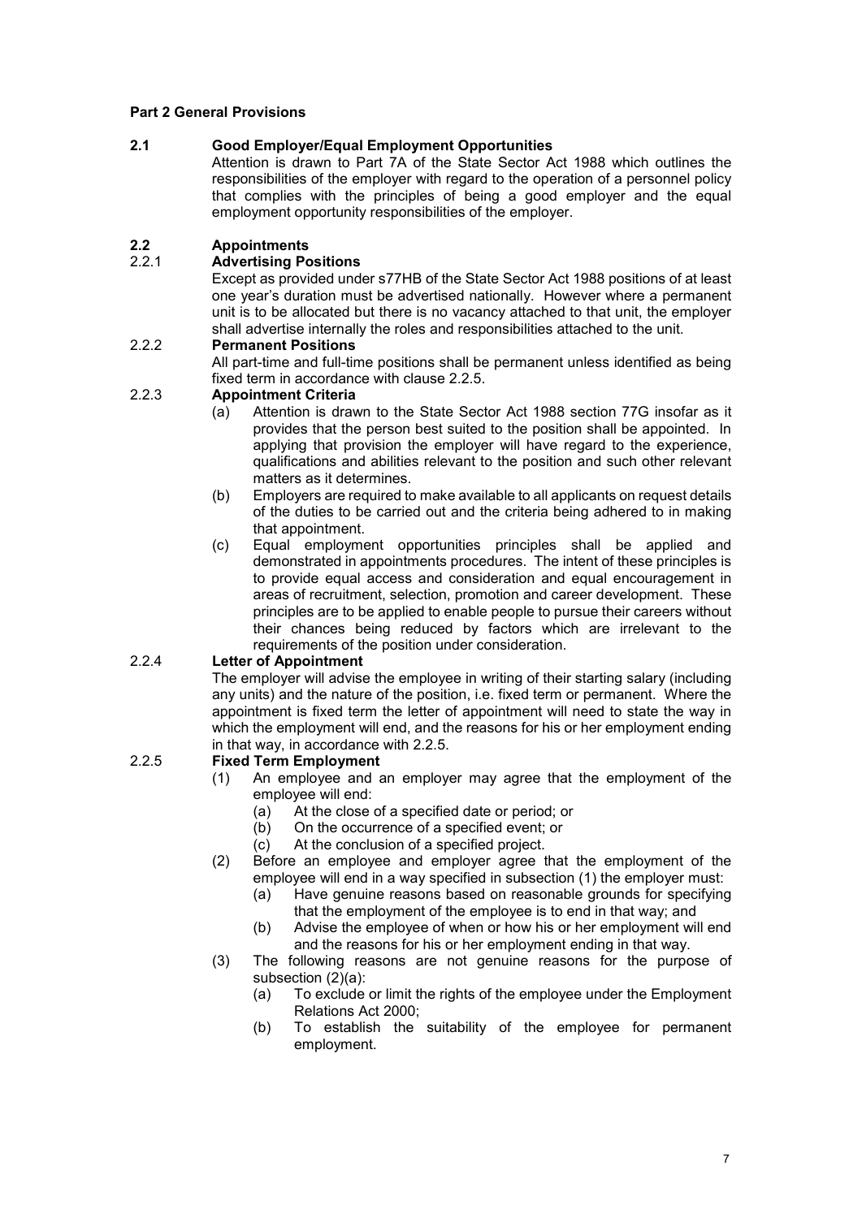**Part 2 General Provisions**

### 2.1 Good Employer/Equal Employment Opportunities

Attention is drawn to Part 7A of the State Sector Act 1988 which outlines the responsibilities of the employer with regard to the operation of a personnel policy that complies with the principles of being a good employer and the equal employment opportunity responsibilities of the employer.

### 2.2 Appointments

#### 2.2.1 Advertising Positions

Except as provided under s77HB of the State Sector Act 1988 positions of at least one year's duration must be advertised nationally. However where a permanent unit is to be allocated but there is no vacancy attached to that unit, the employer shall advertise internally the roles and responsibilities attached to the unit.

#### 2.2.2 Permanent Positions

All part-time and full-time positions shall be permanent unless identified as being fixed term in accordance with clause 2.2.5.

#### 2.2.3 Appointment Criteria

- (a) Attention is drawn to the State Sector Act 1988 section 77G insofar as it provides that the person best suited to the position shall be appointed. In applying that provision the employer will have regard to the experience, qualifications and abilities relevant to the position and such other relevant matters as it determines.
- (b) Employers are required to make available to all applicants on request details of the duties to be carried out and the criteria being adhered to in making that appointment.
- (c) Equal employment opportunities principles shall be applied and demonstrated in appointments procedures. The intent of these principles is to provide equal access and consideration and equal encouragement in areas of recruitment, selection, promotion and career development. These principles are to be applied to enable people to pursue their careers without their chances being reduced by factors which are irrelevant to the requirements of the position under consideration.

#### 2.2.4 Letter of Appointment

The employer will advise the employee in writing of their starting salary (including any units) and the nature of the position, i.e. fixed term or permanent. Where the appointment is fixed term the letter of appointment will need to state the way in which the employment will end, and the reasons for his or her employment ending in that way, in accordance with 2.2.5.

#### 2.2.5 Fixed Term Employment

- (1) An employee and an employer may agree that the employment of the employee will end:
  - (a) At the close of a specified date or period; or
  - (b) On the occurrence of a specified event; or
  - (c) At the conclusion of a specified project.
- (2) Before an employee and employer agree that the employment of the employee will end in a way specified in subsection (1) the employer must:
  - (a) Have genuine reasons based on reasonable grounds for specifying that the employment of the employee is to end in that way; and
  - (b) Advise the employee of when or how his or her employment will end and the reasons for his or her employment ending in that way.
- (3) The following reasons are not genuine reasons for the purpose of subsection (2)(a):
  - (a) To exclude or limit the rights of the employee under the Employment Relations Act 2000;
  - (b) To establish the suitability of the employee for permanent employment.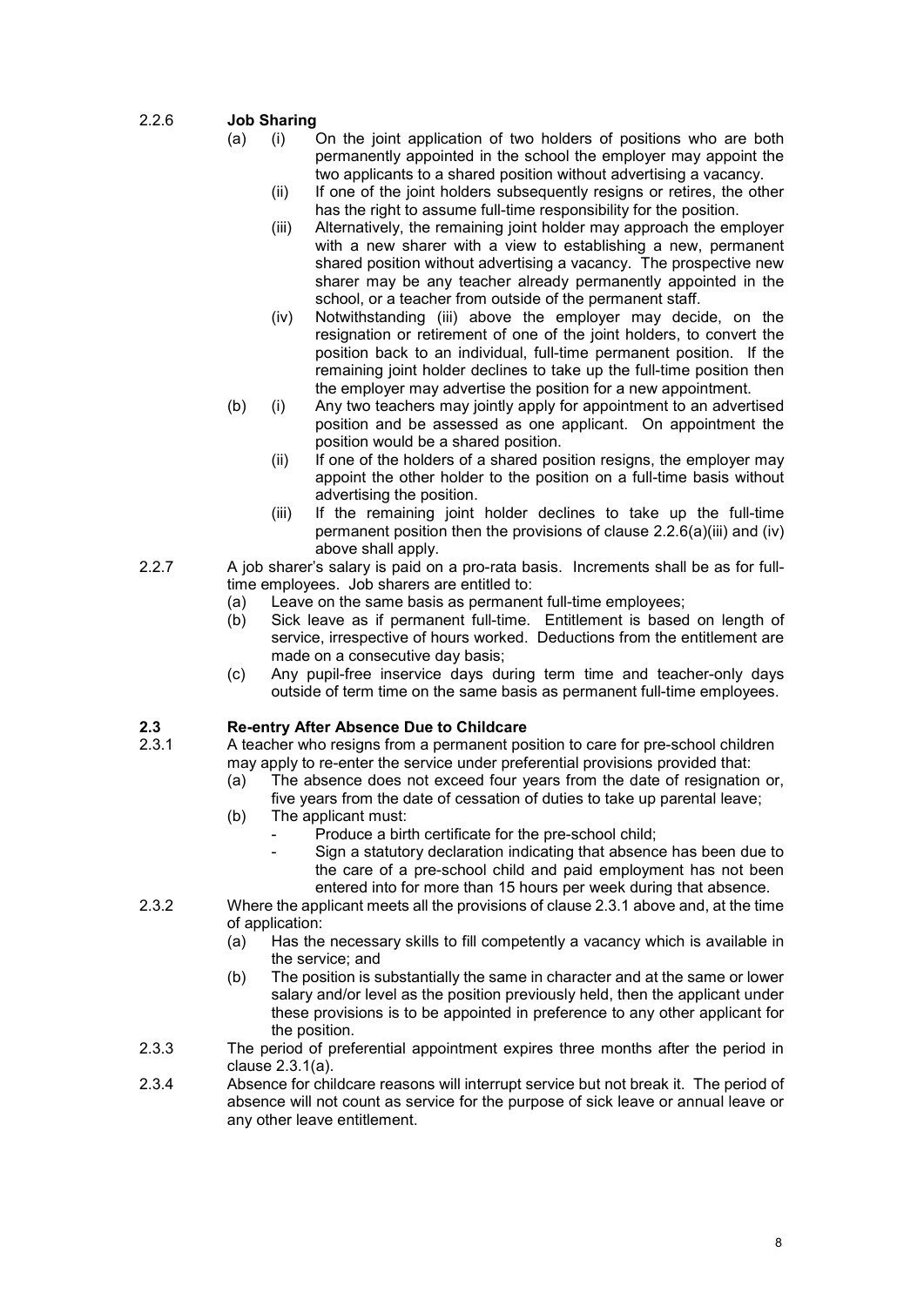2.2.6 **Job Sharing**

(a) (i) On the joint application of two holders of positions who are both permanently appointed in the school the employer may appoint the two applicants to a shared position without advertising a vacancy.

(ii) If one of the joint holders subsequently resigns or retires, the other has the right to assume full-time responsibility for the position.

(iii) Alternatively, the remaining joint holder may approach the employer with a new sharer with a view to establishing a new, permanent shared position without advertising a vacancy. The prospective new sharer may be any teacher already permanently appointed in the school, or a teacher from outside of the permanent staff.

(iv) Notwithstanding (iii) above the employer may decide, on the resignation or retirement of one of the joint holders, to convert the position back to an individual, full-time permanent position. If the remaining joint holder declines to take up the full-time position then the employer may advertise the position for a new appointment.

(b) (i) Any two teachers may jointly apply for appointment to an advertised position and be assessed as one applicant. On appointment the position would be a shared position.

(ii) If one of the holders of a shared position resigns, the employer may appoint the other holder to the position on a full-time basis without advertising the position.

(iii) If the remaining joint holder declines to take up the full-time permanent position then the provisions of clause 2.2.6(a)(iii) and (iv) above shall apply.

2.2.7 A job sharer's salary is paid on a pro-rata basis. Increments shall be as for full-time employees. Job sharers are entitled to:

(a) Leave on the same basis as permanent full-time employees;

(b) Sick leave as if permanent full-time. Entitlement is based on length of service, irrespective of hours worked. Deductions from the entitlement are made on a consecutive day basis;

(c) Any pupil-free inservice days during term time and teacher-only days outside of term time on the same basis as permanent full-time employees.

## 2.3 Re-entry After Absence Due to Childcare

2.3.1 A teacher who resigns from a permanent position to care for pre-school children may apply to re-enter the service under preferential provisions provided that:

(a) The absence does not exceed four years from the date of resignation or, five years from the date of cessation of duties to take up parental leave;

(b) The applicant must:

- Produce a birth certificate for the pre-school child;
- Sign a statutory declaration indicating that absence has been due to the care of a pre-school child and paid employment has not been entered into for more than 15 hours per week during that absence.

2.3.2 Where the applicant meets all the provisions of clause 2.3.1 above and, at the time of application:

(a) Has the necessary skills to fill competently a vacancy which is available in the service; and

(b) The position is substantially the same in character and at the same or lower salary and/or level as the position previously held, then the applicant under these provisions is to be appointed in preference to any other applicant for the position.

2.3.3 The period of preferential appointment expires three months after the period in clause 2.3.1(a).

2.3.4 Absence for childcare reasons will interrupt service but not break it. The period of absence will not count as service for the purpose of sick leave or annual leave or any other leave entitlement.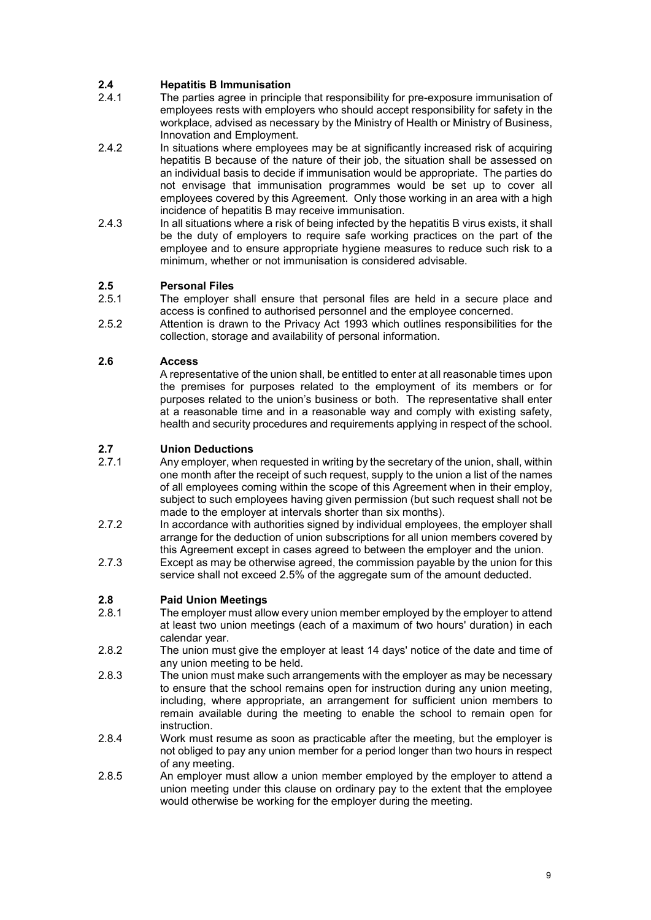### 2.4 Hepatitis B Immunisation

2.4.1 The parties agree in principle that responsibility for pre-exposure immunisation of employees rests with employers who should accept responsibility for safety in the workplace, advised as necessary by the Ministry of Health or Ministry of Business, Innovation and Employment.

2.4.2 In situations where employees may be at significantly increased risk of acquiring hepatitis B because of the nature of their job, the situation shall be assessed on an individual basis to decide if immunisation would be appropriate. The parties do not envisage that immunisation programmes would be set up to cover all employees covered by this Agreement. Only those working in an area with a high incidence of hepatitis B may receive immunisation.

2.4.3 In all situations where a risk of being infected by the hepatitis B virus exists, it shall be the duty of employers to require safe working practices on the part of the employee and to ensure appropriate hygiene measures to reduce such risk to a minimum, whether or not immunisation is considered advisable.

### 2.5 Personal Files

2.5.1 The employer shall ensure that personal files are held in a secure place and access is confined to authorised personnel and the employee concerned.

2.5.2 Attention is drawn to the Privacy Act 1993 which outlines responsibilities for the collection, storage and availability of personal information.

### 2.6 Access

A representative of the union shall, be entitled to enter at all reasonable times upon the premises for purposes related to the employment of its members or for purposes related to the union's business or both. The representative shall enter at a reasonable time and in a reasonable way and comply with existing safety, health and security procedures and requirements applying in respect of the school.

### 2.7 Union Deductions

2.7.1 Any employer, when requested in writing by the secretary of the union, shall, within one month after the receipt of such request, supply to the union a list of the names of all employees coming within the scope of this Agreement when in their employ, subject to such employees having given permission (but such request shall not be made to the employer at intervals shorter than six months).

2.7.2 In accordance with authorities signed by individual employees, the employer shall arrange for the deduction of union subscriptions for all union members covered by this Agreement except in cases agreed to between the employer and the union.

2.7.3 Except as may be otherwise agreed, the commission payable by the union for this service shall not exceed 2.5% of the aggregate sum of the amount deducted.

### 2.8 Paid Union Meetings

2.8.1 The employer must allow every union member employed by the employer to attend at least two union meetings (each of a maximum of two hours' duration) in each calendar year.

2.8.2 The union must give the employer at least 14 days' notice of the date and time of any union meeting to be held.

2.8.3 The union must make such arrangements with the employer as may be necessary to ensure that the school remains open for instruction during any union meeting, including, where appropriate, an arrangement for sufficient union members to remain available during the meeting to enable the school to remain open for instruction.

2.8.4 Work must resume as soon as practicable after the meeting, but the employer is not obliged to pay any union member for a period longer than two hours in respect of any meeting.

2.8.5 An employer must allow a union member employed by the employer to attend a union meeting under this clause on ordinary pay to the extent that the employee would otherwise be working for the employer during the meeting.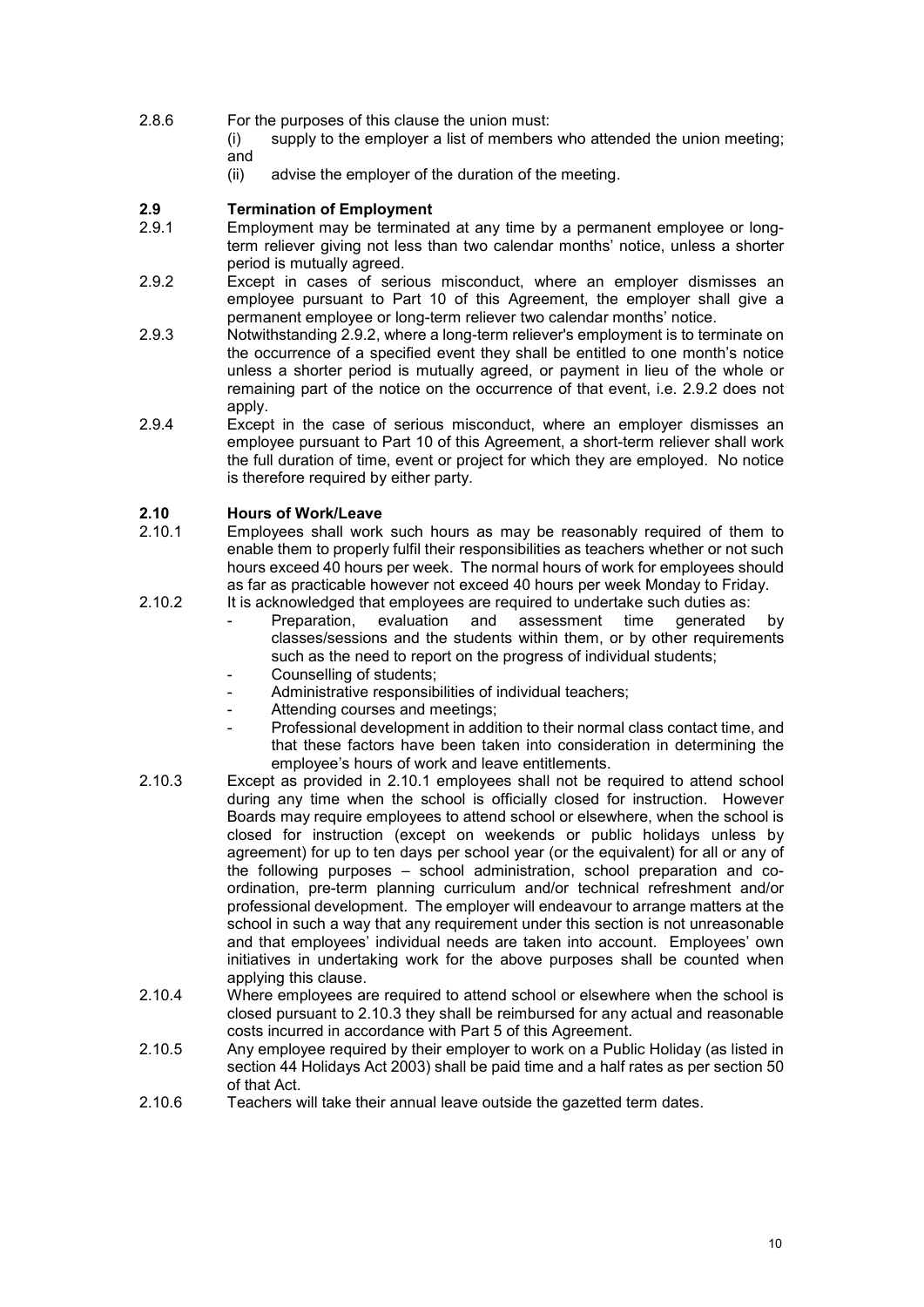2.8.6 For the purposes of this clause the union must:

(i) supply to the employer a list of members who attended the union meeting; and

(ii) advise the employer of the duration of the meeting.

## 2.9 Termination of Employment

2.9.1 Employment may be terminated at any time by a permanent employee or long-term reliever giving not less than two calendar months' notice, unless a shorter period is mutually agreed.

2.9.2 Except in cases of serious misconduct, where an employer dismisses an employee pursuant to Part 10 of this Agreement, the employer shall give a permanent employee or long-term reliever two calendar months' notice.

2.9.3 Notwithstanding 2.9.2, where a long-term reliever's employment is to terminate on the occurrence of a specified event they shall be entitled to one month's notice unless a shorter period is mutually agreed, or payment in lieu of the whole or remaining part of the notice on the occurrence of that event, i.e. 2.9.2 does not apply.

2.9.4 Except in the case of serious misconduct, where an employer dismisses an employee pursuant to Part 10 of this Agreement, a short-term reliever shall work the full duration of time, event or project for which they are employed. No notice is therefore required by either party.

## 2.10 Hours of Work/Leave

2.10.1 Employees shall work such hours as may be reasonably required of them to enable them to properly fulfil their responsibilities as teachers whether or not such hours exceed 40 hours per week. The normal hours of work for employees should as far as practicable however not exceed 40 hours per week Monday to Friday.

2.10.2 It is acknowledged that employees are required to undertake such duties as:

- Preparation, evaluation and assessment time generated by classes/sessions and the students within them, or by other requirements such as the need to report on the progress of individual students;
- Counselling of students;
- Administrative responsibilities of individual teachers;
- Attending courses and meetings;
- Professional development in addition to their normal class contact time, and that these factors have been taken into consideration in determining the employee's hours of work and leave entitlements.

2.10.3 Except as provided in 2.10.1 employees shall not be required to attend school during any time when the school is officially closed for instruction. However Boards may require employees to attend school or elsewhere, when the school is closed for instruction (except on weekends or public holidays unless by agreement) for up to ten days per school year (or the equivalent) for all or any of the following purposes – school administration, school preparation and co-ordination, pre-term planning curriculum and/or technical refreshment and/or professional development. The employer will endeavour to arrange matters at the school in such a way that any requirement under this section is not unreasonable and that employees' individual needs are taken into account. Employees' own initiatives in undertaking work for the above purposes shall be counted when applying this clause.

2.10.4 Where employees are required to attend school or elsewhere when the school is closed pursuant to 2.10.3 they shall be reimbursed for any actual and reasonable costs incurred in accordance with Part 5 of this Agreement.

2.10.5 Any employee required by their employer to work on a Public Holiday (as listed in section 44 Holidays Act 2003) shall be paid time and a half rates as per section 50 of that Act.

2.10.6 Teachers will take their annual leave outside the gazetted term dates.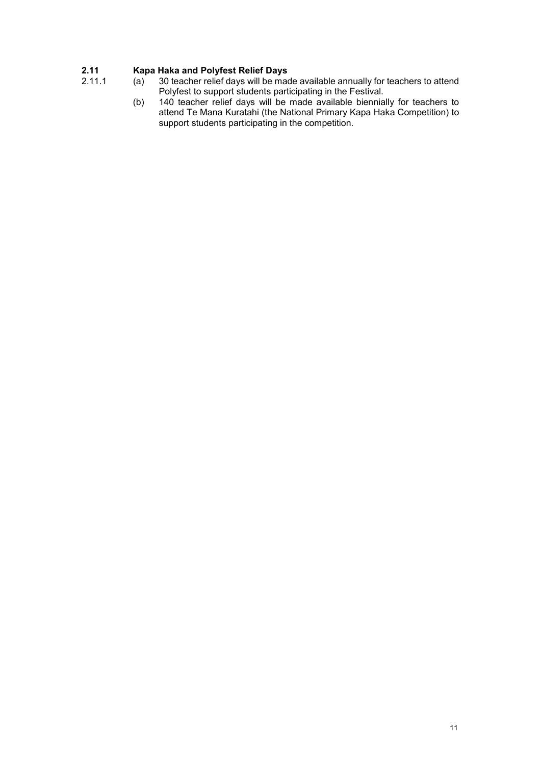## 2.11 Kapa Haka and Polyfest Relief Days

2.11.1

(a) 30 teacher relief days will be made available annually for teachers to attend Polyfest to support students participating in the Festival.

(b) 140 teacher relief days will be made available biennially for teachers to attend Te Mana Kuratahi (the National Primary Kapa Haka Competition) to support students participating in the competition.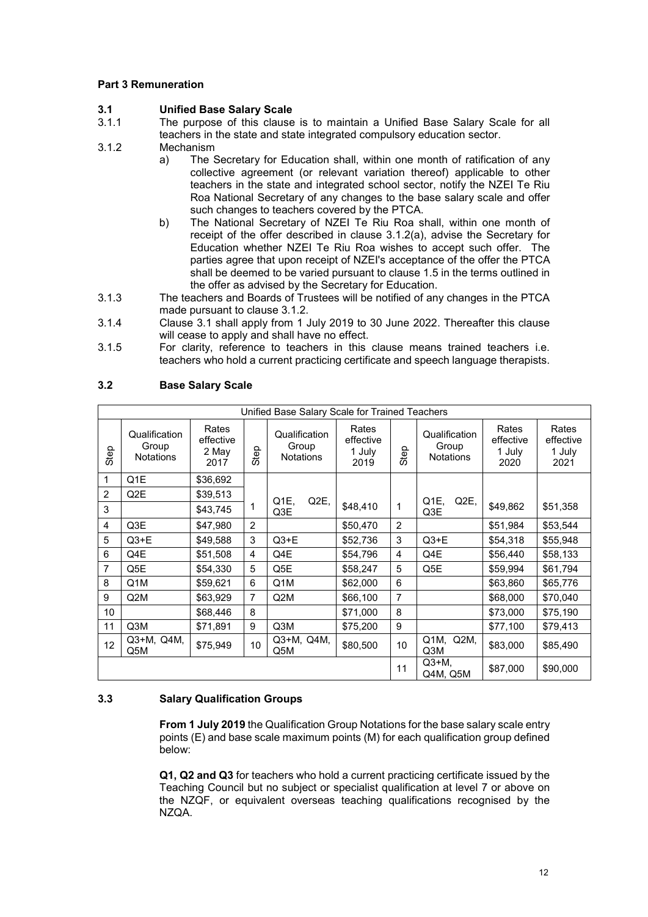## Part 3 Remuneration

### 3.1 Unified Base Salary Scale

3.1.1 The purpose of this clause is to maintain a Unified Base Salary Scale for all teachers in the state and state integrated compulsory education sector.

3.1.2 Mechanism

a) The Secretary for Education shall, within one month of ratification of any collective agreement (or relevant variation thereof) applicable to other teachers in the state and integrated school sector, notify the NZEI Te Riu Roa National Secretary of any changes to the base salary scale and offer such changes to teachers covered by the PTCA.

b) The National Secretary of NZEI Te Riu Roa shall, within one month of receipt of the offer described in clause 3.1.2(a), advise the Secretary for Education whether NZEI Te Riu Roa wishes to accept such offer. The parties agree that upon receipt of NZEI's acceptance of the offer the PTCA shall be deemed to be varied pursuant to clause 1.5 in the terms outlined in the offer as advised by the Secretary for Education.

3.1.3 The teachers and Boards of Trustees will be notified of any changes in the PTCA made pursuant to clause 3.1.2.

3.1.4 Clause 3.1 shall apply from 1 July 2019 to 30 June 2022. Thereafter this clause will cease to apply and shall have no effect.

3.1.5 For clarity, reference to teachers in this clause means trained teachers i.e. teachers who hold a current practicing certificate and speech language therapists.

### 3.2 Base Salary Scale

| Unified Base Salary Scale for Trained Teachers | | | | | | | | | |
|---|---|---|---|---|---|---|---|---|---|
| Step | Qualification Group Notations | Rates effective 2 May 2017 | Step | Qualification Group Notations | Rates effective 1 July 2019 | Step | Qualification Group Notations | Rates effective 1 July 2020 | Rates effective 1 July 2021 |
| 1 | Q1E | $36,692 | | | | | | | |
| 2 | Q2E | $39,513 | | | | | | | |
| 3 | | $43,745 | 1 | Q1E, Q2E, Q3E | $48,410 | 1 | Q1E, Q2E, Q3E | $49,862 | $51,358 |
| 4 | Q3E | $47,980 | 2 | | $50,470 | 2 | | $51,984 | $53,544 |
| 5 | Q3+E | $49,588 | 3 | Q3+E | $52,736 | 3 | Q3+E | $54,318 | $55,948 |
| 6 | Q4E | $51,508 | 4 | Q4E | $54,796 | 4 | Q4E | $56,440 | $58,133 |
| 7 | Q5E | $54,330 | 5 | Q5E | $58,247 | 5 | Q5E | $59,994 | $61,794 |
| 8 | Q1M | $59,621 | 6 | Q1M | $62,000 | 6 | | $63,860 | $65,776 |
| 9 | Q2M | $63,929 | 7 | Q2M | $66,100 | 7 | | $68,000 | $70,040 |
| 10 | | $68,446 | 8 | | $71,000 | 8 | | $73,000 | $75,190 |
| 11 | Q3M | $71,891 | 9 | Q3M | $75,200 | 9 | | $77,100 | $79,413 |
| 12 | Q3+M, Q4M, Q5M | $75,949 | 10 | Q3+M, Q4M, Q5M | $80,500 | 10 | Q1M, Q2M, Q3M | $83,000 | $85,490 |
| | | | | | | 11 | Q3+M, Q4M, Q5M | $87,000 | $90,000 |

### 3.3 Salary Qualification Groups

**From 1 July 2019** the Qualification Group Notations for the base salary scale entry points (E) and base scale maximum points (M) for each qualification group defined below:

**Q1, Q2 and Q3** for teachers who hold a current practicing certificate issued by the Teaching Council but no subject or specialist qualification at level 7 or above on the NZQF, or equivalent overseas teaching qualifications recognised by the NZQA.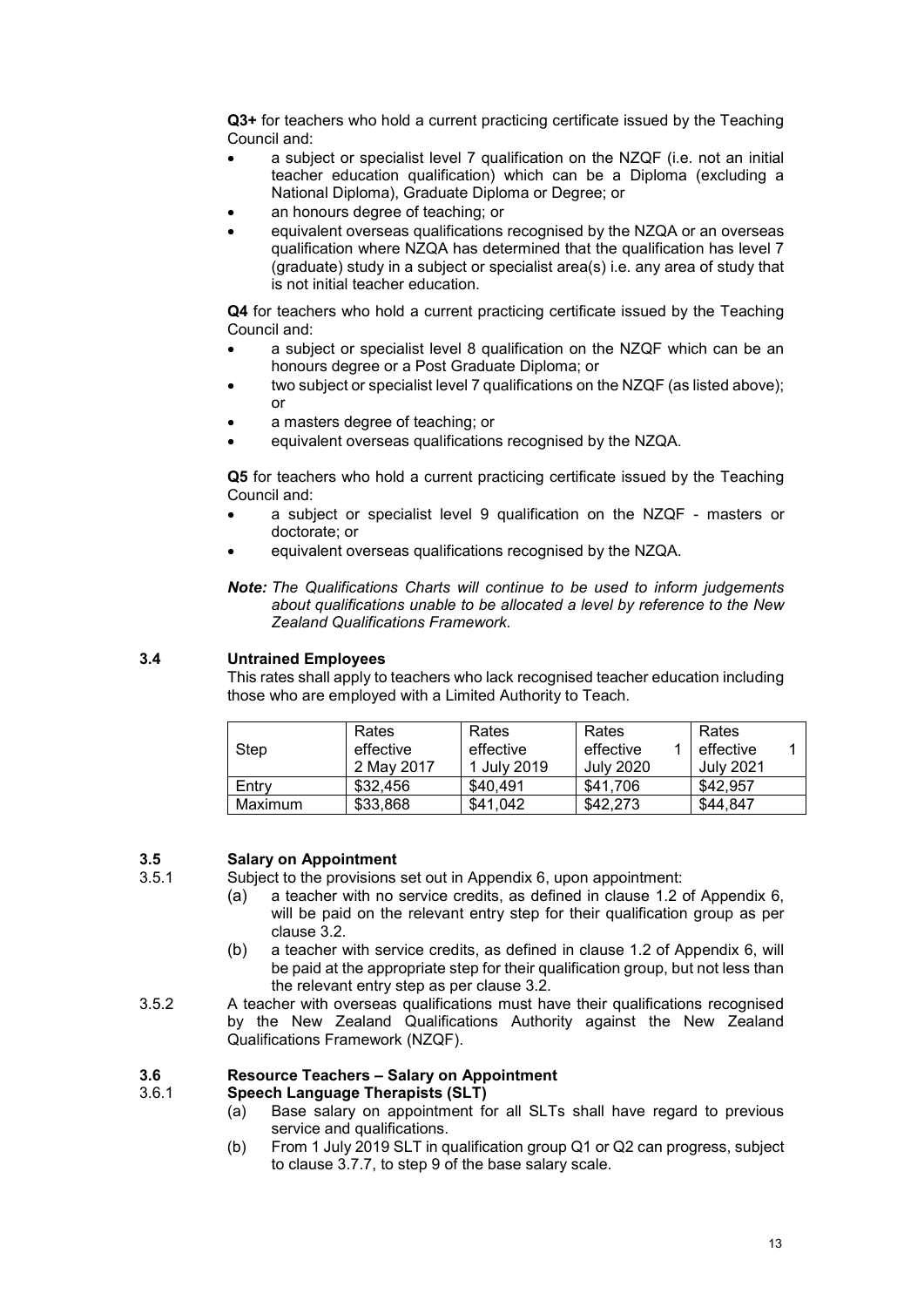**Q3+** for teachers who hold a current practicing certificate issued by the Teaching Council and:

- a subject or specialist level 7 qualification on the NZQF (i.e. not an initial teacher education qualification) which can be a Diploma (excluding a National Diploma), Graduate Diploma or Degree; or
- an honours degree of teaching; or
- equivalent overseas qualifications recognised by the NZQA or an overseas qualification where NZQA has determined that the qualification has level 7 (graduate) study in a subject or specialist area(s) i.e. any area of study that is not initial teacher education.

**Q4** for teachers who hold a current practicing certificate issued by the Teaching Council and:

- a subject or specialist level 8 qualification on the NZQF which can be an honours degree or a Post Graduate Diploma; or
- two subject or specialist level 7 qualifications on the NZQF (as listed above); or
- a masters degree of teaching; or
- equivalent overseas qualifications recognised by the NZQA.

**Q5** for teachers who hold a current practicing certificate issued by the Teaching Council and:

- a subject or specialist level 9 qualification on the NZQF - masters or doctorate; or
- equivalent overseas qualifications recognised by the NZQA.

***Note:*** *The Qualifications Charts will continue to be used to inform judgements about qualifications unable to be allocated a level by reference to the New Zealand Qualifications Framework.*

## 3.4 Untrained Employees

This rates shall apply to teachers who lack recognised teacher education including those who are employed with a Limited Authority to Teach.

| Step | Rates effective 2 May 2017 | Rates effective 1 July 2019 | Rates effective 1 July 2020 | Rates effective 1 July 2021 |
|---|---|---|---|---|
| Entry | $32,456 | $40,491 | $41,706 | $42,957 |
| Maximum | $33,868 | $41,042 | $42,273 | $44,847 |

## 3.5 Salary on Appointment

3.5.1 Subject to the provisions set out in Appendix 6, upon appointment:

(a) a teacher with no service credits, as defined in clause 1.2 of Appendix 6, will be paid on the relevant entry step for their qualification group as per clause 3.2.

(b) a teacher with service credits, as defined in clause 1.2 of Appendix 6, will be paid at the appropriate step for their qualification group, but not less than the relevant entry step as per clause 3.2.

3.5.2 A teacher with overseas qualifications must have their qualifications recognised by the New Zealand Qualifications Authority against the New Zealand Qualifications Framework (NZQF).

## 3.6 Resource Teachers – Salary on Appointment

### 3.6.1 Speech Language Therapists (SLT)

(a) Base salary on appointment for all SLTs shall have regard to previous service and qualifications.

(b) From 1 July 2019 SLT in qualification group Q1 or Q2 can progress, subject to clause 3.7.7, to step 9 of the base salary scale.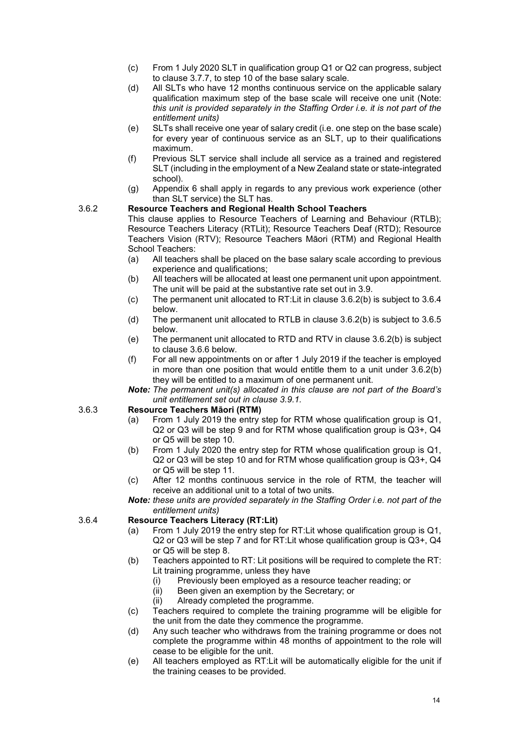(c) From 1 July 2020 SLT in qualification group Q1 or Q2 can progress, subject to clause 3.7.7, to step 10 of the base salary scale.

(d) All SLTs who have 12 months continuous service on the applicable salary qualification maximum step of the base scale will receive one unit (Note: *this unit is provided separately in the Staffing Order i.e. it is not part of the entitlement units)*

(e) SLTs shall receive one year of salary credit (i.e. one step on the base scale) for every year of continuous service as an SLT, up to their qualifications maximum.

(f) Previous SLT service shall include all service as a trained and registered SLT (including in the employment of a New Zealand state or state-integrated school).

(g) Appendix 6 shall apply in regards to any previous work experience (other than SLT service) the SLT has.

### 3.6.2 Resource Teachers and Regional Health School Teachers

This clause applies to Resource Teachers of Learning and Behaviour (RTLB); Resource Teachers Literacy (RTLit); Resource Teachers Deaf (RTD); Resource Teachers Vision (RTV); Resource Teachers Māori (RTM) and Regional Health School Teachers:

(a) All teachers shall be placed on the base salary scale according to previous experience and qualifications;

(b) All teachers will be allocated at least one permanent unit upon appointment. The unit will be paid at the substantive rate set out in 3.9.

(c) The permanent unit allocated to RT:Lit in clause 3.6.2(b) is subject to 3.6.4 below.

(d) The permanent unit allocated to RTLB in clause 3.6.2(b) is subject to 3.6.5 below.

(e) The permanent unit allocated to RTD and RTV in clause 3.6.2(b) is subject to clause 3.6.6 below.

(f) For all new appointments on or after 1 July 2019 if the teacher is employed in more than one position that would entitle them to a unit under 3.6.2(b) they will be entitled to a maximum of one permanent unit.

***Note:*** *The permanent unit(s) allocated in this clause are not part of the Board's unit entitlement set out in clause 3.9.1.*

### 3.6.3 Resource Teachers Māori (RTM)

(a) From 1 July 2019 the entry step for RTM whose qualification group is Q1, Q2 or Q3 will be step 9 and for RTM whose qualification group is Q3+, Q4 or Q5 will be step 10.

(b) From 1 July 2020 the entry step for RTM whose qualification group is Q1, Q2 or Q3 will be step 10 and for RTM whose qualification group is Q3+, Q4 or Q5 will be step 11.

(c) After 12 months continuous service in the role of RTM, the teacher will receive an additional unit to a total of two units.

***Note:*** *these units are provided separately in the Staffing Order i.e. not part of the entitlement units)*

### 3.6.4 Resource Teachers Literacy (RT:Lit)

(a) From 1 July 2019 the entry step for RT:Lit whose qualification group is Q1, Q2 or Q3 will be step 7 and for RT:Lit whose qualification group is Q3+, Q4 or Q5 will be step 8.

(b) Teachers appointed to RT: Lit positions will be required to complete the RT: Lit training programme, unless they have
   - (i) Previously been employed as a resource teacher reading; or
   - (ii) Been given an exemption by the Secretary; or
   - (ii) Already completed the programme.

(c) Teachers required to complete the training programme will be eligible for the unit from the date they commence the programme.

(d) Any such teacher who withdraws from the training programme or does not complete the programme within 48 months of appointment to the role will cease to be eligible for the unit.

(e) All teachers employed as RT:Lit will be automatically eligible for the unit if the training ceases to be provided.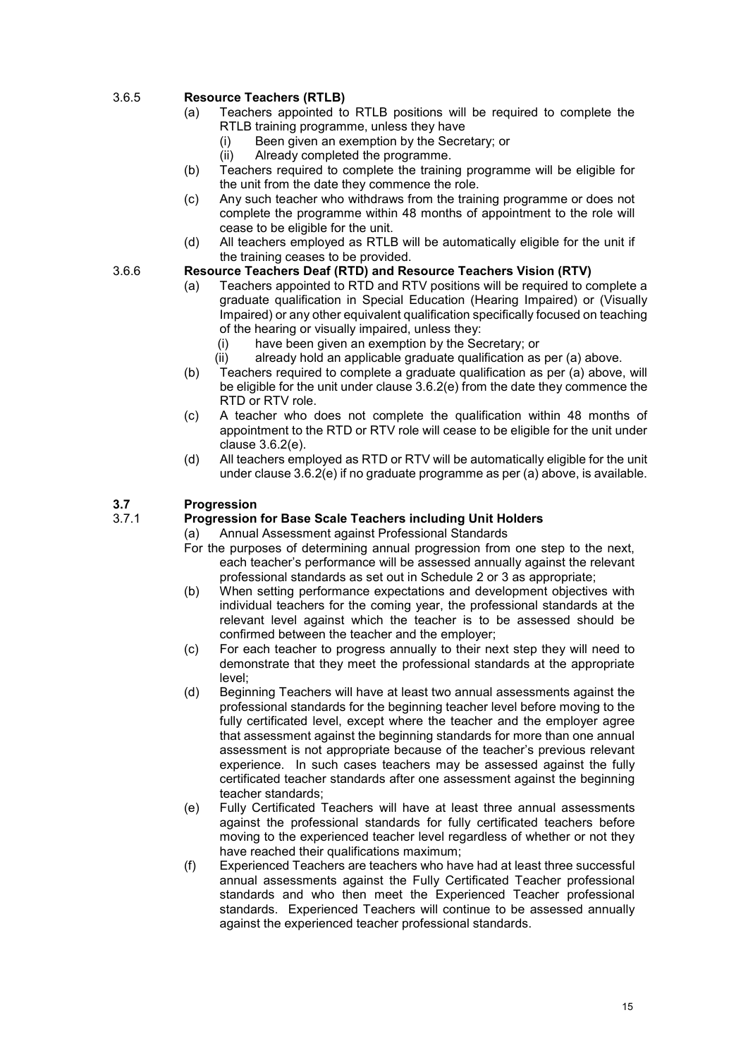### 3.6.5 Resource Teachers (RTLB)

(a) Teachers appointed to RTLB positions will be required to complete the RTLB training programme, unless they have
  (i) Been given an exemption by the Secretary; or
  (ii) Already completed the programme.

(b) Teachers required to complete the training programme will be eligible for the unit from the date they commence the role.

(c) Any such teacher who withdraws from the training programme or does not complete the programme within 48 months of appointment to the role will cease to be eligible for the unit.

(d) All teachers employed as RTLB will be automatically eligible for the unit if the training ceases to be provided.

### 3.6.6 Resource Teachers Deaf (RTD) and Resource Teachers Vision (RTV)

(a) Teachers appointed to RTD and RTV positions will be required to complete a graduate qualification in Special Education (Hearing Impaired) or (Visually Impaired) or any other equivalent qualification specifically focused on teaching of the hearing or visually impaired, unless they:
  (i) have been given an exemption by the Secretary; or
  (ii) already hold an applicable graduate qualification as per (a) above.

(b) Teachers required to complete a graduate qualification as per (a) above, will be eligible for the unit under clause 3.6.2(e) from the date they commence the RTD or RTV role.

(c) A teacher who does not complete the qualification within 48 months of appointment to the RTD or RTV role will cease to be eligible for the unit under clause 3.6.2(e).

(d) All teachers employed as RTD or RTV will be automatically eligible for the unit under clause 3.6.2(e) if no graduate programme as per (a) above, is available.

## 3.7 Progression

### 3.7.1 Progression for Base Scale Teachers including Unit Holders

(a) Annual Assessment against Professional Standards

For the purposes of determining annual progression from one step to the next, each teacher's performance will be assessed annually against the relevant professional standards as set out in Schedule 2 or 3 as appropriate;

(b) When setting performance expectations and development objectives with individual teachers for the coming year, the professional standards at the relevant level against which the teacher is to be assessed should be confirmed between the teacher and the employer;

(c) For each teacher to progress annually to their next step they will need to demonstrate that they meet the professional standards at the appropriate level;

(d) Beginning Teachers will have at least two annual assessments against the professional standards for the beginning teacher level before moving to the fully certificated level, except where the teacher and the employer agree that assessment against the beginning standards for more than one annual assessment is not appropriate because of the teacher's previous relevant experience. In such cases teachers may be assessed against the fully certificated teacher standards after one assessment against the beginning teacher standards;

(e) Fully Certificated Teachers will have at least three annual assessments against the professional standards for fully certificated teachers before moving to the experienced teacher level regardless of whether or not they have reached their qualifications maximum;

(f) Experienced Teachers are teachers who have had at least three successful annual assessments against the Fully Certificated Teacher professional standards and who then meet the Experienced Teacher professional standards. Experienced Teachers will continue to be assessed annually against the experienced teacher professional standards.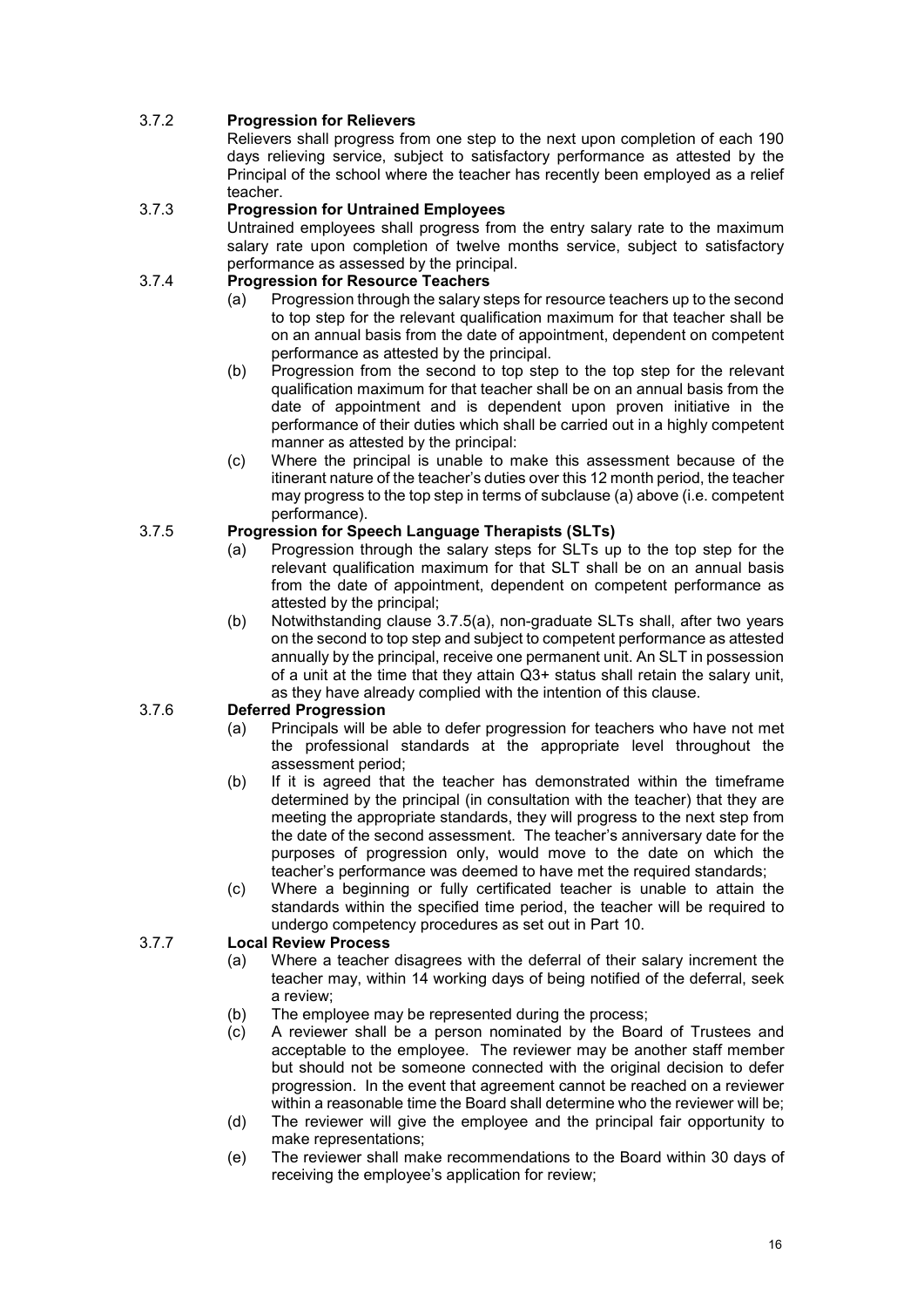#### 3.7.2 Progression for Relievers

Relievers shall progress from one step to the next upon completion of each 190 days relieving service, subject to satisfactory performance as attested by the Principal of the school where the teacher has recently been employed as a relief teacher.

#### 3.7.3 Progression for Untrained Employees

Untrained employees shall progress from the entry salary rate to the maximum salary rate upon completion of twelve months service, subject to satisfactory performance as assessed by the principal.

#### 3.7.4 Progression for Resource Teachers

(a) Progression through the salary steps for resource teachers up to the second to top step for the relevant qualification maximum for that teacher shall be on an annual basis from the date of appointment, dependent on competent performance as attested by the principal.

(b) Progression from the second to top step to the top step for the relevant qualification maximum for that teacher shall be on an annual basis from the date of appointment and is dependent upon proven initiative in the performance of their duties which shall be carried out in a highly competent manner as attested by the principal:

(c) Where the principal is unable to make this assessment because of the itinerant nature of the teacher's duties over this 12 month period, the teacher may progress to the top step in terms of subclause (a) above (i.e. competent performance).

#### 3.7.5 Progression for Speech Language Therapists (SLTs)

(a) Progression through the salary steps for SLTs up to the top step for the relevant qualification maximum for that SLT shall be on an annual basis from the date of appointment, dependent on competent performance as attested by the principal;

(b) Notwithstanding clause 3.7.5(a), non-graduate SLTs shall, after two years on the second to top step and subject to competent performance as attested annually by the principal, receive one permanent unit. An SLT in possession of a unit at the time that they attain Q3+ status shall retain the salary unit, as they have already complied with the intention of this clause.

#### 3.7.6 Deferred Progression

(a) Principals will be able to defer progression for teachers who have not met the professional standards at the appropriate level throughout the assessment period;

(b) If it is agreed that the teacher has demonstrated within the timeframe determined by the principal (in consultation with the teacher) that they are meeting the appropriate standards, they will progress to the next step from the date of the second assessment. The teacher's anniversary date for the purposes of progression only, would move to the date on which the teacher's performance was deemed to have met the required standards;

(c) Where a beginning or fully certificated teacher is unable to attain the standards within the specified time period, the teacher will be required to undergo competency procedures as set out in Part 10.

#### 3.7.7 Local Review Process

(a) Where a teacher disagrees with the deferral of their salary increment the teacher may, within 14 working days of being notified of the deferral, seek a review;

(b) The employee may be represented during the process;

(c) A reviewer shall be a person nominated by the Board of Trustees and acceptable to the employee. The reviewer may be another staff member but should not be someone connected with the original decision to defer progression. In the event that agreement cannot be reached on a reviewer within a reasonable time the Board shall determine who the reviewer will be;

(d) The reviewer will give the employee and the principal fair opportunity to make representations;

(e) The reviewer shall make recommendations to the Board within 30 days of receiving the employee's application for review;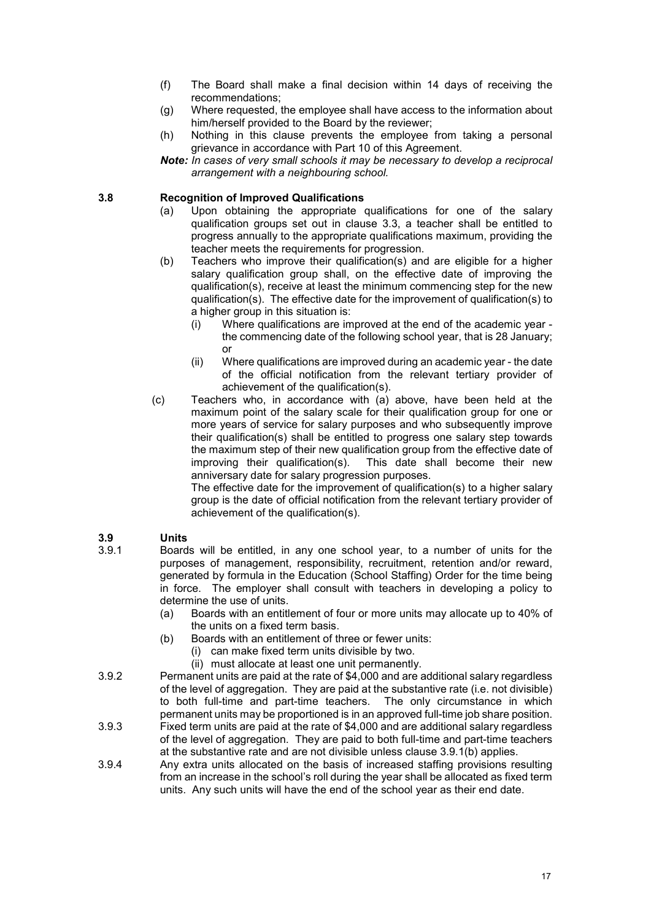(f) The Board shall make a final decision within 14 days of receiving the recommendations;

(g) Where requested, the employee shall have access to the information about him/herself provided to the Board by the reviewer;

(h) Nothing in this clause prevents the employee from taking a personal grievance in accordance with Part 10 of this Agreement.

***Note:*** *In cases of very small schools it may be necessary to develop a reciprocal arrangement with a neighbouring school.*

### 3.8 Recognition of Improved Qualifications

(a) Upon obtaining the appropriate qualifications for one of the salary qualification groups set out in clause 3.3, a teacher shall be entitled to progress annually to the appropriate qualifications maximum, providing the teacher meets the requirements for progression.

(b) Teachers who improve their qualification(s) and are eligible for a higher salary qualification group shall, on the effective date of improving the qualification(s), receive at least the minimum commencing step for the new qualification(s). The effective date for the improvement of qualification(s) to a higher group in this situation is:

  (i) Where qualifications are improved at the end of the academic year - the commencing date of the following school year, that is 28 January; or

  (ii) Where qualifications are improved during an academic year - the date of the official notification from the relevant tertiary provider of achievement of the qualification(s).

(c) Teachers who, in accordance with (a) above, have been held at the maximum point of the salary scale for their qualification group for one or more years of service for salary purposes and who subsequently improve their qualification(s) shall be entitled to progress one salary step towards the maximum step of their new qualification group from the effective date of improving their qualification(s). This date shall become their new anniversary date for salary progression purposes.

The effective date for the improvement of qualification(s) to a higher salary group is the date of official notification from the relevant tertiary provider of achievement of the qualification(s).

### 3.9 Units

3.9.1 Boards will be entitled, in any one school year, to a number of units for the purposes of management, responsibility, recruitment, retention and/or reward, generated by formula in the Education (School Staffing) Order for the time being in force. The employer shall consult with teachers in developing a policy to determine the use of units.

(a) Boards with an entitlement of four or more units may allocate up to 40% of the units on a fixed term basis.

(b) Boards with an entitlement of three or fewer units:

  (i) can make fixed term units divisible by two.

  (ii) must allocate at least one unit permanently.

3.9.2 Permanent units are paid at the rate of $4,000 and are additional salary regardless of the level of aggregation. They are paid at the substantive rate (i.e. not divisible) to both full-time and part-time teachers. The only circumstance in which permanent units may be proportioned is in an approved full-time job share position.

3.9.3 Fixed term units are paid at the rate of $4,000 and are additional salary regardless of the level of aggregation. They are paid to both full-time and part-time teachers at the substantive rate and are not divisible unless clause 3.9.1(b) applies.

3.9.4 Any extra units allocated on the basis of increased staffing provisions resulting from an increase in the school's roll during the year shall be allocated as fixed term units. Any such units will have the end of the school year as their end date.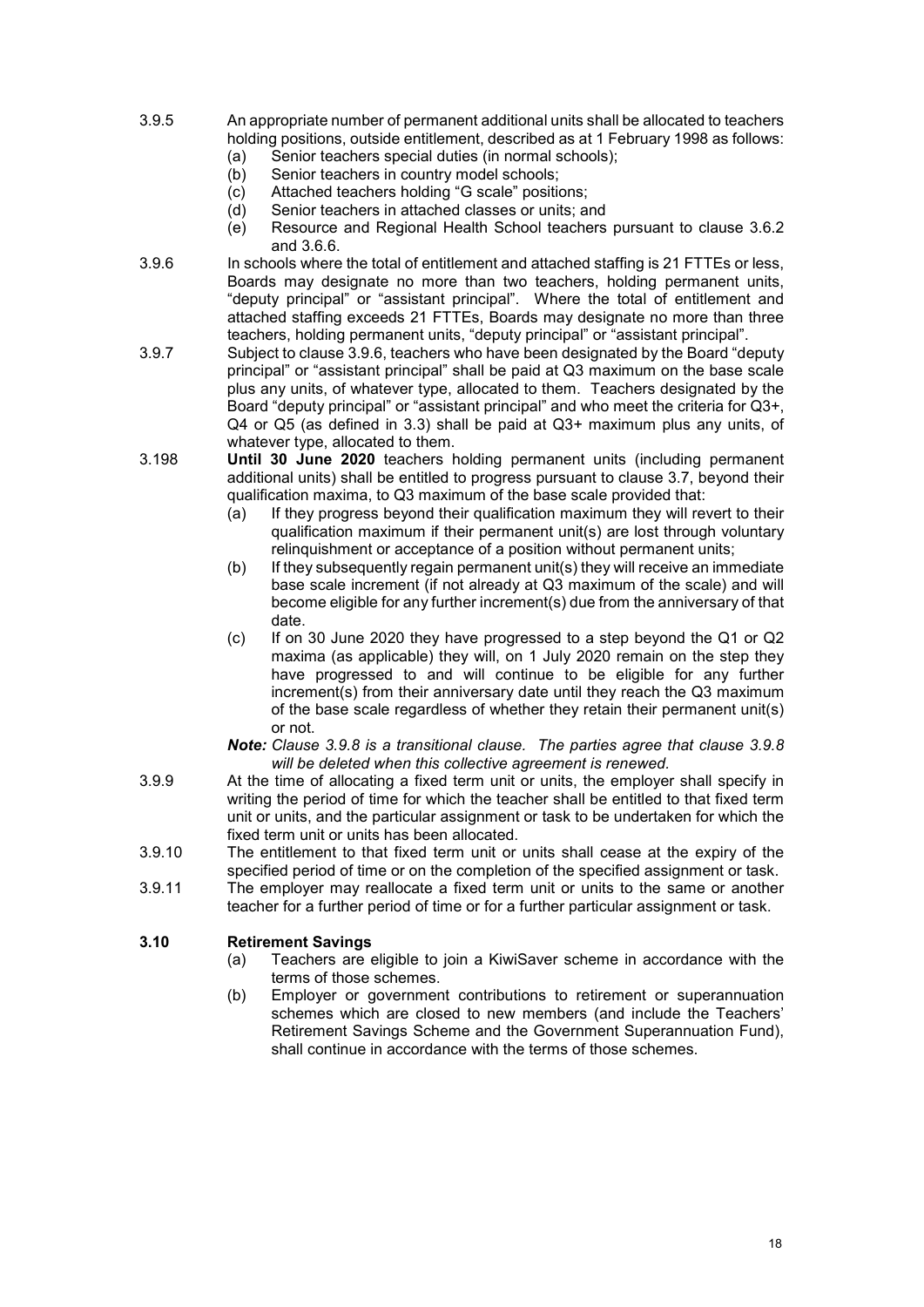3.9.5 An appropriate number of permanent additional units shall be allocated to teachers holding positions, outside entitlement, described as at 1 February 1998 as follows:

- (a) Senior teachers special duties (in normal schools);
- (b) Senior teachers in country model schools;
- (c) Attached teachers holding "G scale" positions;
- (d) Senior teachers in attached classes or units; and
- (e) Resource and Regional Health School teachers pursuant to clause 3.6.2 and 3.6.6.

3.9.6 In schools where the total of entitlement and attached staffing is 21 FTTEs or less, Boards may designate no more than two teachers, holding permanent units, "deputy principal" or "assistant principal". Where the total of entitlement and attached staffing exceeds 21 FTTEs, Boards may designate no more than three teachers, holding permanent units, "deputy principal" or "assistant principal".

3.9.7 Subject to clause 3.9.6, teachers who have been designated by the Board "deputy principal" or "assistant principal" shall be paid at Q3 maximum on the base scale plus any units, of whatever type, allocated to them. Teachers designated by the Board "deputy principal" or "assistant principal" and who meet the criteria for Q3+, Q4 or Q5 (as defined in 3.3) shall be paid at Q3+ maximum plus any units, of whatever type, allocated to them.

3.198 **Until 30 June 2020** teachers holding permanent units (including permanent additional units) shall be entitled to progress pursuant to clause 3.7, beyond their qualification maxima, to Q3 maximum of the base scale provided that:

- (a) If they progress beyond their qualification maximum they will revert to their qualification maximum if their permanent unit(s) are lost through voluntary relinquishment or acceptance of a position without permanent units;
- (b) If they subsequently regain permanent unit(s) they will receive an immediate base scale increment (if not already at Q3 maximum of the scale) and will become eligible for any further increment(s) due from the anniversary of that date.
- (c) If on 30 June 2020 they have progressed to a step beyond the Q1 or Q2 maxima (as applicable) they will, on 1 July 2020 remain on the step they have progressed to and will continue to be eligible for any further increment(s) from their anniversary date until they reach the Q3 maximum of the base scale regardless of whether they retain their permanent unit(s) or not.

***Note:*** *Clause 3.9.8 is a transitional clause. The parties agree that clause 3.9.8 will be deleted when this collective agreement is renewed.*

3.9.9 At the time of allocating a fixed term unit or units, the employer shall specify in writing the period of time for which the teacher shall be entitled to that fixed term unit or units, and the particular assignment or task to be undertaken for which the fixed term unit or units has been allocated.

3.9.10 The entitlement to that fixed term unit or units shall cease at the expiry of the specified period of time or on the completion of the specified assignment or task.

3.9.11 The employer may reallocate a fixed term unit or units to the same or another teacher for a further period of time or for a further particular assignment or task.

### 3.10 Retirement Savings

- (a) Teachers are eligible to join a KiwiSaver scheme in accordance with the terms of those schemes.
- (b) Employer or government contributions to retirement or superannuation schemes which are closed to new members (and include the Teachers' Retirement Savings Scheme and the Government Superannuation Fund), shall continue in accordance with the terms of those schemes.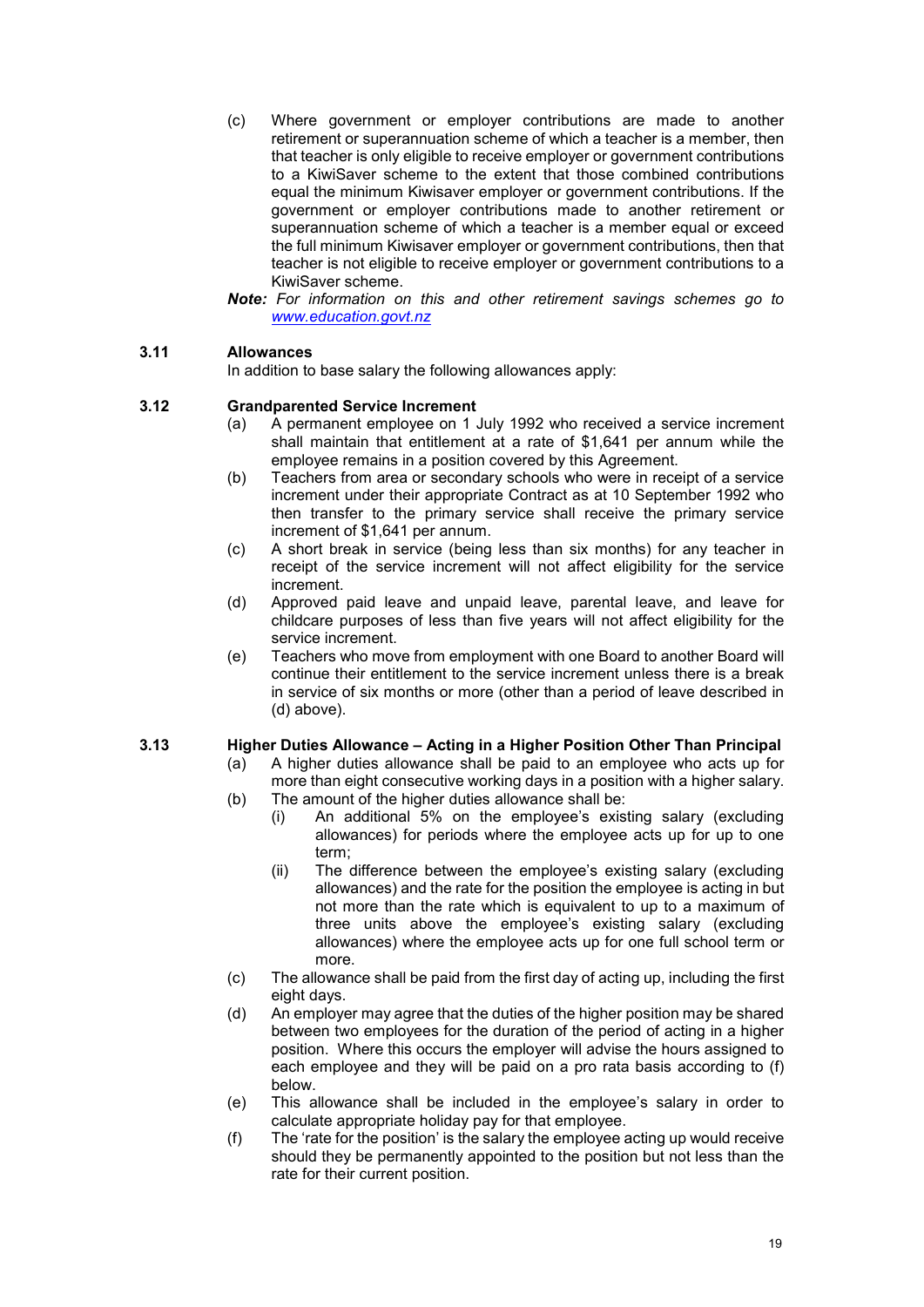(c) Where government or employer contributions are made to another retirement or superannuation scheme of which a teacher is a member, then that teacher is only eligible to receive employer or government contributions to a KiwiSaver scheme to the extent that those combined contributions equal the minimum Kiwisaver employer or government contributions. If the government or employer contributions made to another retirement or superannuation scheme of which a teacher is a member equal or exceed the full minimum Kiwisaver employer or government contributions, then that teacher is not eligible to receive employer or government contributions to a KiwiSaver scheme.

***Note:*** *For information on this and other retirement savings schemes go to [www.education.govt.nz](www.education.govt.nz)*

### 3.11 Allowances

In addition to base salary the following allowances apply:

### 3.12 Grandparented Service Increment

(a) A permanent employee on 1 July 1992 who received a service increment shall maintain that entitlement at a rate of $1,641 per annum while the employee remains in a position covered by this Agreement.

(b) Teachers from area or secondary schools who were in receipt of a service increment under their appropriate Contract as at 10 September 1992 who then transfer to the primary service shall receive the primary service increment of $1,641 per annum.

(c) A short break in service (being less than six months) for any teacher in receipt of the service increment will not affect eligibility for the service increment.

(d) Approved paid leave and unpaid leave, parental leave, and leave for childcare purposes of less than five years will not affect eligibility for the service increment.

(e) Teachers who move from employment with one Board to another Board will continue their entitlement to the service increment unless there is a break in service of six months or more (other than a period of leave described in (d) above).

### 3.13 Higher Duties Allowance – Acting in a Higher Position Other Than Principal

(a) A higher duties allowance shall be paid to an employee who acts up for more than eight consecutive working days in a position with a higher salary.

(b) The amount of the higher duties allowance shall be:

   (i) An additional 5% on the employee's existing salary (excluding allowances) for periods where the employee acts up for up to one term;

   (ii) The difference between the employee's existing salary (excluding allowances) and the rate for the position the employee is acting in but not more than the rate which is equivalent to up to a maximum of three units above the employee's existing salary (excluding allowances) where the employee acts up for one full school term or more.

(c) The allowance shall be paid from the first day of acting up, including the first eight days.

(d) An employer may agree that the duties of the higher position may be shared between two employees for the duration of the period of acting in a higher position. Where this occurs the employer will advise the hours assigned to each employee and they will be paid on a pro rata basis according to (f) below.

(e) This allowance shall be included in the employee's salary in order to calculate appropriate holiday pay for that employee.

(f) The 'rate for the position' is the salary the employee acting up would receive should they be permanently appointed to the position but not less than the rate for their current position.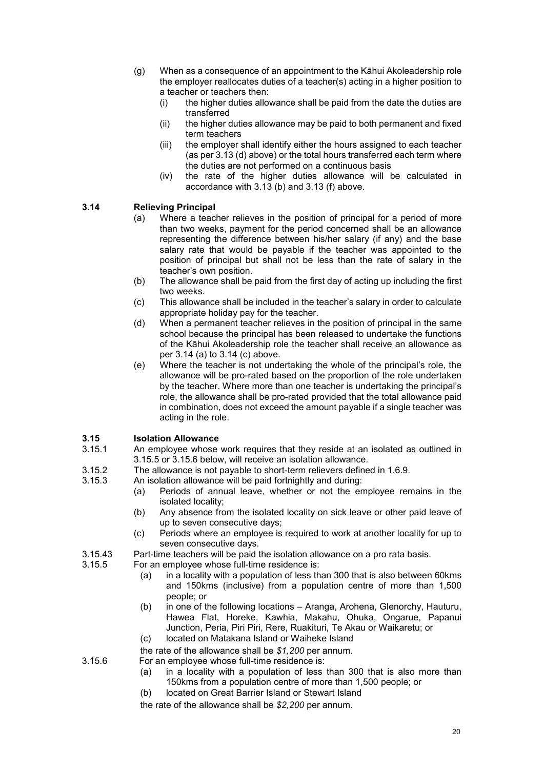(g) When as a consequence of an appointment to the Kāhui Akoleadership role the employer reallocates duties of a teacher(s) acting in a higher position to a teacher or teachers then:
   (i) the higher duties allowance shall be paid from the date the duties are transferred
   (ii) the higher duties allowance may be paid to both permanent and fixed term teachers
   (iii) the employer shall identify either the hours assigned to each teacher (as per 3.13 (d) above) or the total hours transferred each term where the duties are not performed on a continuous basis
   (iv) the rate of the higher duties allowance will be calculated in accordance with 3.13 (b) and 3.13 (f) above.

### 3.14 Relieving Principal

(a) Where a teacher relieves in the position of principal for a period of more than two weeks, payment for the period concerned shall be an allowance representing the difference between his/her salary (if any) and the base salary rate that would be payable if the teacher was appointed to the position of principal but shall not be less than the rate of salary in the teacher's own position.

(b) The allowance shall be paid from the first day of acting up including the first two weeks.

(c) This allowance shall be included in the teacher's salary in order to calculate appropriate holiday pay for the teacher.

(d) When a permanent teacher relieves in the position of principal in the same school because the principal has been released to undertake the functions of the Kāhui Akoleadership role the teacher shall receive an allowance as per 3.14 (a) to 3.14 (c) above.

(e) Where the teacher is not undertaking the whole of the principal's role, the allowance will be pro-rated based on the proportion of the role undertaken by the teacher. Where more than one teacher is undertaking the principal's role, the allowance shall be pro-rated provided that the total allowance paid in combination, does not exceed the amount payable if a single teacher was acting in the role.

### 3.15 Isolation Allowance

3.15.1 An employee whose work requires that they reside at an isolated as outlined in 3.15.5 or 3.15.6 below, will receive an isolation allowance.

3.15.2 The allowance is not payable to short-term relievers defined in 1.6.9.

3.15.3 An isolation allowance will be paid fortnightly and during:

(a) Periods of annual leave, whether or not the employee remains in the isolated locality;

(b) Any absence from the isolated locality on sick leave or other paid leave of up to seven consecutive days;

(c) Periods where an employee is required to work at another locality for up to seven consecutive days.

3.15.43 Part-time teachers will be paid the isolation allowance on a pro rata basis.

3.15.5 For an employee whose full-time residence is:

(a) in a locality with a population of less than 300 that is also between 60kms and 150kms (inclusive) from a population centre of more than 1,500 people; or

(b) in one of the following locations – Aranga, Arohena, Glenorchy, Hauturu, Hawea Flat, Horeke, Kawhia, Makahu, Ohuka, Ongarue, Papanui Junction, Peria, Piri Piri, Rere, Ruakituri, Te Akau or Waikaretu; or

(c) located on Matakana Island or Waiheke Island

the rate of the allowance shall be *$1,200* per annum.

3.15.6 For an employee whose full-time residence is:

(a) in a locality with a population of less than 300 that is also more than 150kms from a population centre of more than 1,500 people; or

(b) located on Great Barrier Island or Stewart Island

the rate of the allowance shall be *$2,200* per annum.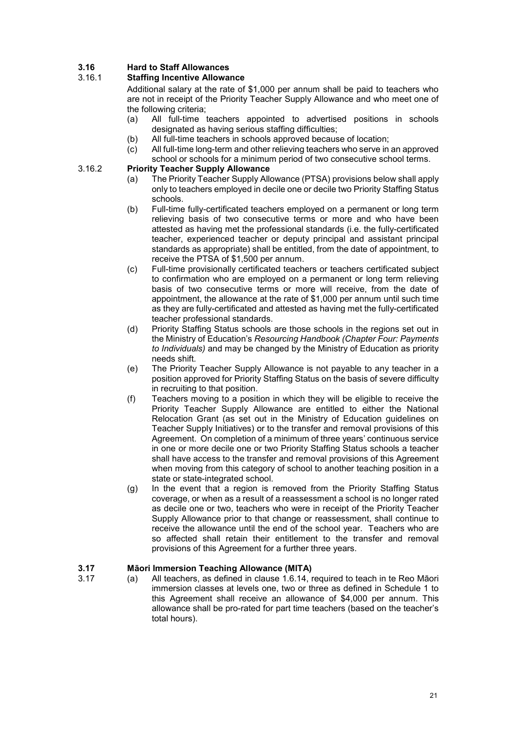## 3.16 Hard to Staff Allowances

### 3.16.1 Staffing Incentive Allowance

Additional salary at the rate of $1,000 per annum shall be paid to teachers who are not in receipt of the Priority Teacher Supply Allowance and who meet one of the following criteria;

(a) All full-time teachers appointed to advertised positions in schools designated as having serious staffing difficulties;

(b) All full-time teachers in schools approved because of location;

(c) All full-time long-term and other relieving teachers who serve in an approved school or schools for a minimum period of two consecutive school terms.

### 3.16.2 Priority Teacher Supply Allowance

(a) The Priority Teacher Supply Allowance (PTSA) provisions below shall apply only to teachers employed in decile one or decile two Priority Staffing Status schools.

(b) Full-time fully-certificated teachers employed on a permanent or long term relieving basis of two consecutive terms or more and who have been attested as having met the professional standards (i.e. the fully-certificated teacher, experienced teacher or deputy principal and assistant principal standards as appropriate) shall be entitled, from the date of appointment, to receive the PTSA of $1,500 per annum.

(c) Full-time provisionally certificated teachers or teachers certificated subject to confirmation who are employed on a permanent or long term relieving basis of two consecutive terms or more will receive, from the date of appointment, the allowance at the rate of $1,000 per annum until such time as they are fully-certificated and attested as having met the fully-certificated teacher professional standards.

(d) Priority Staffing Status schools are those schools in the regions set out in the Ministry of Education's *Resourcing Handbook (Chapter Four: Payments to Individuals)* and may be changed by the Ministry of Education as priority needs shift.

(e) The Priority Teacher Supply Allowance is not payable to any teacher in a position approved for Priority Staffing Status on the basis of severe difficulty in recruiting to that position.

(f) Teachers moving to a position in which they will be eligible to receive the Priority Teacher Supply Allowance are entitled to either the National Relocation Grant (as set out in the Ministry of Education guidelines on Teacher Supply Initiatives) or to the transfer and removal provisions of this Agreement. On completion of a minimum of three years' continuous service in one or more decile one or two Priority Staffing Status schools a teacher shall have access to the transfer and removal provisions of this Agreement when moving from this category of school to another teaching position in a state or state-integrated school.

(g) In the event that a region is removed from the Priority Staffing Status coverage, or when as a result of a reassessment a school is no longer rated as decile one or two, teachers who were in receipt of the Priority Teacher Supply Allowance prior to that change or reassessment, shall continue to receive the allowance until the end of the school year. Teachers who are so affected shall retain their entitlement to the transfer and removal provisions of this Agreement for a further three years.

## 3.17 Māori Immersion Teaching Allowance (MITA)

3.17 (a) All teachers, as defined in clause 1.6.14, required to teach in te Reo Māori immersion classes at levels one, two or three as defined in Schedule 1 to this Agreement shall receive an allowance of $4,000 per annum. This allowance shall be pro-rated for part time teachers (based on the teacher's total hours).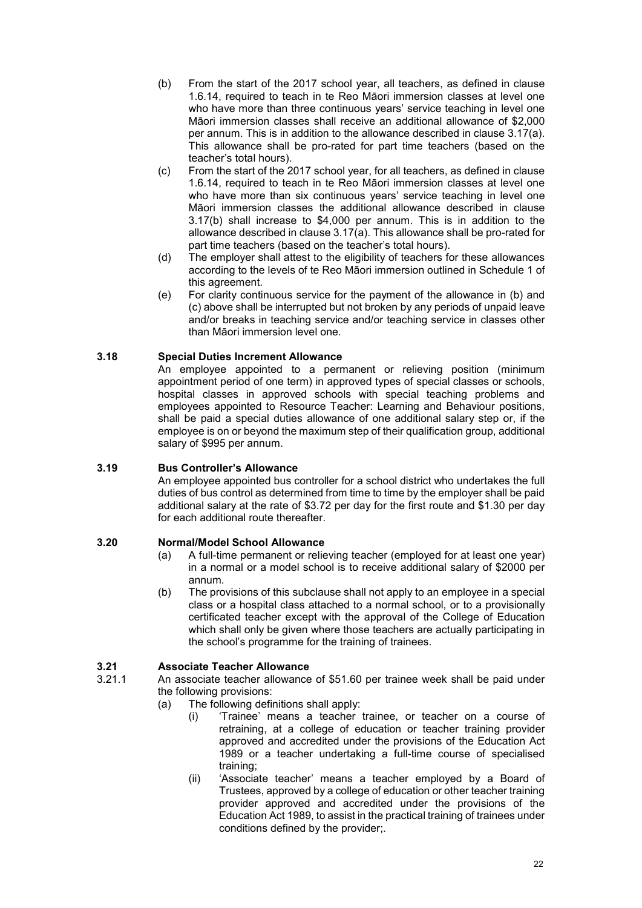(b) From the start of the 2017 school year, all teachers, as defined in clause 1.6.14, required to teach in te Reo Māori immersion classes at level one who have more than three continuous years' service teaching in level one Māori immersion classes shall receive an additional allowance of $2,000 per annum. This is in addition to the allowance described in clause 3.17(a). This allowance shall be pro-rated for part time teachers (based on the teacher's total hours).

(c) From the start of the 2017 school year, for all teachers, as defined in clause 1.6.14, required to teach in te Reo Māori immersion classes at level one who have more than six continuous years' service teaching in level one Māori immersion classes the additional allowance described in clause 3.17(b) shall increase to $4,000 per annum. This is in addition to the allowance described in clause 3.17(a). This allowance shall be pro-rated for part time teachers (based on the teacher's total hours).

(d) The employer shall attest to the eligibility of teachers for these allowances according to the levels of te Reo Māori immersion outlined in Schedule 1 of this agreement.

(e) For clarity continuous service for the payment of the allowance in (b) and (c) above shall be interrupted but not broken by any periods of unpaid leave and/or breaks in teaching service and/or teaching service in classes other than Māori immersion level one.

### 3.18 Special Duties Increment Allowance

An employee appointed to a permanent or relieving position (minimum appointment period of one term) in approved types of special classes or schools, hospital classes in approved schools with special teaching problems and employees appointed to Resource Teacher: Learning and Behaviour positions, shall be paid a special duties allowance of one additional salary step or, if the employee is on or beyond the maximum step of their qualification group, additional salary of $995 per annum.

### 3.19 Bus Controller's Allowance

An employee appointed bus controller for a school district who undertakes the full duties of bus control as determined from time to time by the employer shall be paid additional salary at the rate of $3.72 per day for the first route and $1.30 per day for each additional route thereafter.

### 3.20 Normal/Model School Allowance

(a) A full-time permanent or relieving teacher (employed for at least one year) in a normal or a model school is to receive additional salary of $2000 per annum*.*

(b) The provisions of this subclause shall not apply to an employee in a special class or a hospital class attached to a normal school, or to a provisionally certificated teacher except with the approval of the College of Education which shall only be given where those teachers are actually participating in the school's programme for the training of trainees.

### 3.21 Associate Teacher Allowance

3.21.1 An associate teacher allowance of $51.60 per trainee week shall be paid under the following provisions:

(a) The following definitions shall apply:

(i) 'Trainee' means a teacher trainee, or teacher on a course of retraining, at a college of education or teacher training provider approved and accredited under the provisions of the Education Act 1989 or a teacher undertaking a full-time course of specialised training;

(ii) 'Associate teacher' means a teacher employed by a Board of Trustees, approved by a college of education or other teacher training provider approved and accredited under the provisions of the Education Act 1989, to assist in the practical training of trainees under conditions defined by the provider;.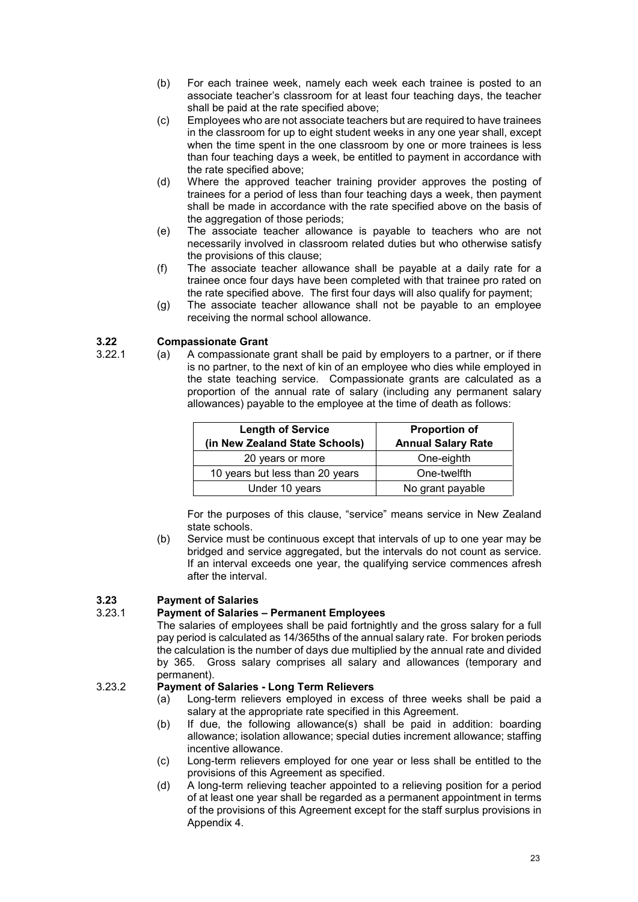(b) For each trainee week, namely each week each trainee is posted to an associate teacher's classroom for at least four teaching days, the teacher shall be paid at the rate specified above;

(c) Employees who are not associate teachers but are required to have trainees in the classroom for up to eight student weeks in any one year shall, except when the time spent in the one classroom by one or more trainees is less than four teaching days a week, be entitled to payment in accordance with the rate specified above;

(d) Where the approved teacher training provider approves the posting of trainees for a period of less than four teaching days a week, then payment shall be made in accordance with the rate specified above on the basis of the aggregation of those periods;

(e) The associate teacher allowance is payable to teachers who are not necessarily involved in classroom related duties but who otherwise satisfy the provisions of this clause;

(f) The associate teacher allowance shall be payable at a daily rate for a trainee once four days have been completed with that trainee pro rated on the rate specified above. The first four days will also qualify for payment;

(g) The associate teacher allowance shall not be payable to an employee receiving the normal school allowance.

### 3.22 Compassionate Grant

3.22.1 (a) A compassionate grant shall be paid by employers to a partner, or if there is no partner, to the next of kin of an employee who dies while employed in the state teaching service. Compassionate grants are calculated as a proportion of the annual rate of salary (including any permanent salary allowances) payable to the employee at the time of death as follows:

| Length of Service (in New Zealand State Schools) | Proportion of Annual Salary Rate |
|---|---|
| 20 years or more | One-eighth |
| 10 years but less than 20 years | One-twelfth |
| Under 10 years | No grant payable |

For the purposes of this clause, "service" means service in New Zealand state schools.

(b) Service must be continuous except that intervals of up to one year may be bridged and service aggregated, but the intervals do not count as service. If an interval exceeds one year, the qualifying service commences afresh after the interval.

### 3.23 Payment of Salaries

**3.23.1 Payment of Salaries – Permanent Employees**

The salaries of employees shall be paid fortnightly and the gross salary for a full pay period is calculated as 14/365ths of the annual salary rate. For broken periods the calculation is the number of days due multiplied by the annual rate and divided by 365. Gross salary comprises all salary and allowances (temporary and permanent).

**3.23.2 Payment of Salaries - Long Term Relievers**

(a) Long-term relievers employed in excess of three weeks shall be paid a salary at the appropriate rate specified in this Agreement.

(b) If due, the following allowance(s) shall be paid in addition: boarding allowance; isolation allowance; special duties increment allowance; staffing incentive allowance.

(c) Long-term relievers employed for one year or less shall be entitled to the provisions of this Agreement as specified.

(d) A long-term relieving teacher appointed to a relieving position for a period of at least one year shall be regarded as a permanent appointment in terms of the provisions of this Agreement except for the staff surplus provisions in Appendix 4.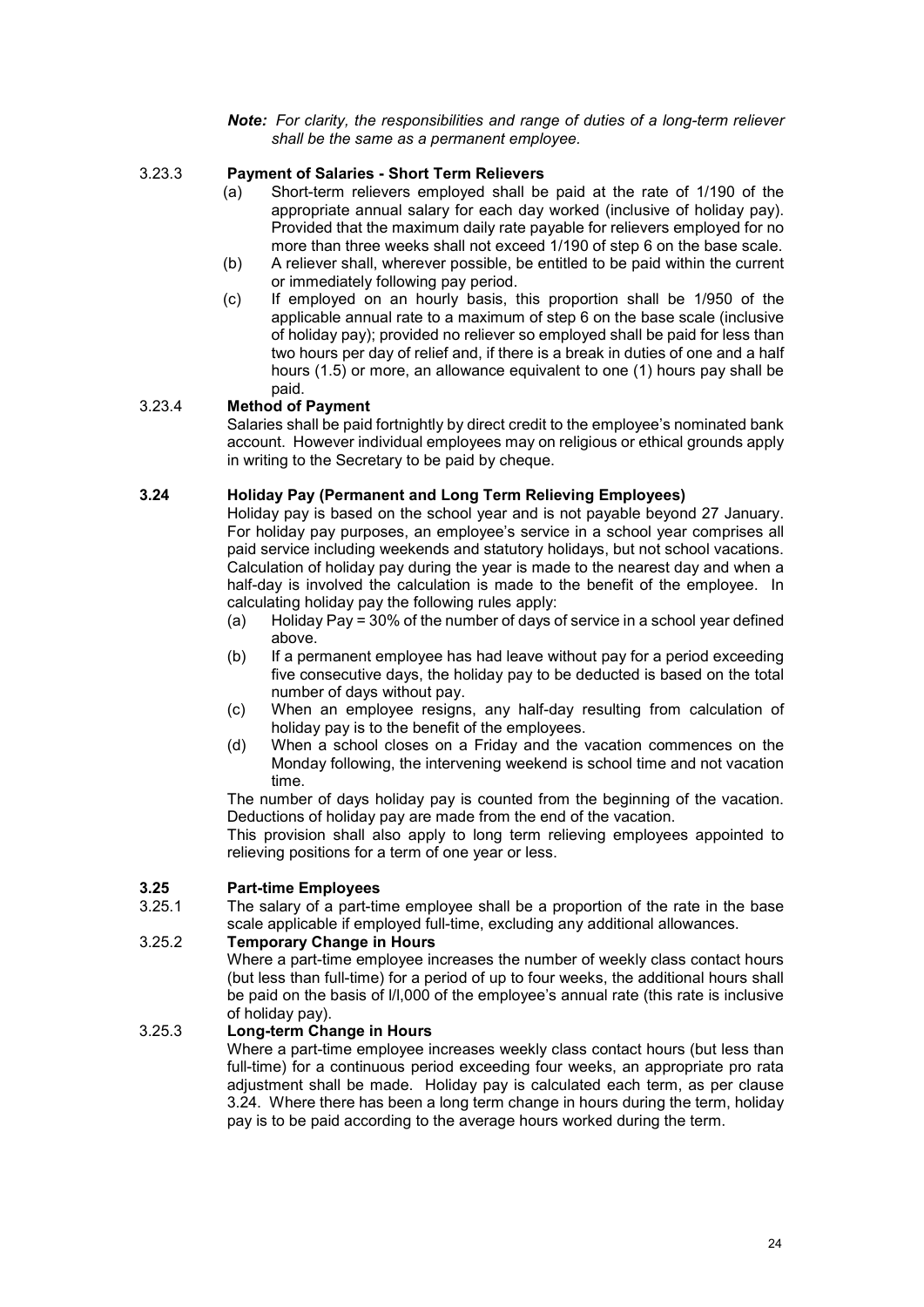***Note:** For clarity, the responsibilities and range of duties of a long-term reliever shall be the same as a permanent employee.*

**3.23.3 Payment of Salaries - Short Term Relievers**

(a) Short-term relievers employed shall be paid at the rate of 1/190 of the appropriate annual salary for each day worked (inclusive of holiday pay). Provided that the maximum daily rate payable for relievers employed for no more than three weeks shall not exceed 1/190 of step 6 on the base scale.

(b) A reliever shall, wherever possible, be entitled to be paid within the current or immediately following pay period.

(c) If employed on an hourly basis, this proportion shall be 1/950 of the applicable annual rate to a maximum of step 6 on the base scale (inclusive of holiday pay); provided no reliever so employed shall be paid for less than two hours per day of relief and, if there is a break in duties of one and a half hours (1.5) or more, an allowance equivalent to one (1) hours pay shall be paid.

**3.23.4 Method of Payment**

Salaries shall be paid fortnightly by direct credit to the employee's nominated bank account. However individual employees may on religious or ethical grounds apply in writing to the Secretary to be paid by cheque.

## 3.24 Holiday Pay (Permanent and Long Term Relieving Employees)

Holiday pay is based on the school year and is not payable beyond 27 January. For holiday pay purposes, an employee's service in a school year comprises all paid service including weekends and statutory holidays, but not school vacations. Calculation of holiday pay during the year is made to the nearest day and when a half-day is involved the calculation is made to the benefit of the employee. In calculating holiday pay the following rules apply:

(a) Holiday Pay = 30% of the number of days of service in a school year defined above.

(b) If a permanent employee has had leave without pay for a period exceeding five consecutive days, the holiday pay to be deducted is based on the total number of days without pay.

(c) When an employee resigns, any half-day resulting from calculation of holiday pay is to the benefit of the employees.

(d) When a school closes on a Friday and the vacation commences on the Monday following, the intervening weekend is school time and not vacation time.

The number of days holiday pay is counted from the beginning of the vacation. Deductions of holiday pay are made from the end of the vacation.

This provision shall also apply to long term relieving employees appointed to relieving positions for a term of one year or less.

## 3.25 Part-time Employees

3.25.1 The salary of a part-time employee shall be a proportion of the rate in the base scale applicable if employed full-time, excluding any additional allowances.

**3.25.2 Temporary Change in Hours**

Where a part-time employee increases the number of weekly class contact hours (but less than full-time) for a period of up to four weeks, the additional hours shall be paid on the basis of l/l,000 of the employee's annual rate (this rate is inclusive of holiday pay).

**3.25.3 Long-term Change in Hours**

Where a part-time employee increases weekly class contact hours (but less than full-time) for a continuous period exceeding four weeks, an appropriate pro rata adjustment shall be made. Holiday pay is calculated each term, as per clause 3.24. Where there has been a long term change in hours during the term, holiday pay is to be paid according to the average hours worked during the term.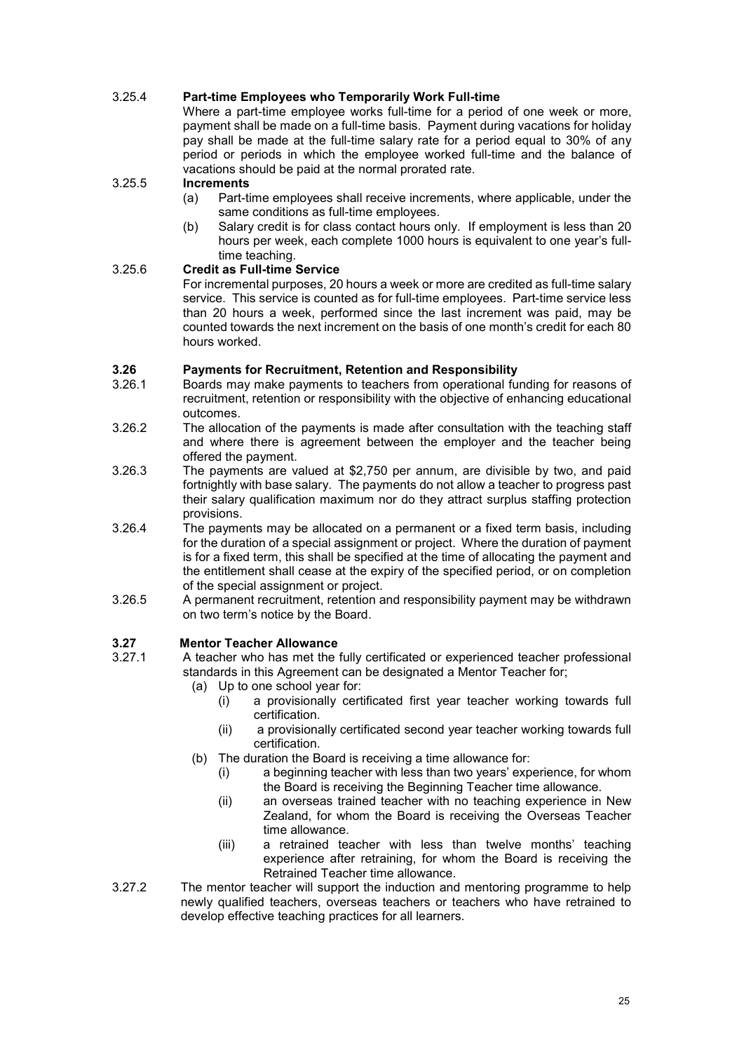#### 3.25.4 Part-time Employees who Temporarily Work Full-time

Where a part-time employee works full-time for a period of one week or more, payment shall be made on a full-time basis. Payment during vacations for holiday pay shall be made at the full-time salary rate for a period equal to 30% of any period or periods in which the employee worked full-time and the balance of vacations should be paid at the normal prorated rate.

#### 3.25.5 Increments

(a) Part-time employees shall receive increments, where applicable, under the same conditions as full-time employees.

(b) Salary credit is for class contact hours only. If employment is less than 20 hours per week, each complete 1000 hours is equivalent to one year's full-time teaching.

#### 3.25.6 Credit as Full-time Service

For incremental purposes, 20 hours a week or more are credited as full-time salary service. This service is counted as for full-time employees. Part-time service less than 20 hours a week, performed since the last increment was paid, may be counted towards the next increment on the basis of one month's credit for each 80 hours worked.

### 3.26 Payments for Recruitment, Retention and Responsibility

3.26.1 Boards may make payments to teachers from operational funding for reasons of recruitment, retention or responsibility with the objective of enhancing educational outcomes.

3.26.2 The allocation of the payments is made after consultation with the teaching staff and where there is agreement between the employer and the teacher being offered the payment.

3.26.3 The payments are valued at $2,750 per annum, are divisible by two, and paid fortnightly with base salary. The payments do not allow a teacher to progress past their salary qualification maximum nor do they attract surplus staffing protection provisions.

3.26.4 The payments may be allocated on a permanent or a fixed term basis, including for the duration of a special assignment or project. Where the duration of payment is for a fixed term, this shall be specified at the time of allocating the payment and the entitlement shall cease at the expiry of the specified period, or on completion of the special assignment or project.

3.26.5 A permanent recruitment, retention and responsibility payment may be withdrawn on two term's notice by the Board.

### 3.27 Mentor Teacher Allowance

3.27.1 A teacher who has met the fully certificated or experienced teacher professional standards in this Agreement can be designated a Mentor Teacher for;

(a) Up to one school year for:

(i) a provisionally certificated first year teacher working towards full certification.

(ii) a provisionally certificated second year teacher working towards full certification.

(b) The duration the Board is receiving a time allowance for:

(i) a beginning teacher with less than two years' experience, for whom the Board is receiving the Beginning Teacher time allowance.

(ii) an overseas trained teacher with no teaching experience in New Zealand, for whom the Board is receiving the Overseas Teacher time allowance.

(iii) a retrained teacher with less than twelve months' teaching experience after retraining, for whom the Board is receiving the Retrained Teacher time allowance.

3.27.2 The mentor teacher will support the induction and mentoring programme to help newly qualified teachers, overseas teachers or teachers who have retrained to develop effective teaching practices for all learners.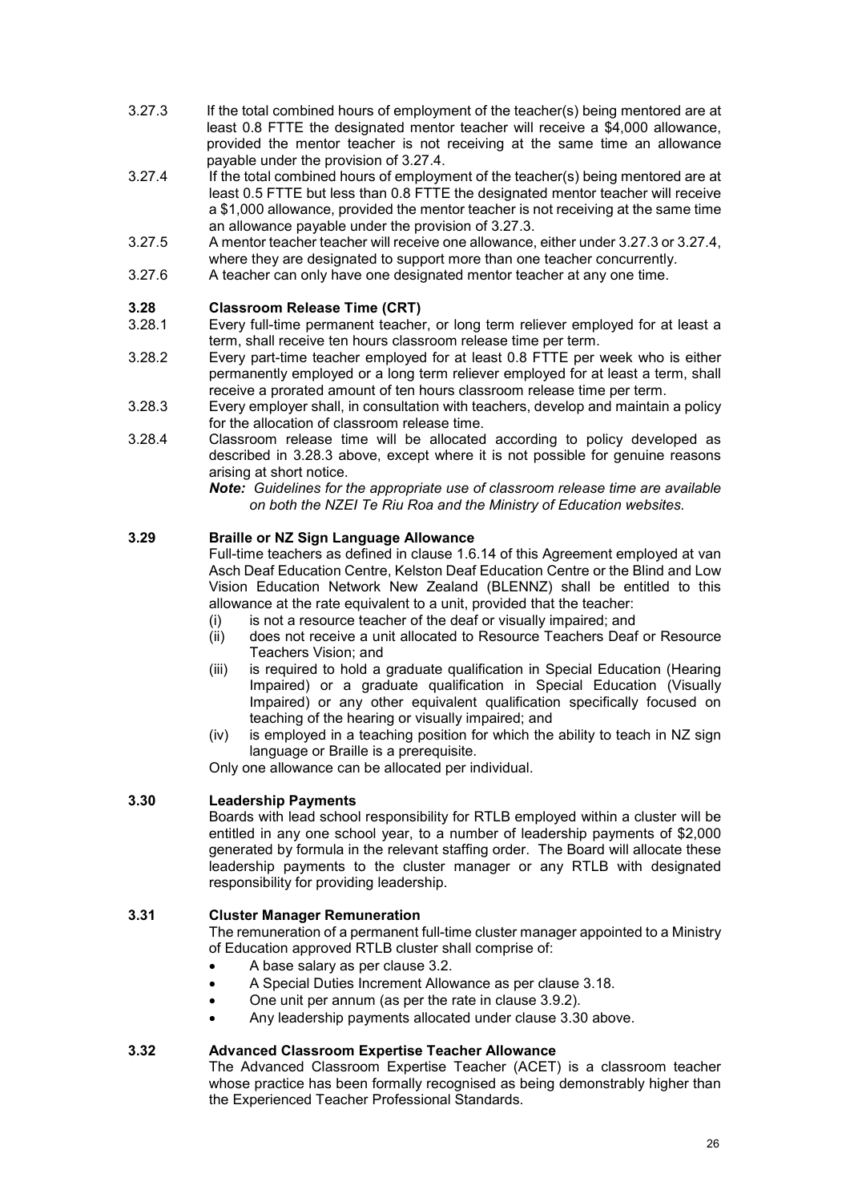3.27.3 If the total combined hours of employment of the teacher(s) being mentored are at least 0.8 FTTE the designated mentor teacher will receive a $4,000 allowance, provided the mentor teacher is not receiving at the same time an allowance payable under the provision of 3.27.4.

3.27.4 If the total combined hours of employment of the teacher(s) being mentored are at least 0.5 FTTE but less than 0.8 FTTE the designated mentor teacher will receive a $1,000 allowance, provided the mentor teacher is not receiving at the same time an allowance payable under the provision of 3.27.3.

3.27.5 A mentor teacher teacher will receive one allowance, either under 3.27.3 or 3.27.4, where they are designated to support more than one teacher concurrently.

3.27.6 A teacher can only have one designated mentor teacher at any one time.

### 3.28 Classroom Release Time (CRT)

3.28.1 Every full-time permanent teacher, or long term reliever employed for at least a term, shall receive ten hours classroom release time per term.

3.28.2 Every part-time teacher employed for at least 0.8 FTTE per week who is either permanently employed or a long term reliever employed for at least a term, shall receive a prorated amount of ten hours classroom release time per term.

3.28.3 Every employer shall, in consultation with teachers, develop and maintain a policy for the allocation of classroom release time.

3.28.4 Classroom release time will be allocated according to policy developed as described in 3.28.3 above, except where it is not possible for genuine reasons arising at short notice.

***Note:*** *Guidelines for the appropriate use of classroom release time are available on both the NZEI Te Riu Roa and the Ministry of Education websites.*

### 3.29 Braille or NZ Sign Language Allowance

Full-time teachers as defined in clause 1.6.14 of this Agreement employed at van Asch Deaf Education Centre, Kelston Deaf Education Centre or the Blind and Low Vision Education Network New Zealand (BLENNZ) shall be entitled to this allowance at the rate equivalent to a unit, provided that the teacher:

(i) is not a resource teacher of the deaf or visually impaired; and

(ii) does not receive a unit allocated to Resource Teachers Deaf or Resource Teachers Vision; and

(iii) is required to hold a graduate qualification in Special Education (Hearing Impaired) or a graduate qualification in Special Education (Visually Impaired) or any other equivalent qualification specifically focused on teaching of the hearing or visually impaired; and

(iv) is employed in a teaching position for which the ability to teach in NZ sign language or Braille is a prerequisite.

Only one allowance can be allocated per individual.

### 3.30 Leadership Payments

Boards with lead school responsibility for RTLB employed within a cluster will be entitled in any one school year, to a number of leadership payments of $2,000 generated by formula in the relevant staffing order. The Board will allocate these leadership payments to the cluster manager or any RTLB with designated responsibility for providing leadership.

### 3.31 Cluster Manager Remuneration

The remuneration of a permanent full-time cluster manager appointed to a Ministry of Education approved RTLB cluster shall comprise of:

- A base salary as per clause 3.2.
- A Special Duties Increment Allowance as per clause 3.18.
- One unit per annum (as per the rate in clause 3.9.2).
- Any leadership payments allocated under clause 3.30 above.

### 3.32 Advanced Classroom Expertise Teacher Allowance

The Advanced Classroom Expertise Teacher (ACET) is a classroom teacher whose practice has been formally recognised as being demonstrably higher than the Experienced Teacher Professional Standards.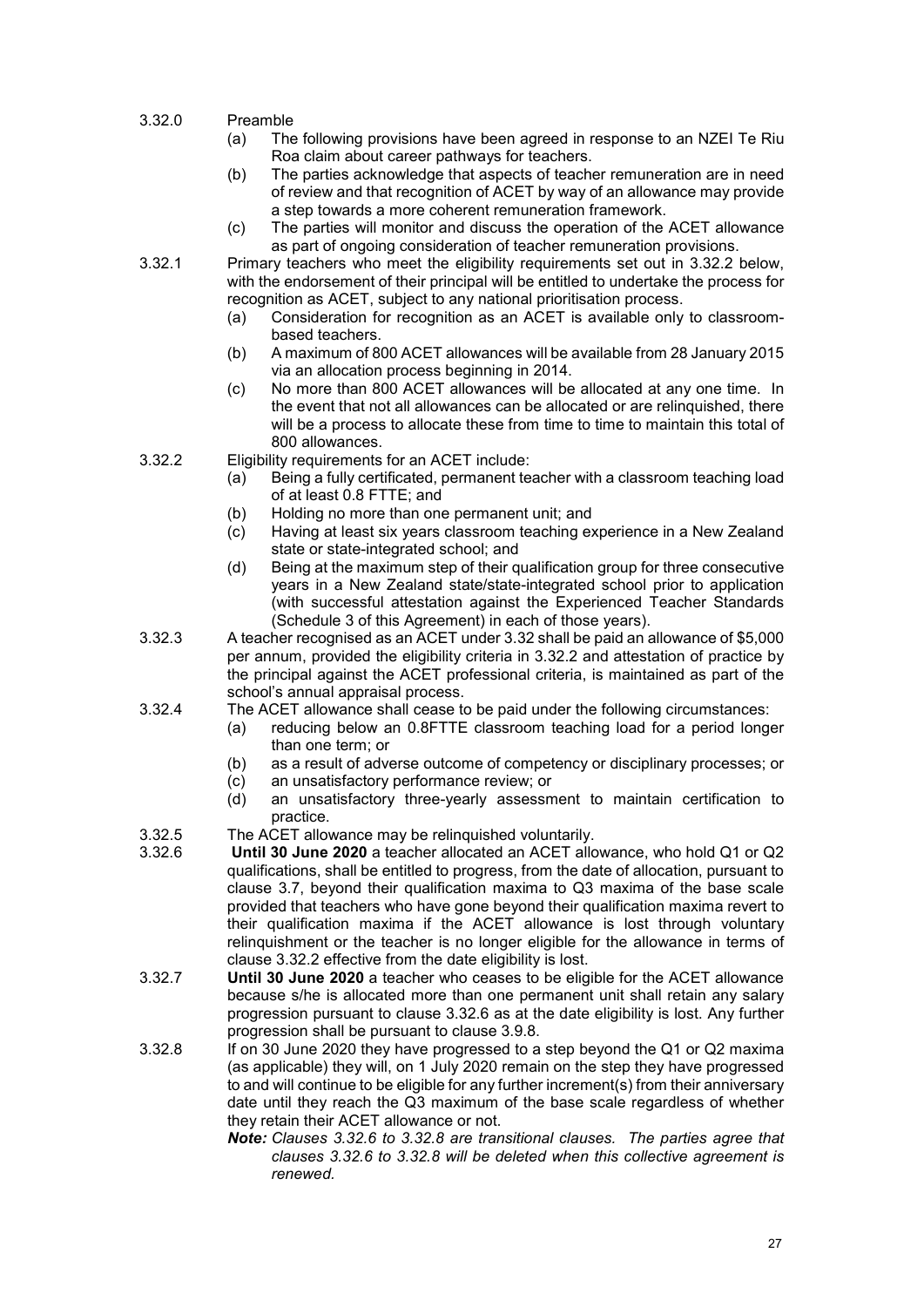3.32.0 Preamble

(a) The following provisions have been agreed in response to an NZEI Te Riu Roa claim about career pathways for teachers.

(b) The parties acknowledge that aspects of teacher remuneration are in need of review and that recognition of ACET by way of an allowance may provide a step towards a more coherent remuneration framework.

(c) The parties will monitor and discuss the operation of the ACET allowance as part of ongoing consideration of teacher remuneration provisions.

3.32.1 Primary teachers who meet the eligibility requirements set out in 3.32.2 below, with the endorsement of their principal will be entitled to undertake the process for recognition as ACET, subject to any national prioritisation process.

(a) Consideration for recognition as an ACET is available only to classroom-based teachers.

(b) A maximum of 800 ACET allowances will be available from 28 January 2015 via an allocation process beginning in 2014.

(c) No more than 800 ACET allowances will be allocated at any one time. In the event that not all allowances can be allocated or are relinquished, there will be a process to allocate these from time to time to maintain this total of 800 allowances.

3.32.2 Eligibility requirements for an ACET include:

(a) Being a fully certificated, permanent teacher with a classroom teaching load of at least 0.8 FTTE; and

(b) Holding no more than one permanent unit; and

(c) Having at least six years classroom teaching experience in a New Zealand state or state-integrated school; and

(d) Being at the maximum step of their qualification group for three consecutive years in a New Zealand state/state-integrated school prior to application (with successful attestation against the Experienced Teacher Standards (Schedule 3 of this Agreement) in each of those years).

3.32.3 A teacher recognised as an ACET under 3.32 shall be paid an allowance of $5,000 per annum, provided the eligibility criteria in 3.32.2 and attestation of practice by the principal against the ACET professional criteria, is maintained as part of the school's annual appraisal process.

3.32.4 The ACET allowance shall cease to be paid under the following circumstances:

(a) reducing below an 0.8FTTE classroom teaching load for a period longer than one term; or

(b) as a result of adverse outcome of competency or disciplinary processes; or

(c) an unsatisfactory performance review; or

(d) an unsatisfactory three-yearly assessment to maintain certification to practice.

3.32.5 The ACET allowance may be relinquished voluntarily.

3.32.6 **Until 30 June 2020** a teacher allocated an ACET allowance, who hold Q1 or Q2 qualifications, shall be entitled to progress, from the date of allocation, pursuant to clause 3.7, beyond their qualification maxima to Q3 maxima of the base scale provided that teachers who have gone beyond their qualification maxima revert to their qualification maxima if the ACET allowance is lost through voluntary relinquishment or the teacher is no longer eligible for the allowance in terms of clause 3.32.2 effective from the date eligibility is lost.

3.32.7 **Until 30 June 2020** a teacher who ceases to be eligible for the ACET allowance because s/he is allocated more than one permanent unit shall retain any salary progression pursuant to clause 3.32.6 as at the date eligibility is lost. Any further progression shall be pursuant to clause 3.9.8.

3.32.8 If on 30 June 2020 they have progressed to a step beyond the Q1 or Q2 maxima (as applicable) they will, on 1 July 2020 remain on the step they have progressed to and will continue to be eligible for any further increment(s) from their anniversary date until they reach the Q3 maximum of the base scale regardless of whether they retain their ACET allowance or not.

***Note:*** *Clauses 3.32.6 to 3.32.8 are transitional clauses. The parties agree that clauses 3.32.6 to 3.32.8 will be deleted when this collective agreement is renewed.*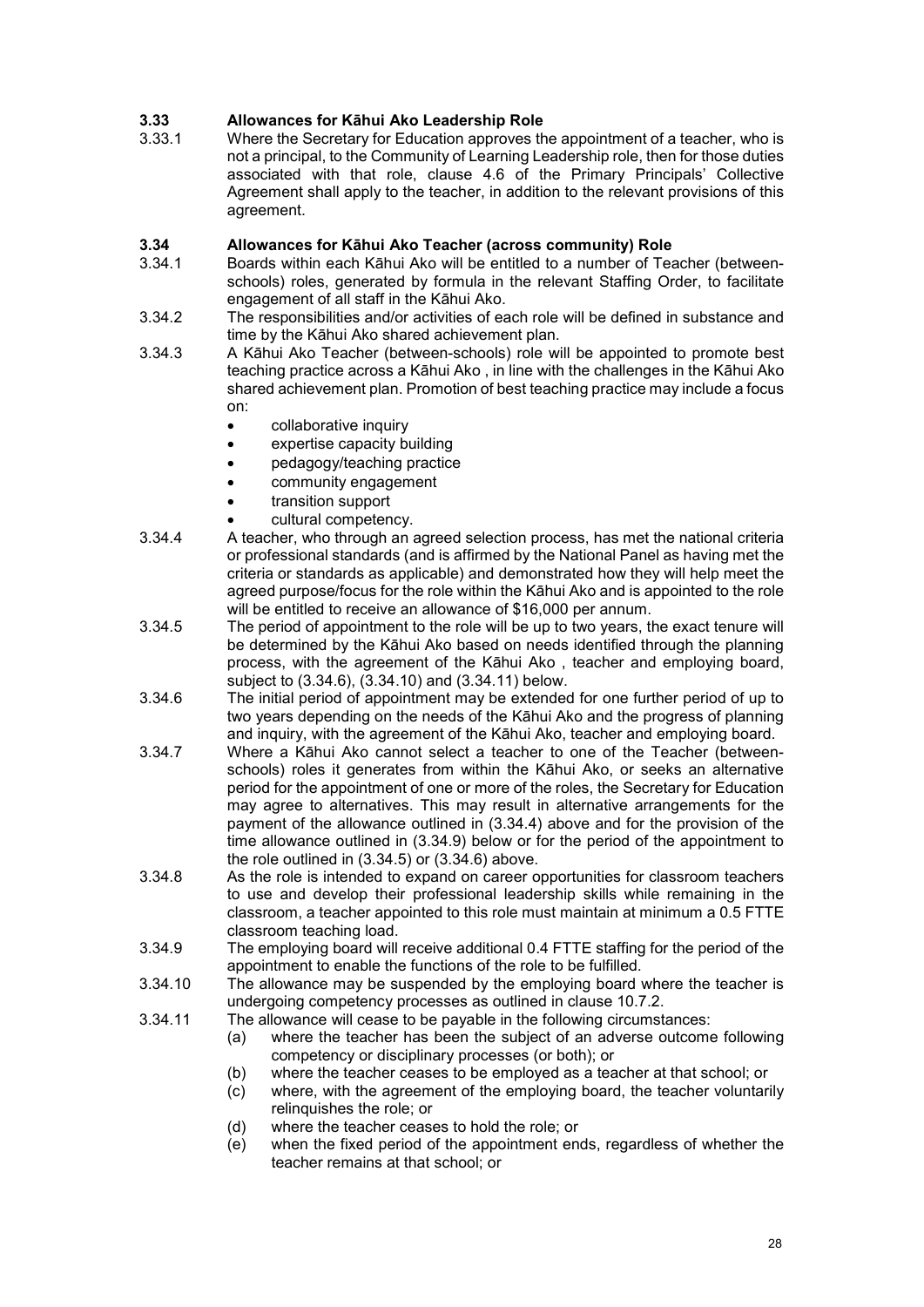### 3.33 Allowances for Kāhui Ako Leadership Role

3.33.1 Where the Secretary for Education approves the appointment of a teacher, who is not a principal, to the Community of Learning Leadership role, then for those duties associated with that role, clause 4.6 of the Primary Principals' Collective Agreement shall apply to the teacher, in addition to the relevant provisions of this agreement.

### 3.34 Allowances for Kāhui Ako Teacher (across community) Role

3.34.1 Boards within each Kāhui Ako will be entitled to a number of Teacher (between-schools) roles, generated by formula in the relevant Staffing Order, to facilitate engagement of all staff in the Kāhui Ako.

3.34.2 The responsibilities and/or activities of each role will be defined in substance and time by the Kāhui Ako shared achievement plan.

3.34.3 A Kāhui Ako Teacher (between-schools) role will be appointed to promote best teaching practice across a Kāhui Ako , in line with the challenges in the Kāhui Ako shared achievement plan. Promotion of best teaching practice may include a focus on:

- collaborative inquiry
- expertise capacity building
- pedagogy/teaching practice
- community engagement
- transition support
- cultural competency.

3.34.4 A teacher, who through an agreed selection process, has met the national criteria or professional standards (and is affirmed by the National Panel as having met the criteria or standards as applicable) and demonstrated how they will help meet the agreed purpose/focus for the role within the Kāhui Ako and is appointed to the role will be entitled to receive an allowance of $16,000 per annum.

3.34.5 The period of appointment to the role will be up to two years, the exact tenure will be determined by the Kāhui Ako based on needs identified through the planning process, with the agreement of the Kāhui Ako , teacher and employing board, subject to (3.34.6), (3.34.10) and (3.34.11) below.

3.34.6 The initial period of appointment may be extended for one further period of up to two years depending on the needs of the Kāhui Ako and the progress of planning and inquiry, with the agreement of the Kāhui Ako, teacher and employing board.

3.34.7 Where a Kāhui Ako cannot select a teacher to one of the Teacher (between-schools) roles it generates from within the Kāhui Ako, or seeks an alternative period for the appointment of one or more of the roles, the Secretary for Education may agree to alternatives. This may result in alternative arrangements for the payment of the allowance outlined in (3.34.4) above and for the provision of the time allowance outlined in (3.34.9) below or for the period of the appointment to the role outlined in (3.34.5) or (3.34.6) above.

3.34.8 As the role is intended to expand on career opportunities for classroom teachers to use and develop their professional leadership skills while remaining in the classroom, a teacher appointed to this role must maintain at minimum a 0.5 FTTE classroom teaching load.

3.34.9 The employing board will receive additional 0.4 FTTE staffing for the period of the appointment to enable the functions of the role to be fulfilled.

3.34.10 The allowance may be suspended by the employing board where the teacher is undergoing competency processes as outlined in clause 10.7.2.

3.34.11 The allowance will cease to be payable in the following circumstances:

(a) where the teacher has been the subject of an adverse outcome following competency or disciplinary processes (or both); or

(b) where the teacher ceases to be employed as a teacher at that school; or

(c) where, with the agreement of the employing board, the teacher voluntarily relinquishes the role; or

(d) where the teacher ceases to hold the role; or

(e) when the fixed period of the appointment ends, regardless of whether the teacher remains at that school; or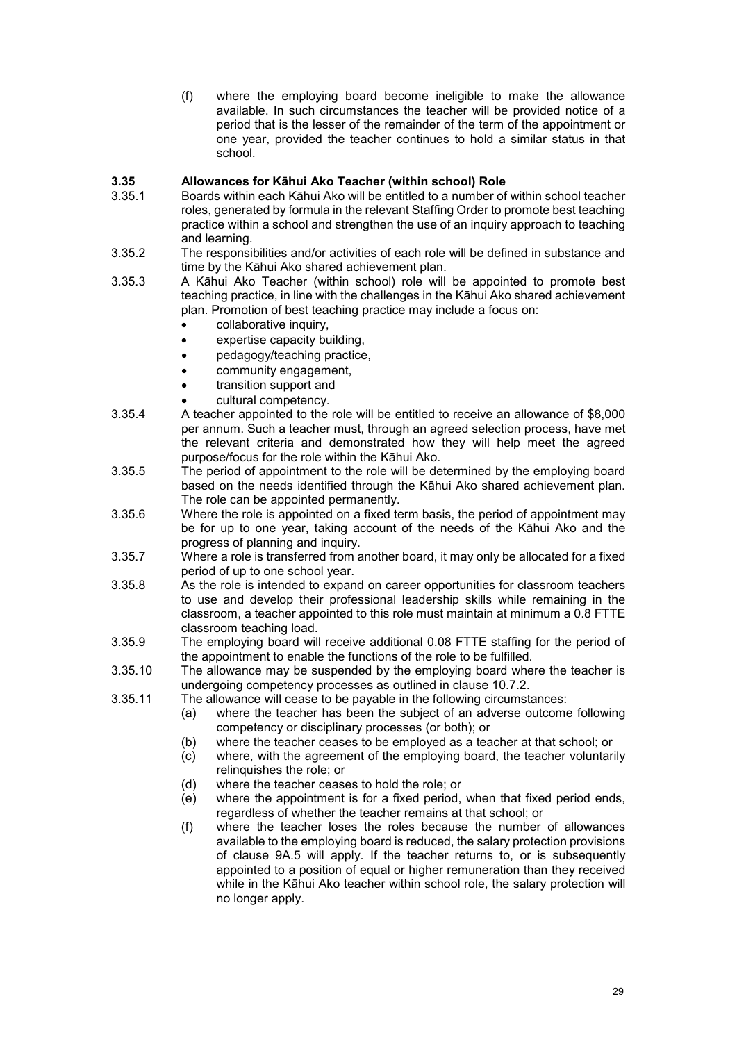(f) where the employing board become ineligible to make the allowance available. In such circumstances the teacher will be provided notice of a period that is the lesser of the remainder of the term of the appointment or one year, provided the teacher continues to hold a similar status in that school.

### 3.35 Allowances for Kāhui Ako Teacher (within school) Role

3.35.1 Boards within each Kāhui Ako will be entitled to a number of within school teacher roles, generated by formula in the relevant Staffing Order to promote best teaching practice within a school and strengthen the use of an inquiry approach to teaching and learning.

3.35.2 The responsibilities and/or activities of each role will be defined in substance and time by the Kāhui Ako shared achievement plan.

3.35.3 A Kāhui Ako Teacher (within school) role will be appointed to promote best teaching practice, in line with the challenges in the Kāhui Ako shared achievement plan. Promotion of best teaching practice may include a focus on:

- collaborative inquiry,
- expertise capacity building,
- pedagogy/teaching practice,
- community engagement,
- transition support and
- cultural competency.

3.35.4 A teacher appointed to the role will be entitled to receive an allowance of $8,000 per annum. Such a teacher must, through an agreed selection process, have met the relevant criteria and demonstrated how they will help meet the agreed purpose/focus for the role within the Kāhui Ako.

3.35.5 The period of appointment to the role will be determined by the employing board based on the needs identified through the Kāhui Ako shared achievement plan. The role can be appointed permanently.

3.35.6 Where the role is appointed on a fixed term basis, the period of appointment may be for up to one year, taking account of the needs of the Kāhui Ako and the progress of planning and inquiry.

3.35.7 Where a role is transferred from another board, it may only be allocated for a fixed period of up to one school year.

3.35.8 As the role is intended to expand on career opportunities for classroom teachers to use and develop their professional leadership skills while remaining in the classroom, a teacher appointed to this role must maintain at minimum a 0.8 FTTE classroom teaching load.

3.35.9 The employing board will receive additional 0.08 FTTE staffing for the period of the appointment to enable the functions of the role to be fulfilled.

3.35.10 The allowance may be suspended by the employing board where the teacher is undergoing competency processes as outlined in clause 10.7.2.

3.35.11 The allowance will cease to be payable in the following circumstances:

(a) where the teacher has been the subject of an adverse outcome following competency or disciplinary processes (or both); or

(b) where the teacher ceases to be employed as a teacher at that school; or

(c) where, with the agreement of the employing board, the teacher voluntarily relinquishes the role; or

(d) where the teacher ceases to hold the role; or

(e) where the appointment is for a fixed period, when that fixed period ends, regardless of whether the teacher remains at that school; or

(f) where the teacher loses the roles because the number of allowances available to the employing board is reduced, the salary protection provisions of clause 9A.5 will apply. If the teacher returns to, or is subsequently appointed to a position of equal or higher remuneration than they received while in the Kāhui Ako teacher within school role, the salary protection will no longer apply.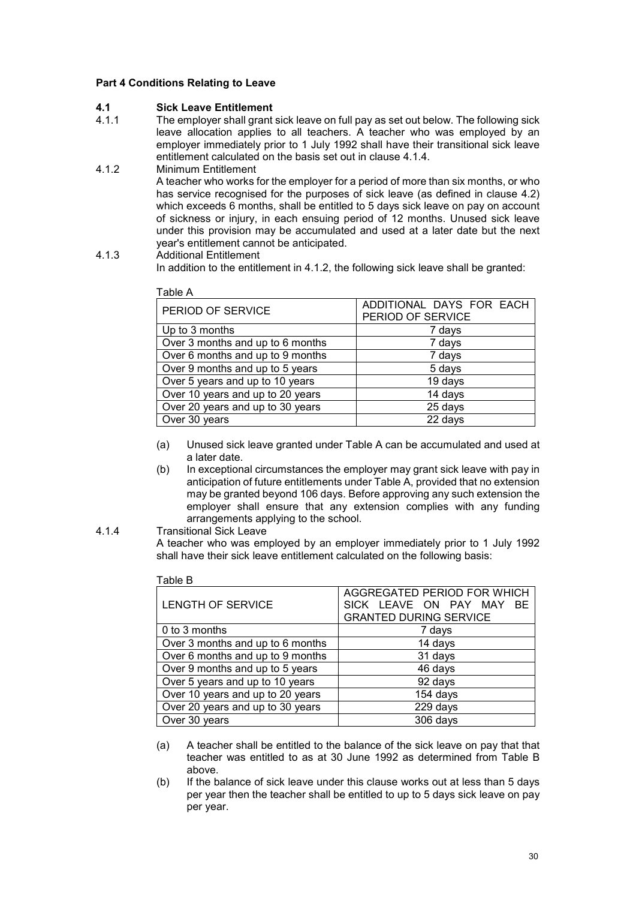**Part 4 Conditions Relating to Leave**

**4.1 Sick Leave Entitlement**

4.1.1 The employer shall grant sick leave on full pay as set out below. The following sick leave allocation applies to all teachers. A teacher who was employed by an employer immediately prior to 1 July 1992 shall have their transitional sick leave entitlement calculated on the basis set out in clause 4.1.4.

4.1.2 Minimum Entitlement

A teacher who works for the employer for a period of more than six months, or who has service recognised for the purposes of sick leave (as defined in clause 4.2) which exceeds 6 months, shall be entitled to 5 days sick leave on pay on account of sickness or injury, in each ensuing period of 12 months. Unused sick leave under this provision may be accumulated and used at a later date but the next year's entitlement cannot be anticipated.

4.1.3 Additional Entitlement

In addition to the entitlement in 4.1.2, the following sick leave shall be granted:

Table A

| PERIOD OF SERVICE | ADDITIONAL DAYS FOR EACH PERIOD OF SERVICE |
|---|---|
| Up to 3 months | 7 days |
| Over 3 months and up to 6 months | 7 days |
| Over 6 months and up to 9 months | 7 days |
| Over 9 months and up to 5 years | 5 days |
| Over 5 years and up to 10 years | 19 days |
| Over 10 years and up to 20 years | 14 days |
| Over 20 years and up to 30 years | 25 days |
| Over 30 years | 22 days |

(a) Unused sick leave granted under Table A can be accumulated and used at a later date.

(b) In exceptional circumstances the employer may grant sick leave with pay in anticipation of future entitlements under Table A, provided that no extension may be granted beyond 106 days. Before approving any such extension the employer shall ensure that any extension complies with any funding arrangements applying to the school.

4.1.4 Transitional Sick Leave

A teacher who was employed by an employer immediately prior to 1 July 1992 shall have their sick leave entitlement calculated on the following basis:

Table B

| LENGTH OF SERVICE | AGGREGATED PERIOD FOR WHICH SICK LEAVE ON PAY MAY BE GRANTED DURING SERVICE |
|---|---|
| 0 to 3 months | 7 days |
| Over 3 months and up to 6 months | 14 days |
| Over 6 months and up to 9 months | 31 days |
| Over 9 months and up to 5 years | 46 days |
| Over 5 years and up to 10 years | 92 days |
| Over 10 years and up to 20 years | 154 days |
| Over 20 years and up to 30 years | 229 days |
| Over 30 years | 306 days |

(a) A teacher shall be entitled to the balance of the sick leave on pay that that teacher was entitled to as at 30 June 1992 as determined from Table B above.

(b) If the balance of sick leave under this clause works out at less than 5 days per year then the teacher shall be entitled to up to 5 days sick leave on pay per year.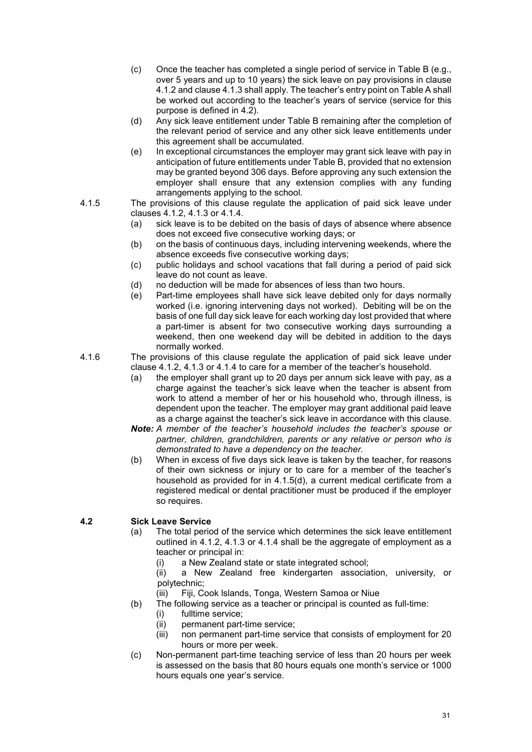(c) Once the teacher has completed a single period of service in Table B (e.g., over 5 years and up to 10 years) the sick leave on pay provisions in clause 4.1.2 and clause 4.1.3 shall apply. The teacher's entry point on Table A shall be worked out according to the teacher's years of service (service for this purpose is defined in 4.2).

(d) Any sick leave entitlement under Table B remaining after the completion of the relevant period of service and any other sick leave entitlements under this agreement shall be accumulated.

(e) In exceptional circumstances the employer may grant sick leave with pay in anticipation of future entitlements under Table B, provided that no extension may be granted beyond 306 days. Before approving any such extension the employer shall ensure that any extension complies with any funding arrangements applying to the school.

4.1.5 The provisions of this clause regulate the application of paid sick leave under clauses 4.1.2, 4.1.3 or 4.1.4.

(a) sick leave is to be debited on the basis of days of absence where absence does not exceed five consecutive working days; or

(b) on the basis of continuous days, including intervening weekends, where the absence exceeds five consecutive working days;

(c) public holidays and school vacations that fall during a period of paid sick leave do not count as leave.

(d) no deduction will be made for absences of less than two hours.

(e) Part-time employees shall have sick leave debited only for days normally worked (i.e. ignoring intervening days not worked). Debiting will be on the basis of one full day sick leave for each working day lost provided that where a part-timer is absent for two consecutive working days surrounding a weekend, then one weekend day will be debited in addition to the days normally worked.

4.1.6 The provisions of this clause regulate the application of paid sick leave under clause 4.1.2, 4.1.3 or 4.1.4 to care for a member of the teacher's household.

(a) the employer shall grant up to 20 days per annum sick leave with pay, as a charge against the teacher's sick leave when the teacher is absent from work to attend a member of her or his household who, through illness, is dependent upon the teacher. The employer may grant additional paid leave as a charge against the teacher's sick leave in accordance with this clause.

***Note:*** *A member of the teacher's household includes the teacher's spouse or partner, children, grandchildren, parents or any relative or person who is demonstrated to have a dependency on the teacher.*

(b) When in excess of five days sick leave is taken by the teacher, for reasons of their own sickness or injury or to care for a member of the teacher's household as provided for in 4.1.5(d), a current medical certificate from a registered medical or dental practitioner must be produced if the employer so requires.

### 4.2 Sick Leave Service

(a) The total period of the service which determines the sick leave entitlement outlined in 4.1.2, 4.1.3 or 4.1.4 shall be the aggregate of employment as a teacher or principal in:

(i) a New Zealand state or state integrated school;

(ii) a New Zealand free kindergarten association, university, or polytechnic;

(iii) Fiji, Cook Islands, Tonga, Western Samoa or Niue

(b) The following service as a teacher or principal is counted as full-time:

(i) fulltime service;

(ii) permanent part-time service;

(iii) non permanent part-time service that consists of employment for 20 hours or more per week.

(c) Non-permanent part-time teaching service of less than 20 hours per week is assessed on the basis that 80 hours equals one month's service or 1000 hours equals one year's service.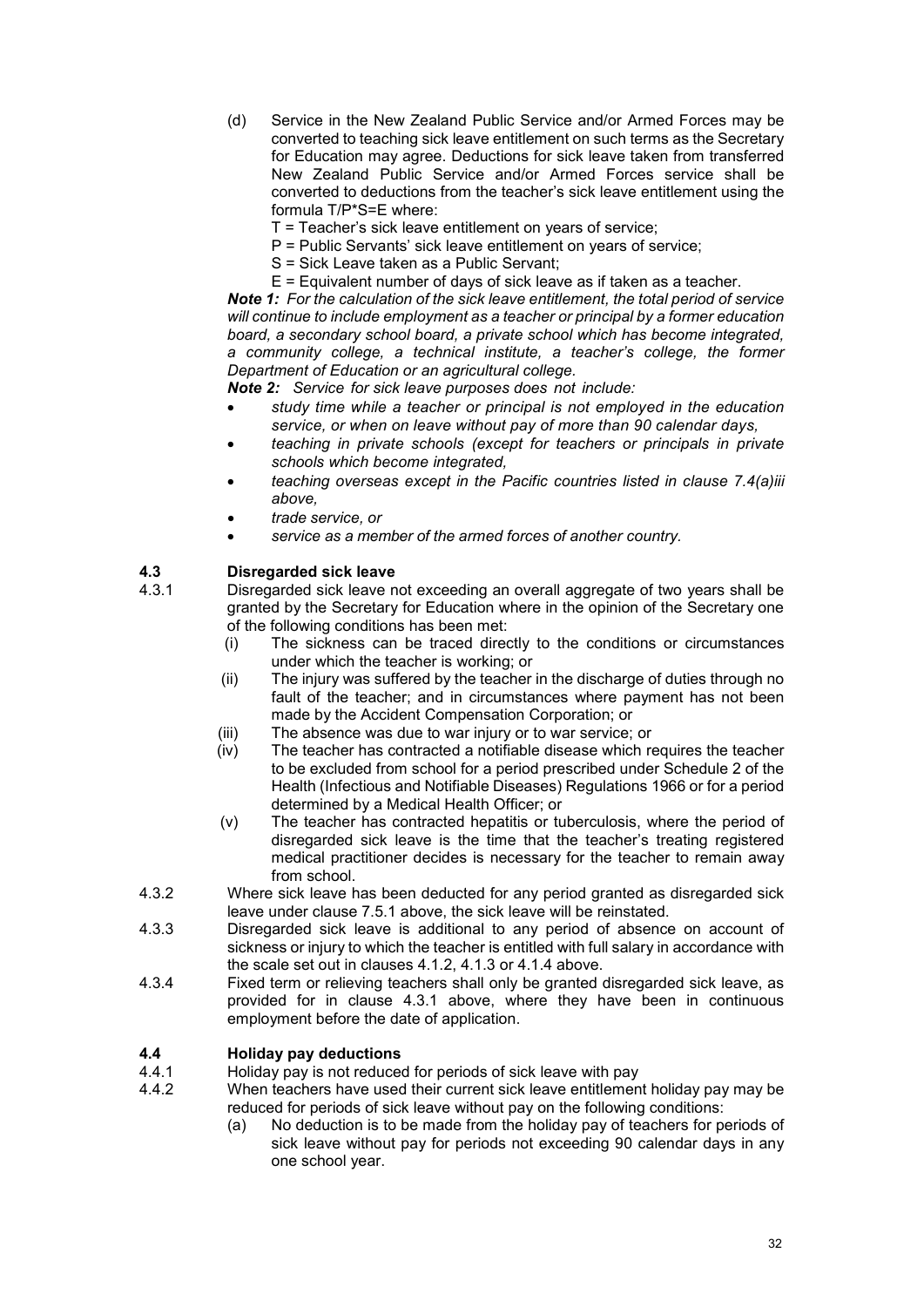(d) Service in the New Zealand Public Service and/or Armed Forces may be converted to teaching sick leave entitlement on such terms as the Secretary for Education may agree. Deductions for sick leave taken from transferred New Zealand Public Service and/or Armed Forces service shall be converted to deductions from the teacher's sick leave entitlement using the formula $T/P*S=E$ where:

T = Teacher's sick leave entitlement on years of service;

P = Public Servants' sick leave entitlement on years of service;

S = Sick Leave taken as a Public Servant;

E = Equivalent number of days of sick leave as if taken as a teacher.

***Note 1:*** *For the calculation of the sick leave entitlement, the total period of service will continue to include employment as a teacher or principal by a former education board, a secondary school board, a private school which has become integrated, a community college, a technical institute, a teacher's college, the former Department of Education or an agricultural college.*

***Note 2:*** *Service for sick leave purposes does not include:*

- *study time while a teacher or principal is not employed in the education service, or when on leave without pay of more than 90 calendar days,*
- *teaching in private schools (except for teachers or principals in private schools which become integrated,*
- *teaching overseas except in the Pacific countries listed in clause 7.4(a)iii above,*
- *trade service, or*
- *service as a member of the armed forces of another country.*

### 4.3 Disregarded sick leave

4.3.1 Disregarded sick leave not exceeding an overall aggregate of two years shall be granted by the Secretary for Education where in the opinion of the Secretary one of the following conditions has been met:

(i) The sickness can be traced directly to the conditions or circumstances under which the teacher is working; or

(ii) The injury was suffered by the teacher in the discharge of duties through no fault of the teacher; and in circumstances where payment has not been made by the Accident Compensation Corporation; or

(iii) The absence was due to war injury or to war service; or

(iv) The teacher has contracted a notifiable disease which requires the teacher to be excluded from school for a period prescribed under Schedule 2 of the Health (Infectious and Notifiable Diseases) Regulations 1966 or for a period determined by a Medical Health Officer; or

(v) The teacher has contracted hepatitis or tuberculosis, where the period of disregarded sick leave is the time that the teacher's treating registered medical practitioner decides is necessary for the teacher to remain away from school.

4.3.2 Where sick leave has been deducted for any period granted as disregarded sick leave under clause 7.5.1 above, the sick leave will be reinstated.

4.3.3 Disregarded sick leave is additional to any period of absence on account of sickness or injury to which the teacher is entitled with full salary in accordance with the scale set out in clauses 4.1.2, 4.1.3 or 4.1.4 above.

4.3.4 Fixed term or relieving teachers shall only be granted disregarded sick leave, as provided for in clause 4.3.1 above, where they have been in continuous employment before the date of application.

### 4.4 Holiday pay deductions

4.4.1 Holiday pay is not reduced for periods of sick leave with pay

4.4.2 When teachers have used their current sick leave entitlement holiday pay may be reduced for periods of sick leave without pay on the following conditions:

(a) No deduction is to be made from the holiday pay of teachers for periods of sick leave without pay for periods not exceeding 90 calendar days in any one school year.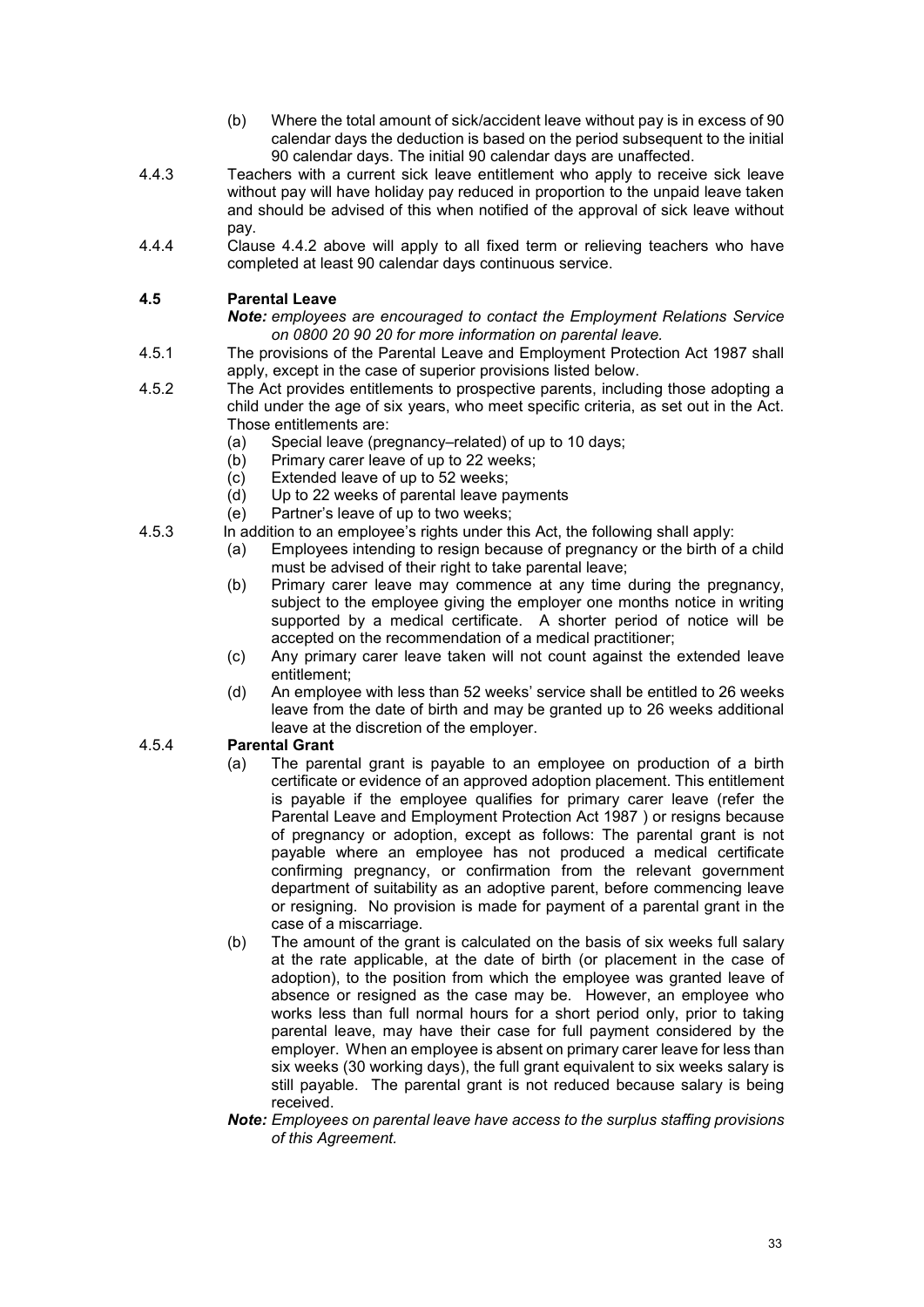(b) Where the total amount of sick/accident leave without pay is in excess of 90 calendar days the deduction is based on the period subsequent to the initial 90 calendar days. The initial 90 calendar days are unaffected.

4.4.3 Teachers with a current sick leave entitlement who apply to receive sick leave without pay will have holiday pay reduced in proportion to the unpaid leave taken and should be advised of this when notified of the approval of sick leave without pay.

4.4.4 Clause 4.4.2 above will apply to all fixed term or relieving teachers who have completed at least 90 calendar days continuous service.

**4.5 Parental Leave**

***Note:*** *employees are encouraged to contact the Employment Relations Service on 0800 20 90 20 for more information on parental leave.*

4.5.1 The provisions of the Parental Leave and Employment Protection Act 1987 shall apply, except in the case of superior provisions listed below.

4.5.2 The Act provides entitlements to prospective parents, including those adopting a child under the age of six years, who meet specific criteria, as set out in the Act. Those entitlements are:

- (a) Special leave (pregnancy–related) of up to 10 days;
- (b) Primary carer leave of up to 22 weeks;
- (c) Extended leave of up to 52 weeks;
- (d) Up to 22 weeks of parental leave payments
- (e) Partner's leave of up to two weeks;

4.5.3 In addition to an employee's rights under this Act, the following shall apply:

- (a) Employees intending to resign because of pregnancy or the birth of a child must be advised of their right to take parental leave;
- (b) Primary carer leave may commence at any time during the pregnancy, subject to the employee giving the employer one months notice in writing supported by a medical certificate. A shorter period of notice will be accepted on the recommendation of a medical practitioner;
- (c) Any primary carer leave taken will not count against the extended leave entitlement;
- (d) An employee with less than 52 weeks' service shall be entitled to 26 weeks leave from the date of birth and may be granted up to 26 weeks additional leave at the discretion of the employer.

4.5.4 **Parental Grant**

- (a) The parental grant is payable to an employee on production of a birth certificate or evidence of an approved adoption placement. This entitlement is payable if the employee qualifies for primary carer leave (refer the Parental Leave and Employment Protection Act 1987 ) or resigns because of pregnancy or adoption, except as follows: The parental grant is not payable where an employee has not produced a medical certificate confirming pregnancy, or confirmation from the relevant government department of suitability as an adoptive parent, before commencing leave or resigning. No provision is made for payment of a parental grant in the case of a miscarriage.
- (b) The amount of the grant is calculated on the basis of six weeks full salary at the rate applicable, at the date of birth (or placement in the case of adoption), to the position from which the employee was granted leave of absence or resigned as the case may be. However, an employee who works less than full normal hours for a short period only, prior to taking parental leave, may have their case for full payment considered by the employer. When an employee is absent on primary carer leave for less than six weeks (30 working days), the full grant equivalent to six weeks salary is still payable. The parental grant is not reduced because salary is being received.

***Note:*** *Employees on parental leave have access to the surplus staffing provisions of this Agreement.*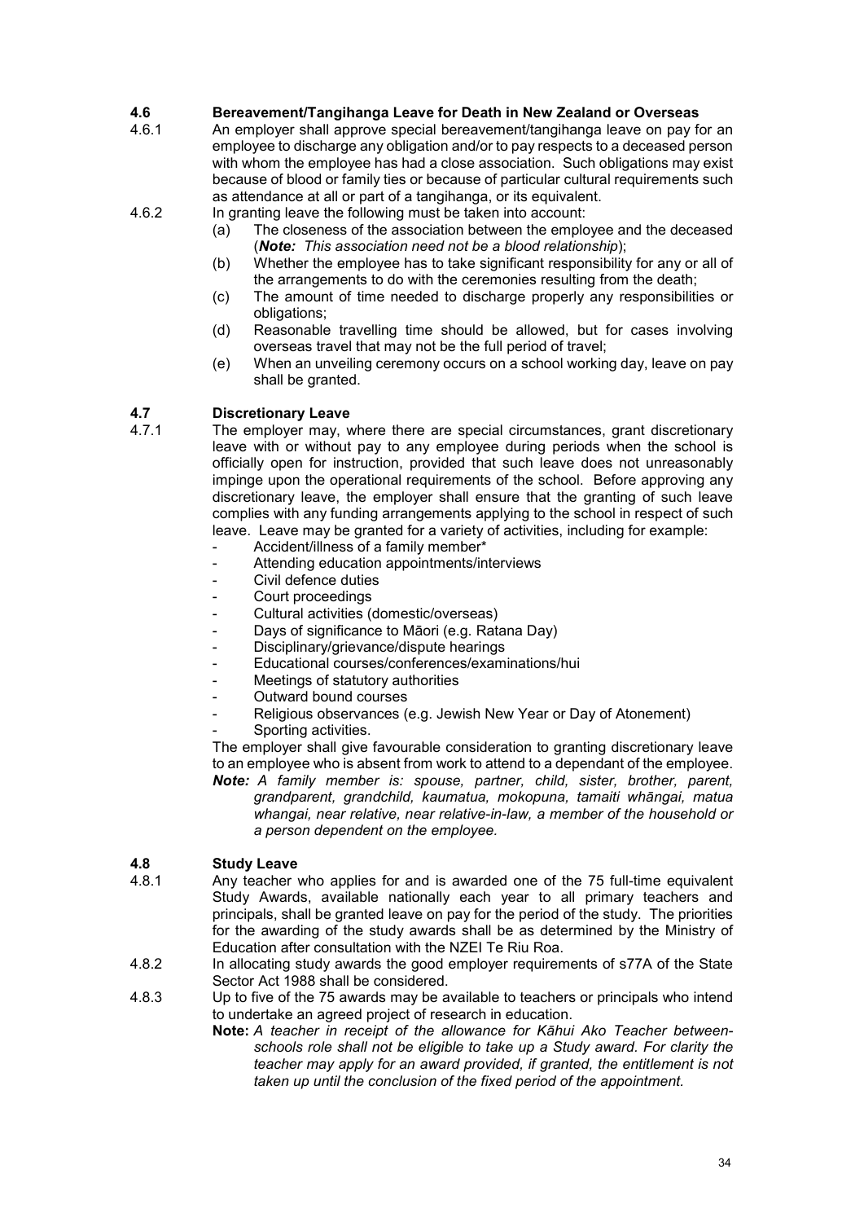## 4.6 Bereavement/Tangihanga Leave for Death in New Zealand or Overseas

4.6.1 An employer shall approve special bereavement/tangihanga leave on pay for an employee to discharge any obligation and/or to pay respects to a deceased person with whom the employee has had a close association. Such obligations may exist because of blood or family ties or because of particular cultural requirements such as attendance at all or part of a tangihanga, or its equivalent.

4.6.2 In granting leave the following must be taken into account:

(a) The closeness of the association between the employee and the deceased (***Note:*** *This association need not be a blood relationship*);

(b) Whether the employee has to take significant responsibility for any or all of the arrangements to do with the ceremonies resulting from the death;

(c) The amount of time needed to discharge properly any responsibilities or obligations;

(d) Reasonable travelling time should be allowed, but for cases involving overseas travel that may not be the full period of travel;

(e) When an unveiling ceremony occurs on a school working day, leave on pay shall be granted.

## 4.7 Discretionary Leave

4.7.1 The employer may, where there are special circumstances, grant discretionary leave with or without pay to any employee during periods when the school is officially open for instruction, provided that such leave does not unreasonably impinge upon the operational requirements of the school. Before approving any discretionary leave, the employer shall ensure that the granting of such leave complies with any funding arrangements applying to the school in respect of such leave. Leave may be granted for a variety of activities, including for example:

- Accident/illness of a family member*
- Attending education appointments/interviews
- Civil defence duties
- Court proceedings
- Cultural activities (domestic/overseas)
- Days of significance to Māori (e.g. Ratana Day)
- Disciplinary/grievance/dispute hearings
- Educational courses/conferences/examinations/hui
- Meetings of statutory authorities
- Outward bound courses
- Religious observances (e.g. Jewish New Year or Day of Atonement)
- Sporting activities.

The employer shall give favourable consideration to granting discretionary leave to an employee who is absent from work to attend to a dependant of the employee.

***Note:*** *A family member is: spouse, partner, child, sister, brother, parent, grandparent, grandchild, kaumatua, mokopuna, tamaiti whāngai, matua whangai, near relative, near relative-in-law, a member of the household or a person dependent on the employee.*

## 4.8 Study Leave

4.8.1 Any teacher who applies for and is awarded one of the 75 full-time equivalent Study Awards, available nationally each year to all primary teachers and principals, shall be granted leave on pay for the period of the study. The priorities for the awarding of the study awards shall be as determined by the Ministry of Education after consultation with the NZEI Te Riu Roa.

4.8.2 In allocating study awards the good employer requirements of s77A of the State Sector Act 1988 shall be considered.

4.8.3 Up to five of the 75 awards may be available to teachers or principals who intend to undertake an agreed project of research in education.

**Note:** *A teacher in receipt of the allowance for Kāhui Ako Teacher between-schools role shall not be eligible to take up a Study award. For clarity the teacher may apply for an award provided, if granted, the entitlement is not taken up until the conclusion of the fixed period of the appointment.*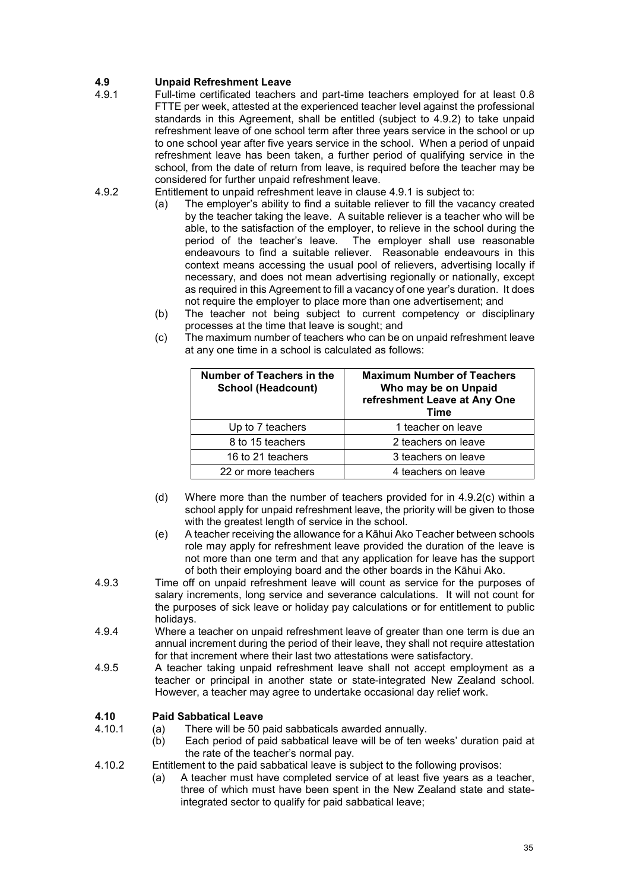## 4.9 Unpaid Refreshment Leave

4.9.1 Full-time certificated teachers and part-time teachers employed for at least 0.8 FTTE per week, attested at the experienced teacher level against the professional standards in this Agreement, shall be entitled (subject to 4.9.2) to take unpaid refreshment leave of one school term after three years service in the school or up to one school year after five years service in the school. When a period of unpaid refreshment leave has been taken, a further period of qualifying service in the school, from the date of return from leave, is required before the teacher may be considered for further unpaid refreshment leave.

4.9.2 Entitlement to unpaid refreshment leave in clause 4.9.1 is subject to:

(a) The employer's ability to find a suitable reliever to fill the vacancy created by the teacher taking the leave. A suitable reliever is a teacher who will be able, to the satisfaction of the employer, to relieve in the school during the period of the teacher's leave. The employer shall use reasonable endeavours to find a suitable reliever. Reasonable endeavours in this context means accessing the usual pool of relievers, advertising locally if necessary, and does not mean advertising regionally or nationally, except as required in this Agreement to fill a vacancy of one year's duration. It does not require the employer to place more than one advertisement; and

(b) The teacher not being subject to current competency or disciplinary processes at the time that leave is sought; and

(c) The maximum number of teachers who can be on unpaid refreshment leave at any one time in a school is calculated as follows:

| Number of Teachers in the School (Headcount) | Maximum Number of Teachers Who may be on Unpaid refreshment Leave at Any One Time |
|---|---|
| Up to 7 teachers | 1 teacher on leave |
| 8 to 15 teachers | 2 teachers on leave |
| 16 to 21 teachers | 3 teachers on leave |
| 22 or more teachers | 4 teachers on leave |

(d) Where more than the number of teachers provided for in 4.9.2(c) within a school apply for unpaid refreshment leave, the priority will be given to those with the greatest length of service in the school.

(e) A teacher receiving the allowance for a Kāhui Ako Teacher between schools role may apply for refreshment leave provided the duration of the leave is not more than one term and that any application for leave has the support of both their employing board and the other boards in the Kāhui Ako.

4.9.3 Time off on unpaid refreshment leave will count as service for the purposes of salary increments, long service and severance calculations. It will not count for the purposes of sick leave or holiday pay calculations or for entitlement to public holidays.

4.9.4 Where a teacher on unpaid refreshment leave of greater than one term is due an annual increment during the period of their leave, they shall not require attestation for that increment where their last two attestations were satisfactory.

4.9.5 A teacher taking unpaid refreshment leave shall not accept employment as a teacher or principal in another state or state-integrated New Zealand school. However, a teacher may agree to undertake occasional day relief work.

## 4.10 Paid Sabbatical Leave

4.10.1 (a) There will be 50 paid sabbaticals awarded annually.

(b) Each period of paid sabbatical leave will be of ten weeks' duration paid at the rate of the teacher's normal pay.

4.10.2 Entitlement to the paid sabbatical leave is subject to the following provisos:

(a) A teacher must have completed service of at least five years as a teacher, three of which must have been spent in the New Zealand state and state-integrated sector to qualify for paid sabbatical leave;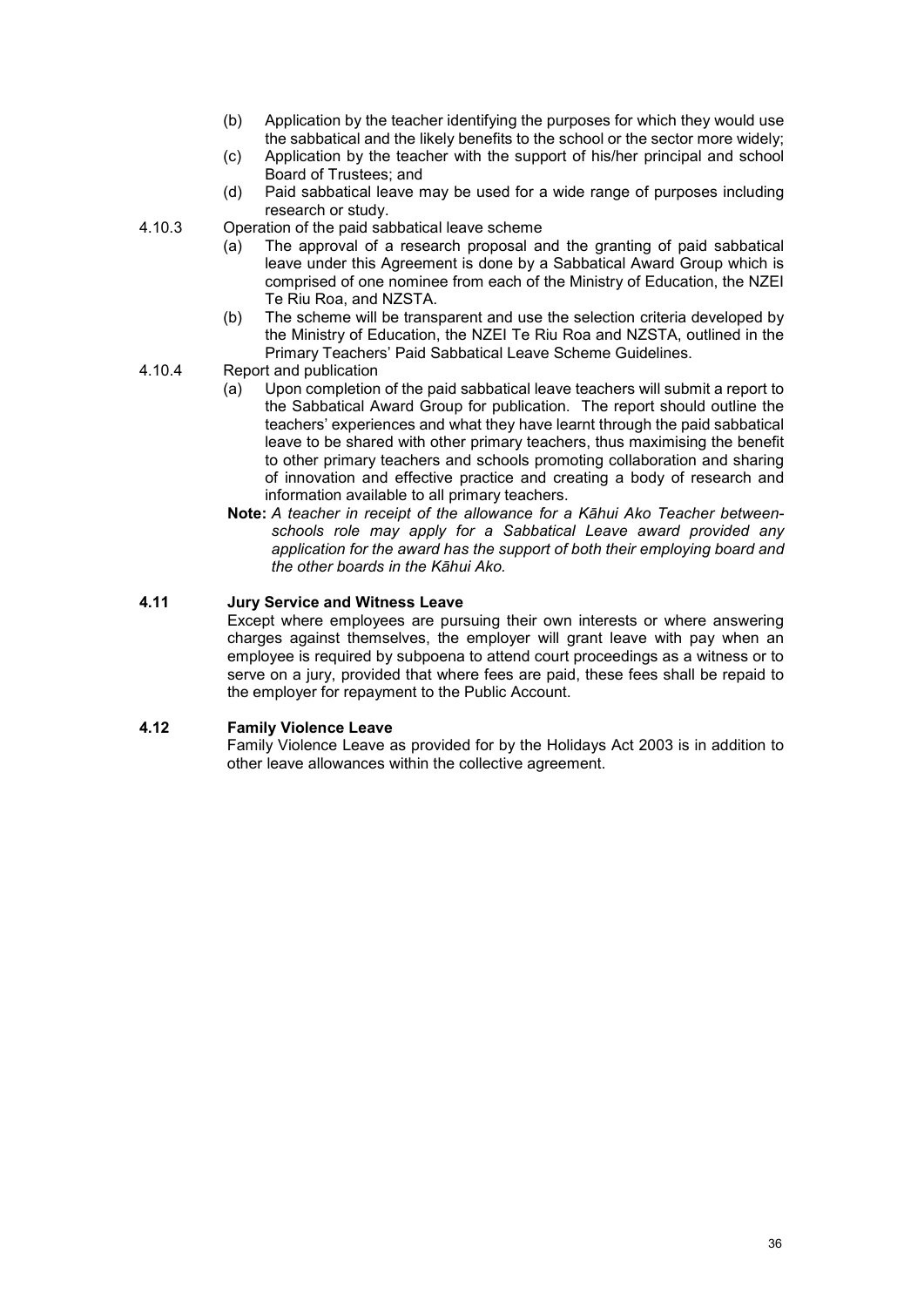(b) Application by the teacher identifying the purposes for which they would use the sabbatical and the likely benefits to the school or the sector more widely;

(c) Application by the teacher with the support of his/her principal and school Board of Trustees; and

(d) Paid sabbatical leave may be used for a wide range of purposes including research or study.

4.10.3 Operation of the paid sabbatical leave scheme

(a) The approval of a research proposal and the granting of paid sabbatical leave under this Agreement is done by a Sabbatical Award Group which is comprised of one nominee from each of the Ministry of Education, the NZEI Te Riu Roa, and NZSTA.

(b) The scheme will be transparent and use the selection criteria developed by the Ministry of Education, the NZEI Te Riu Roa and NZSTA, outlined in the Primary Teachers' Paid Sabbatical Leave Scheme Guidelines.

4.10.4 Report and publication

(a) Upon completion of the paid sabbatical leave teachers will submit a report to the Sabbatical Award Group for publication. The report should outline the teachers' experiences and what they have learnt through the paid sabbatical leave to be shared with other primary teachers, thus maximising the benefit to other primary teachers and schools promoting collaboration and sharing of innovation and effective practice and creating a body of research and information available to all primary teachers.

**Note:** *A teacher in receipt of the allowance for a Kāhui Ako Teacher between-schools role may apply for a Sabbatical Leave award provided any application for the award has the support of both their employing board and the other boards in the Kāhui Ako.*

### 4.11 Jury Service and Witness Leave

Except where employees are pursuing their own interests or where answering charges against themselves, the employer will grant leave with pay when an employee is required by subpoena to attend court proceedings as a witness or to serve on a jury, provided that where fees are paid, these fees shall be repaid to the employer for repayment to the Public Account.

### 4.12 Family Violence Leave

Family Violence Leave as provided for by the Holidays Act 2003 is in addition to other leave allowances within the collective agreement.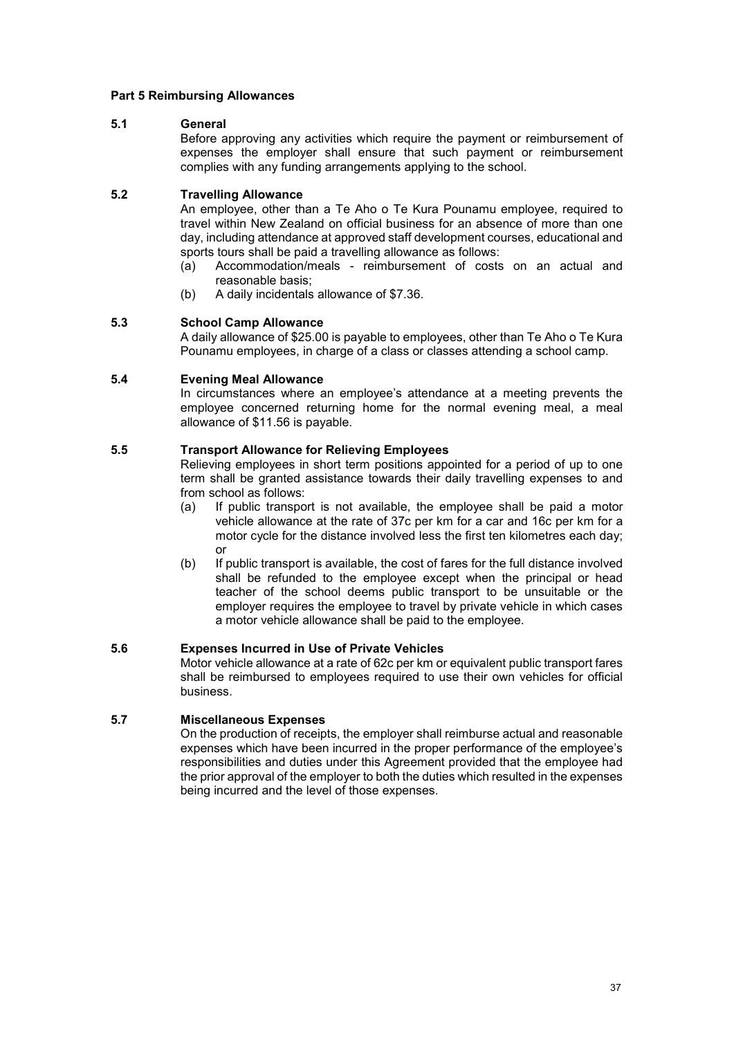## Part 5 Reimbursing Allowances

### 5.1 General

Before approving any activities which require the payment or reimbursement of expenses the employer shall ensure that such payment or reimbursement complies with any funding arrangements applying to the school.

### 5.2 Travelling Allowance

An employee, other than a Te Aho o Te Kura Pounamu employee, required to travel within New Zealand on official business for an absence of more than one day, including attendance at approved staff development courses, educational and sports tours shall be paid a travelling allowance as follows:

(a) Accommodation/meals - reimbursement of costs on an actual and reasonable basis;

(b) A daily incidentals allowance of $7.36.

### 5.3 School Camp Allowance

A daily allowance of $25.00 is payable to employees, other than Te Aho o Te Kura Pounamu employees, in charge of a class or classes attending a school camp.

### 5.4 Evening Meal Allowance

In circumstances where an employee's attendance at a meeting prevents the employee concerned returning home for the normal evening meal, a meal allowance of $11.56 is payable.

### 5.5 Transport Allowance for Relieving Employees

Relieving employees in short term positions appointed for a period of up to one term shall be granted assistance towards their daily travelling expenses to and from school as follows:

(a) If public transport is not available, the employee shall be paid a motor vehicle allowance at the rate of 37c per km for a car and 16c per km for a motor cycle for the distance involved less the first ten kilometres each day; or

(b) If public transport is available, the cost of fares for the full distance involved shall be refunded to the employee except when the principal or head teacher of the school deems public transport to be unsuitable or the employer requires the employee to travel by private vehicle in which cases a motor vehicle allowance shall be paid to the employee.

### 5.6 Expenses Incurred in Use of Private Vehicles

Motor vehicle allowance at a rate of 62c per km or equivalent public transport fares shall be reimbursed to employees required to use their own vehicles for official business.

### 5.7 Miscellaneous Expenses

On the production of receipts, the employer shall reimburse actual and reasonable expenses which have been incurred in the proper performance of the employee's responsibilities and duties under this Agreement provided that the employee had the prior approval of the employer to both the duties which resulted in the expenses being incurred and the level of those expenses.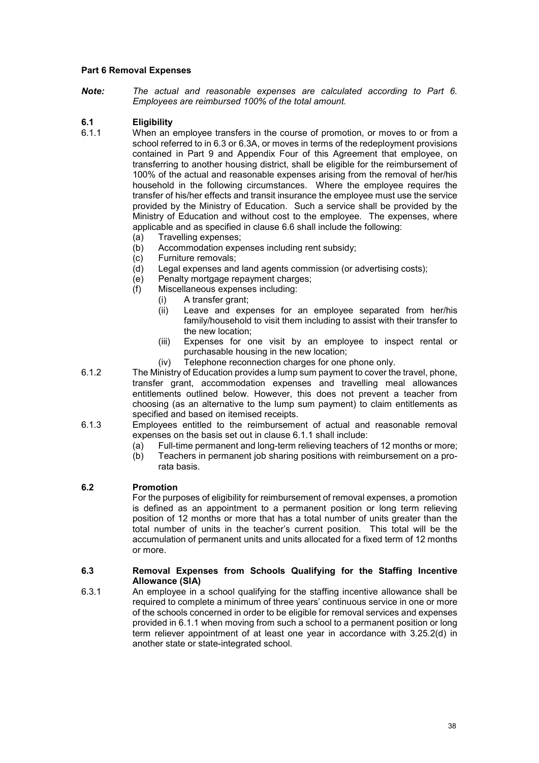## Part 6 Removal Expenses

***Note:*** *The actual and reasonable expenses are calculated according to Part 6. Employees are reimbursed 100% of the total amount.*

### 6.1 Eligibility

6.1.1 When an employee transfers in the course of promotion, or moves to or from a school referred to in 6.3 or 6.3A, or moves in terms of the redeployment provisions contained in Part 9 and Appendix Four of this Agreement that employee, on transferring to another housing district, shall be eligible for the reimbursement of 100% of the actual and reasonable expenses arising from the removal of her/his household in the following circumstances. Where the employee requires the transfer of his/her effects and transit insurance the employee must use the service provided by the Ministry of Education. Such a service shall be provided by the Ministry of Education and without cost to the employee. The expenses, where applicable and as specified in clause 6.6 shall include the following:

- (a) Travelling expenses;
- (b) Accommodation expenses including rent subsidy;
- (c) Furniture removals;
- (d) Legal expenses and land agents commission (or advertising costs);
- (e) Penalty mortgage repayment charges;
- (f) Miscellaneous expenses including:
  - (i) A transfer grant;
  - (ii) Leave and expenses for an employee separated from her/his family/household to visit them including to assist with their transfer to the new location;
  - (iii) Expenses for one visit by an employee to inspect rental or purchasable housing in the new location;
  - (iv) Telephone reconnection charges for one phone only.

6.1.2 The Ministry of Education provides a lump sum payment to cover the travel, phone, transfer grant, accommodation expenses and travelling meal allowances entitlements outlined below. However, this does not prevent a teacher from choosing (as an alternative to the lump sum payment) to claim entitlements as specified and based on itemised receipts.

6.1.3 Employees entitled to the reimbursement of actual and reasonable removal expenses on the basis set out in clause 6.1.1 shall include:

- (a) Full-time permanent and long-term relieving teachers of 12 months or more;
- (b) Teachers in permanent job sharing positions with reimbursement on a pro-rata basis.

### 6.2 Promotion

For the purposes of eligibility for reimbursement of removal expenses, a promotion is defined as an appointment to a permanent position or long term relieving position of 12 months or more that has a total number of units greater than the total number of units in the teacher's current position. This total will be the accumulation of permanent units and units allocated for a fixed term of 12 months or more.

### 6.3 Removal Expenses from Schools Qualifying for the Staffing Incentive Allowance (SIA)

6.3.1 An employee in a school qualifying for the staffing incentive allowance shall be required to complete a minimum of three years' continuous service in one or more of the schools concerned in order to be eligible for removal services and expenses provided in 6.1.1 when moving from such a school to a permanent position or long term reliever appointment of at least one year in accordance with 3.25.2(d) in another state or state-integrated school.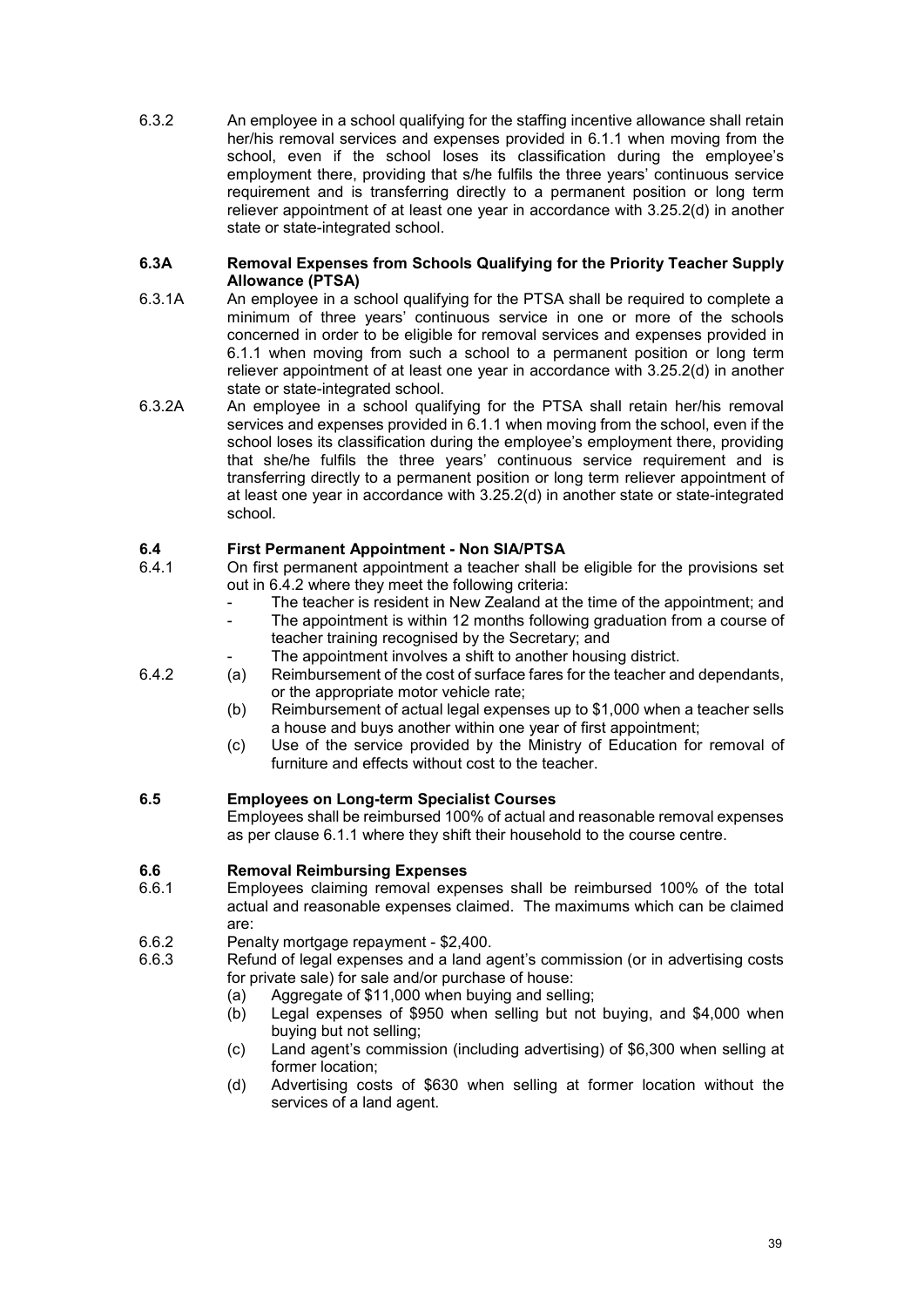6.3.2 An employee in a school qualifying for the staffing incentive allowance shall retain her/his removal services and expenses provided in 6.1.1 when moving from the school, even if the school loses its classification during the employee's employment there, providing that s/he fulfils the three years' continuous service requirement and is transferring directly to a permanent position or long term reliever appointment of at least one year in accordance with 3.25.2(d) in another state or state-integrated school.

### 6.3A Removal Expenses from Schools Qualifying for the Priority Teacher Supply Allowance (PTSA)

6.3.1A An employee in a school qualifying for the PTSA shall be required to complete a minimum of three years' continuous service in one or more of the schools concerned in order to be eligible for removal services and expenses provided in 6.1.1 when moving from such a school to a permanent position or long term reliever appointment of at least one year in accordance with 3.25.2(d) in another state or state-integrated school.

6.3.2A An employee in a school qualifying for the PTSA shall retain her/his removal services and expenses provided in 6.1.1 when moving from the school, even if the school loses its classification during the employee's employment there, providing that she/he fulfils the three years' continuous service requirement and is transferring directly to a permanent position or long term reliever appointment of at least one year in accordance with 3.25.2(d) in another state or state-integrated school.

### 6.4 First Permanent Appointment - Non SIA/PTSA

6.4.1 On first permanent appointment a teacher shall be eligible for the provisions set out in 6.4.2 where they meet the following criteria:

- The teacher is resident in New Zealand at the time of the appointment; and
- The appointment is within 12 months following graduation from a course of teacher training recognised by the Secretary; and
- The appointment involves a shift to another housing district.

6.4.2
(a) Reimbursement of the cost of surface fares for the teacher and dependants, or the appropriate motor vehicle rate;
(b) Reimbursement of actual legal expenses up to $1,000 when a teacher sells a house and buys another within one year of first appointment;
(c) Use of the service provided by the Ministry of Education for removal of furniture and effects without cost to the teacher.

### 6.5 Employees on Long-term Specialist Courses

Employees shall be reimbursed 100% of actual and reasonable removal expenses as per clause 6.1.1 where they shift their household to the course centre.

### 6.6 Removal Reimbursing Expenses

6.6.1 Employees claiming removal expenses shall be reimbursed 100% of the total actual and reasonable expenses claimed. The maximums which can be claimed are:

6.6.2 Penalty mortgage repayment - $2,400.

6.6.3 Refund of legal expenses and a land agent's commission (or in advertising costs for private sale) for sale and/or purchase of house:
(a) Aggregate of $11,000 when buying and selling;
(b) Legal expenses of $950 when selling but not buying, and $4,000 when buying but not selling;
(c) Land agent's commission (including advertising) of $6,300 when selling at former location;
(d) Advertising costs of $630 when selling at former location without the services of a land agent.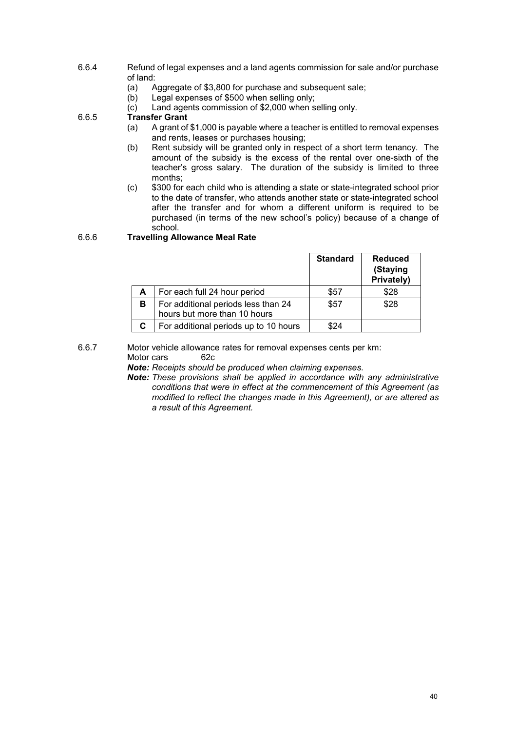6.6.4 Refund of legal expenses and a land agents commission for sale and/or purchase of land:

(a) Aggregate of $3,800 for purchase and subsequent sale;
(b) Legal expenses of $500 when selling only;
(c) Land agents commission of $2,000 when selling only.

6.6.5 **Transfer Grant**

(a) A grant of $1,000 is payable where a teacher is entitled to removal expenses and rents, leases or purchases housing;
(b) Rent subsidy will be granted only in respect of a short term tenancy. The amount of the subsidy is the excess of the rental over one-sixth of the teacher's gross salary. The duration of the subsidy is limited to three months;
(c) $300 for each child who is attending a state or state-integrated school prior to the date of transfer, who attends another state or state-integrated school after the transfer and for whom a different uniform is required to be purchased (in terms of the new school's policy) because of a change of school.

6.6.6 **Travelling Allowance Meal Rate**

| | | **Standard** | **Reduced (Staying Privately)** |
|---|---|---|---|
| **A** | For each full 24 hour period | $57 | $28 |
| **B** | For additional periods less than 24 hours but more than 10 hours | $57 | $28 |
| **C** | For additional periods up to 10 hours | $24 | |

6.6.7 Motor vehicle allowance rates for removal expenses cents per km:

Motor cars 62c

***Note:*** *Receipts should be produced when claiming expenses.*

***Note:*** *These provisions shall be applied in accordance with any administrative conditions that were in effect at the commencement of this Agreement (as modified to reflect the changes made in this Agreement), or are altered as a result of this Agreement.*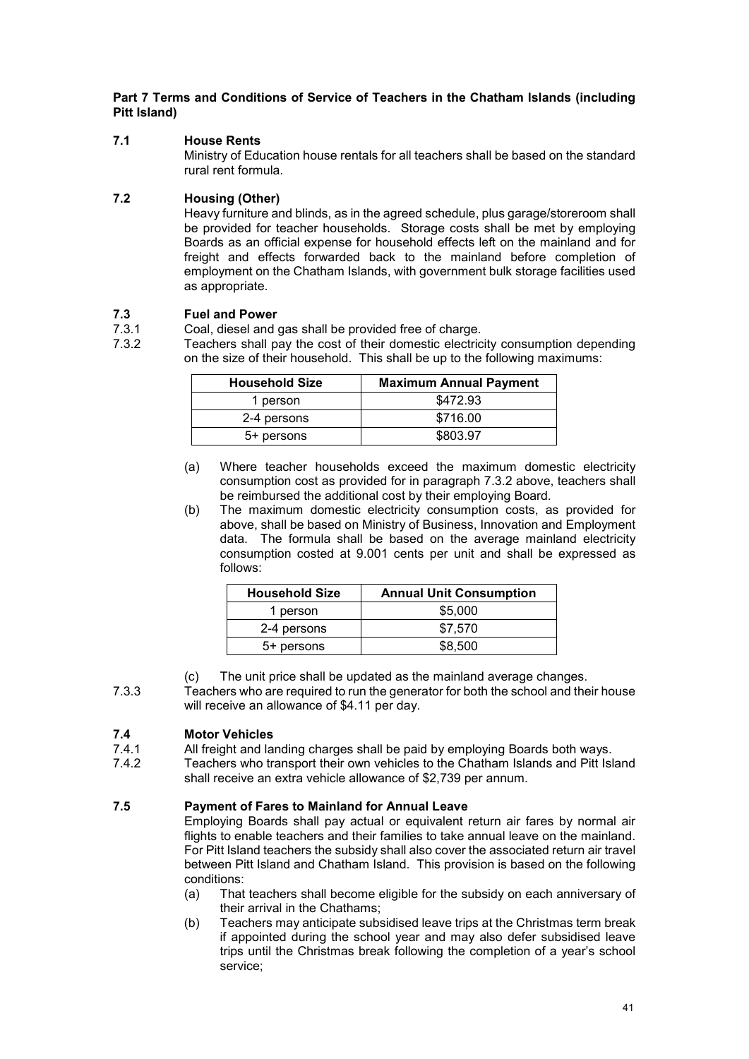**Part 7 Terms and Conditions of Service of Teachers in the Chatham Islands (including Pitt Island)**

**7.1 House Rents**

Ministry of Education house rentals for all teachers shall be based on the standard rural rent formula.

**7.2 Housing (Other)**

Heavy furniture and blinds, as in the agreed schedule, plus garage/storeroom shall be provided for teacher households. Storage costs shall be met by employing Boards as an official expense for household effects left on the mainland and for freight and effects forwarded back to the mainland before completion of employment on the Chatham Islands, with government bulk storage facilities used as appropriate.

**7.3 Fuel and Power**

7.3.1 Coal, diesel and gas shall be provided free of charge.

7.3.2 Teachers shall pay the cost of their domestic electricity consumption depending on the size of their household. This shall be up to the following maximums:

| Household Size | Maximum Annual Payment |
| --- | --- |
| 1 person | $472.93 |
| 2-4 persons | $716.00 |
| 5+ persons | $803.97 |

(a) Where teacher households exceed the maximum domestic electricity consumption cost as provided for in paragraph 7.3.2 above, teachers shall be reimbursed the additional cost by their employing Board.

(b) The maximum domestic electricity consumption costs, as provided for above, shall be based on Ministry of Business, Innovation and Employment data. The formula shall be based on the average mainland electricity consumption costed at 9.001 cents per unit and shall be expressed as follows:

| Household Size | Annual Unit Consumption |
| --- | --- |
| 1 person | $5,000 |
| 2-4 persons | $7,570 |
| 5+ persons | $8,500 |

(c) The unit price shall be updated as the mainland average changes.

7.3.3 Teachers who are required to run the generator for both the school and their house will receive an allowance of $4.11 per day.

**7.4 Motor Vehicles**

7.4.1 All freight and landing charges shall be paid by employing Boards both ways.

7.4.2 Teachers who transport their own vehicles to the Chatham Islands and Pitt Island shall receive an extra vehicle allowance of $2,739 per annum.

**7.5 Payment of Fares to Mainland for Annual Leave**

Employing Boards shall pay actual or equivalent return air fares by normal air flights to enable teachers and their families to take annual leave on the mainland. For Pitt Island teachers the subsidy shall also cover the associated return air travel between Pitt Island and Chatham Island. This provision is based on the following conditions:

(a) That teachers shall become eligible for the subsidy on each anniversary of their arrival in the Chathams;

(b) Teachers may anticipate subsidised leave trips at the Christmas term break if appointed during the school year and may also defer subsidised leave trips until the Christmas break following the completion of a year's school service;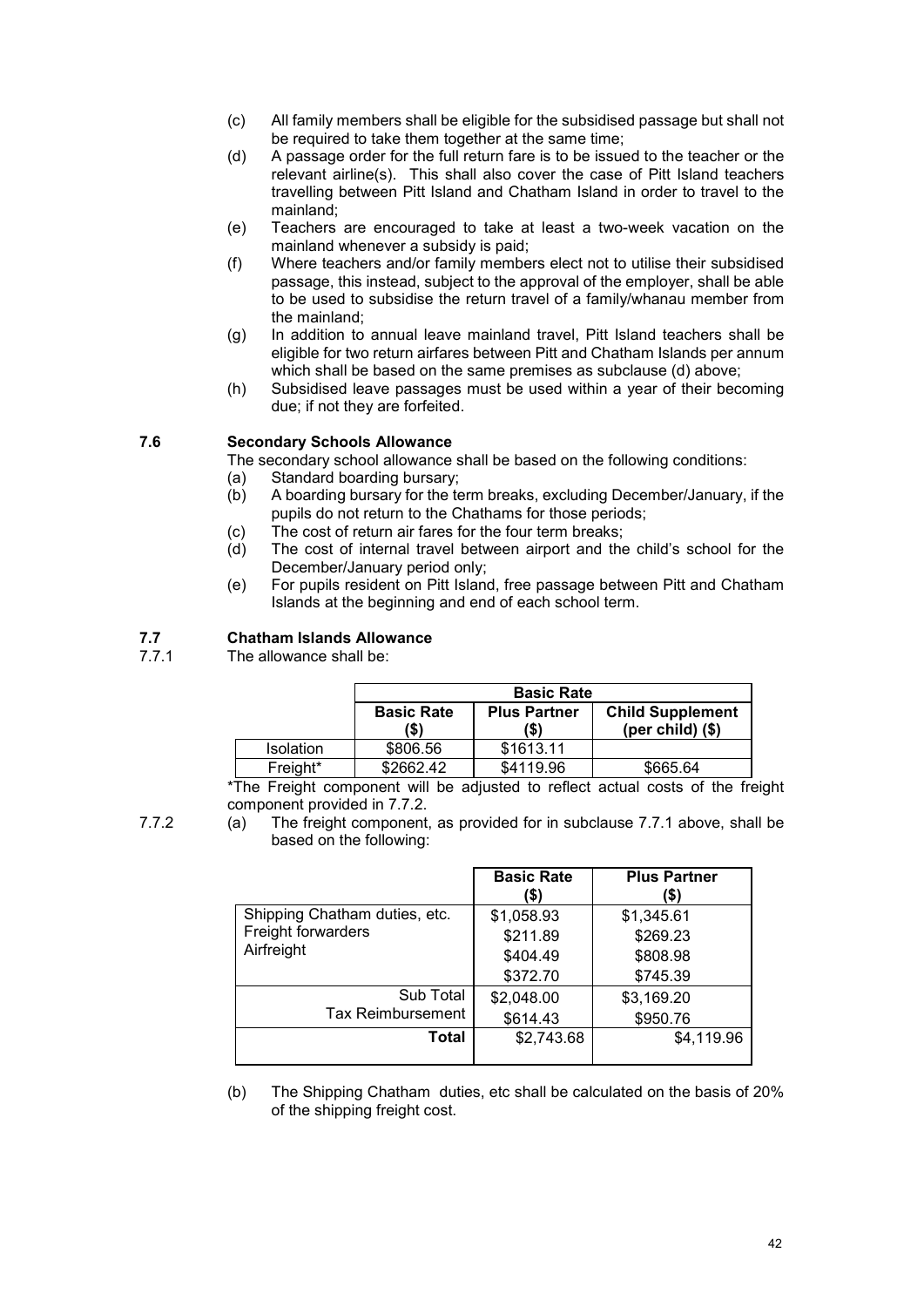(c) All family members shall be eligible for the subsidised passage but shall not be required to take them together at the same time;

(d) A passage order for the full return fare is to be issued to the teacher or the relevant airline(s). This shall also cover the case of Pitt Island teachers travelling between Pitt Island and Chatham Island in order to travel to the mainland;

(e) Teachers are encouraged to take at least a two-week vacation on the mainland whenever a subsidy is paid;

(f) Where teachers and/or family members elect not to utilise their subsidised passage, this instead, subject to the approval of the employer, shall be able to be used to subsidise the return travel of a family/whanau member from the mainland;

(g) In addition to annual leave mainland travel, Pitt Island teachers shall be eligible for two return airfares between Pitt and Chatham Islands per annum which shall be based on the same premises as subclause (d) above;

(h) Subsidised leave passages must be used within a year of their becoming due; if not they are forfeited.

### 7.6 Secondary Schools Allowance

The secondary school allowance shall be based on the following conditions:

(a) Standard boarding bursary;

(b) A boarding bursary for the term breaks, excluding December/January, if the pupils do not return to the Chathams for those periods;

(c) The cost of return air fares for the four term breaks;

(d) The cost of internal travel between airport and the child's school for the December/January period only;

(e) For pupils resident on Pitt Island, free passage between Pitt and Chatham Islands at the beginning and end of each school term.

### 7.7 Chatham Islands Allowance

7.7.1 The allowance shall be:

| | Basic Rate | | |
|---|---|---|---|
| | Basic Rate ($) | Plus Partner ($) | Child Supplement (per child) ($) |
| Isolation | $806.56 | $1613.11 | |
| Freight* | $2662.42 | $4119.96 | $665.64 |

*The Freight component will be adjusted to reflect actual costs of the freight component provided in 7.7.2.

7.7.2 (a) The freight component, as provided for in subclause 7.7.1 above, shall be based on the following:

| | Basic Rate ($) | Plus Partner ($) |
|---|---|---|
| Shipping Chatham duties, etc. | $1,058.93 | $1,345.61 |
| Freight forwarders | $211.89 | $269.23 |
| Airfreight | $404.49 | $808.98 |
| | $372.70 | $745.39 |
| Sub Total | $2,048.00 | $3,169.20 |
| Tax Reimbursement | $614.43 | $950.76 |
| **Total** | $2,743.68 | $4,119.96 |

(b) The Shipping Chatham duties, etc shall be calculated on the basis of 20% of the shipping freight cost.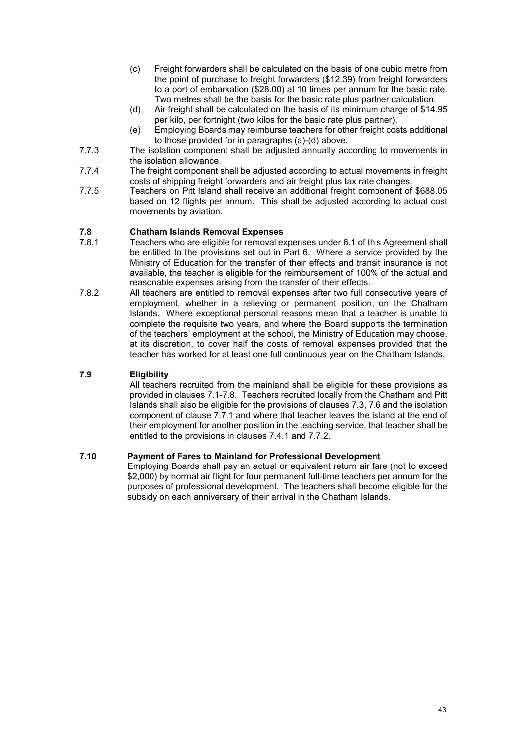(c) Freight forwarders shall be calculated on the basis of one cubic metre from the point of purchase to freight forwarders ($12.39) from freight forwarders to a port of embarkation ($28.00) at 10 times per annum for the basic rate. Two metres shall be the basis for the basic rate plus partner calculation.

(d) Air freight shall be calculated on the basis of its minimum charge of $14.95 per kilo, per fortnight (two kilos for the basic rate plus partner).

(e) Employing Boards may reimburse teachers for other freight costs additional to those provided for in paragraphs (a)-(d) above.

7.7.3 The isolation component shall be adjusted annually according to movements in the isolation allowance.

7.7.4 The freight component shall be adjusted according to actual movements in freight costs of shipping freight forwarders and air freight plus tax rate changes.

7.7.5 Teachers on Pitt Island shall receive an additional freight component of $688.05 based on 12 flights per annum. This shall be adjusted according to actual cost movements by aviation.

### 7.8 Chatham Islands Removal Expenses

7.8.1 Teachers who are eligible for removal expenses under 6.1 of this Agreement shall be entitled to the provisions set out in Part 6. Where a service provided by the Ministry of Education for the transfer of their effects and transit insurance is not available, the teacher is eligible for the reimbursement of 100% of the actual and reasonable expenses arising from the transfer of their effects.

7.8.2 All teachers are entitled to removal expenses after two full consecutive years of employment, whether in a relieving or permanent position, on the Chatham Islands. Where exceptional personal reasons mean that a teacher is unable to complete the requisite two years, and where the Board supports the termination of the teachers' employment at the school, the Ministry of Education may choose, at its discretion, to cover half the costs of removal expenses provided that the teacher has worked for at least one full continuous year on the Chatham Islands.

### 7.9 Eligibility

All teachers recruited from the mainland shall be eligible for these provisions as provided in clauses 7.1-7.8. Teachers recruited locally from the Chatham and Pitt Islands shall also be eligible for the provisions of clauses 7.3, 7.6 and the isolation component of clause 7.7.1 and where that teacher leaves the island at the end of their employment for another position in the teaching service, that teacher shall be entitled to the provisions in clauses 7.4.1 and 7.7.2.

### 7.10 Payment of Fares to Mainland for Professional Development

Employing Boards shall pay an actual or equivalent return air fare (not to exceed $2,000) by normal air flight for four permanent full-time teachers per annum for the purposes of professional development. The teachers shall become eligible for the subsidy on each anniversary of their arrival in the Chatham Islands.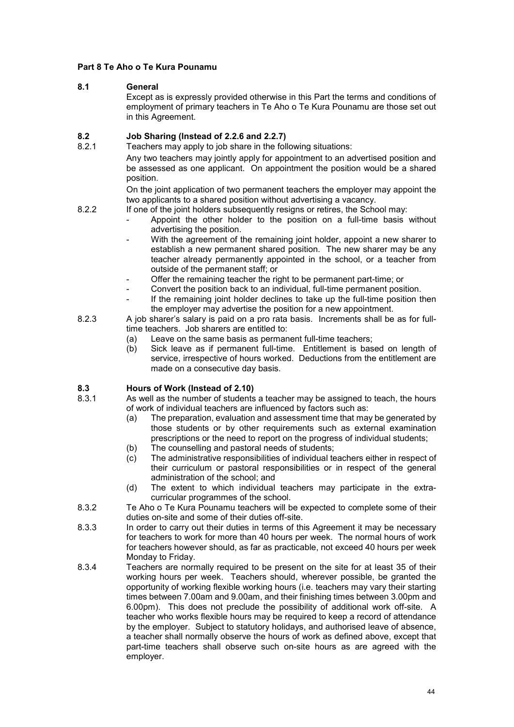## Part 8 Te Aho o Te Kura Pounamu

### 8.1 General

Except as is expressly provided otherwise in this Part the terms and conditions of employment of primary teachers in Te Aho o Te Kura Pounamu are those set out in this Agreement.

### 8.2 Job Sharing (Instead of 2.2.6 and 2.2.7)

8.2.1 Teachers may apply to job share in the following situations:

Any two teachers may jointly apply for appointment to an advertised position and be assessed as one applicant. On appointment the position would be a shared position.

On the joint application of two permanent teachers the employer may appoint the two applicants to a shared position without advertising a vacancy.

8.2.2 If one of the joint holders subsequently resigns or retires, the School may:

- Appoint the other holder to the position on a full-time basis without advertising the position.
- With the agreement of the remaining joint holder, appoint a new sharer to establish a new permanent shared position. The new sharer may be any teacher already permanently appointed in the school, or a teacher from outside of the permanent staff; or
- Offer the remaining teacher the right to be permanent part-time; or
- Convert the position back to an individual, full-time permanent position.
- If the remaining joint holder declines to take up the full-time position then the employer may advertise the position for a new appointment.

8.2.3 A job sharer's salary is paid on a pro rata basis. Increments shall be as for full-time teachers. Job sharers are entitled to:

(a) Leave on the same basis as permanent full-time teachers;

(b) Sick leave as if permanent full-time. Entitlement is based on length of service, irrespective of hours worked. Deductions from the entitlement are made on a consecutive day basis.

### 8.3 Hours of Work (Instead of 2.10)

8.3.1 As well as the number of students a teacher may be assigned to teach, the hours of work of individual teachers are influenced by factors such as:

(a) The preparation, evaluation and assessment time that may be generated by those students or by other requirements such as external examination prescriptions or the need to report on the progress of individual students;

(b) The counselling and pastoral needs of students;

(c) The administrative responsibilities of individual teachers either in respect of their curriculum or pastoral responsibilities or in respect of the general administration of the school; and

(d) The extent to which individual teachers may participate in the extra-curricular programmes of the school.

8.3.2 Te Aho o Te Kura Pounamu teachers will be expected to complete some of their duties on-site and some of their duties off-site.

8.3.3 In order to carry out their duties in terms of this Agreement it may be necessary for teachers to work for more than 40 hours per week. The normal hours of work for teachers however should, as far as practicable, not exceed 40 hours per week Monday to Friday.

8.3.4 Teachers are normally required to be present on the site for at least 35 of their working hours per week. Teachers should, wherever possible, be granted the opportunity of working flexible working hours (i.e. teachers may vary their starting times between 7.00am and 9.00am, and their finishing times between 3.00pm and 6.00pm). This does not preclude the possibility of additional work off-site. A teacher who works flexible hours may be required to keep a record of attendance by the employer. Subject to statutory holidays, and authorised leave of absence, a teacher shall normally observe the hours of work as defined above, except that part-time teachers shall observe such on-site hours as are agreed with the employer.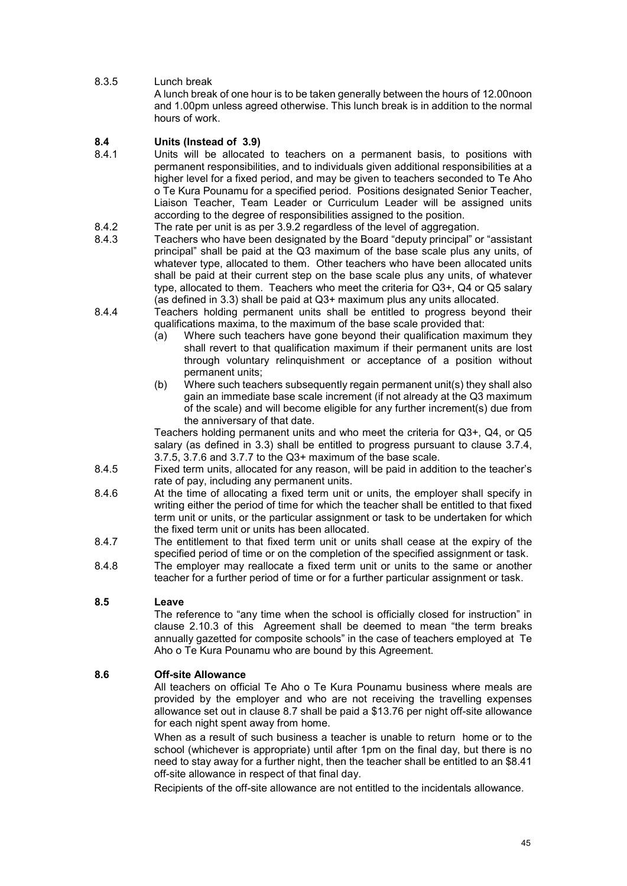8.3.5 Lunch break

A lunch break of one hour is to be taken generally between the hours of 12.00noon and 1.00pm unless agreed otherwise. This lunch break is in addition to the normal hours of work.

## 8.4 Units (Instead of 3.9)

8.4.1 Units will be allocated to teachers on a permanent basis, to positions with permanent responsibilities, and to individuals given additional responsibilities at a higher level for a fixed period, and may be given to teachers seconded to Te Aho o Te Kura Pounamu for a specified period. Positions designated Senior Teacher, Liaison Teacher, Team Leader or Curriculum Leader will be assigned units according to the degree of responsibilities assigned to the position.

8.4.2 The rate per unit is as per 3.9.2 regardless of the level of aggregation.

8.4.3 Teachers who have been designated by the Board "deputy principal" or "assistant principal" shall be paid at the Q3 maximum of the base scale plus any units, of whatever type, allocated to them. Other teachers who have been allocated units shall be paid at their current step on the base scale plus any units, of whatever type, allocated to them. Teachers who meet the criteria for Q3+, Q4 or Q5 salary (as defined in 3.3) shall be paid at Q3+ maximum plus any units allocated.

8.4.4 Teachers holding permanent units shall be entitled to progress beyond their qualifications maxima, to the maximum of the base scale provided that:

(a) Where such teachers have gone beyond their qualification maximum they shall revert to that qualification maximum if their permanent units are lost through voluntary relinquishment or acceptance of a position without permanent units;

(b) Where such teachers subsequently regain permanent unit(s) they shall also gain an immediate base scale increment (if not already at the Q3 maximum of the scale) and will become eligible for any further increment(s) due from the anniversary of that date.

Teachers holding permanent units and who meet the criteria for Q3+, Q4, or Q5 salary (as defined in 3.3) shall be entitled to progress pursuant to clause 3.7.4, 3.7.5, 3.7.6 and 3.7.7 to the Q3+ maximum of the base scale.

8.4.5 Fixed term units, allocated for any reason, will be paid in addition to the teacher's rate of pay, including any permanent units.

8.4.6 At the time of allocating a fixed term unit or units, the employer shall specify in writing either the period of time for which the teacher shall be entitled to that fixed term unit or units, or the particular assignment or task to be undertaken for which the fixed term unit or units has been allocated.

8.4.7 The entitlement to that fixed term unit or units shall cease at the expiry of the specified period of time or on the completion of the specified assignment or task.

8.4.8 The employer may reallocate a fixed term unit or units to the same or another teacher for a further period of time or for a further particular assignment or task.

## 8.5 Leave

The reference to "any time when the school is officially closed for instruction" in clause 2.10.3 of this Agreement shall be deemed to mean "the term breaks annually gazetted for composite schools" in the case of teachers employed at Te Aho o Te Kura Pounamu who are bound by this Agreement.

## 8.6 Off-site Allowance

All teachers on official Te Aho o Te Kura Pounamu business where meals are provided by the employer and who are not receiving the travelling expenses allowance set out in clause 8.7 shall be paid a $13.76 per night off-site allowance for each night spent away from home.

When as a result of such business a teacher is unable to return home or to the school (whichever is appropriate) until after 1pm on the final day, but there is no need to stay away for a further night, then the teacher shall be entitled to an $8.41 off-site allowance in respect of that final day.

Recipients of the off-site allowance are not entitled to the incidentals allowance.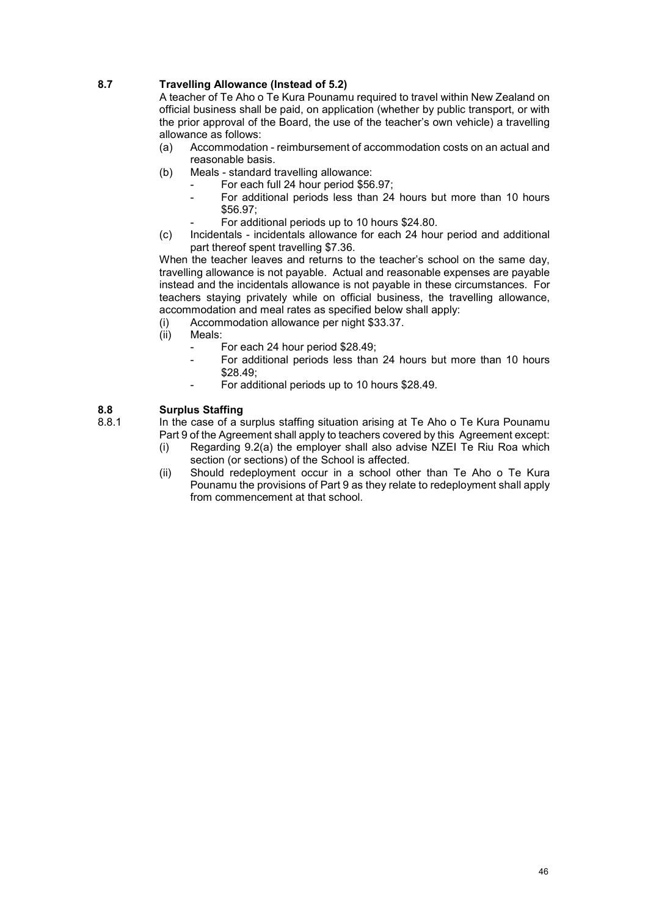### 8.7 Travelling Allowance (Instead of 5.2)

A teacher of Te Aho o Te Kura Pounamu required to travel within New Zealand on official business shall be paid, on application (whether by public transport, or with the prior approval of the Board, the use of the teacher's own vehicle) a travelling allowance as follows:

(a) Accommodation - reimbursement of accommodation costs on an actual and reasonable basis.

(b) Meals - standard travelling allowance:
- For each full 24 hour period $56.97;
- For additional periods less than 24 hours but more than 10 hours $56.97;
- For additional periods up to 10 hours $24.80.

(c) Incidentals - incidentals allowance for each 24 hour period and additional part thereof spent travelling $7.36.

When the teacher leaves and returns to the teacher's school on the same day, travelling allowance is not payable. Actual and reasonable expenses are payable instead and the incidentals allowance is not payable in these circumstances. For teachers staying privately while on official business, the travelling allowance, accommodation and meal rates as specified below shall apply:

(i) Accommodation allowance per night $33.37.

(ii) Meals:
- For each 24 hour period $28.49;
- For additional periods less than 24 hours but more than 10 hours $28.49;
- For additional periods up to 10 hours $28.49.

### 8.8 Surplus Staffing

8.8.1 In the case of a surplus staffing situation arising at Te Aho o Te Kura Pounamu Part 9 of the Agreement shall apply to teachers covered by this Agreement except:

(i) Regarding 9.2(a) the employer shall also advise NZEI Te Riu Roa which section (or sections) of the School is affected.

(ii) Should redeployment occur in a school other than Te Aho o Te Kura Pounamu the provisions of Part 9 as they relate to redeployment shall apply from commencement at that school.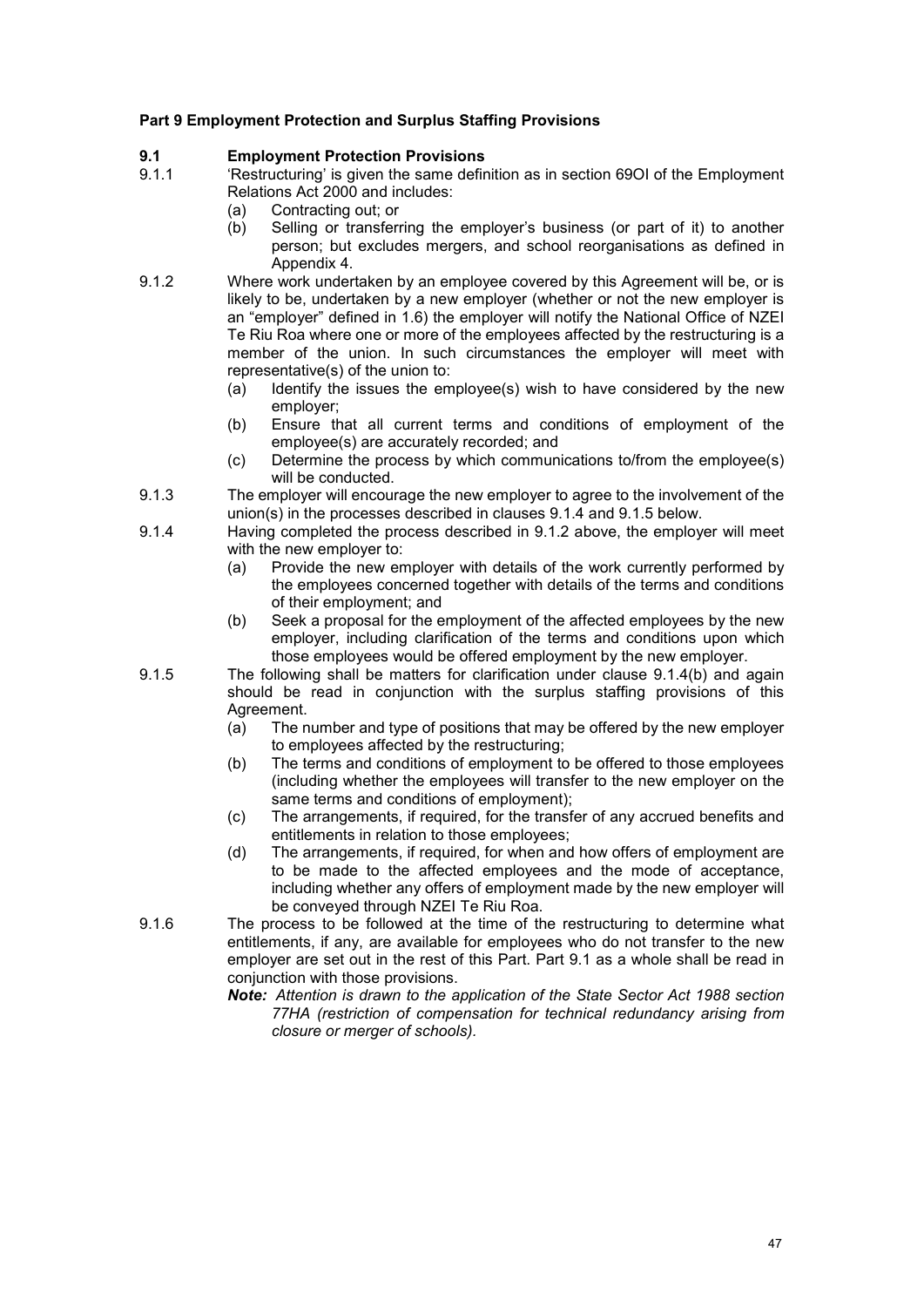**Part 9 Employment Protection and Surplus Staffing Provisions**

**9.1 Employment Protection Provisions**

9.1.1 'Restructuring' is given the same definition as in section 69OI of the Employment Relations Act 2000 and includes:

- (a) Contracting out; or
- (b) Selling or transferring the employer's business (or part of it) to another person; but excludes mergers, and school reorganisations as defined in Appendix 4.

9.1.2 Where work undertaken by an employee covered by this Agreement will be, or is likely to be, undertaken by a new employer (whether or not the new employer is an "employer" defined in 1.6) the employer will notify the National Office of NZEI Te Riu Roa where one or more of the employees affected by the restructuring is a member of the union. In such circumstances the employer will meet with representative(s) of the union to:

- (a) Identify the issues the employee(s) wish to have considered by the new employer;
- (b) Ensure that all current terms and conditions of employment of the employee(s) are accurately recorded; and
- (c) Determine the process by which communications to/from the employee(s) will be conducted.

9.1.3 The employer will encourage the new employer to agree to the involvement of the union(s) in the processes described in clauses 9.1.4 and 9.1.5 below.

9.1.4 Having completed the process described in 9.1.2 above, the employer will meet with the new employer to:

- (a) Provide the new employer with details of the work currently performed by the employees concerned together with details of the terms and conditions of their employment; and
- (b) Seek a proposal for the employment of the affected employees by the new employer, including clarification of the terms and conditions upon which those employees would be offered employment by the new employer.

9.1.5 The following shall be matters for clarification under clause 9.1.4(b) and again should be read in conjunction with the surplus staffing provisions of this Agreement.

- (a) The number and type of positions that may be offered by the new employer to employees affected by the restructuring;
- (b) The terms and conditions of employment to be offered to those employees (including whether the employees will transfer to the new employer on the same terms and conditions of employment);
- (c) The arrangements, if required, for the transfer of any accrued benefits and entitlements in relation to those employees;
- (d) The arrangements, if required, for when and how offers of employment are to be made to the affected employees and the mode of acceptance, including whether any offers of employment made by the new employer will be conveyed through NZEI Te Riu Roa.

9.1.6 The process to be followed at the time of the restructuring to determine what entitlements, if any, are available for employees who do not transfer to the new employer are set out in the rest of this Part. Part 9.1 as a whole shall be read in conjunction with those provisions.

***Note:** Attention is drawn to the application of the State Sector Act 1988 section 77HA (restriction of compensation for technical redundancy arising from closure or merger of schools).*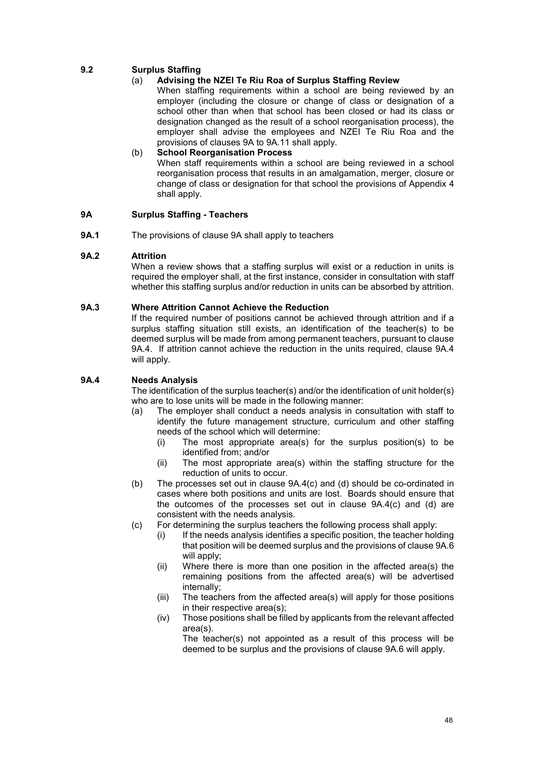**9.2 Surplus Staffing**

(a) **Advising the NZEI Te Riu Roa of Surplus Staffing Review**

When staffing requirements within a school are being reviewed by an employer (including the closure or change of class or designation of a school other than when that school has been closed or had its class or designation changed as the result of a school reorganisation process), the employer shall advise the employees and NZEI Te Riu Roa and the provisions of clauses 9A to 9A.11 shall apply.

(b) **School Reorganisation Process**

When staff requirements within a school are being reviewed in a school reorganisation process that results in an amalgamation, merger, closure or change of class or designation for that school the provisions of Appendix 4 shall apply.

**9A Surplus Staffing - Teachers**

**9A.1** The provisions of clause 9A shall apply to teachers

**9A.2 Attrition**

When a review shows that a staffing surplus will exist or a reduction in units is required the employer shall, at the first instance, consider in consultation with staff whether this staffing surplus and/or reduction in units can be absorbed by attrition.

**9A.3 Where Attrition Cannot Achieve the Reduction**

If the required number of positions cannot be achieved through attrition and if a surplus staffing situation still exists, an identification of the teacher(s) to be deemed surplus will be made from among permanent teachers, pursuant to clause 9A.4. If attrition cannot achieve the reduction in the units required, clause 9A.4 will apply.

**9A.4 Needs Analysis**

The identification of the surplus teacher(s) and/or the identification of unit holder(s) who are to lose units will be made in the following manner:

(a) The employer shall conduct a needs analysis in consultation with staff to identify the future management structure, curriculum and other staffing needs of the school which will determine:

  (i) The most appropriate area(s) for the surplus position(s) to be identified from; and/or

  (ii) The most appropriate area(s) within the staffing structure for the reduction of units to occur.

(b) The processes set out in clause 9A.4(c) and (d) should be co-ordinated in cases where both positions and units are lost. Boards should ensure that the outcomes of the processes set out in clause 9A.4(c) and (d) are consistent with the needs analysis.

(c) For determining the surplus teachers the following process shall apply:

  (i) If the needs analysis identifies a specific position, the teacher holding that position will be deemed surplus and the provisions of clause 9A.6 will apply;

  (ii) Where there is more than one position in the affected area(s) the remaining positions from the affected area(s) will be advertised internally;

  (iii) The teachers from the affected area(s) will apply for those positions in their respective area(s);

  (iv) Those positions shall be filled by applicants from the relevant affected area(s).

  The teacher(s) not appointed as a result of this process will be deemed to be surplus and the provisions of clause 9A.6 will apply.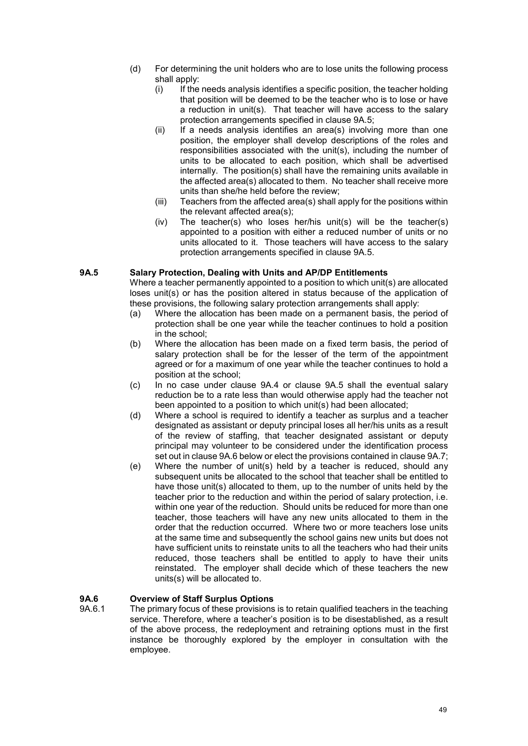(d) For determining the unit holders who are to lose units the following process shall apply:

   (i) If the needs analysis identifies a specific position, the teacher holding that position will be deemed to be the teacher who is to lose or have a reduction in unit(s). That teacher will have access to the salary protection arrangements specified in clause 9A.5;

   (ii) If a needs analysis identifies an area(s) involving more than one position, the employer shall develop descriptions of the roles and responsibilities associated with the unit(s), including the number of units to be allocated to each position, which shall be advertised internally. The position(s) shall have the remaining units available in the affected area(s) allocated to them. No teacher shall receive more units than she/he held before the review;

   (iii) Teachers from the affected area(s) shall apply for the positions within the relevant affected area(s);

   (iv) The teacher(s) who loses her/his unit(s) will be the teacher(s) appointed to a position with either a reduced number of units or no units allocated to it. Those teachers will have access to the salary protection arrangements specified in clause 9A.5.

### 9A.5 Salary Protection, Dealing with Units and AP/DP Entitlements

Where a teacher permanently appointed to a position to which unit(s) are allocated loses unit(s) or has the position altered in status because of the application of these provisions, the following salary protection arrangements shall apply:

(a) Where the allocation has been made on a permanent basis, the period of protection shall be one year while the teacher continues to hold a position in the school;

(b) Where the allocation has been made on a fixed term basis, the period of salary protection shall be for the lesser of the term of the appointment agreed or for a maximum of one year while the teacher continues to hold a position at the school;

(c) In no case under clause 9A.4 or clause 9A.5 shall the eventual salary reduction be to a rate less than would otherwise apply had the teacher not been appointed to a position to which unit(s) had been allocated;

(d) Where a school is required to identify a teacher as surplus and a teacher designated as assistant or deputy principal loses all her/his units as a result of the review of staffing, that teacher designated assistant or deputy principal may volunteer to be considered under the identification process set out in clause 9A.6 below or elect the provisions contained in clause 9A.7;

(e) Where the number of unit(s) held by a teacher is reduced, should any subsequent units be allocated to the school that teacher shall be entitled to have those unit(s) allocated to them, up to the number of units held by the teacher prior to the reduction and within the period of salary protection, i.e. within one year of the reduction. Should units be reduced for more than one teacher, those teachers will have any new units allocated to them in the order that the reduction occurred. Where two or more teachers lose units at the same time and subsequently the school gains new units but does not have sufficient units to reinstate units to all the teachers who had their units reduced, those teachers shall be entitled to apply to have their units reinstated. The employer shall decide which of these teachers the new units(s) will be allocated to.

### 9A.6 Overview of Staff Surplus Options

9A.6.1 The primary focus of these provisions is to retain qualified teachers in the teaching service. Therefore, where a teacher's position is to be disestablished, as a result of the above process, the redeployment and retraining options must in the first instance be thoroughly explored by the employer in consultation with the employee.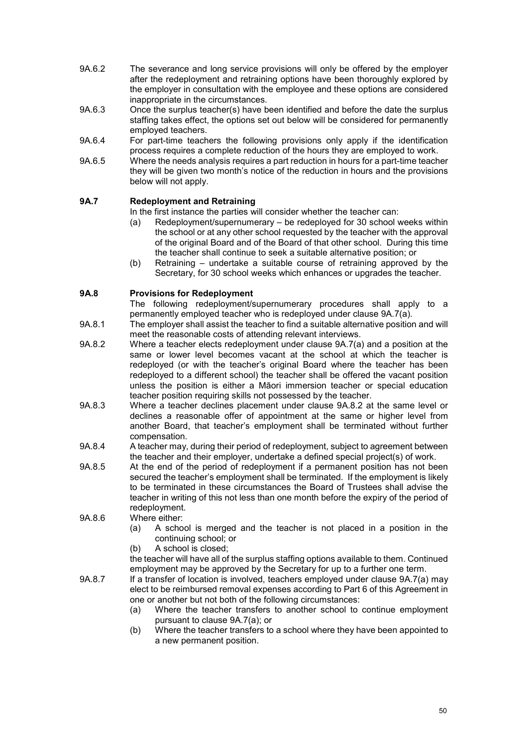9A.6.2 The severance and long service provisions will only be offered by the employer after the redeployment and retraining options have been thoroughly explored by the employer in consultation with the employee and these options are considered inappropriate in the circumstances.

9A.6.3 Once the surplus teacher(s) have been identified and before the date the surplus staffing takes effect, the options set out below will be considered for permanently employed teachers.

9A.6.4 For part-time teachers the following provisions only apply if the identification process requires a complete reduction of the hours they are employed to work.

9A.6.5 Where the needs analysis requires a part reduction in hours for a part-time teacher they will be given two month's notice of the reduction in hours and the provisions below will not apply.

### 9A.7 Redeployment and Retraining

In the first instance the parties will consider whether the teacher can:

(a) Redeployment/supernumerary – be redeployed for 30 school weeks within the school or at any other school requested by the teacher with the approval of the original Board and of the Board of that other school. During this time the teacher shall continue to seek a suitable alternative position; or

(b) Retraining – undertake a suitable course of retraining approved by the Secretary, for 30 school weeks which enhances or upgrades the teacher.

### 9A.8 Provisions for Redeployment

The following redeployment/supernumerary procedures shall apply to a permanently employed teacher who is redeployed under clause 9A.7(a).

9A.8.1 The employer shall assist the teacher to find a suitable alternative position and will meet the reasonable costs of attending relevant interviews.

9A.8.2 Where a teacher elects redeployment under clause 9A.7(a) and a position at the same or lower level becomes vacant at the school at which the teacher is redeployed (or with the teacher's original Board where the teacher has been redeployed to a different school) the teacher shall be offered the vacant position unless the position is either a Māori immersion teacher or special education teacher position requiring skills not possessed by the teacher.

9A.8.3 Where a teacher declines placement under clause 9A.8.2 at the same level or declines a reasonable offer of appointment at the same or higher level from another Board, that teacher's employment shall be terminated without further compensation.

9A.8.4 A teacher may, during their period of redeployment, subject to agreement between the teacher and their employer, undertake a defined special project(s) of work.

9A.8.5 At the end of the period of redeployment if a permanent position has not been secured the teacher's employment shall be terminated. If the employment is likely to be terminated in these circumstances the Board of Trustees shall advise the teacher in writing of this not less than one month before the expiry of the period of redeployment.

9A.8.6 Where either:

(a) A school is merged and the teacher is not placed in a position in the continuing school; or

(b) A school is closed;

the teacher will have all of the surplus staffing options available to them. Continued employment may be approved by the Secretary for up to a further one term.

9A.8.7 If a transfer of location is involved, teachers employed under clause 9A.7(a) may elect to be reimbursed removal expenses according to Part 6 of this Agreement in one or another but not both of the following circumstances:

(a) Where the teacher transfers to another school to continue employment pursuant to clause 9A.7(a); or

(b) Where the teacher transfers to a school where they have been appointed to a new permanent position.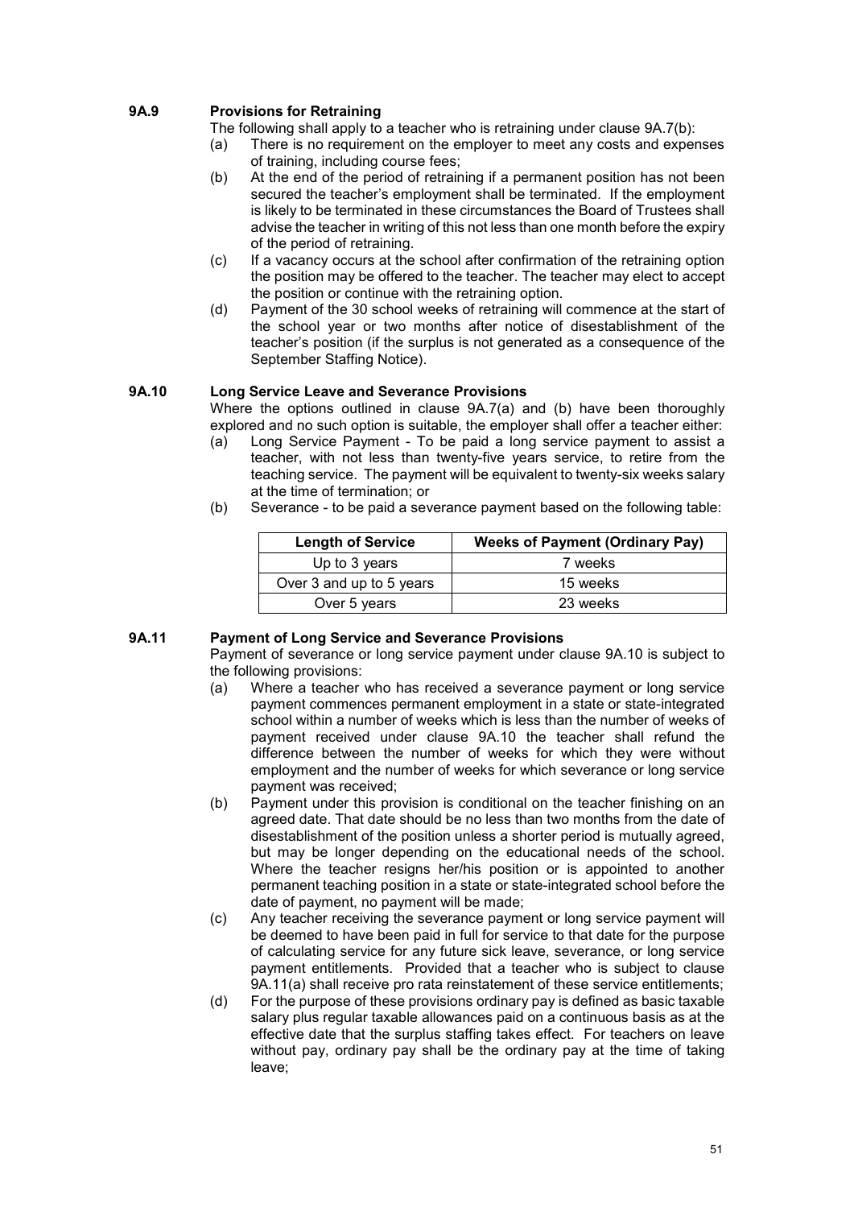### 9A.9 Provisions for Retraining

The following shall apply to a teacher who is retraining under clause 9A.7(b):

(a) There is no requirement on the employer to meet any costs and expenses of training, including course fees;

(b) At the end of the period of retraining if a permanent position has not been secured the teacher's employment shall be terminated. If the employment is likely to be terminated in these circumstances the Board of Trustees shall advise the teacher in writing of this not less than one month before the expiry of the period of retraining.

(c) If a vacancy occurs at the school after confirmation of the retraining option the position may be offered to the teacher. The teacher may elect to accept the position or continue with the retraining option.

(d) Payment of the 30 school weeks of retraining will commence at the start of the school year or two months after notice of disestablishment of the teacher's position (if the surplus is not generated as a consequence of the September Staffing Notice).

### 9A.10 Long Service Leave and Severance Provisions

Where the options outlined in clause 9A.7(a) and (b) have been thoroughly explored and no such option is suitable, the employer shall offer a teacher either:

(a) Long Service Payment - To be paid a long service payment to assist a teacher, with not less than twenty-five years service, to retire from the teaching service. The payment will be equivalent to twenty-six weeks salary at the time of termination; or

(b) Severance - to be paid a severance payment based on the following table:

| Length of Service | Weeks of Payment (Ordinary Pay) |
|---|---|
| Up to 3 years | 7 weeks |
| Over 3 and up to 5 years | 15 weeks |
| Over 5 years | 23 weeks |

### 9A.11 Payment of Long Service and Severance Provisions

Payment of severance or long service payment under clause 9A.10 is subject to the following provisions:

(a) Where a teacher who has received a severance payment or long service payment commences permanent employment in a state or state-integrated school within a number of weeks which is less than the number of weeks of payment received under clause 9A.10 the teacher shall refund the difference between the number of weeks for which they were without employment and the number of weeks for which severance or long service payment was received;

(b) Payment under this provision is conditional on the teacher finishing on an agreed date. That date should be no less than two months from the date of disestablishment of the position unless a shorter period is mutually agreed, but may be longer depending on the educational needs of the school. Where the teacher resigns her/his position or is appointed to another permanent teaching position in a state or state-integrated school before the date of payment, no payment will be made;

(c) Any teacher receiving the severance payment or long service payment will be deemed to have been paid in full for service to that date for the purpose of calculating service for any future sick leave, severance, or long service payment entitlements. Provided that a teacher who is subject to clause 9A.11(a) shall receive pro rata reinstatement of these service entitlements;

(d) For the purpose of these provisions ordinary pay is defined as basic taxable salary plus regular taxable allowances paid on a continuous basis as at the effective date that the surplus staffing takes effect. For teachers on leave without pay, ordinary pay shall be the ordinary pay at the time of taking leave;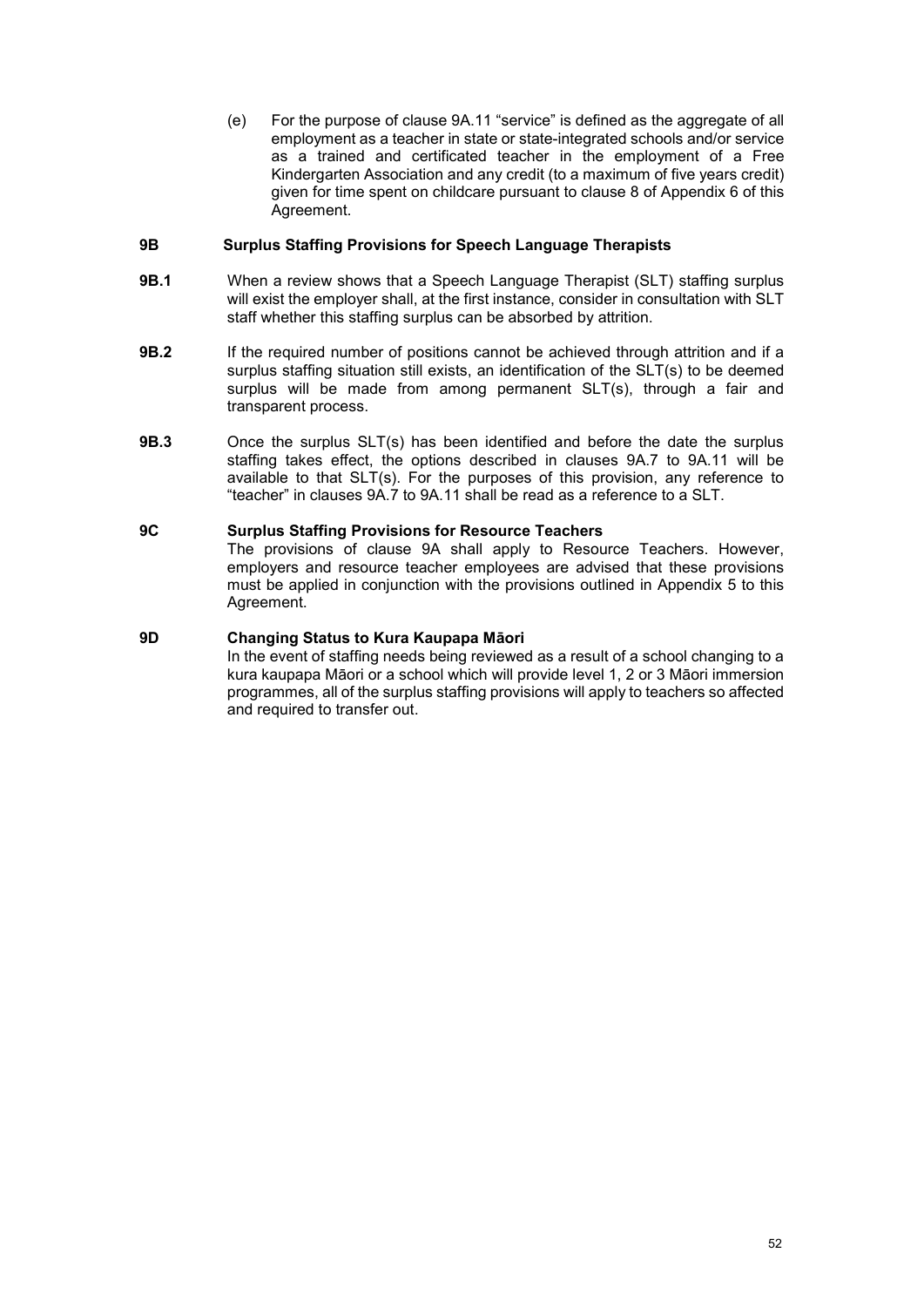(e) For the purpose of clause 9A.11 "service" is defined as the aggregate of all employment as a teacher in state or state-integrated schools and/or service as a trained and certificated teacher in the employment of a Free Kindergarten Association and any credit (to a maximum of five years credit) given for time spent on childcare pursuant to clause 8 of Appendix 6 of this Agreement.

**9B Surplus Staffing Provisions for Speech Language Therapists**

**9B.1** When a review shows that a Speech Language Therapist (SLT) staffing surplus will exist the employer shall, at the first instance, consider in consultation with SLT staff whether this staffing surplus can be absorbed by attrition.

**9B.2** If the required number of positions cannot be achieved through attrition and if a surplus staffing situation still exists, an identification of the SLT(s) to be deemed surplus will be made from among permanent SLT(s), through a fair and transparent process.

**9B.3** Once the surplus SLT(s) has been identified and before the date the surplus staffing takes effect, the options described in clauses 9A.7 to 9A.11 will be available to that SLT(s). For the purposes of this provision, any reference to "teacher" in clauses 9A.7 to 9A.11 shall be read as a reference to a SLT.

**9C Surplus Staffing Provisions for Resource Teachers**

The provisions of clause 9A shall apply to Resource Teachers. However, employers and resource teacher employees are advised that these provisions must be applied in conjunction with the provisions outlined in Appendix 5 to this Agreement.

**9D Changing Status to Kura Kaupapa Māori**

In the event of staffing needs being reviewed as a result of a school changing to a kura kaupapa Māori or a school which will provide level 1, 2 or 3 Māori immersion programmes, all of the surplus staffing provisions will apply to teachers so affected and required to transfer out.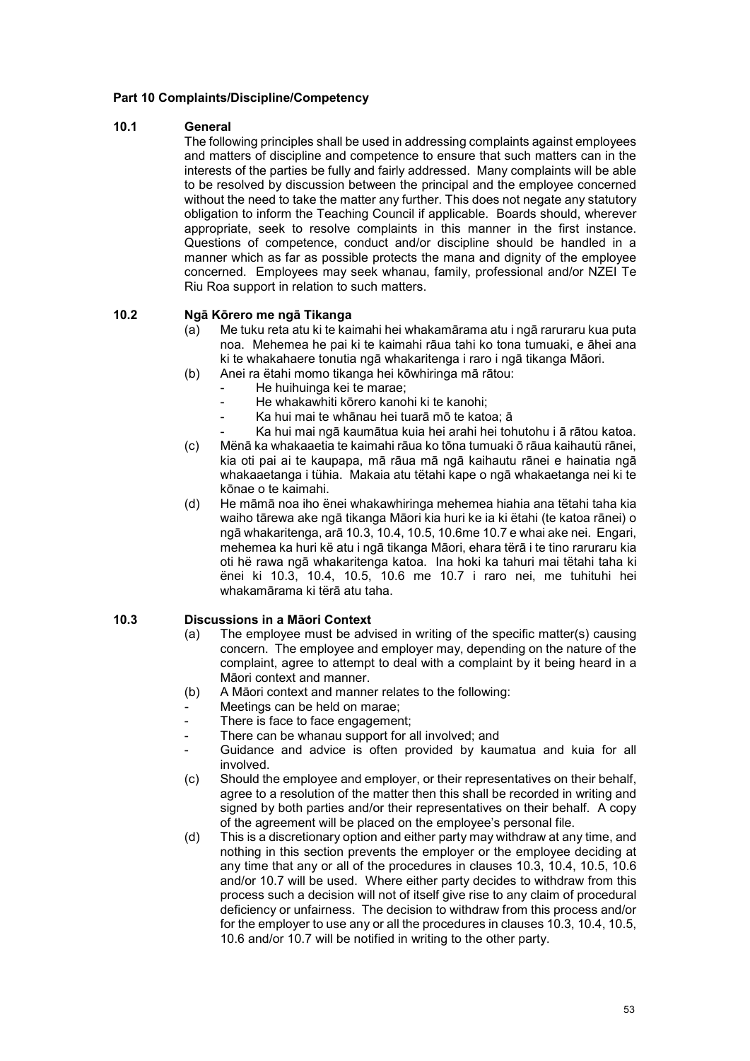## Part 10 Complaints/Discipline/Competency

### 10.1 General

The following principles shall be used in addressing complaints against employees and matters of discipline and competence to ensure that such matters can in the interests of the parties be fully and fairly addressed. Many complaints will be able to be resolved by discussion between the principal and the employee concerned without the need to take the matter any further. This does not negate any statutory obligation to inform the Teaching Council if applicable. Boards should, wherever appropriate, seek to resolve complaints in this manner in the first instance. Questions of competence, conduct and/or discipline should be handled in a manner which as far as possible protects the mana and dignity of the employee concerned. Employees may seek whanau, family, professional and/or NZEI Te Riu Roa support in relation to such matters.

### 10.2 Ngā Kōrero me ngā Tikanga

(a) Me tuku reta atu ki te kaimahi hei whakamārama atu i ngā raruraru kua puta noa. Mehemea he pai ki te kaimahi rāua tahi ko tona tumuaki, e āhei ana ki te whakahaere tonutia ngā whakaritenga i raro i ngā tikanga Māori.

(b) Anei ra ētahi momo tikanga hei kōwhiringa mā rātou:

- He huihuinga kei te marae;
- He whakawhiti kōrero kanohi ki te kanohi;
- Ka hui mai te whānau hei tuarā mō te katoa; ā
- Ka hui mai ngā kaumātua kuia hei arahi hei tohutohu i ā rātou katoa.

(c) Mēnā ka whakaaetia te kaimahi rāua ko tōna tumuaki ō rāua kaihautū rānei, kia oti pai ai te kaupapa, mā rāua mā ngā kaihautu rānei e hainatia ngā whakaaetanga i tühia. Makaia atu tëtahi kape o ngā whakaetanga nei ki te kōnae o te kaimahi.

(d) He māmā noa iho ēnei whakawhiringa mehemea hiahia ana tētahi taha kia waiho tārewa ake ngā tikanga Māori kia huri ke ia ki ētahi (te katoa rānei) o ngā whakaritenga, arā 10.3, 10.4, 10.5, 10.6me 10.7 e whai ake nei. Engari, mehemea ka huri kē atu i ngā tikanga Māori, ehara tērā i te tino raruraru kia oti hē rawa ngā whakaritenga katoa. Ina hoki ka tahuri mai tētahi taha ki ēnei ki 10.3, 10.4, 10.5, 10.6 me 10.7 i raro nei, me tuhituhi hei whakamārama ki tērā atu taha.

### 10.3 Discussions in a Māori Context

(a) The employee must be advised in writing of the specific matter(s) causing concern. The employee and employer may, depending on the nature of the complaint, agree to attempt to deal with a complaint by it being heard in a Māori context and manner.

(b) A Māori context and manner relates to the following:

- Meetings can be held on marae;
- There is face to face engagement;
- There can be whanau support for all involved; and
- Guidance and advice is often provided by kaumatua and kuia for all involved.

(c) Should the employee and employer, or their representatives on their behalf, agree to a resolution of the matter then this shall be recorded in writing and signed by both parties and/or their representatives on their behalf. A copy of the agreement will be placed on the employee's personal file.

(d) This is a discretionary option and either party may withdraw at any time, and nothing in this section prevents the employer or the employee deciding at any time that any or all of the procedures in clauses 10.3, 10.4, 10.5, 10.6 and/or 10.7 will be used. Where either party decides to withdraw from this process such a decision will not of itself give rise to any claim of procedural deficiency or unfairness. The decision to withdraw from this process and/or for the employer to use any or all the procedures in clauses 10.3, 10.4, 10.5, 10.6 and/or 10.7 will be notified in writing to the other party.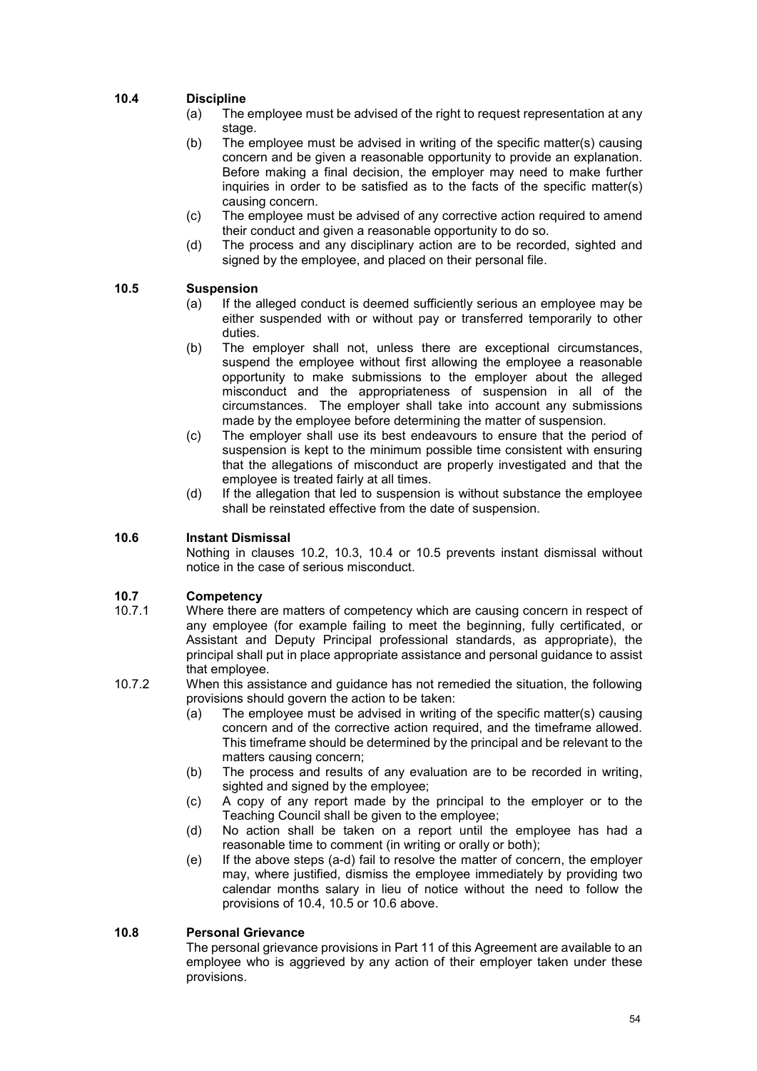### 10.4 Discipline

(a) The employee must be advised of the right to request representation at any stage.

(b) The employee must be advised in writing of the specific matter(s) causing concern and be given a reasonable opportunity to provide an explanation. Before making a final decision, the employer may need to make further inquiries in order to be satisfied as to the facts of the specific matter(s) causing concern.

(c) The employee must be advised of any corrective action required to amend their conduct and given a reasonable opportunity to do so.

(d) The process and any disciplinary action are to be recorded, sighted and signed by the employee, and placed on their personal file.

### 10.5 Suspension

(a) If the alleged conduct is deemed sufficiently serious an employee may be either suspended with or without pay or transferred temporarily to other duties.

(b) The employer shall not, unless there are exceptional circumstances, suspend the employee without first allowing the employee a reasonable opportunity to make submissions to the employer about the alleged misconduct and the appropriateness of suspension in all of the circumstances. The employer shall take into account any submissions made by the employee before determining the matter of suspension.

(c) The employer shall use its best endeavours to ensure that the period of suspension is kept to the minimum possible time consistent with ensuring that the allegations of misconduct are properly investigated and that the employee is treated fairly at all times.

(d) If the allegation that led to suspension is without substance the employee shall be reinstated effective from the date of suspension.

### 10.6 Instant Dismissal

Nothing in clauses 10.2, 10.3, 10.4 or 10.5 prevents instant dismissal without notice in the case of serious misconduct.

### 10.7 Competency

10.7.1 Where there are matters of competency which are causing concern in respect of any employee (for example failing to meet the beginning, fully certificated, or Assistant and Deputy Principal professional standards, as appropriate), the principal shall put in place appropriate assistance and personal guidance to assist that employee.

10.7.2 When this assistance and guidance has not remedied the situation, the following provisions should govern the action to be taken:

(a) The employee must be advised in writing of the specific matter(s) causing concern and of the corrective action required, and the timeframe allowed. This timeframe should be determined by the principal and be relevant to the matters causing concern;

(b) The process and results of any evaluation are to be recorded in writing, sighted and signed by the employee;

(c) A copy of any report made by the principal to the employer or to the Teaching Council shall be given to the employee;

(d) No action shall be taken on a report until the employee has had a reasonable time to comment (in writing or orally or both);

(e) If the above steps (a-d) fail to resolve the matter of concern, the employer may, where justified, dismiss the employee immediately by providing two calendar months salary in lieu of notice without the need to follow the provisions of 10.4, 10.5 or 10.6 above.

### 10.8 Personal Grievance

The personal grievance provisions in Part 11 of this Agreement are available to an employee who is aggrieved by any action of their employer taken under these provisions.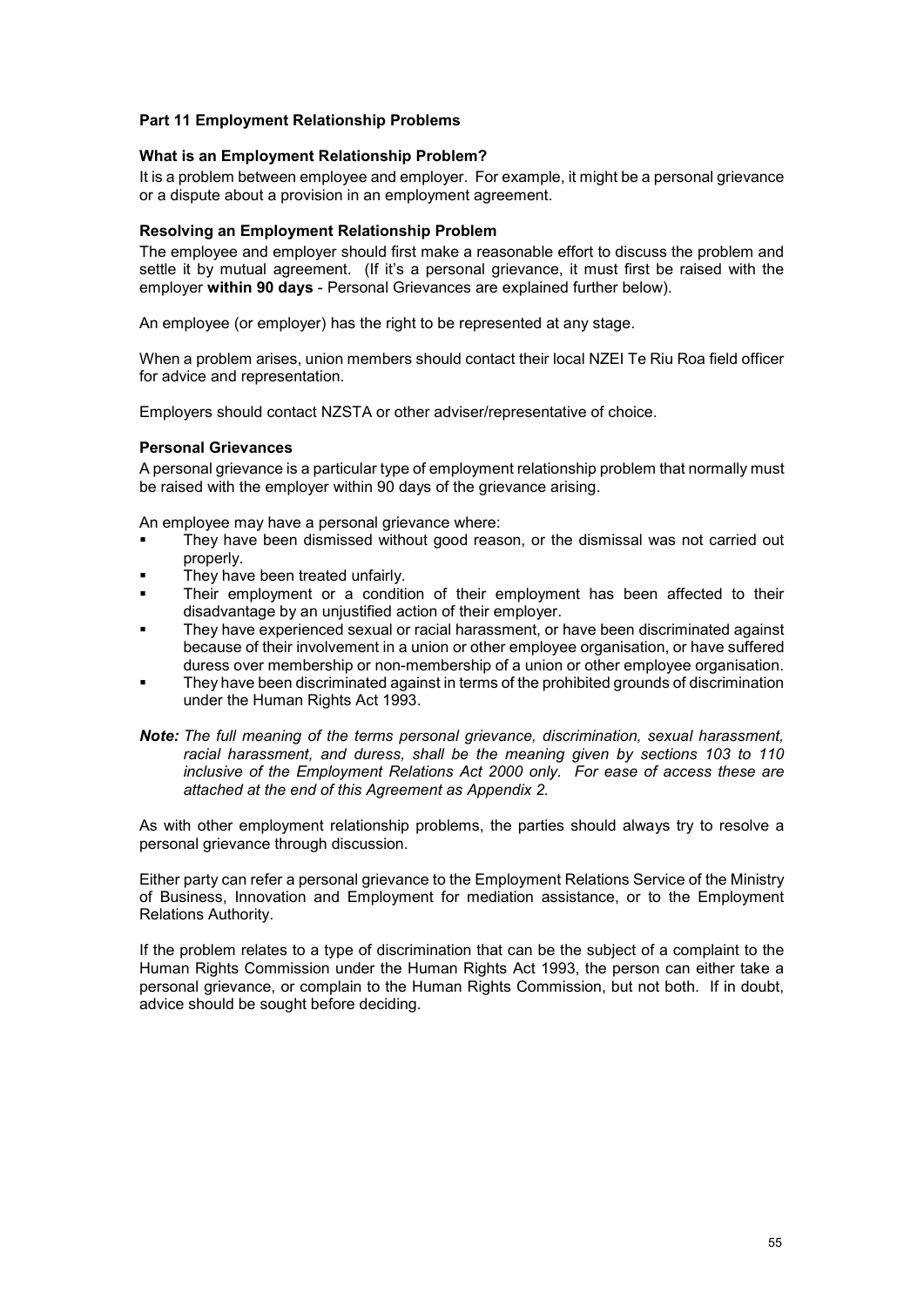## Part 11 Employment Relationship Problems

### What is an Employment Relationship Problem?

It is a problem between employee and employer. For example, it might be a personal grievance or a dispute about a provision in an employment agreement.

### Resolving an Employment Relationship Problem

The employee and employer should first make a reasonable effort to discuss the problem and settle it by mutual agreement. (If it's a personal grievance, it must first be raised with the employer **within 90 days** - Personal Grievances are explained further below).

An employee (or employer) has the right to be represented at any stage.

When a problem arises, union members should contact their local NZEI Te Riu Roa field officer for advice and representation.

Employers should contact NZSTA or other adviser/representative of choice.

### Personal Grievances

A personal grievance is a particular type of employment relationship problem that normally must be raised with the employer within 90 days of the grievance arising.

An employee may have a personal grievance where:

- They have been dismissed without good reason, or the dismissal was not carried out properly.
- They have been treated unfairly.
- Their employment or a condition of their employment has been affected to their disadvantage by an unjustified action of their employer.
- They have experienced sexual or racial harassment, or have been discriminated against because of their involvement in a union or other employee organisation, or have suffered duress over membership or non-membership of a union or other employee organisation.
- They have been discriminated against in terms of the prohibited grounds of discrimination under the Human Rights Act 1993.

***Note:*** *The full meaning of the terms personal grievance, discrimination, sexual harassment, racial harassment, and duress, shall be the meaning given by sections 103 to 110 inclusive of the Employment Relations Act 2000 only. For ease of access these are attached at the end of this Agreement as Appendix 2.*

As with other employment relationship problems, the parties should always try to resolve a personal grievance through discussion.

Either party can refer a personal grievance to the Employment Relations Service of the Ministry of Business, Innovation and Employment for mediation assistance, or to the Employment Relations Authority.

If the problem relates to a type of discrimination that can be the subject of a complaint to the Human Rights Commission under the Human Rights Act 1993, the person can either take a personal grievance, or complain to the Human Rights Commission, but not both. If in doubt, advice should be sought before deciding.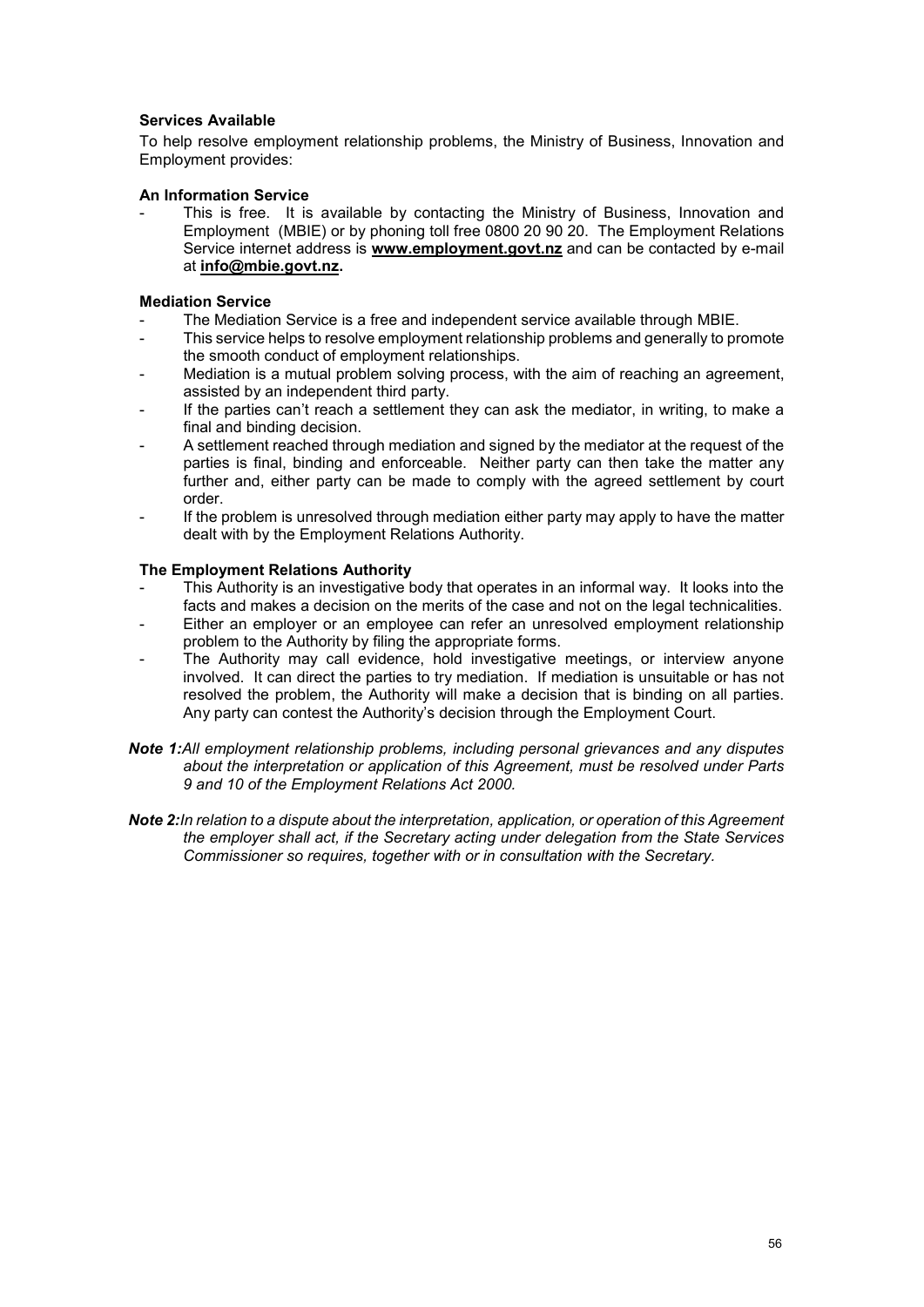**Services Available**

To help resolve employment relationship problems, the Ministry of Business, Innovation and Employment provides:

**An Information Service**

- This is free. It is available by contacting the Ministry of Business, Innovation and Employment (MBIE) or by phoning toll free 0800 20 90 20. The Employment Relations Service internet address is **www.employment.govt.nz** and can be contacted by e-mail at **info@mbie.govt.nz.**

**Mediation Service**

- The Mediation Service is a free and independent service available through MBIE.
- This service helps to resolve employment relationship problems and generally to promote the smooth conduct of employment relationships.
- Mediation is a mutual problem solving process, with the aim of reaching an agreement, assisted by an independent third party.
- If the parties can't reach a settlement they can ask the mediator, in writing, to make a final and binding decision.
- A settlement reached through mediation and signed by the mediator at the request of the parties is final, binding and enforceable. Neither party can then take the matter any further and, either party can be made to comply with the agreed settlement by court order.
- If the problem is unresolved through mediation either party may apply to have the matter dealt with by the Employment Relations Authority.

**The Employment Relations Authority**

- This Authority is an investigative body that operates in an informal way. It looks into the facts and makes a decision on the merits of the case and not on the legal technicalities.
- Either an employer or an employee can refer an unresolved employment relationship problem to the Authority by filing the appropriate forms.
- The Authority may call evidence, hold investigative meetings, or interview anyone involved. It can direct the parties to try mediation. If mediation is unsuitable or has not resolved the problem, the Authority will make a decision that is binding on all parties. Any party can contest the Authority's decision through the Employment Court.

***Note 1:*** *All employment relationship problems, including personal grievances and any disputes about the interpretation or application of this Agreement, must be resolved under Parts 9 and 10 of the Employment Relations Act 2000.*

***Note 2:*** *In relation to a dispute about the interpretation, application, or operation of this Agreement the employer shall act, if the Secretary acting under delegation from the State Services Commissioner so requires, together with or in consultation with the Secretary.*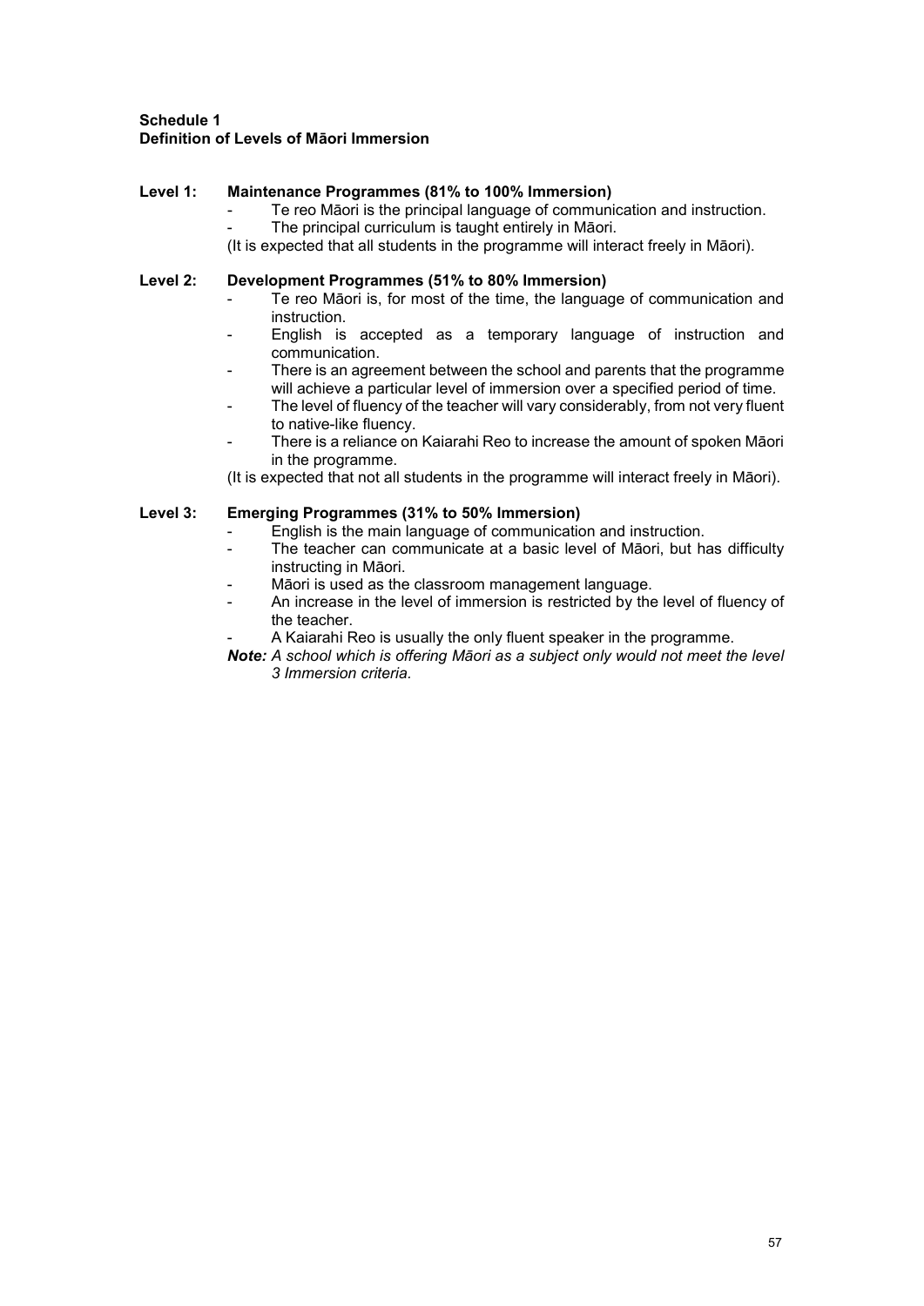**Schedule 1**
**Definition of Levels of Māori Immersion**

**Level 1: Maintenance Programmes (81% to 100% Immersion)**

- Te reo Māori is the principal language of communication and instruction.
- The principal curriculum is taught entirely in Māori.

(It is expected that all students in the programme will interact freely in Māori).

**Level 2: Development Programmes (51% to 80% Immersion)**

- Te reo Māori is, for most of the time, the language of communication and instruction.
- English is accepted as a temporary language of instruction and communication.
- There is an agreement between the school and parents that the programme will achieve a particular level of immersion over a specified period of time.
- The level of fluency of the teacher will vary considerably, from not very fluent to native-like fluency.
- There is a reliance on Kaiarahi Reo to increase the amount of spoken Māori in the programme.

(It is expected that not all students in the programme will interact freely in Māori).

**Level 3: Emerging Programmes (31% to 50% Immersion)**

- English is the main language of communication and instruction.
- The teacher can communicate at a basic level of Māori, but has difficulty instructing in Māori.
- Māori is used as the classroom management language.
- An increase in the level of immersion is restricted by the level of fluency of the teacher.
- A Kaiarahi Reo is usually the only fluent speaker in the programme.

***Note:*** *A school which is offering Māori as a subject only would not meet the level 3 Immersion criteria.*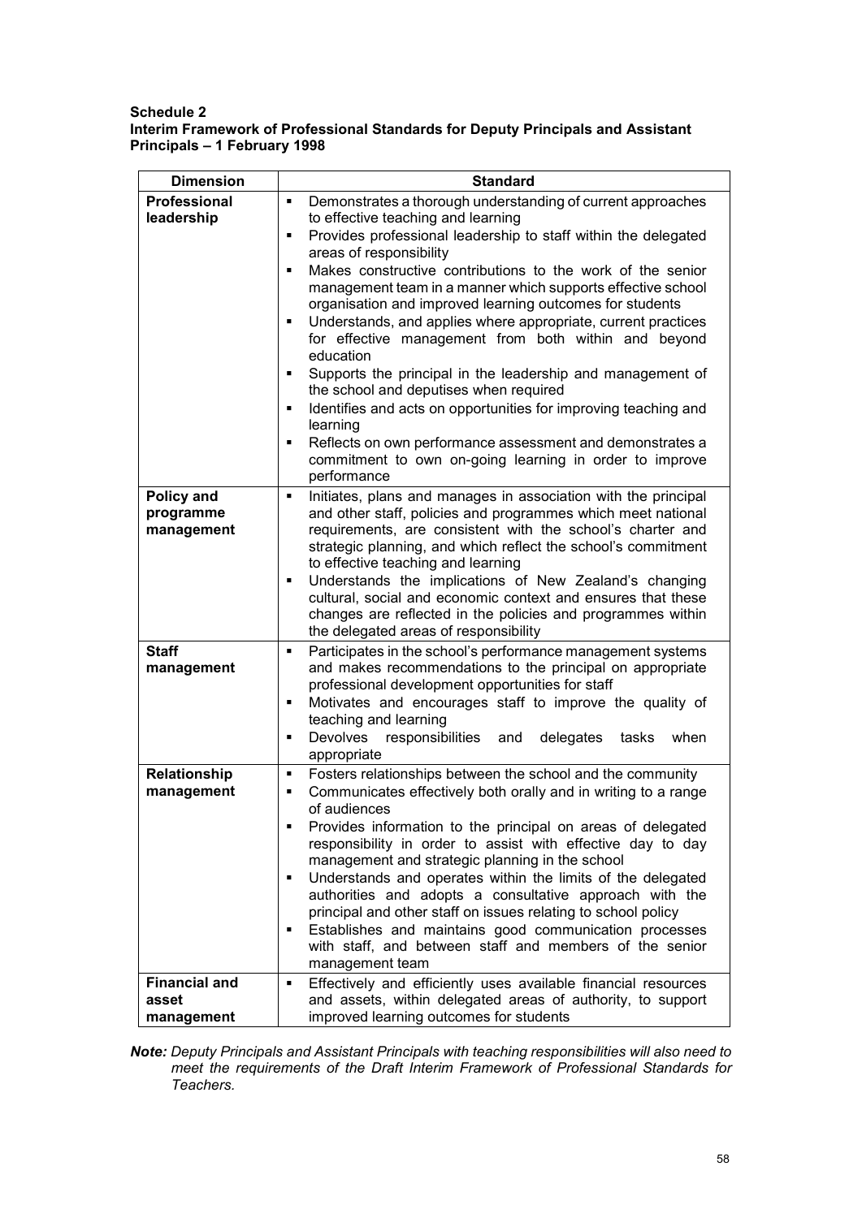**Schedule 2**
**Interim Framework of Professional Standards for Deputy Principals and Assistant Principals – 1 February 1998**

| Dimension | Standard |
|---|---|
| **Professional leadership** | ▪ Demonstrates a thorough understanding of current approaches to effective teaching and learning<br>▪ Provides professional leadership to staff within the delegated areas of responsibility<br>▪ Makes constructive contributions to the work of the senior management team in a manner which supports effective school organisation and improved learning outcomes for students<br>▪ Understands, and applies where appropriate, current practices for effective management from both within and beyond education<br>▪ Supports the principal in the leadership and management of the school and deputises when required<br>▪ Identifies and acts on opportunities for improving teaching and learning<br>▪ Reflects on own performance assessment and demonstrates a commitment to own on-going learning in order to improve performance |
| **Policy and programme management** | ▪ Initiates, plans and manages in association with the principal and other staff, policies and programmes which meet national requirements, are consistent with the school's charter and strategic planning, and which reflect the school's commitment to effective teaching and learning<br>▪ Understands the implications of New Zealand's changing cultural, social and economic context and ensures that these changes are reflected in the policies and programmes within the delegated areas of responsibility |
| **Staff management** | ▪ Participates in the school's performance management systems and makes recommendations to the principal on appropriate professional development opportunities for staff<br>▪ Motivates and encourages staff to improve the quality of teaching and learning<br>▪ Devolves responsibilities and delegates tasks when appropriate |
| **Relationship management** | ▪ Fosters relationships between the school and the community<br>▪ Communicates effectively both orally and in writing to a range of audiences<br>▪ Provides information to the principal on areas of delegated responsibility in order to assist with effective day to day management and strategic planning in the school<br>▪ Understands and operates within the limits of the delegated authorities and adopts a consultative approach with the principal and other staff on issues relating to school policy<br>▪ Establishes and maintains good communication processes with staff, and between staff and members of the senior management team |
| **Financial and asset management** | ▪ Effectively and efficiently uses available financial resources and assets, within delegated areas of authority, to support improved learning outcomes for students |

***Note:*** *Deputy Principals and Assistant Principals with teaching responsibilities will also need to meet the requirements of the Draft Interim Framework of Professional Standards for Teachers.*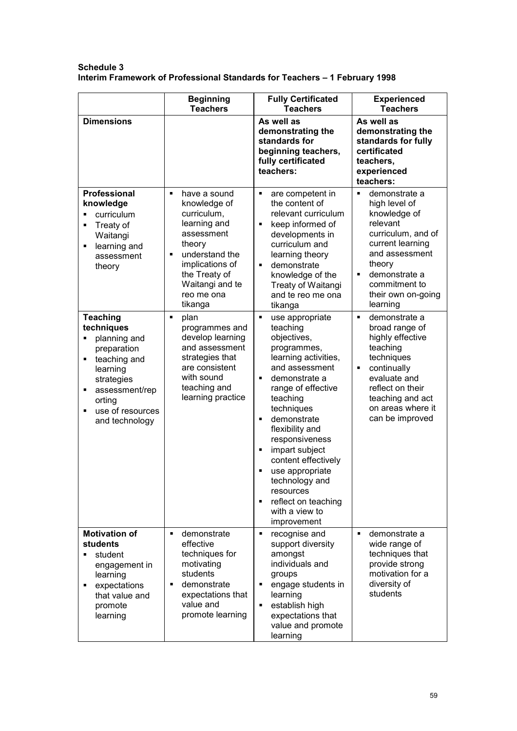**Schedule 3**
**Interim Framework of Professional Standards for Teachers – 1 February 1998**

| | Beginning Teachers | Fully Certificated Teachers | Experienced Teachers |
|---|---|---|---|
| **Dimensions** | | **As well as demonstrating the standards for beginning teachers, fully certificated teachers:** | **As well as demonstrating the standards for fully certificated teachers, experienced teachers:** |
| **Professional knowledge**<br>▪ curriculum<br>▪ Treaty of Waitangi<br>▪ learning and assessment theory | ▪ have a sound knowledge of curriculum, learning and assessment theory<br>▪ understand the implications of the Treaty of Waitangi and te reo me ona tikanga | ▪ are competent in the content of relevant curriculum<br>▪ keep informed of developments in curriculum and learning theory<br>▪ demonstrate knowledge of the Treaty of Waitangi and te reo me ona tikanga | ▪ demonstrate a high level of knowledge of relevant curriculum, and of current learning and assessment theory<br>▪ demonstrate a commitment to their own on-going learning |
| **Teaching techniques**<br>▪ planning and preparation<br>▪ teaching and learning strategies<br>▪ assessment/reporting<br>▪ use of resources and technology | ▪ plan programmes and develop learning and assessment strategies that are consistent with sound teaching and learning practice | ▪ use appropriate teaching objectives, programmes, learning activities, and assessment<br>▪ demonstrate a range of effective teaching techniques<br>▪ demonstrate flexibility and responsiveness<br>▪ impart subject content effectively<br>▪ use appropriate technology and resources<br>▪ reflect on teaching with a view to improvement | ▪ demonstrate a broad range of highly effective teaching techniques<br>▪ continually evaluate and reflect on their teaching and act on areas where it can be improved |
| **Motivation of students**<br>▪ student engagement in learning<br>▪ expectations that value and promote learning | ▪ demonstrate effective techniques for motivating students<br>▪ demonstrate expectations that value and promote learning | ▪ recognise and support diversity amongst individuals and groups<br>▪ engage students in learning<br>▪ establish high expectations that value and promote learning | ▪ demonstrate a wide range of techniques that provide strong motivation for a diversity of students |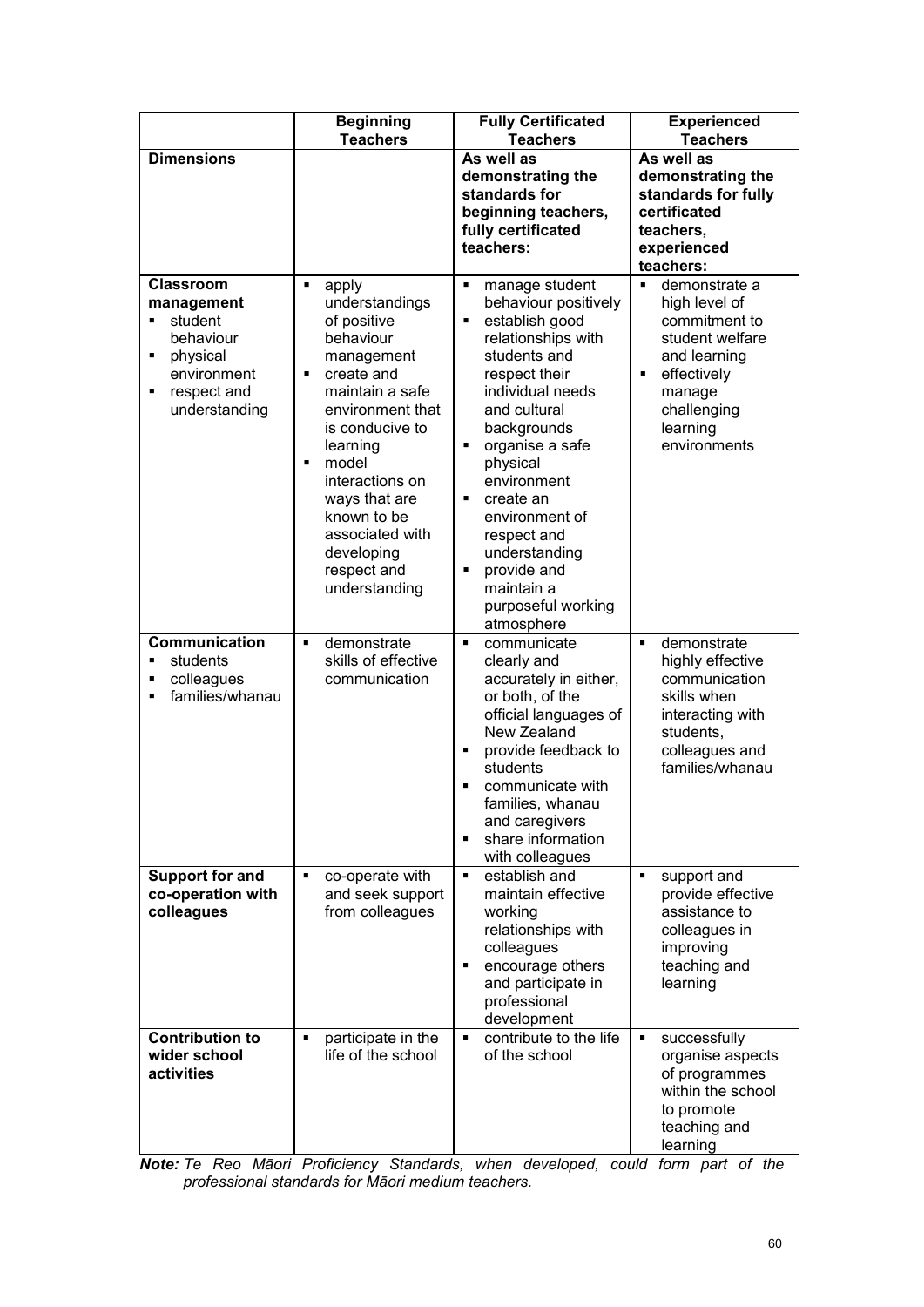| | Beginning Teachers | Fully Certificated Teachers | Experienced Teachers |
|---|---|---|---|
| **Dimensions** | | **As well as demonstrating the standards for beginning teachers, fully certificated teachers:** | **As well as demonstrating the standards for fully certificated teachers, experienced teachers:** |
| **Classroom management**<br>▪ student behaviour<br>▪ physical environment<br>▪ respect and understanding | ▪ apply understandings of positive behaviour management<br>▪ create and maintain a safe environment that is conducive to learning<br>▪ model interactions on ways that are known to be associated with developing respect and understanding | ▪ manage student behaviour positively<br>▪ establish good relationships with students and respect their individual needs and cultural backgrounds<br>▪ organise a safe physical environment<br>▪ create an environment of respect and understanding<br>▪ provide and maintain a purposeful working atmosphere | ▪ demonstrate a high level of commitment to student welfare and learning<br>▪ effectively manage challenging learning environments |
| **Communication**<br>▪ students<br>▪ colleagues<br>▪ families/whanau | ▪ demonstrate skills of effective communication | ▪ communicate clearly and accurately in either, or both, of the official languages of New Zealand<br>▪ provide feedback to students<br>▪ communicate with families, whanau and caregivers<br>▪ share information with colleagues | ▪ demonstrate highly effective communication skills when interacting with students, colleagues and families/whanau |
| **Support for and co-operation with colleagues** | ▪ co-operate with and seek support from colleagues | ▪ establish and maintain effective working relationships with colleagues<br>▪ encourage others and participate in professional development | ▪ support and provide effective assistance to colleagues in improving teaching and learning |
| **Contribution to wider school activities** | ▪ participate in the life of the school | ▪ contribute to the life of the school | ▪ successfully organise aspects of programmes within the school to promote teaching and learning |

***Note:*** *Te Reo Māori Proficiency Standards, when developed, could form part of the professional standards for Māori medium teachers.*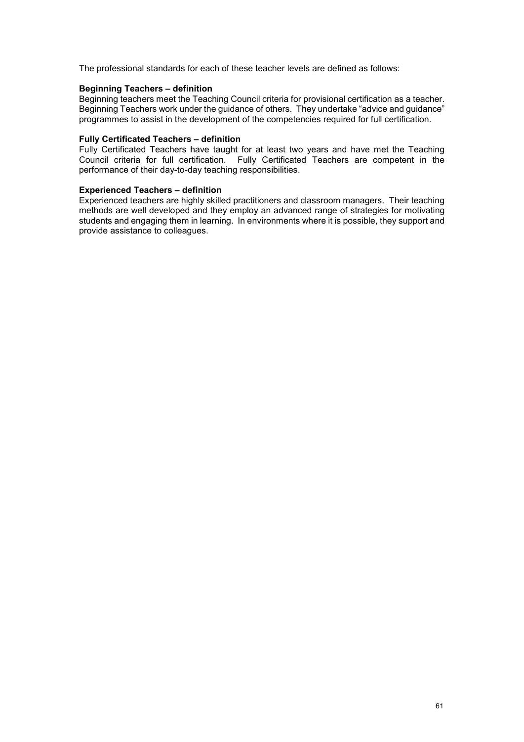The professional standards for each of these teacher levels are defined as follows:

**Beginning Teachers – definition**

Beginning teachers meet the Teaching Council criteria for provisional certification as a teacher. Beginning Teachers work under the guidance of others. They undertake "advice and guidance" programmes to assist in the development of the competencies required for full certification.

**Fully Certificated Teachers – definition**

Fully Certificated Teachers have taught for at least two years and have met the Teaching Council criteria for full certification. Fully Certificated Teachers are competent in the performance of their day-to-day teaching responsibilities.

**Experienced Teachers – definition**

Experienced teachers are highly skilled practitioners and classroom managers. Their teaching methods are well developed and they employ an advanced range of strategies for motivating students and engaging them in learning. In environments where it is possible, they support and provide assistance to colleagues.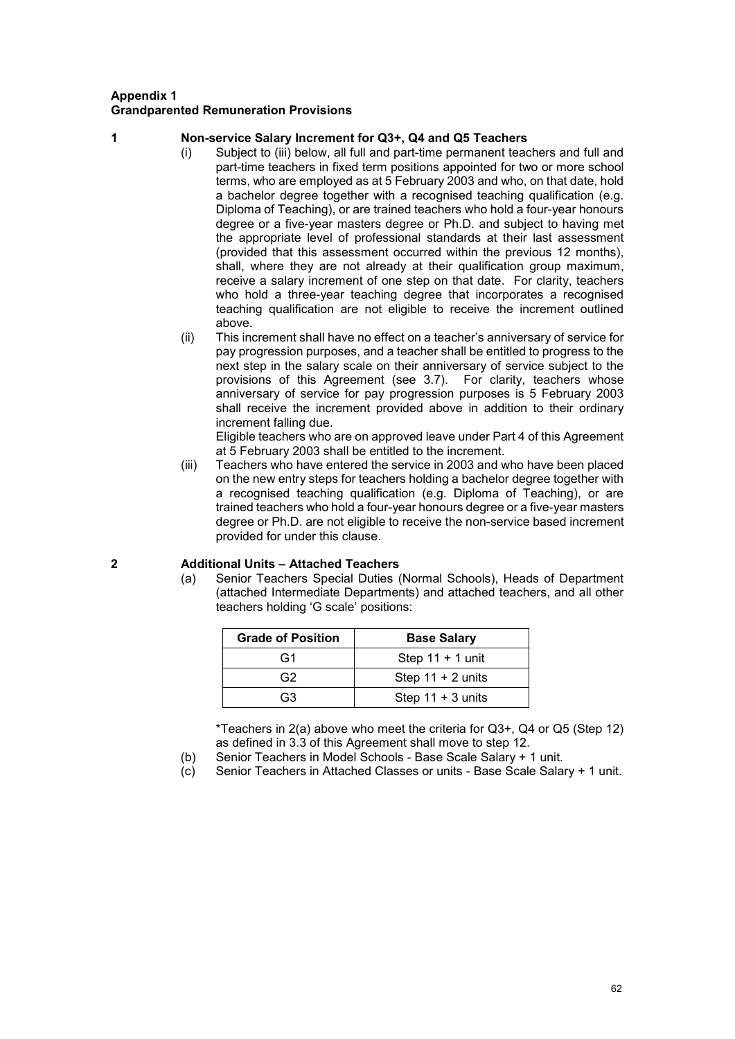**Appendix 1**
**Grandparented Remuneration Provisions**

**1 Non-service Salary Increment for Q3+, Q4 and Q5 Teachers**

(i) Subject to (iii) below, all full and part-time permanent teachers and full and part-time teachers in fixed term positions appointed for two or more school terms, who are employed as at 5 February 2003 and who, on that date, hold a bachelor degree together with a recognised teaching qualification (e.g. Diploma of Teaching), or are trained teachers who hold a four-year honours degree or a five-year masters degree or Ph.D. and subject to having met the appropriate level of professional standards at their last assessment (provided that this assessment occurred within the previous 12 months), shall, where they are not already at their qualification group maximum, receive a salary increment of one step on that date. For clarity, teachers who hold a three-year teaching degree that incorporates a recognised teaching qualification are not eligible to receive the increment outlined above.

(ii) This increment shall have no effect on a teacher's anniversary of service for pay progression purposes, and a teacher shall be entitled to progress to the next step in the salary scale on their anniversary of service subject to the provisions of this Agreement (see 3.7). For clarity, teachers whose anniversary of service for pay progression purposes is 5 February 2003 shall receive the increment provided above in addition to their ordinary increment falling due.

Eligible teachers who are on approved leave under Part 4 of this Agreement at 5 February 2003 shall be entitled to the increment.

(iii) Teachers who have entered the service in 2003 and who have been placed on the new entry steps for teachers holding a bachelor degree together with a recognised teaching qualification (e.g. Diploma of Teaching), or are trained teachers who hold a four-year honours degree or a five-year masters degree or Ph.D. are not eligible to receive the non-service based increment provided for under this clause.

**2 Additional Units – Attached Teachers**

(a) Senior Teachers Special Duties (Normal Schools), Heads of Department (attached Intermediate Departments) and attached teachers, and all other teachers holding 'G scale' positions:

| Grade of Position | Base Salary |
|---|---|
| G1 | Step 11 + 1 unit |
| G2 | Step 11 + 2 units |
| G3 | Step 11 + 3 units |

*Teachers in 2(a) above who meet the criteria for Q3+, Q4 or Q5 (Step 12) as defined in 3.3 of this Agreement shall move to step 12.

(b) Senior Teachers in Model Schools - Base Scale Salary + 1 unit.

(c) Senior Teachers in Attached Classes or units - Base Scale Salary + 1 unit.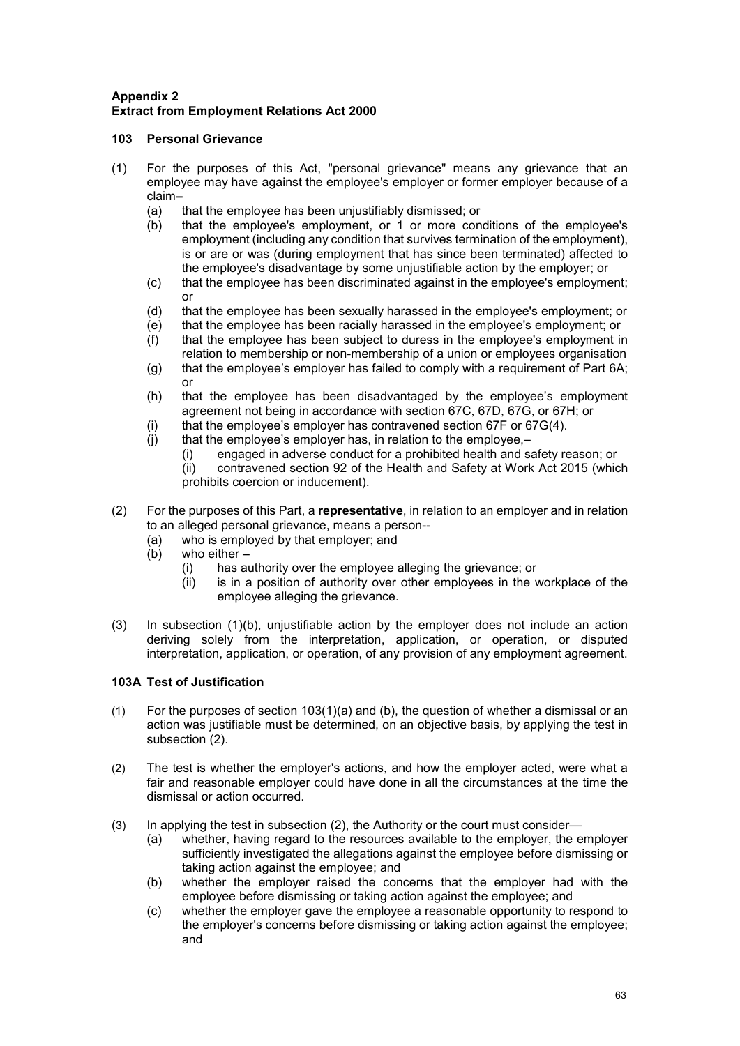**Appendix 2**
**Extract from Employment Relations Act 2000**

### 103 Personal Grievance

(1) For the purposes of this Act, "personal grievance" means any grievance that an employee may have against the employee's employer or former employer because of a claim–
   (a) that the employee has been unjustifiably dismissed; or
   (b) that the employee's employment, or 1 or more conditions of the employee's employment (including any condition that survives termination of the employment), is or are or was (during employment that has since been terminated) affected to the employee's disadvantage by some unjustifiable action by the employer; or
   (c) that the employee has been discriminated against in the employee's employment; or
   (d) that the employee has been sexually harassed in the employee's employment; or
   (e) that the employee has been racially harassed in the employee's employment; or
   (f) that the employee has been subject to duress in the employee's employment in relation to membership or non-membership of a union or employees organisation
   (g) that the employee's employer has failed to comply with a requirement of Part 6A; or
   (h) that the employee has been disadvantaged by the employee's employment agreement not being in accordance with section 67C, 67D, 67G, or 67H; or
   (i) that the employee's employer has contravened section 67F or 67G(4).
   (j) that the employee's employer has, in relation to the employee,–
      (i) engaged in adverse conduct for a prohibited health and safety reason; or
      (ii) contravened section 92 of the Health and Safety at Work Act 2015 (which prohibits coercion or inducement).

(2) For the purposes of this Part, a **representative**, in relation to an employer and in relation to an alleged personal grievance, means a person--
   (a) who is employed by that employer; and
   (b) who either –
      (i) has authority over the employee alleging the grievance; or
      (ii) is in a position of authority over other employees in the workplace of the employee alleging the grievance.

(3) In subsection (1)(b), unjustifiable action by the employer does not include an action deriving solely from the interpretation, application, or operation, or disputed interpretation, application, or operation, of any provision of any employment agreement.

### 103A Test of Justification

(1) For the purposes of section 103(1)(a) and (b), the question of whether a dismissal or an action was justifiable must be determined, on an objective basis, by applying the test in subsection (2).

(2) The test is whether the employer's actions, and how the employer acted, were what a fair and reasonable employer could have done in all the circumstances at the time the dismissal or action occurred.

(3) In applying the test in subsection (2), the Authority or the court must consider—
   (a) whether, having regard to the resources available to the employer, the employer sufficiently investigated the allegations against the employee before dismissing or taking action against the employee; and
   (b) whether the employer raised the concerns that the employer had with the employee before dismissing or taking action against the employee; and
   (c) whether the employer gave the employee a reasonable opportunity to respond to the employer's concerns before dismissing or taking action against the employee; and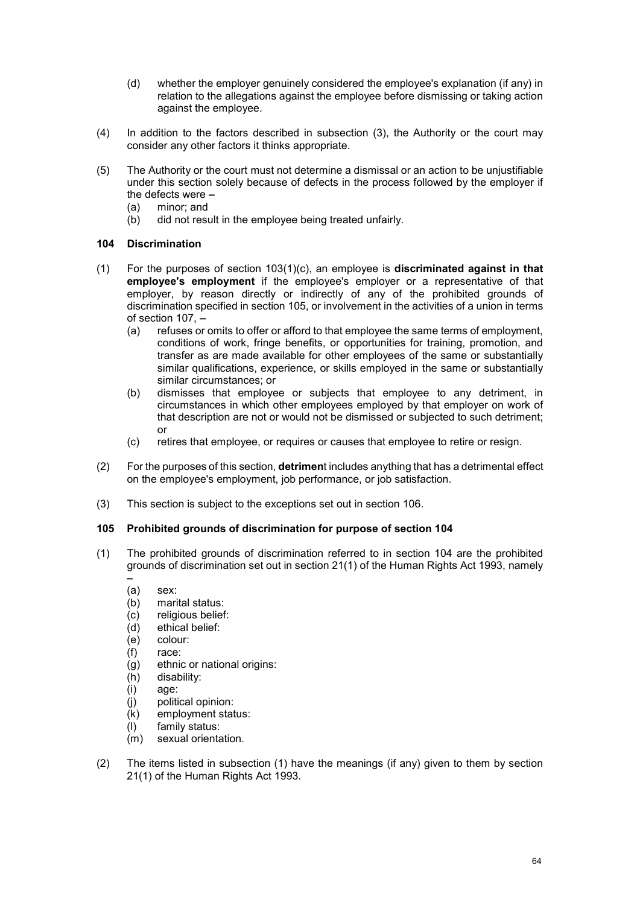(d) whether the employer genuinely considered the employee's explanation (if any) in relation to the allegations against the employee before dismissing or taking action against the employee.

(4) In addition to the factors described in subsection (3), the Authority or the court may consider any other factors it thinks appropriate.

(5) The Authority or the court must not determine a dismissal or an action to be unjustifiable under this section solely because of defects in the process followed by the employer if the defects were –
   (a) minor; and
   (b) did not result in the employee being treated unfairly.

### 104 Discrimination

(1) For the purposes of section 103(1)(c), an employee is **discriminated against in that employee's employment** if the employee's employer or a representative of that employer, by reason directly or indirectly of any of the prohibited grounds of discrimination specified in section 105, or involvement in the activities of a union in terms of section 107, –
   (a) refuses or omits to offer or afford to that employee the same terms of employment, conditions of work, fringe benefits, or opportunities for training, promotion, and transfer as are made available for other employees of the same or substantially similar qualifications, experience, or skills employed in the same or substantially similar circumstances; or
   (b) dismisses that employee or subjects that employee to any detriment, in circumstances in which other employees employed by that employer on work of that description are not or would not be dismissed or subjected to such detriment; or
   (c) retires that employee, or requires or causes that employee to retire or resign.

(2) For the purposes of this section, **detriment** includes anything that has a detrimental effect on the employee's employment, job performance, or job satisfaction.

(3) This section is subject to the exceptions set out in section 106.

### 105 Prohibited grounds of discrimination for purpose of section 104

(1) The prohibited grounds of discrimination referred to in section 104 are the prohibited grounds of discrimination set out in section 21(1) of the Human Rights Act 1993, namely –
   (a) sex:
   (b) marital status:
   (c) religious belief:
   (d) ethical belief:
   (e) colour:
   (f) race:
   (g) ethnic or national origins:
   (h) disability:
   (i) age:
   (j) political opinion:
   (k) employment status:
   (l) family status:
   (m) sexual orientation.

(2) The items listed in subsection (1) have the meanings (if any) given to them by section 21(1) of the Human Rights Act 1993.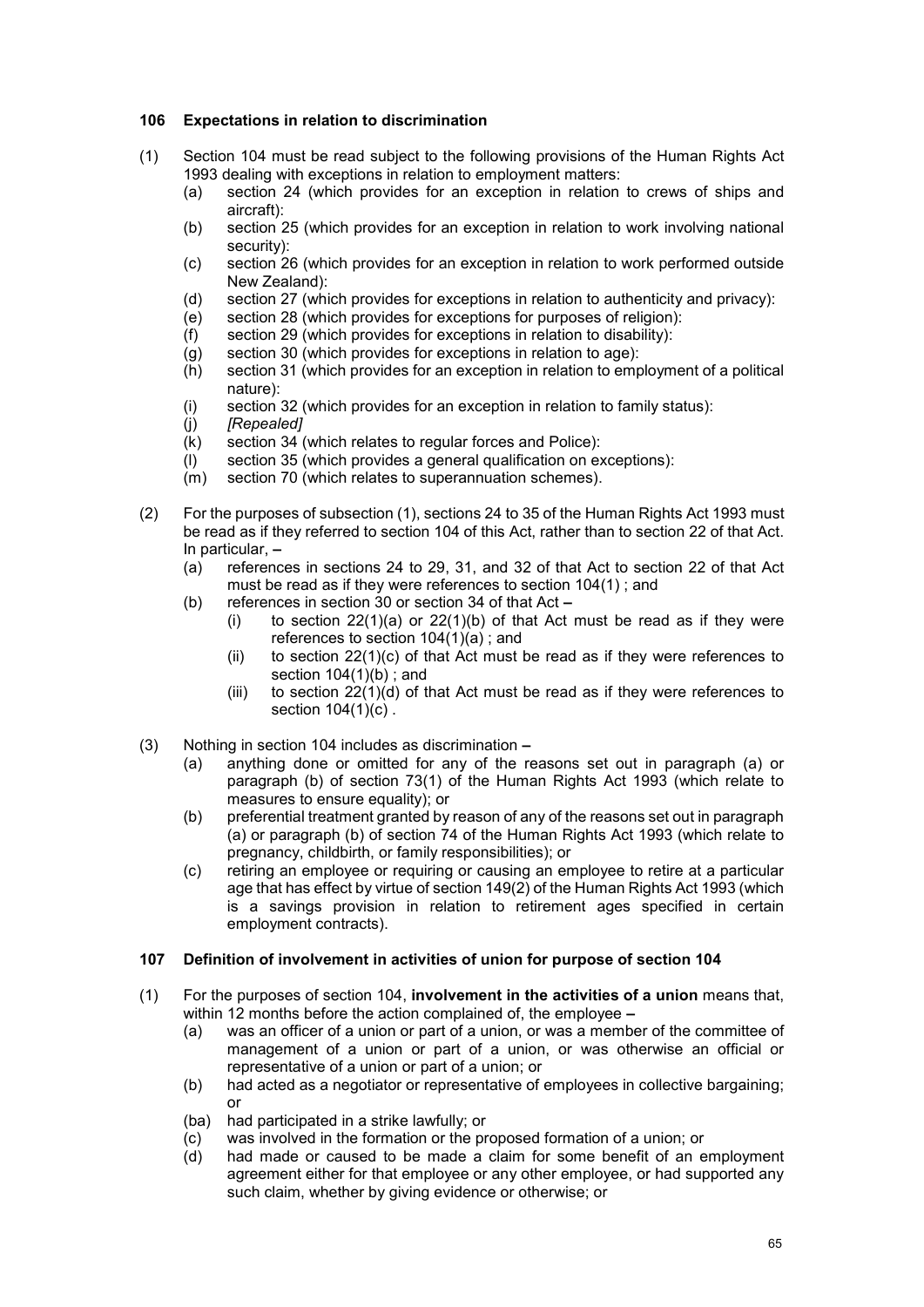### 106 Expectations in relation to discrimination

(1) Section 104 must be read subject to the following provisions of the Human Rights Act 1993 dealing with exceptions in relation to employment matters:

  (a) section 24 (which provides for an exception in relation to crews of ships and aircraft):

  (b) section 25 (which provides for an exception in relation to work involving national security):

  (c) section 26 (which provides for an exception in relation to work performed outside New Zealand):

  (d) section 27 (which provides for exceptions in relation to authenticity and privacy):

  (e) section 28 (which provides for exceptions for purposes of religion):

  (f) section 29 (which provides for exceptions in relation to disability):

  (g) section 30 (which provides for exceptions in relation to age):

  (h) section 31 (which provides for an exception in relation to employment of a political nature):

  (i) section 32 (which provides for an exception in relation to family status):

  (j) *[Repealed]*

  (k) section 34 (which relates to regular forces and Police):

  (l) section 35 (which provides a general qualification on exceptions):

  (m) section 70 (which relates to superannuation schemes).

(2) For the purposes of subsection (1), sections 24 to 35 of the Human Rights Act 1993 must be read as if they referred to section 104 of this Act, rather than to section 22 of that Act. In particular, –

  (a) references in sections 24 to 29, 31, and 32 of that Act to section 22 of that Act must be read as if they were references to section 104(1) ; and

  (b) references in section 30 or section 34 of that Act –

    (i) to section 22(1)(a) or 22(1)(b) of that Act must be read as if they were references to section 104(1)(a) ; and

    (ii) to section 22(1)(c) of that Act must be read as if they were references to section 104(1)(b) ; and

    (iii) to section 22(1)(d) of that Act must be read as if they were references to section 104(1)(c) .

(3) Nothing in section 104 includes as discrimination –

  (a) anything done or omitted for any of the reasons set out in paragraph (a) or paragraph (b) of section 73(1) of the Human Rights Act 1993 (which relate to measures to ensure equality); or

  (b) preferential treatment granted by reason of any of the reasons set out in paragraph (a) or paragraph (b) of section 74 of the Human Rights Act 1993 (which relate to pregnancy, childbirth, or family responsibilities); or

  (c) retiring an employee or requiring or causing an employee to retire at a particular age that has effect by virtue of section 149(2) of the Human Rights Act 1993 (which is a savings provision in relation to retirement ages specified in certain employment contracts).

### 107 Definition of involvement in activities of union for purpose of section 104

(1) For the purposes of section 104, **involvement in the activities of a union** means that, within 12 months before the action complained of, the employee –

  (a) was an officer of a union or part of a union, or was a member of the committee of management of a union or part of a union, or was otherwise an official or representative of a union or part of a union; or

  (b) had acted as a negotiator or representative of employees in collective bargaining; or

  (ba) had participated in a strike lawfully; or

  (c) was involved in the formation or the proposed formation of a union; or

  (d) had made or caused to be made a claim for some benefit of an employment agreement either for that employee or any other employee, or had supported any such claim, whether by giving evidence or otherwise; or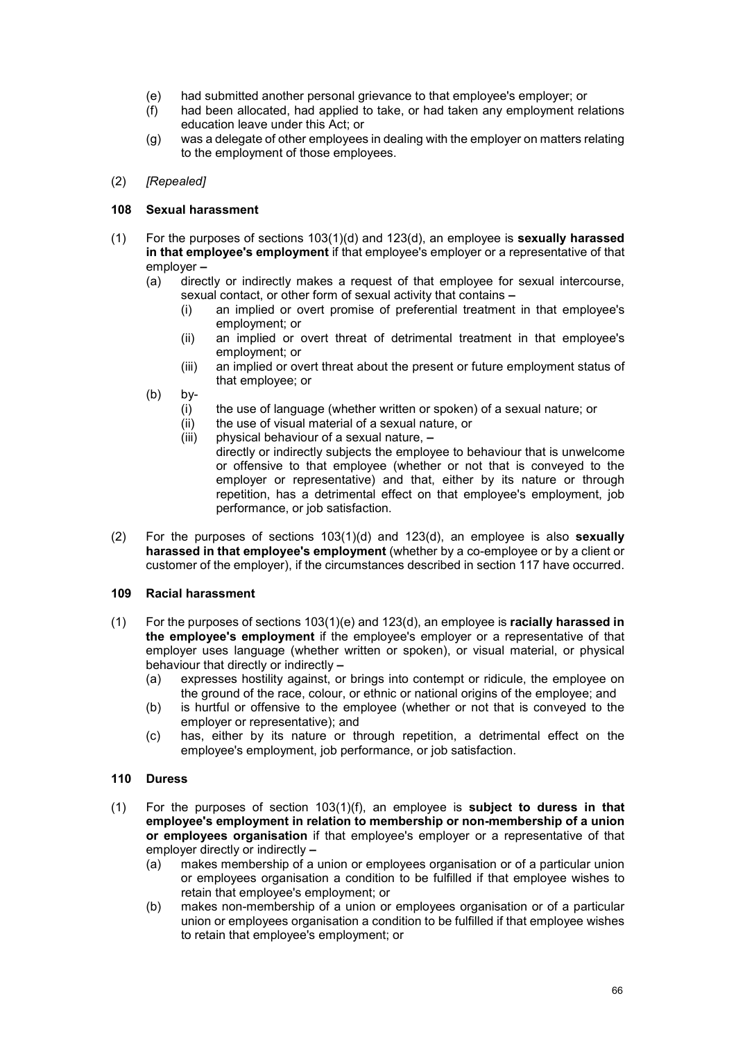(e) had submitted another personal grievance to that employee's employer; or

(f) had been allocated, had applied to take, or had taken any employment relations education leave under this Act; or

(g) was a delegate of other employees in dealing with the employer on matters relating to the employment of those employees.

(2) *[Repealed]*

### 108 Sexual harassment

(1) For the purposes of sections 103(1)(d) and 123(d), an employee is **sexually harassed in that employee's employment** if that employee's employer or a representative of that employer –

(a) directly or indirectly makes a request of that employee for sexual intercourse, sexual contact, or other form of sexual activity that contains –

(i) an implied or overt promise of preferential treatment in that employee's employment; or

(ii) an implied or overt threat of detrimental treatment in that employee's employment; or

(iii) an implied or overt threat about the present or future employment status of that employee; or

(b) by-

(i) the use of language (whether written or spoken) of a sexual nature; or

(ii) the use of visual material of a sexual nature, or

(iii) physical behaviour of a sexual nature, –

directly or indirectly subjects the employee to behaviour that is unwelcome or offensive to that employee (whether or not that is conveyed to the employer or representative) and that, either by its nature or through repetition, has a detrimental effect on that employee's employment, job performance, or job satisfaction.

(2) For the purposes of sections 103(1)(d) and 123(d), an employee is also **sexually harassed in that employee's employment** (whether by a co-employee or by a client or customer of the employer), if the circumstances described in section 117 have occurred.

### 109 Racial harassment

(1) For the purposes of sections 103(1)(e) and 123(d), an employee is **racially harassed in the employee's employment** if the employee's employer or a representative of that employer uses language (whether written or spoken), or visual material, or physical behaviour that directly or indirectly –

(a) expresses hostility against, or brings into contempt or ridicule, the employee on the ground of the race, colour, or ethnic or national origins of the employee; and

(b) is hurtful or offensive to the employee (whether or not that is conveyed to the employer or representative); and

(c) has, either by its nature or through repetition, a detrimental effect on the employee's employment, job performance, or job satisfaction.

### 110 Duress

(1) For the purposes of section 103(1)(f), an employee is **subject to duress in that employee's employment in relation to membership or non-membership of a union or employees organisation** if that employee's employer or a representative of that employer directly or indirectly –

(a) makes membership of a union or employees organisation or of a particular union or employees organisation a condition to be fulfilled if that employee wishes to retain that employee's employment; or

(b) makes non-membership of a union or employees organisation or of a particular union or employees organisation a condition to be fulfilled if that employee wishes to retain that employee's employment; or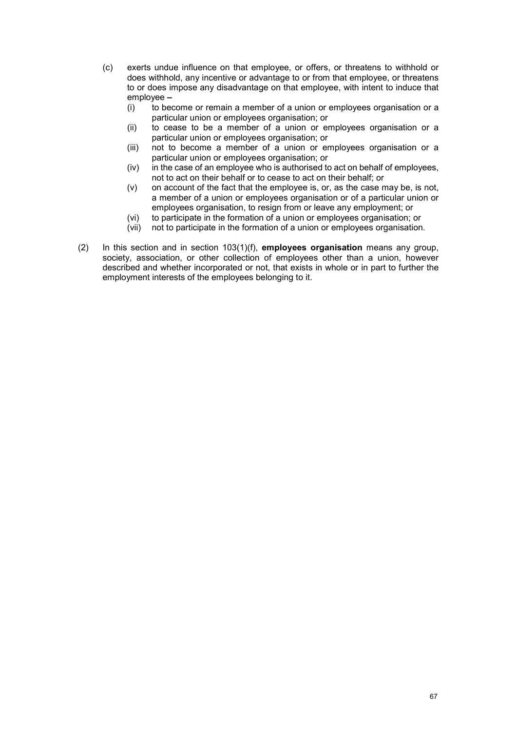(c) exerts undue influence on that employee, or offers, or threatens to withhold or does withhold, any incentive or advantage to or from that employee, or threatens to or does impose any disadvantage on that employee, with intent to induce that employee –

  (i) to become or remain a member of a union or employees organisation or a particular union or employees organisation; or

  (ii) to cease to be a member of a union or employees organisation or a particular union or employees organisation; or

  (iii) not to become a member of a union or employees organisation or a particular union or employees organisation; or

  (iv) in the case of an employee who is authorised to act on behalf of employees, not to act on their behalf or to cease to act on their behalf; or

  (v) on account of the fact that the employee is, or, as the case may be, is not, a member of a union or employees organisation or of a particular union or employees organisation, to resign from or leave any employment; or

  (vi) to participate in the formation of a union or employees organisation; or

  (vii) not to participate in the formation of a union or employees organisation.

(2) In this section and in section 103(1)(f), **employees organisation** means any group, society, association, or other collection of employees other than a union, however described and whether incorporated or not, that exists in whole or in part to further the employment interests of the employees belonging to it.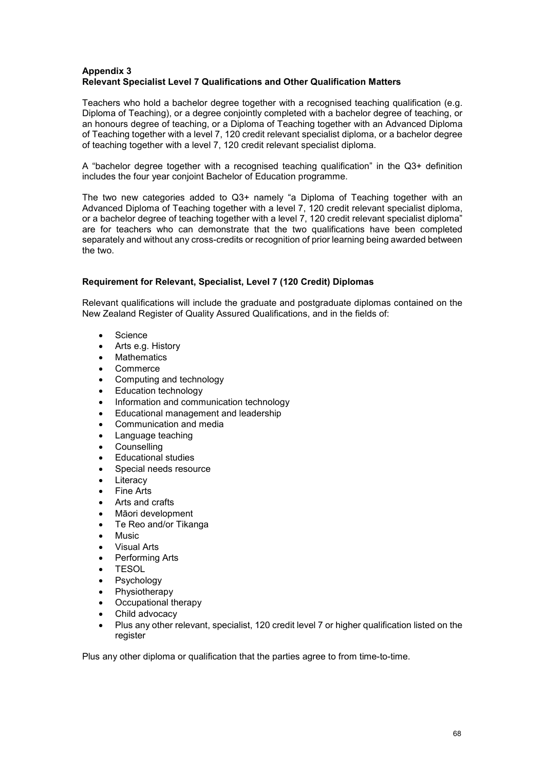## Appendix 3
## Relevant Specialist Level 7 Qualifications and Other Qualification Matters

Teachers who hold a bachelor degree together with a recognised teaching qualification (e.g. Diploma of Teaching), or a degree conjointly completed with a bachelor degree of teaching, or an honours degree of teaching, or a Diploma of Teaching together with an Advanced Diploma of Teaching together with a level 7, 120 credit relevant specialist diploma, or a bachelor degree of teaching together with a level 7, 120 credit relevant specialist diploma.

A "bachelor degree together with a recognised teaching qualification" in the Q3+ definition includes the four year conjoint Bachelor of Education programme.

The two new categories added to Q3+ namely "a Diploma of Teaching together with an Advanced Diploma of Teaching together with a level 7, 120 credit relevant specialist diploma, or a bachelor degree of teaching together with a level 7, 120 credit relevant specialist diploma" are for teachers who can demonstrate that the two qualifications have been completed separately and without any cross-credits or recognition of prior learning being awarded between the two.

### Requirement for Relevant, Specialist, Level 7 (120 Credit) Diplomas

Relevant qualifications will include the graduate and postgraduate diplomas contained on the New Zealand Register of Quality Assured Qualifications, and in the fields of:

- Science
- Arts e.g. History
- Mathematics
- Commerce
- Computing and technology
- Education technology
- Information and communication technology
- Educational management and leadership
- Communication and media
- Language teaching
- Counselling
- Educational studies
- Special needs resource
- Literacy
- Fine Arts
- Arts and crafts
- Māori development
- Te Reo and/or Tikanga
- Music
- Visual Arts
- Performing Arts
- TESOL
- Psychology
- Physiotherapy
- Occupational therapy
- Child advocacy
- Plus any other relevant, specialist, 120 credit level 7 or higher qualification listed on the register

Plus any other diploma or qualification that the parties agree to from time-to-time.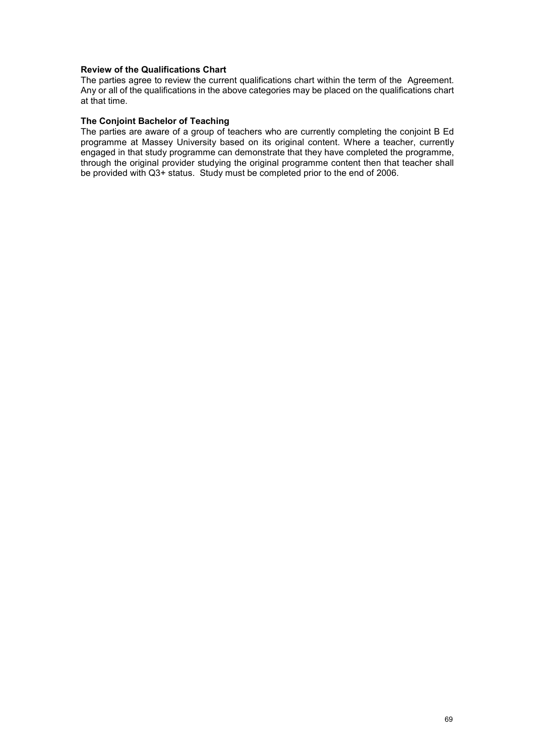**Review of the Qualifications Chart**

The parties agree to review the current qualifications chart within the term of the Agreement. Any or all of the qualifications in the above categories may be placed on the qualifications chart at that time.

**The Conjoint Bachelor of Teaching**

The parties are aware of a group of teachers who are currently completing the conjoint B Ed programme at Massey University based on its original content. Where a teacher, currently engaged in that study programme can demonstrate that they have completed the programme, through the original provider studying the original programme content then that teacher shall be provided with Q3+ status. Study must be completed prior to the end of 2006.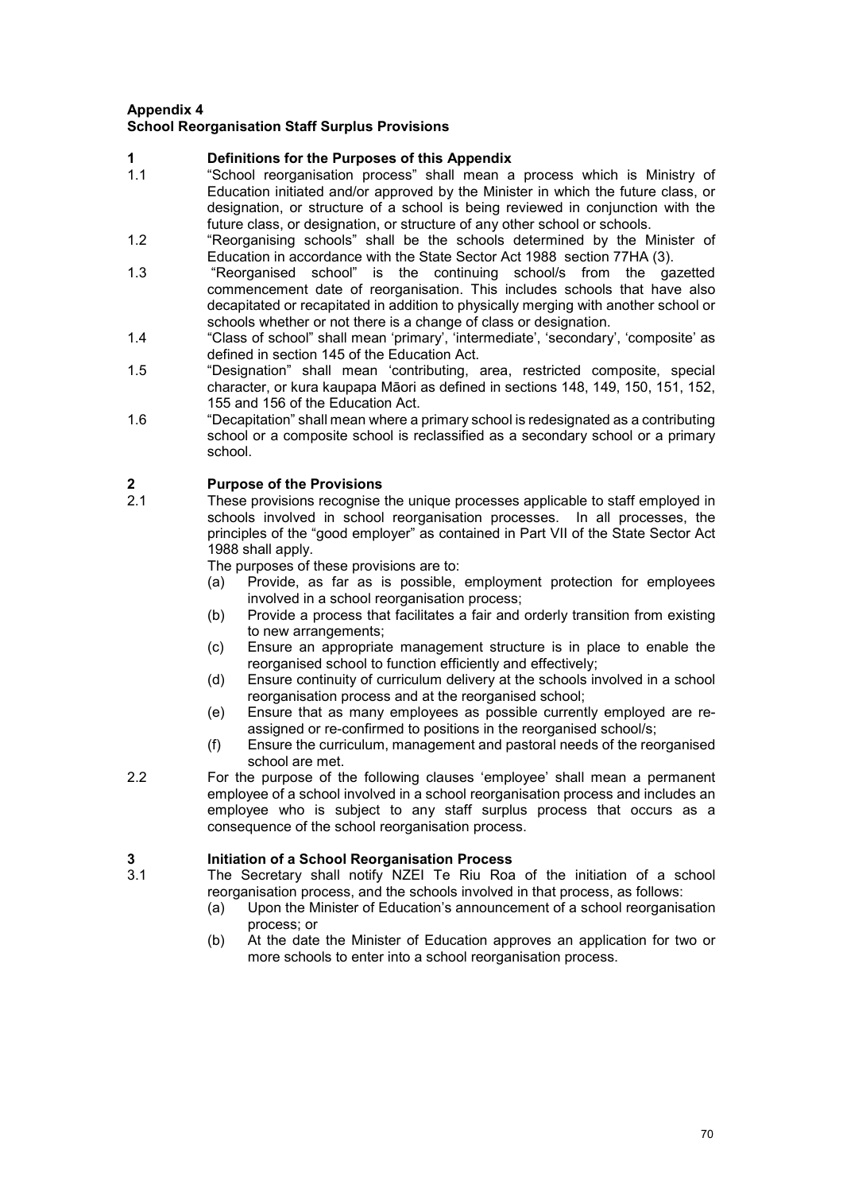## Appendix 4
## School Reorganisation Staff Surplus Provisions

### 1 Definitions for the Purposes of this Appendix

1.1 "School reorganisation process" shall mean a process which is Ministry of Education initiated and/or approved by the Minister in which the future class, or designation, or structure of a school is being reviewed in conjunction with the future class, or designation, or structure of any other school or schools.

1.2 "Reorganising schools" shall be the schools determined by the Minister of Education in accordance with the State Sector Act 1988 section 77HA (3).

1.3 "Reorganised school" is the continuing school/s from the gazetted commencement date of reorganisation. This includes schools that have also decapitated or recapitated in addition to physically merging with another school or schools whether or not there is a change of class or designation.

1.4 "Class of school" shall mean 'primary', 'intermediate', 'secondary', 'composite' as defined in section 145 of the Education Act.

1.5 "Designation" shall mean 'contributing, area, restricted composite, special character, or kura kaupapa Māori as defined in sections 148, 149, 150, 151, 152, 155 and 156 of the Education Act.

1.6 "Decapitation" shall mean where a primary school is redesignated as a contributing school or a composite school is reclassified as a secondary school or a primary school.

### 2 Purpose of the Provisions

2.1 These provisions recognise the unique processes applicable to staff employed in schools involved in school reorganisation processes. In all processes, the principles of the "good employer" as contained in Part VII of the State Sector Act 1988 shall apply.

The purposes of these provisions are to:

(a) Provide, as far as is possible, employment protection for employees involved in a school reorganisation process;
(b) Provide a process that facilitates a fair and orderly transition from existing to new arrangements;
(c) Ensure an appropriate management structure is in place to enable the reorganised school to function efficiently and effectively;
(d) Ensure continuity of curriculum delivery at the schools involved in a school reorganisation process and at the reorganised school;
(e) Ensure that as many employees as possible currently employed are re-assigned or re-confirmed to positions in the reorganised school/s;
(f) Ensure the curriculum, management and pastoral needs of the reorganised school are met.

2.2 For the purpose of the following clauses 'employee' shall mean a permanent employee of a school involved in a school reorganisation process and includes an employee who is subject to any staff surplus process that occurs as a consequence of the school reorganisation process.

### 3 Initiation of a School Reorganisation Process

3.1 The Secretary shall notify NZEI Te Riu Roa of the initiation of a school reorganisation process, and the schools involved in that process, as follows:

(a) Upon the Minister of Education's announcement of a school reorganisation process; or
(b) At the date the Minister of Education approves an application for two or more schools to enter into a school reorganisation process.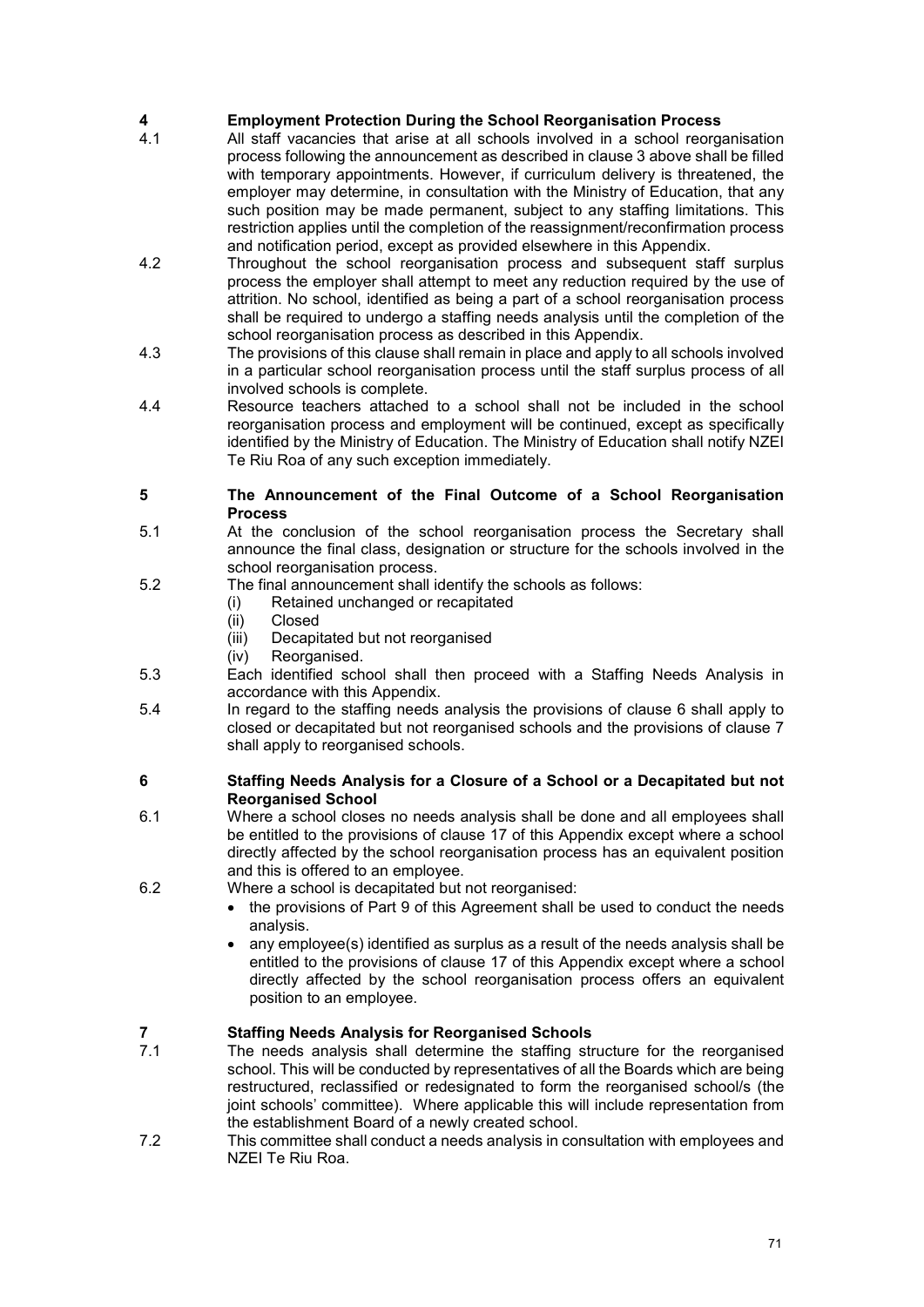## 4 Employment Protection During the School Reorganisation Process

4.1 All staff vacancies that arise at all schools involved in a school reorganisation process following the announcement as described in clause 3 above shall be filled with temporary appointments. However, if curriculum delivery is threatened, the employer may determine, in consultation with the Ministry of Education, that any such position may be made permanent, subject to any staffing limitations. This restriction applies until the completion of the reassignment/reconfirmation process and notification period, except as provided elsewhere in this Appendix.

4.2 Throughout the school reorganisation process and subsequent staff surplus process the employer shall attempt to meet any reduction required by the use of attrition. No school, identified as being a part of a school reorganisation process shall be required to undergo a staffing needs analysis until the completion of the school reorganisation process as described in this Appendix.

4.3 The provisions of this clause shall remain in place and apply to all schools involved in a particular school reorganisation process until the staff surplus process of all involved schools is complete.

4.4 Resource teachers attached to a school shall not be included in the school reorganisation process and employment will be continued, except as specifically identified by the Ministry of Education. The Ministry of Education shall notify NZEI Te Riu Roa of any such exception immediately.

## 5 The Announcement of the Final Outcome of a School Reorganisation Process

5.1 At the conclusion of the school reorganisation process the Secretary shall announce the final class, designation or structure for the schools involved in the school reorganisation process.

5.2 The final announcement shall identify the schools as follows:

- (i) Retained unchanged or recapitated
- (ii) Closed
- (iii) Decapitated but not reorganised
- (iv) Reorganised.

5.3 Each identified school shall then proceed with a Staffing Needs Analysis in accordance with this Appendix.

5.4 In regard to the staffing needs analysis the provisions of clause 6 shall apply to closed or decapitated but not reorganised schools and the provisions of clause 7 shall apply to reorganised schools.

## 6 Staffing Needs Analysis for a Closure of a School or a Decapitated but not Reorganised School

6.1 Where a school closes no needs analysis shall be done and all employees shall be entitled to the provisions of clause 17 of this Appendix except where a school directly affected by the school reorganisation process has an equivalent position and this is offered to an employee.

6.2 Where a school is decapitated but not reorganised:

- the provisions of Part 9 of this Agreement shall be used to conduct the needs analysis.
- any employee(s) identified as surplus as a result of the needs analysis shall be entitled to the provisions of clause 17 of this Appendix except where a school directly affected by the school reorganisation process offers an equivalent position to an employee.

## 7 Staffing Needs Analysis for Reorganised Schools

7.1 The needs analysis shall determine the staffing structure for the reorganised school. This will be conducted by representatives of all the Boards which are being restructured, reclassified or redesignated to form the reorganised school/s (the joint schools' committee). Where applicable this will include representation from the establishment Board of a newly created school.

7.2 This committee shall conduct a needs analysis in consultation with employees and NZEI Te Riu Roa.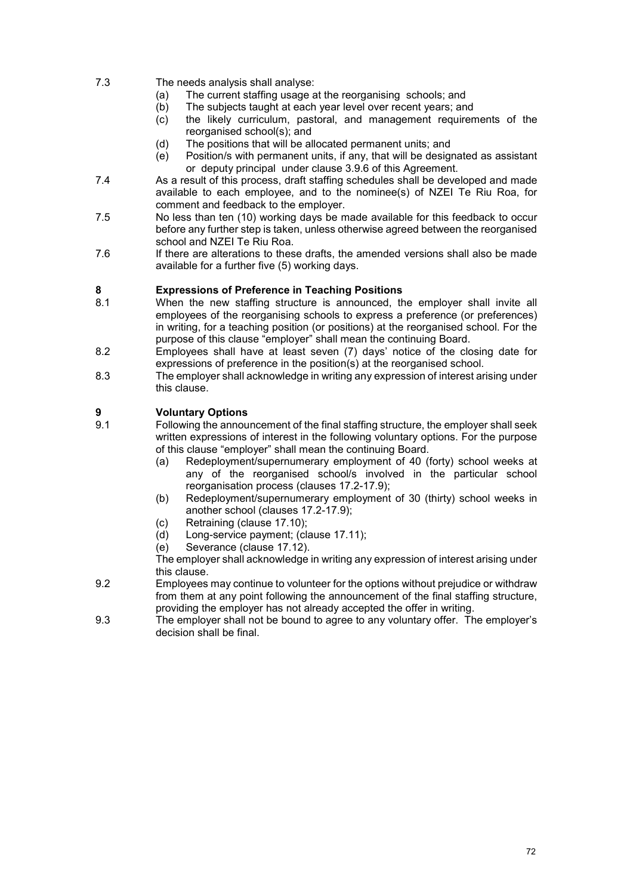7.3 The needs analysis shall analyse:

(a) The current staffing usage at the reorganising schools; and

(b) The subjects taught at each year level over recent years; and

(c) the likely curriculum, pastoral, and management requirements of the reorganised school(s); and

(d) The positions that will be allocated permanent units; and

(e) Position/s with permanent units, if any, that will be designated as assistant or deputy principal under clause 3.9.6 of this Agreement.

7.4 As a result of this process, draft staffing schedules shall be developed and made available to each employee, and to the nominee(s) of NZEI Te Riu Roa, for comment and feedback to the employer.

7.5 No less than ten (10) working days be made available for this feedback to occur before any further step is taken, unless otherwise agreed between the reorganised school and NZEI Te Riu Roa.

7.6 If there are alterations to these drafts, the amended versions shall also be made available for a further five (5) working days.

## 8 Expressions of Preference in Teaching Positions

8.1 When the new staffing structure is announced, the employer shall invite all employees of the reorganising schools to express a preference (or preferences) in writing, for a teaching position (or positions) at the reorganised school. For the purpose of this clause "employer" shall mean the continuing Board.

8.2 Employees shall have at least seven (7) days' notice of the closing date for expressions of preference in the position(s) at the reorganised school.

8.3 The employer shall acknowledge in writing any expression of interest arising under this clause.

## 9 Voluntary Options

9.1 Following the announcement of the final staffing structure, the employer shall seek written expressions of interest in the following voluntary options. For the purpose of this clause "employer" shall mean the continuing Board.

(a) Redeployment/supernumerary employment of 40 (forty) school weeks at any of the reorganised school/s involved in the particular school reorganisation process (clauses 17.2-17.9);

(b) Redeployment/supernumerary employment of 30 (thirty) school weeks in another school (clauses 17.2-17.9);

(c) Retraining (clause 17.10);

(d) Long-service payment; (clause 17.11);

(e) Severance (clause 17.12).

The employer shall acknowledge in writing any expression of interest arising under this clause.

9.2 Employees may continue to volunteer for the options without prejudice or withdraw from them at any point following the announcement of the final staffing structure, providing the employer has not already accepted the offer in writing.

9.3 The employer shall not be bound to agree to any voluntary offer. The employer's decision shall be final.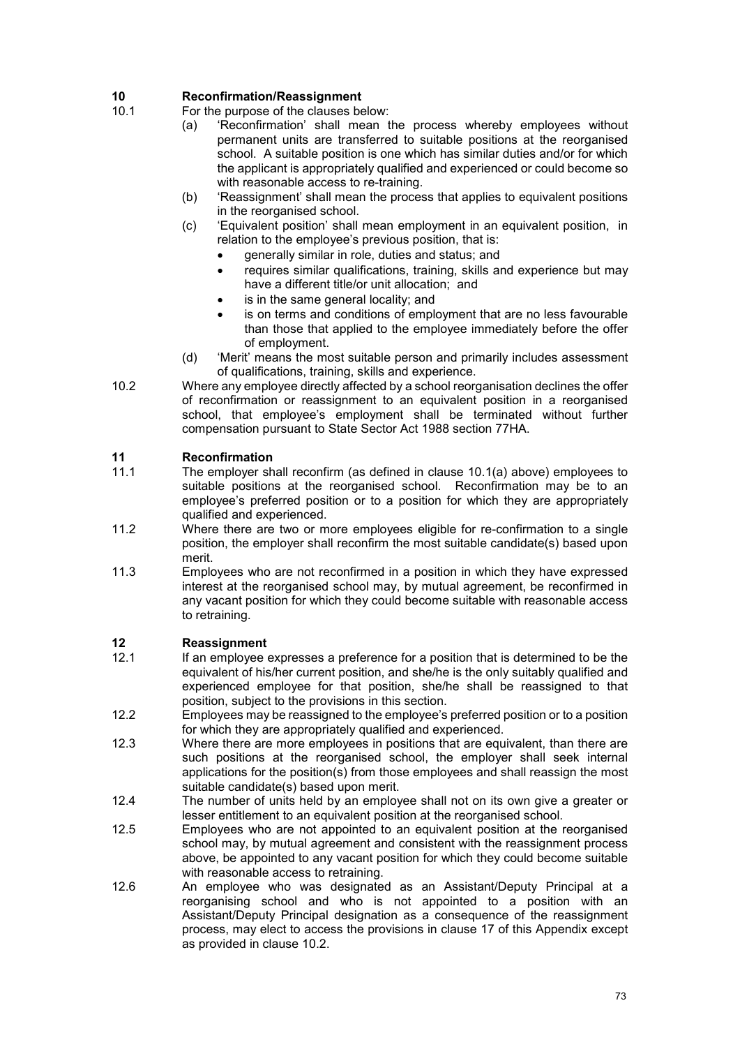## 10 Reconfirmation/Reassignment

10.1 For the purpose of the clauses below:

(a) 'Reconfirmation' shall mean the process whereby employees without permanent units are transferred to suitable positions at the reorganised school. A suitable position is one which has similar duties and/or for which the applicant is appropriately qualified and experienced or could become so with reasonable access to re-training.

(b) 'Reassignment' shall mean the process that applies to equivalent positions in the reorganised school.

(c) 'Equivalent position' shall mean employment in an equivalent position, in relation to the employee's previous position, that is:

- generally similar in role, duties and status; and
- requires similar qualifications, training, skills and experience but may have a different title/or unit allocation; and
- is in the same general locality; and
- is on terms and conditions of employment that are no less favourable than those that applied to the employee immediately before the offer of employment.

(d) 'Merit' means the most suitable person and primarily includes assessment of qualifications, training, skills and experience.

10.2 Where any employee directly affected by a school reorganisation declines the offer of reconfirmation or reassignment to an equivalent position in a reorganised school, that employee's employment shall be terminated without further compensation pursuant to State Sector Act 1988 section 77HA.

## 11 Reconfirmation

11.1 The employer shall reconfirm (as defined in clause 10.1(a) above) employees to suitable positions at the reorganised school. Reconfirmation may be to an employee's preferred position or to a position for which they are appropriately qualified and experienced.

11.2 Where there are two or more employees eligible for re-confirmation to a single position, the employer shall reconfirm the most suitable candidate(s) based upon merit.

11.3 Employees who are not reconfirmed in a position in which they have expressed interest at the reorganised school may, by mutual agreement, be reconfirmed in any vacant position for which they could become suitable with reasonable access to retraining.

## 12 Reassignment

12.1 If an employee expresses a preference for a position that is determined to be the equivalent of his/her current position, and she/he is the only suitably qualified and experienced employee for that position, she/he shall be reassigned to that position, subject to the provisions in this section.

12.2 Employees may be reassigned to the employee's preferred position or to a position for which they are appropriately qualified and experienced.

12.3 Where there are more employees in positions that are equivalent, than there are such positions at the reorganised school, the employer shall seek internal applications for the position(s) from those employees and shall reassign the most suitable candidate(s) based upon merit.

12.4 The number of units held by an employee shall not on its own give a greater or lesser entitlement to an equivalent position at the reorganised school.

12.5 Employees who are not appointed to an equivalent position at the reorganised school may, by mutual agreement and consistent with the reassignment process above, be appointed to any vacant position for which they could become suitable with reasonable access to retraining.

12.6 An employee who was designated as an Assistant/Deputy Principal at a reorganising school and who is not appointed to a position with an Assistant/Deputy Principal designation as a consequence of the reassignment process, may elect to access the provisions in clause 17 of this Appendix except as provided in clause 10.2.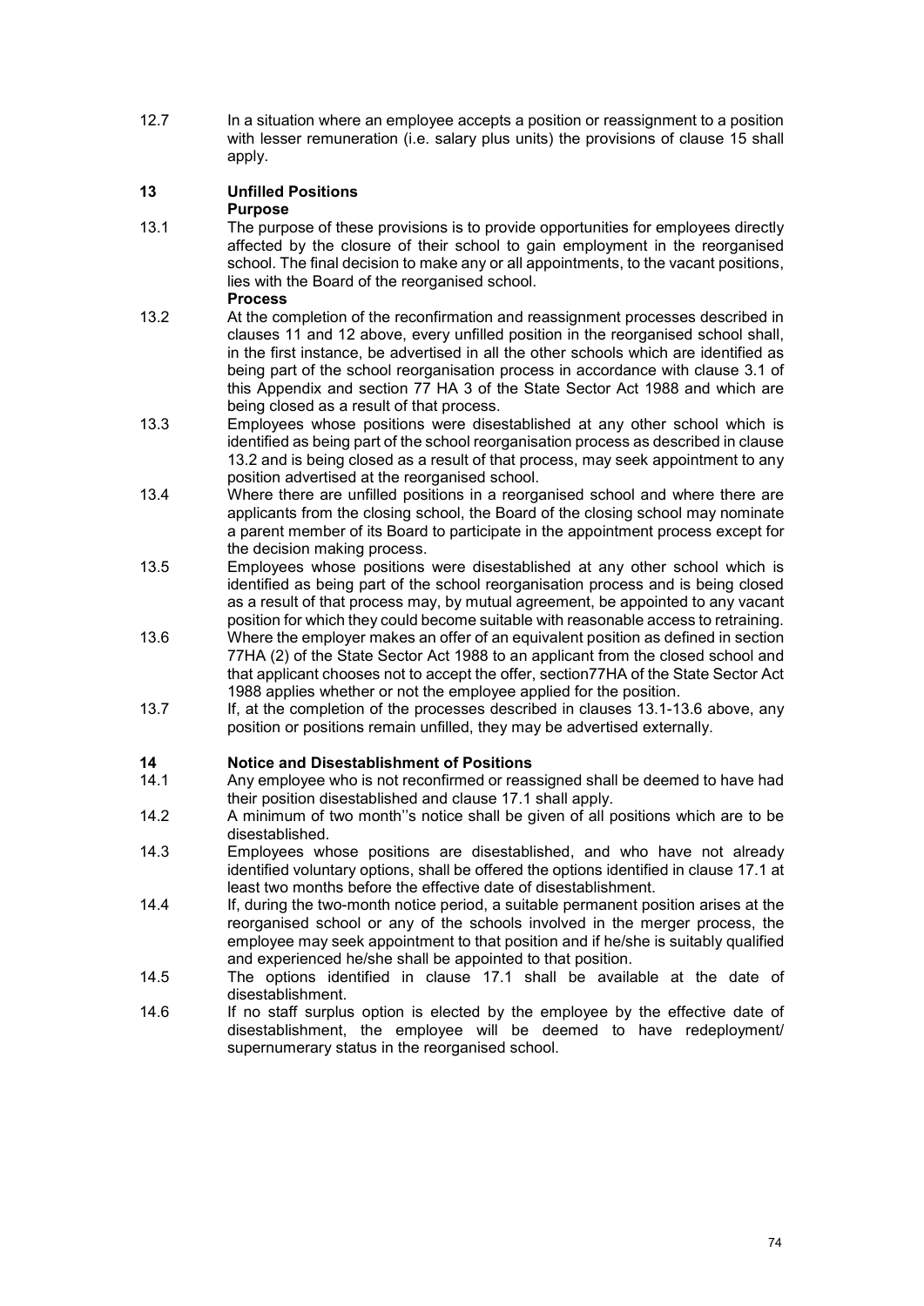12.7 In a situation where an employee accepts a position or reassignment to a position with lesser remuneration (i.e. salary plus units) the provisions of clause 15 shall apply.

## 13 Unfilled Positions

**Purpose**

13.1 The purpose of these provisions is to provide opportunities for employees directly affected by the closure of their school to gain employment in the reorganised school. The final decision to make any or all appointments, to the vacant positions, lies with the Board of the reorganised school.

**Process**

13.2 At the completion of the reconfirmation and reassignment processes described in clauses 11 and 12 above, every unfilled position in the reorganised school shall, in the first instance, be advertised in all the other schools which are identified as being part of the school reorganisation process in accordance with clause 3.1 of this Appendix and section 77 HA 3 of the State Sector Act 1988 and which are being closed as a result of that process.

13.3 Employees whose positions were disestablished at any other school which is identified as being part of the school reorganisation process as described in clause 13.2 and is being closed as a result of that process, may seek appointment to any position advertised at the reorganised school.

13.4 Where there are unfilled positions in a reorganised school and where there are applicants from the closing school, the Board of the closing school may nominate a parent member of its Board to participate in the appointment process except for the decision making process.

13.5 Employees whose positions were disestablished at any other school which is identified as being part of the school reorganisation process and is being closed as a result of that process may, by mutual agreement, be appointed to any vacant position for which they could become suitable with reasonable access to retraining.

13.6 Where the employer makes an offer of an equivalent position as defined in section 77HA (2) of the State Sector Act 1988 to an applicant from the closed school and that applicant chooses not to accept the offer, section77HA of the State Sector Act 1988 applies whether or not the employee applied for the position.

13.7 If, at the completion of the processes described in clauses 13.1-13.6 above, any position or positions remain unfilled, they may be advertised externally.

## 14 Notice and Disestablishment of Positions

14.1 Any employee who is not reconfirmed or reassigned shall be deemed to have had their position disestablished and clause 17.1 shall apply.

14.2 A minimum of two month''s notice shall be given of all positions which are to be disestablished.

14.3 Employees whose positions are disestablished, and who have not already identified voluntary options, shall be offered the options identified in clause 17.1 at least two months before the effective date of disestablishment.

14.4 If, during the two-month notice period, a suitable permanent position arises at the reorganised school or any of the schools involved in the merger process, the employee may seek appointment to that position and if he/she is suitably qualified and experienced he/she shall be appointed to that position.

14.5 The options identified in clause 17.1 shall be available at the date of disestablishment.

14.6 If no staff surplus option is elected by the employee by the effective date of disestablishment, the employee will be deemed to have redeployment/ supernumerary status in the reorganised school.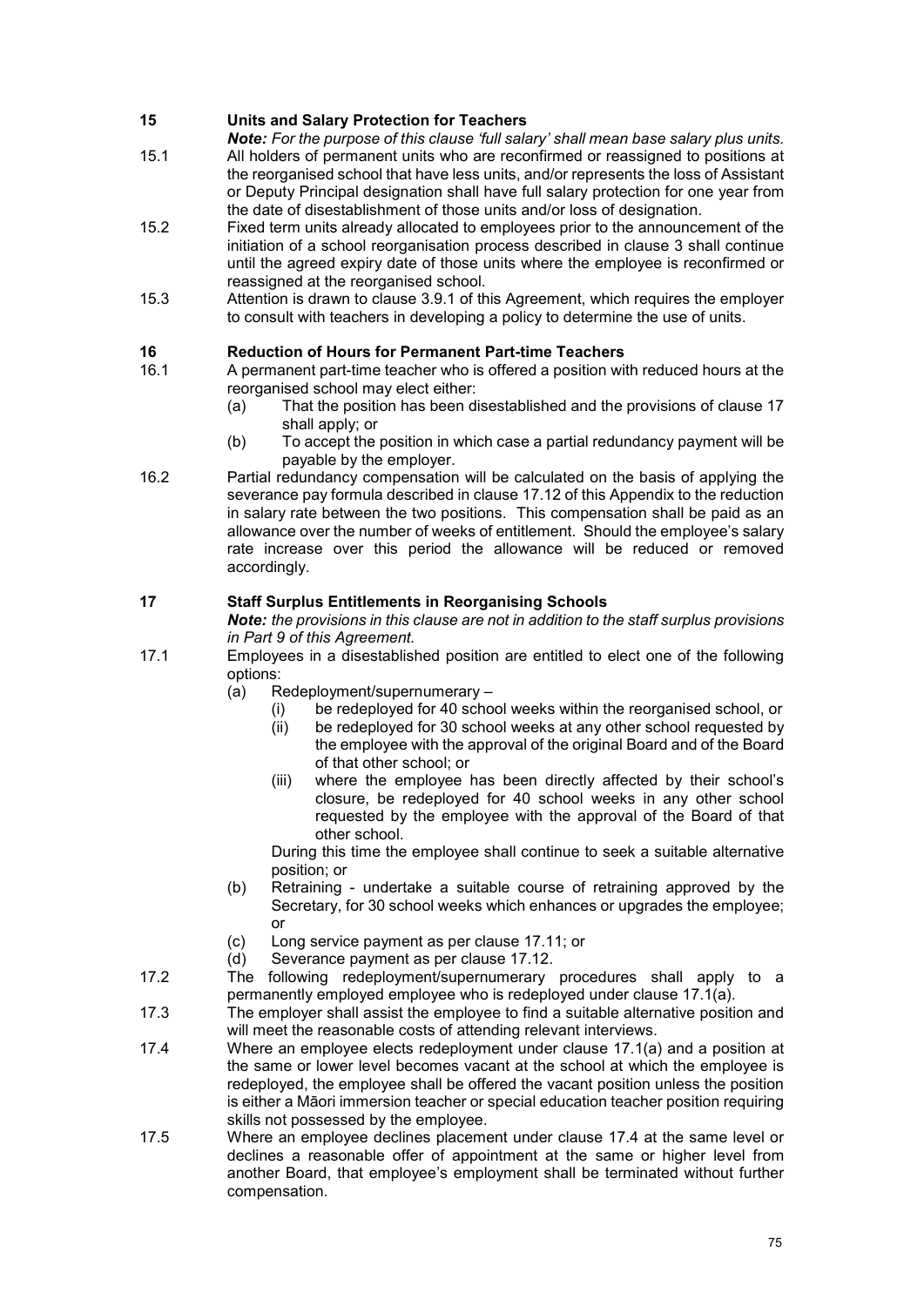## 15 Units and Salary Protection for Teachers

***Note:*** *For the purpose of this clause 'full salary' shall mean base salary plus units.*

15.1 All holders of permanent units who are reconfirmed or reassigned to positions at the reorganised school that have less units, and/or represents the loss of Assistant or Deputy Principal designation shall have full salary protection for one year from the date of disestablishment of those units and/or loss of designation.

15.2 Fixed term units already allocated to employees prior to the announcement of the initiation of a school reorganisation process described in clause 3 shall continue until the agreed expiry date of those units where the employee is reconfirmed or reassigned at the reorganised school.

15.3 Attention is drawn to clause 3.9.1 of this Agreement, which requires the employer to consult with teachers in developing a policy to determine the use of units.

## 16 Reduction of Hours for Permanent Part-time Teachers

16.1 A permanent part-time teacher who is offered a position with reduced hours at the reorganised school may elect either:

- (a) That the position has been disestablished and the provisions of clause 17 shall apply; or
- (b) To accept the position in which case a partial redundancy payment will be payable by the employer.

16.2 Partial redundancy compensation will be calculated on the basis of applying the severance pay formula described in clause 17.12 of this Appendix to the reduction in salary rate between the two positions. This compensation shall be paid as an allowance over the number of weeks of entitlement. Should the employee's salary rate increase over this period the allowance will be reduced or removed accordingly.

## 17 Staff Surplus Entitlements in Reorganising Schools

***Note:*** *the provisions in this clause are not in addition to the staff surplus provisions in Part 9 of this Agreement.*

17.1 Employees in a disestablished position are entitled to elect one of the following options:

- (a) Redeployment/supernumerary –
  - (i) be redeployed for 40 school weeks within the reorganised school, or
  - (ii) be redeployed for 30 school weeks at any other school requested by the employee with the approval of the original Board and of the Board of that other school; or
  - (iii) where the employee has been directly affected by their school's closure, be redeployed for 40 school weeks in any other school requested by the employee with the approval of the Board of that other school.

  During this time the employee shall continue to seek a suitable alternative position; or
- (b) Retraining - undertake a suitable course of retraining approved by the Secretary, for 30 school weeks which enhances or upgrades the employee; or
- (c) Long service payment as per clause 17.11; or
- (d) Severance payment as per clause 17.12.

17.2 The following redeployment/supernumerary procedures shall apply to a permanently employed employee who is redeployed under clause 17.1(a).

17.3 The employer shall assist the employee to find a suitable alternative position and will meet the reasonable costs of attending relevant interviews.

17.4 Where an employee elects redeployment under clause 17.1(a) and a position at the same or lower level becomes vacant at the school at which the employee is redeployed, the employee shall be offered the vacant position unless the position is either a Māori immersion teacher or special education teacher position requiring skills not possessed by the employee.

17.5 Where an employee declines placement under clause 17.4 at the same level or declines a reasonable offer of appointment at the same or higher level from another Board, that employee's employment shall be terminated without further compensation.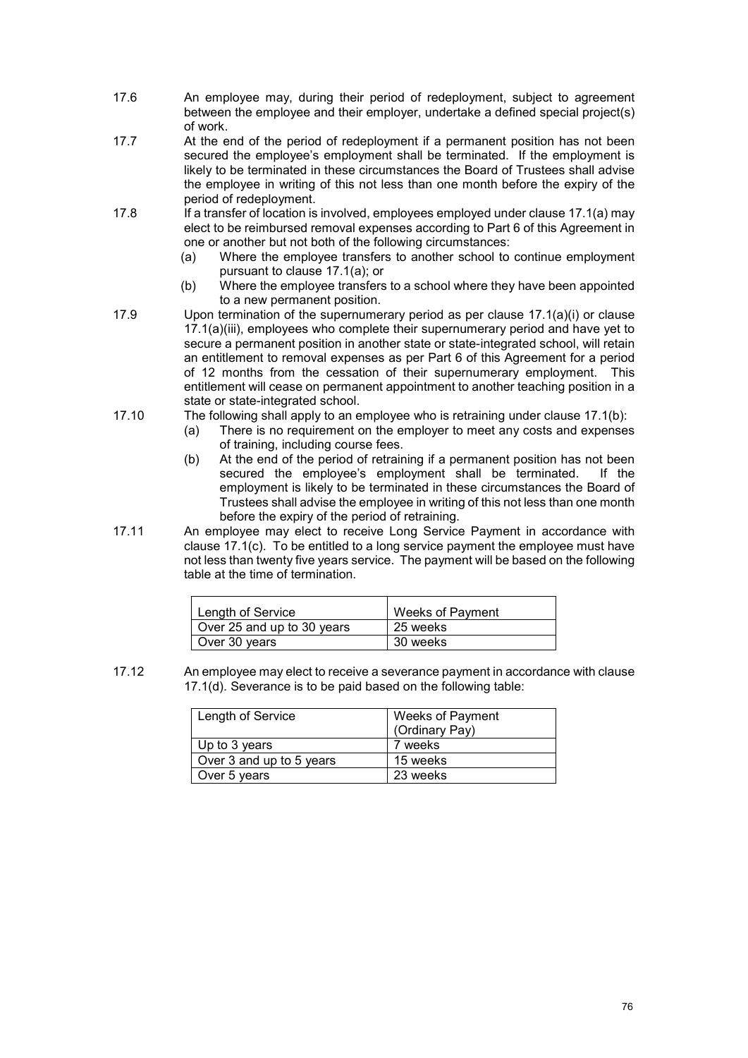17.6 An employee may, during their period of redeployment, subject to agreement between the employee and their employer, undertake a defined special project(s) of work.

17.7 At the end of the period of redeployment if a permanent position has not been secured the employee's employment shall be terminated. If the employment is likely to be terminated in these circumstances the Board of Trustees shall advise the employee in writing of this not less than one month before the expiry of the period of redeployment.

17.8 If a transfer of location is involved, employees employed under clause 17.1(a) may elect to be reimbursed removal expenses according to Part 6 of this Agreement in one or another but not both of the following circumstances:

- (a) Where the employee transfers to another school to continue employment pursuant to clause 17.1(a); or
- (b) Where the employee transfers to a school where they have been appointed to a new permanent position.

17.9 Upon termination of the supernumerary period as per clause 17.1(a)(i) or clause 17.1(a)(iii), employees who complete their supernumerary period and have yet to secure a permanent position in another state or state-integrated school, will retain an entitlement to removal expenses as per Part 6 of this Agreement for a period of 12 months from the cessation of their supernumerary employment. This entitlement will cease on permanent appointment to another teaching position in a state or state-integrated school.

17.10 The following shall apply to an employee who is retraining under clause 17.1(b):

- (a) There is no requirement on the employer to meet any costs and expenses of training, including course fees.
- (b) At the end of the period of retraining if a permanent position has not been secured the employee's employment shall be terminated. If the employment is likely to be terminated in these circumstances the Board of Trustees shall advise the employee in writing of this not less than one month before the expiry of the period of retraining.

17.11 An employee may elect to receive Long Service Payment in accordance with clause 17.1(c). To be entitled to a long service payment the employee must have not less than twenty five years service. The payment will be based on the following table at the time of termination.

| Length of Service | Weeks of Payment |
|---|---|
| Over 25 and up to 30 years | 25 weeks |
| Over 30 years | 30 weeks |

17.12 An employee may elect to receive a severance payment in accordance with clause 17.1(d). Severance is to be paid based on the following table:

| Length of Service | Weeks of Payment (Ordinary Pay) |
|---|---|
| Up to 3 years | 7 weeks |
| Over 3 and up to 5 years | 15 weeks |
| Over 5 years | 23 weeks |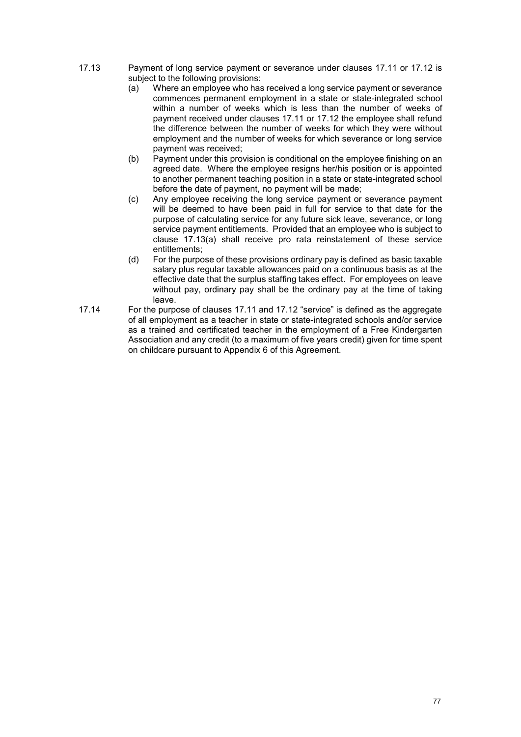17.13 Payment of long service payment or severance under clauses 17.11 or 17.12 is subject to the following provisions:

(a) Where an employee who has received a long service payment or severance commences permanent employment in a state or state-integrated school within a number of weeks which is less than the number of weeks of payment received under clauses 17.11 or 17.12 the employee shall refund the difference between the number of weeks for which they were without employment and the number of weeks for which severance or long service payment was received;

(b) Payment under this provision is conditional on the employee finishing on an agreed date. Where the employee resigns her/his position or is appointed to another permanent teaching position in a state or state-integrated school before the date of payment, no payment will be made;

(c) Any employee receiving the long service payment or severance payment will be deemed to have been paid in full for service to that date for the purpose of calculating service for any future sick leave, severance, or long service payment entitlements. Provided that an employee who is subject to clause 17.13(a) shall receive pro rata reinstatement of these service entitlements;

(d) For the purpose of these provisions ordinary pay is defined as basic taxable salary plus regular taxable allowances paid on a continuous basis as at the effective date that the surplus staffing takes effect. For employees on leave without pay, ordinary pay shall be the ordinary pay at the time of taking leave.

17.14 For the purpose of clauses 17.11 and 17.12 "service" is defined as the aggregate of all employment as a teacher in state or state-integrated schools and/or service as a trained and certificated teacher in the employment of a Free Kindergarten Association and any credit (to a maximum of five years credit) given for time spent on childcare pursuant to Appendix 6 of this Agreement.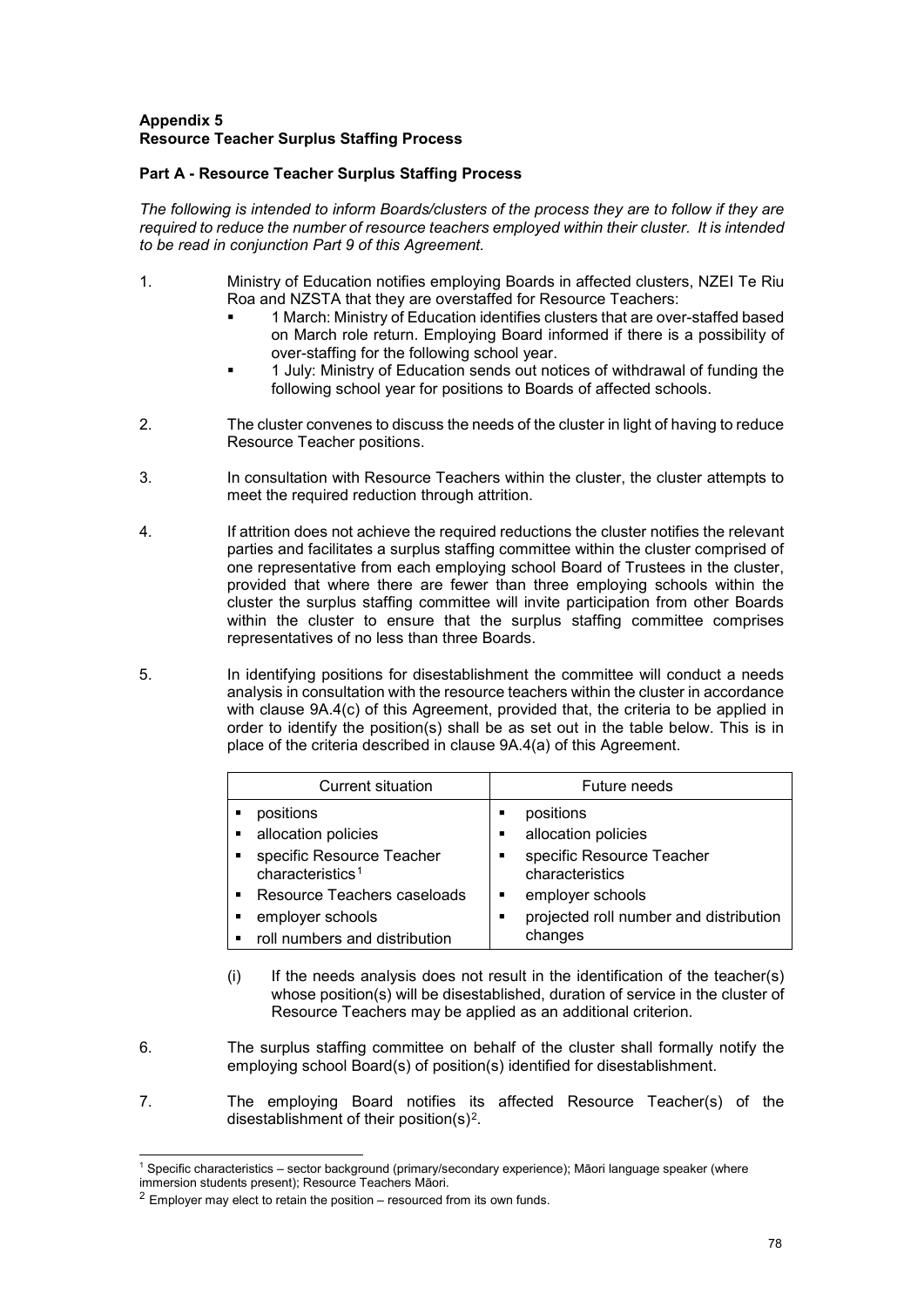**Appendix 5**
**Resource Teacher Surplus Staffing Process**

**Part A - Resource Teacher Surplus Staffing Process**

*The following is intended to inform Boards/clusters of the process they are to follow if they are required to reduce the number of resource teachers employed within their cluster. It is intended to be read in conjunction Part 9 of this Agreement.*

1. Ministry of Education notifies employing Boards in affected clusters, NZEI Te Riu Roa and NZSTA that they are overstaffed for Resource Teachers:
   - 1 March: Ministry of Education identifies clusters that are over-staffed based on March role return. Employing Board informed if there is a possibility of over-staffing for the following school year.
   - 1 July: Ministry of Education sends out notices of withdrawal of funding the following school year for positions to Boards of affected schools.

2. The cluster convenes to discuss the needs of the cluster in light of having to reduce Resource Teacher positions.

3. In consultation with Resource Teachers within the cluster, the cluster attempts to meet the required reduction through attrition.

4. If attrition does not achieve the required reductions the cluster notifies the relevant parties and facilitates a surplus staffing committee within the cluster comprised of one representative from each employing school Board of Trustees in the cluster, provided that where there are fewer than three employing schools within the cluster the surplus staffing committee will invite participation from other Boards within the cluster to ensure that the surplus staffing committee comprises representatives of no less than three Boards.

5. In identifying positions for disestablishment the committee will conduct a needs analysis in consultation with the resource teachers within the cluster in accordance with clause 9A.4(c) of this Agreement, provided that, the criteria to be applied in order to identify the position(s) shall be as set out in the table below. This is in place of the criteria described in clause 9A.4(a) of this Agreement.

| Current situation | Future needs |
|---|---|
| ▪ positions<br>▪ allocation policies<br>▪ specific Resource Teacher characteristics[1]<br>▪ Resource Teachers caseloads<br>▪ employer schools<br>▪ roll numbers and distribution | ▪ positions<br>▪ allocation policies<br>▪ specific Resource Teacher characteristics<br>▪ employer schools<br>▪ projected roll number and distribution changes |

   (i) If the needs analysis does not result in the identification of the teacher(s) whose position(s) will be disestablished, duration of service in the cluster of Resource Teachers may be applied as an additional criterion.

6. The surplus staffing committee on behalf of the cluster shall formally notify the employing school Board(s) of position(s) identified for disestablishment.

7. The employing Board notifies its affected Resource Teacher(s) of the disestablishment of their position(s)[2].

---

[1] Specific characteristics – sector background (primary/secondary experience); Māori language speaker (where immersion students present); Resource Teachers Māori.

[2] Employer may elect to retain the position – resourced from its own funds.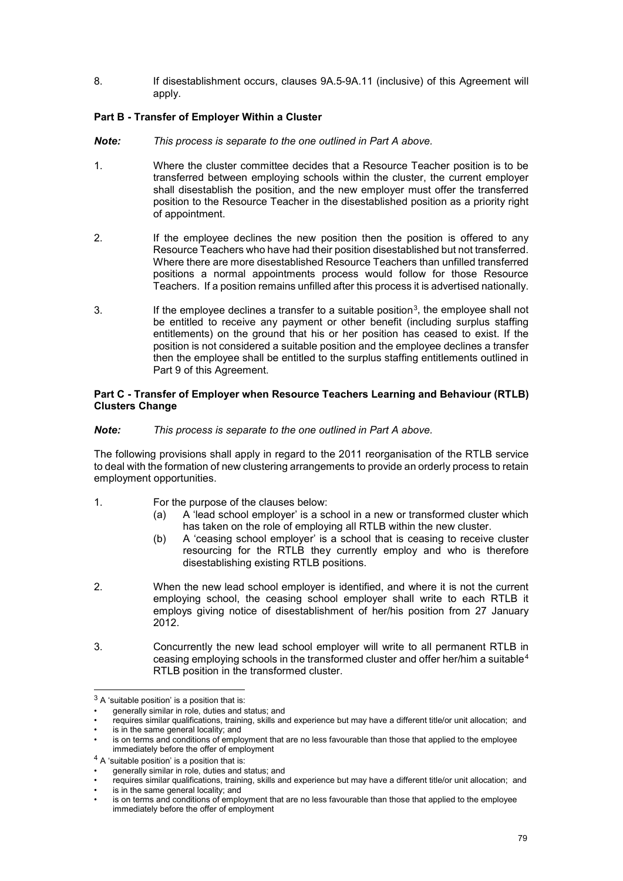8. If disestablishment occurs, clauses 9A.5-9A.11 (inclusive) of this Agreement will apply.

**Part B - Transfer of Employer Within a Cluster**

***Note:*** *This process is separate to the one outlined in Part A above.*

1. Where the cluster committee decides that a Resource Teacher position is to be transferred between employing schools within the cluster, the current employer shall disestablish the position, and the new employer must offer the transferred position to the Resource Teacher in the disestablished position as a priority right of appointment.

2. If the employee declines the new position then the position is offered to any Resource Teachers who have had their position disestablished but not transferred. Where there are more disestablished Resource Teachers than unfilled transferred positions a normal appointments process would follow for those Resource Teachers. If a position remains unfilled after this process it is advertised nationally.

3. If the employee declines a transfer to a suitable position[3], the employee shall not be entitled to receive any payment or other benefit (including surplus staffing entitlements) on the ground that his or her position has ceased to exist. If the position is not considered a suitable position and the employee declines a transfer then the employee shall be entitled to the surplus staffing entitlements outlined in Part 9 of this Agreement.

**Part C - Transfer of Employer when Resource Teachers Learning and Behaviour (RTLB) Clusters Change**

***Note:*** *This process is separate to the one outlined in Part A above.*

The following provisions shall apply in regard to the 2011 reorganisation of the RTLB service to deal with the formation of new clustering arrangements to provide an orderly process to retain employment opportunities.

1. For the purpose of the clauses below:
   (a) A 'lead school employer' is a school in a new or transformed cluster which has taken on the role of employing all RTLB within the new cluster.
   (b) A 'ceasing school employer' is a school that is ceasing to receive cluster resourcing for the RTLB they currently employ and who is therefore disestablishing existing RTLB positions.

2. When the new lead school employer is identified, and where it is not the current employing school, the ceasing school employer shall write to each RTLB it employs giving notice of disestablishment of her/his position from 27 January 2012.

3. Concurrently the new lead school employer will write to all permanent RTLB in ceasing employing schools in the transformed cluster and offer her/him a suitable[4] RTLB position in the transformed cluster.

---

[3] A 'suitable position' is a position that is:

- generally similar in role, duties and status; and
- requires similar qualifications, training, skills and experience but may have a different title/or unit allocation; and
- is in the same general locality; and
- is on terms and conditions of employment that are no less favourable than those that applied to the employee immediately before the offer of employment

[4] A 'suitable position' is a position that is:

- generally similar in role, duties and status; and
- requires similar qualifications, training, skills and experience but may have a different title/or unit allocation; and
- is in the same general locality; and
- is on terms and conditions of employment that are no less favourable than those that applied to the employee immediately before the offer of employment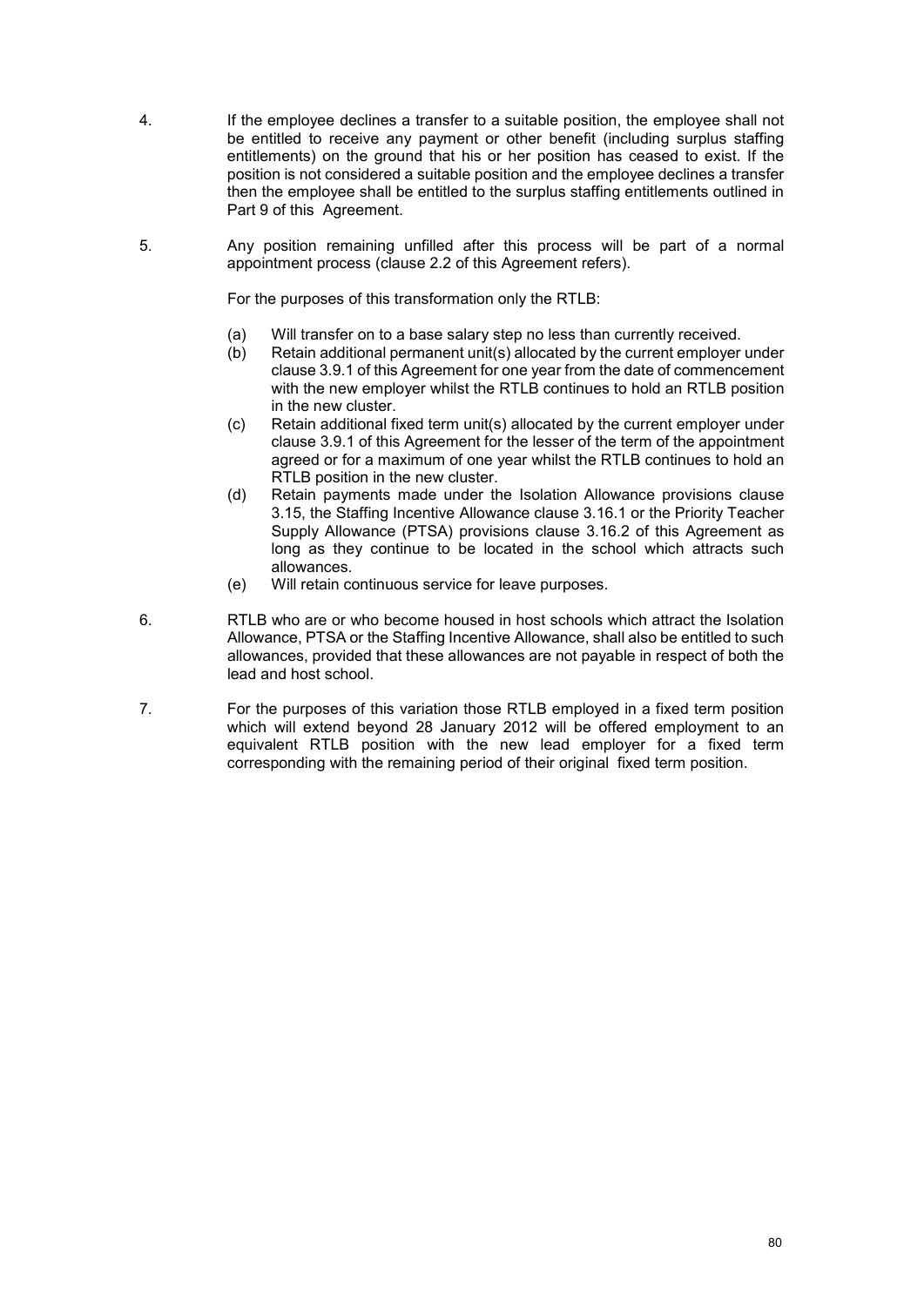4. If the employee declines a transfer to a suitable position, the employee shall not be entitled to receive any payment or other benefit (including surplus staffing entitlements) on the ground that his or her position has ceased to exist. If the position is not considered a suitable position and the employee declines a transfer then the employee shall be entitled to the surplus staffing entitlements outlined in Part 9 of this Agreement.

5. Any position remaining unfilled after this process will be part of a normal appointment process (clause 2.2 of this Agreement refers).

   For the purposes of this transformation only the RTLB:

   (a) Will transfer on to a base salary step no less than currently received.
   (b) Retain additional permanent unit(s) allocated by the current employer under clause 3.9.1 of this Agreement for one year from the date of commencement with the new employer whilst the RTLB continues to hold an RTLB position in the new cluster.
   (c) Retain additional fixed term unit(s) allocated by the current employer under clause 3.9.1 of this Agreement for the lesser of the term of the appointment agreed or for a maximum of one year whilst the RTLB continues to hold an RTLB position in the new cluster.
   (d) Retain payments made under the Isolation Allowance provisions clause 3.15, the Staffing Incentive Allowance clause 3.16.1 or the Priority Teacher Supply Allowance (PTSA) provisions clause 3.16.2 of this Agreement as long as they continue to be located in the school which attracts such allowances.
   (e) Will retain continuous service for leave purposes.

6. RTLB who are or who become housed in host schools which attract the Isolation Allowance, PTSA or the Staffing Incentive Allowance, shall also be entitled to such allowances, provided that these allowances are not payable in respect of both the lead and host school.

7. For the purposes of this variation those RTLB employed in a fixed term position which will extend beyond 28 January 2012 will be offered employment to an equivalent RTLB position with the new lead employer for a fixed term corresponding with the remaining period of their original fixed term position.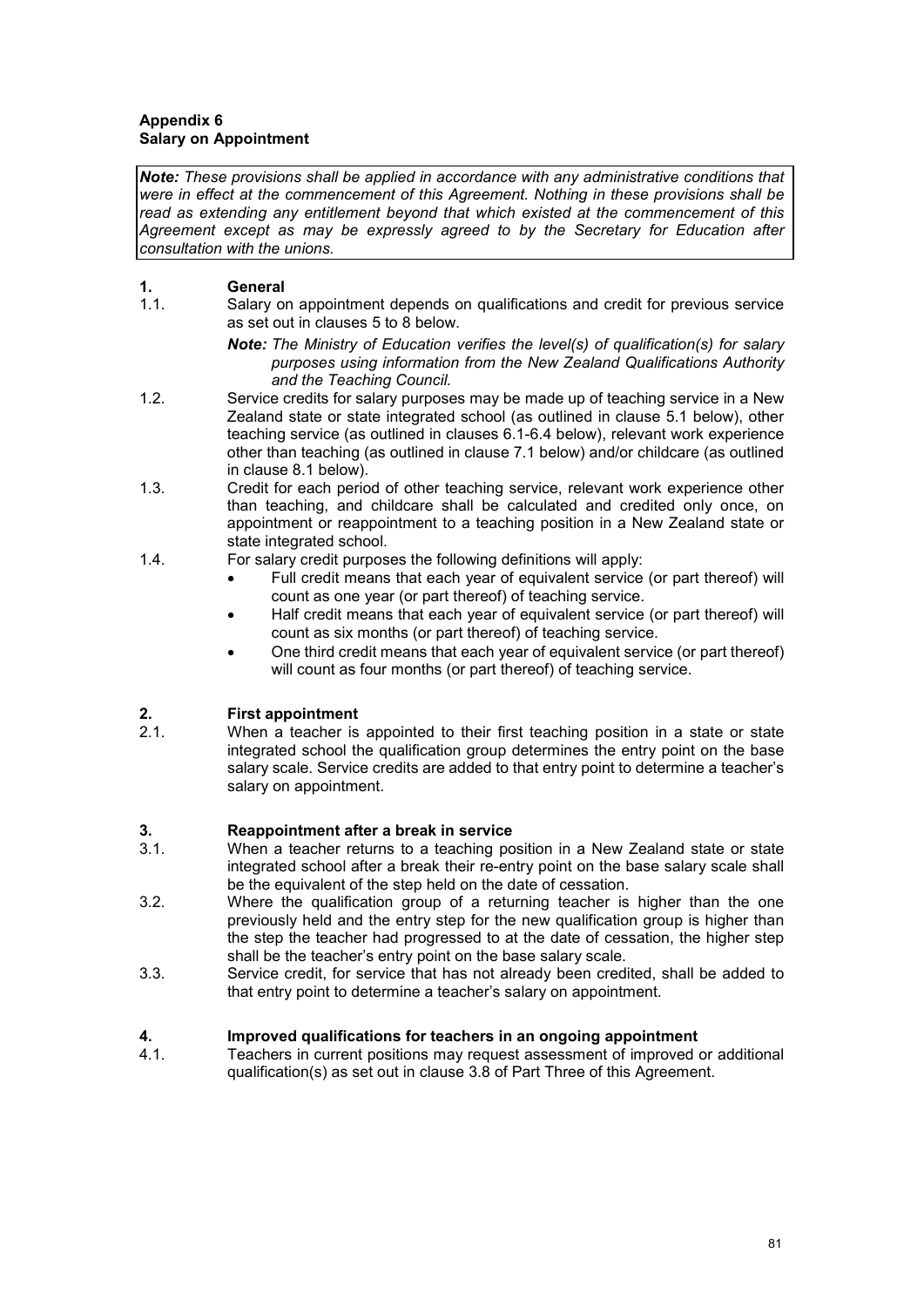**Appendix 6**
**Salary on Appointment**

***Note:** These provisions shall be applied in accordance with any administrative conditions that were in effect at the commencement of this Agreement. Nothing in these provisions shall be read as extending any entitlement beyond that which existed at the commencement of this Agreement except as may be expressly agreed to by the Secretary for Education after consultation with the unions.*

## 1. General

1.1. Salary on appointment depends on qualifications and credit for previous service as set out in clauses 5 to 8 below.

***Note:** The Ministry of Education verifies the level(s) of qualification(s) for salary purposes using information from the New Zealand Qualifications Authority and the Teaching Council.*

1.2. Service credits for salary purposes may be made up of teaching service in a New Zealand state or state integrated school (as outlined in clause 5.1 below), other teaching service (as outlined in clauses 6.1-6.4 below), relevant work experience other than teaching (as outlined in clause 7.1 below) and/or childcare (as outlined in clause 8.1 below).

1.3. Credit for each period of other teaching service, relevant work experience other than teaching, and childcare shall be calculated and credited only once, on appointment or reappointment to a teaching position in a New Zealand state or state integrated school.

1.4. For salary credit purposes the following definitions will apply:

- Full credit means that each year of equivalent service (or part thereof) will count as one year (or part thereof) of teaching service.
- Half credit means that each year of equivalent service (or part thereof) will count as six months (or part thereof) of teaching service.
- One third credit means that each year of equivalent service (or part thereof) will count as four months (or part thereof) of teaching service.

## 2. First appointment

2.1. When a teacher is appointed to their first teaching position in a state or state integrated school the qualification group determines the entry point on the base salary scale. Service credits are added to that entry point to determine a teacher's salary on appointment.

## 3. Reappointment after a break in service

3.1. When a teacher returns to a teaching position in a New Zealand state or state integrated school after a break their re-entry point on the base salary scale shall be the equivalent of the step held on the date of cessation.

3.2. Where the qualification group of a returning teacher is higher than the one previously held and the entry step for the new qualification group is higher than the step the teacher had progressed to at the date of cessation, the higher step shall be the teacher's entry point on the base salary scale.

3.3. Service credit, for service that has not already been credited, shall be added to that entry point to determine a teacher's salary on appointment.

## 4. Improved qualifications for teachers in an ongoing appointment

4.1. Teachers in current positions may request assessment of improved or additional qualification(s) as set out in clause 3.8 of Part Three of this Agreement.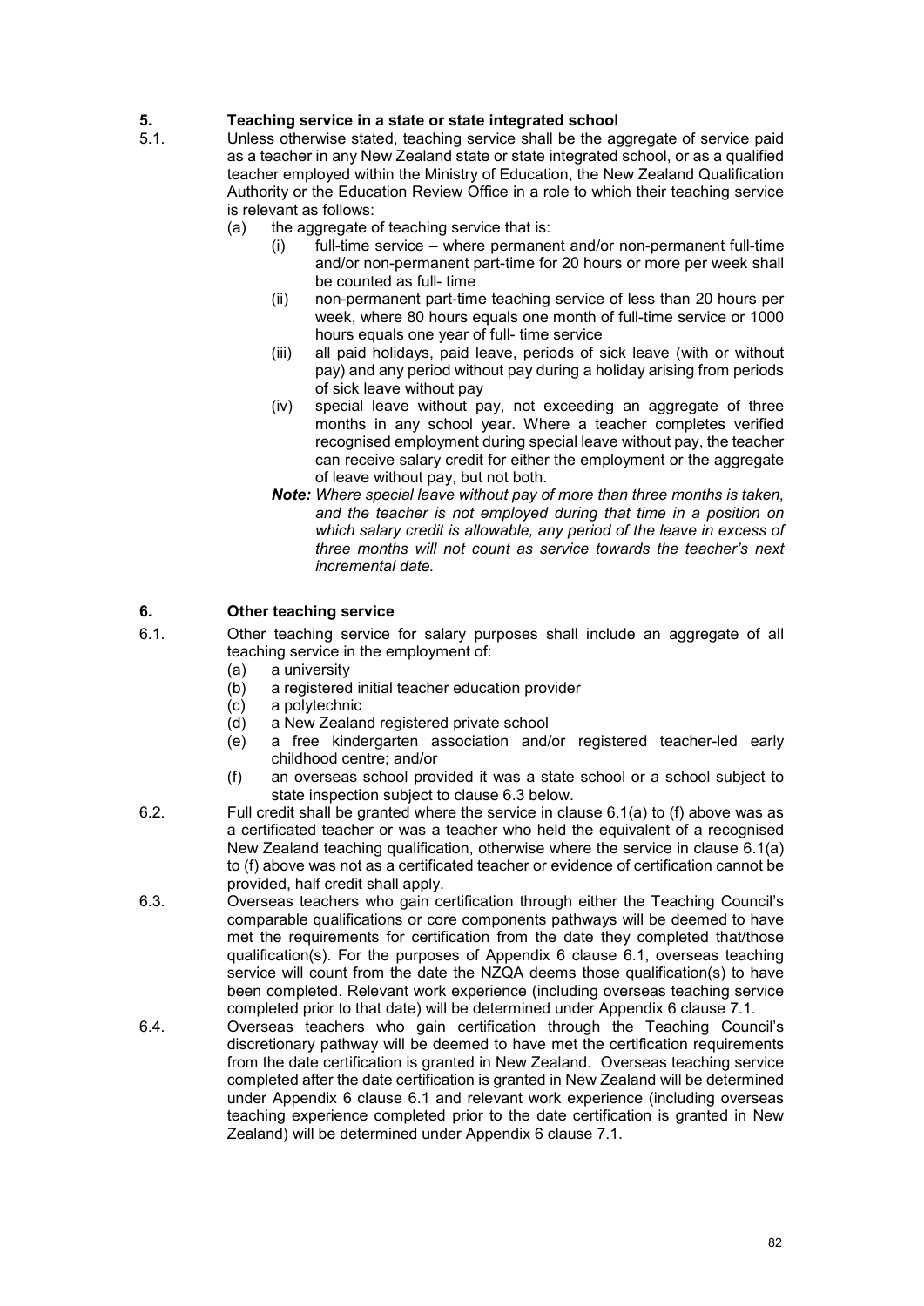## 5. Teaching service in a state or state integrated school

5.1. Unless otherwise stated, teaching service shall be the aggregate of service paid as a teacher in any New Zealand state or state integrated school, or as a qualified teacher employed within the Ministry of Education, the New Zealand Qualification Authority or the Education Review Office in a role to which their teaching service is relevant as follows:

- (a) the aggregate of teaching service that is:
  - (i) full-time service – where permanent and/or non-permanent full-time and/or non-permanent part-time for 20 hours or more per week shall be counted as full- time
  - (ii) non-permanent part-time teaching service of less than 20 hours per week, where 80 hours equals one month of full-time service or 1000 hours equals one year of full- time service
  - (iii) all paid holidays, paid leave, periods of sick leave (with or without pay) and any period without pay during a holiday arising from periods of sick leave without pay
  - (iv) special leave without pay, not exceeding an aggregate of three months in any school year. Where a teacher completes verified recognised employment during special leave without pay, the teacher can receive salary credit for either the employment or the aggregate of leave without pay, but not both.

  ***Note:*** *Where special leave without pay of more than three months is taken, and the teacher is not employed during that time in a position on which salary credit is allowable, any period of the leave in excess of three months will not count as service towards the teacher's next incremental date.*

## 6. Other teaching service

6.1. Other teaching service for salary purposes shall include an aggregate of all teaching service in the employment of:

- (a) a university
- (b) a registered initial teacher education provider
- (c) a polytechnic
- (d) a New Zealand registered private school
- (e) a free kindergarten association and/or registered teacher-led early childhood centre; and/or
- (f) an overseas school provided it was a state school or a school subject to state inspection subject to clause 6.3 below.

6.2. Full credit shall be granted where the service in clause 6.1(a) to (f) above was as a certificated teacher or was a teacher who held the equivalent of a recognised New Zealand teaching qualification, otherwise where the service in clause 6.1(a) to (f) above was not as a certificated teacher or evidence of certification cannot be provided, half credit shall apply.

6.3. Overseas teachers who gain certification through either the Teaching Council's comparable qualifications or core components pathways will be deemed to have met the requirements for certification from the date they completed that/those qualification(s). For the purposes of Appendix 6 clause 6.1, overseas teaching service will count from the date the NZQA deems those qualification(s) to have been completed. Relevant work experience (including overseas teaching service completed prior to that date) will be determined under Appendix 6 clause 7.1.

6.4. Overseas teachers who gain certification through the Teaching Council's discretionary pathway will be deemed to have met the certification requirements from the date certification is granted in New Zealand. Overseas teaching service completed after the date certification is granted in New Zealand will be determined under Appendix 6 clause 6.1 and relevant work experience (including overseas teaching experience completed prior to the date certification is granted in New Zealand) will be determined under Appendix 6 clause 7.1.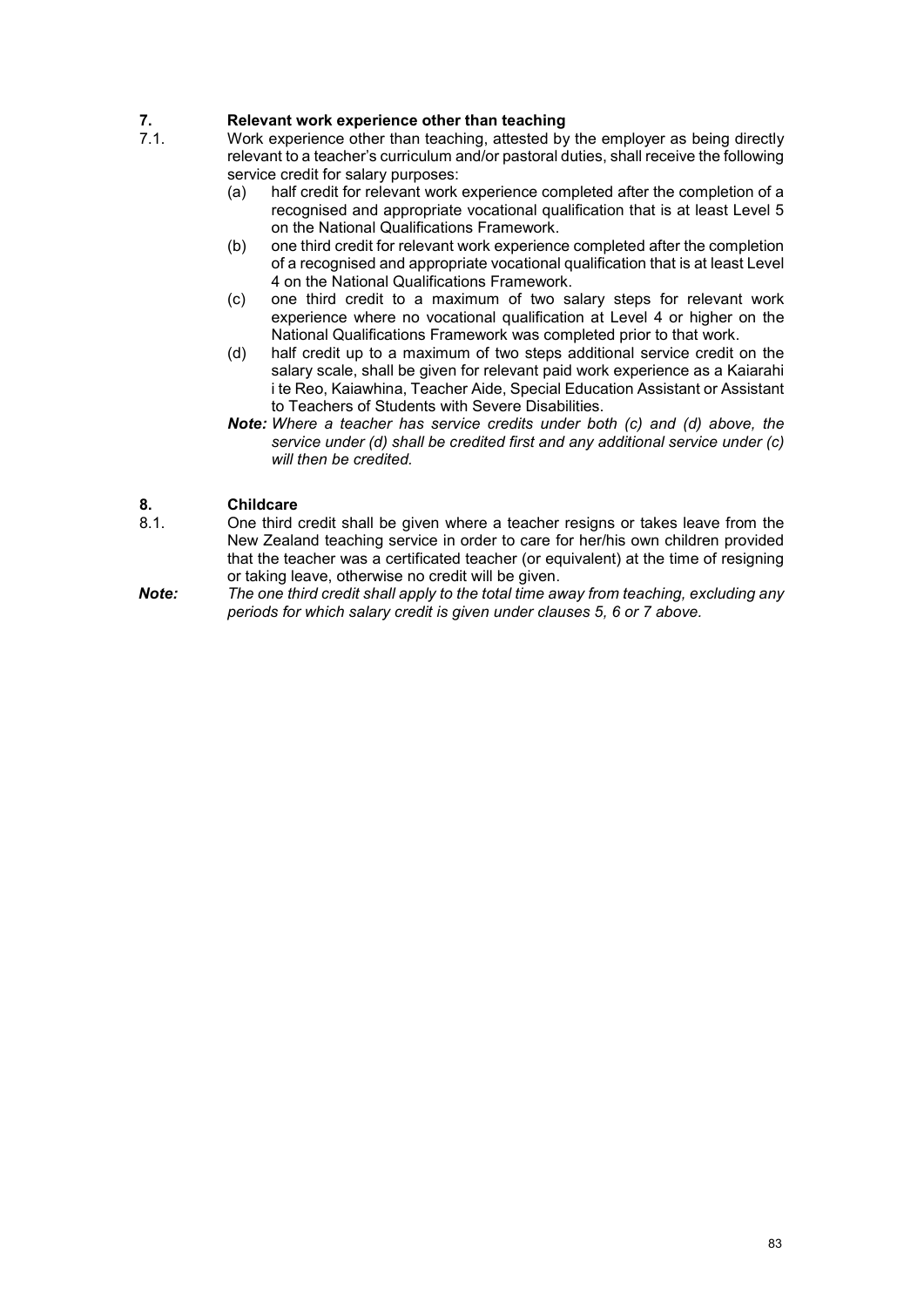## 7. Relevant work experience other than teaching

7.1. Work experience other than teaching, attested by the employer as being directly relevant to a teacher's curriculum and/or pastoral duties, shall receive the following service credit for salary purposes:

(a) half credit for relevant work experience completed after the completion of a recognised and appropriate vocational qualification that is at least Level 5 on the National Qualifications Framework.

(b) one third credit for relevant work experience completed after the completion of a recognised and appropriate vocational qualification that is at least Level 4 on the National Qualifications Framework.

(c) one third credit to a maximum of two salary steps for relevant work experience where no vocational qualification at Level 4 or higher on the National Qualifications Framework was completed prior to that work.

(d) half credit up to a maximum of two steps additional service credit on the salary scale, shall be given for relevant paid work experience as a Kaiarahi i te Reo, Kaiawhina, Teacher Aide, Special Education Assistant or Assistant to Teachers of Students with Severe Disabilities.

***Note:*** *Where a teacher has service credits under both (c) and (d) above, the service under (d) shall be credited first and any additional service under (c) will then be credited.*

## 8. Childcare

8.1. One third credit shall be given where a teacher resigns or takes leave from the New Zealand teaching service in order to care for her/his own children provided that the teacher was a certificated teacher (or equivalent) at the time of resigning or taking leave, otherwise no credit will be given.

***Note:*** *The one third credit shall apply to the total time away from teaching, excluding any periods for which salary credit is given under clauses 5, 6 or 7 above.*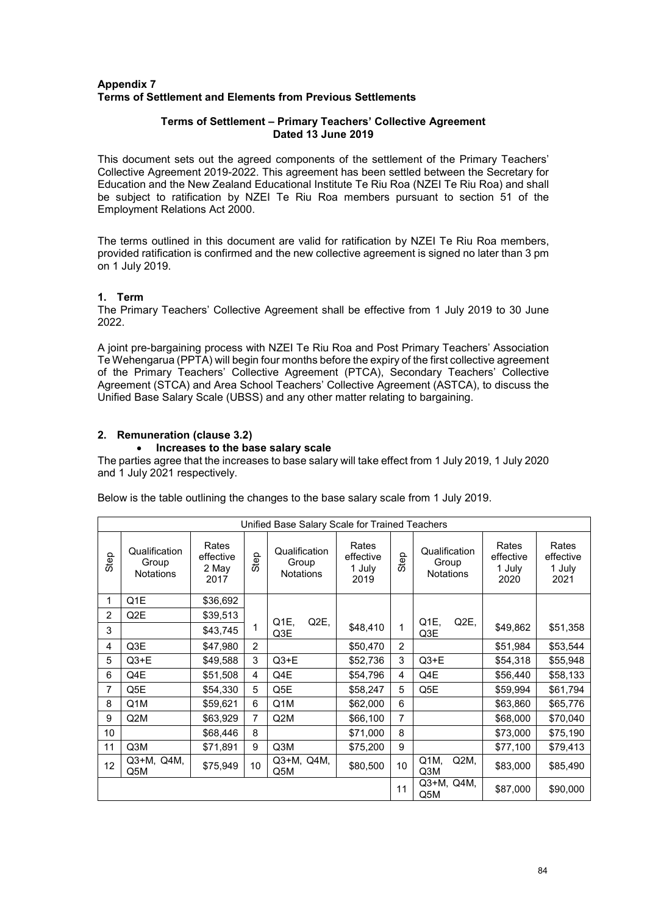**Appendix 7**
**Terms of Settlement and Elements from Previous Settlements**

**Terms of Settlement – Primary Teachers' Collective Agreement**
**Dated 13 June 2019**

This document sets out the agreed components of the settlement of the Primary Teachers' Collective Agreement 2019-2022. This agreement has been settled between the Secretary for Education and the New Zealand Educational Institute Te Riu Roa (NZEI Te Riu Roa) and shall be subject to ratification by NZEI Te Riu Roa members pursuant to section 51 of the Employment Relations Act 2000.

The terms outlined in this document are valid for ratification by NZEI Te Riu Roa members, provided ratification is confirmed and the new collective agreement is signed no later than 3 pm on 1 July 2019.

## 1. Term

The Primary Teachers' Collective Agreement shall be effective from 1 July 2019 to 30 June 2022.

A joint pre-bargaining process with NZEI Te Riu Roa and Post Primary Teachers' Association Te Wehengarua (PPTA) will begin four months before the expiry of the first collective agreement of the Primary Teachers' Collective Agreement (PTCA), Secondary Teachers' Collective Agreement (STCA) and Area School Teachers' Collective Agreement (ASTCA), to discuss the Unified Base Salary Scale (UBSS) and any other matter relating to bargaining.

## 2. Remuneration (clause 3.2)

- **Increases to the base salary scale**

The parties agree that the increases to base salary will take effect from 1 July 2019, 1 July 2020 and 1 July 2021 respectively.

Below is the table outlining the changes to the base salary scale from 1 July 2019.

| Unified Base Salary Scale for Trained Teachers | | | | | | | | | |
|---|---|---|---|---|---|---|---|---|---|
| Step | Qualification Group Notations | Rates effective 2 May 2017 | Step | Qualification Group Notations | Rates effective 1 July 2019 | Step | Qualification Group Notations | Rates effective 1 July 2020 | Rates effective 1 July 2021 |
| 1 | Q1E | $36,692 | | | | | | | |
| 2 | Q2E | $39,513 | 1 | Q1E, Q2E, Q3E | $48,410 | 1 | Q1E, Q2E, Q3E | $49,862 | $51,358 |
| 3 | | $43,745 | | | | | | | |
| 4 | Q3E | $47,980 | 2 | | $50,470 | 2 | | $51,984 | $53,544 |
| 5 | Q3+E | $49,588 | 3 | Q3+E | $52,736 | 3 | Q3+E | $54,318 | $55,948 |
| 6 | Q4E | $51,508 | 4 | Q4E | $54,796 | 4 | Q4E | $56,440 | $58,133 |
| 7 | Q5E | $54,330 | 5 | Q5E | $58,247 | 5 | Q5E | $59,994 | $61,794 |
| 8 | Q1M | $59,621 | 6 | Q1M | $62,000 | 6 | | $63,860 | $65,776 |
| 9 | Q2M | $63,929 | 7 | Q2M | $66,100 | 7 | | $68,000 | $70,040 |
| 10 | | $68,446 | 8 | | $71,000 | 8 | | $73,000 | $75,190 |
| 11 | Q3M | $71,891 | 9 | Q3M | $75,200 | 9 | | $77,100 | $79,413 |
| 12 | Q3+M, Q4M, Q5M | $75,949 | 10 | Q3+M, Q4M, Q5M | $80,500 | 10 | Q1M, Q2M, Q3M | $83,000 | $85,490 |
| | | | | | | 11 | Q3+M, Q4M, Q5M | $87,000 | $90,000 |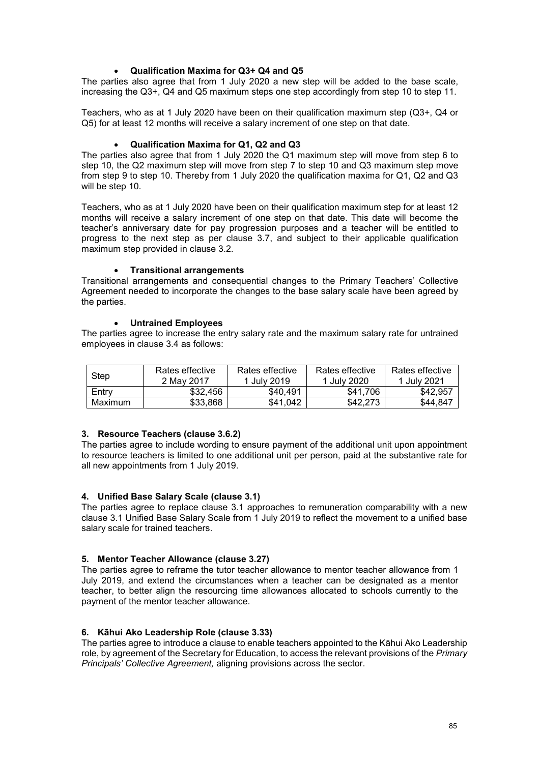- **Qualification Maxima for Q3+ Q4 and Q5**

The parties also agree that from 1 July 2020 a new step will be added to the base scale, increasing the Q3+, Q4 and Q5 maximum steps one step accordingly from step 10 to step 11.

Teachers, who as at 1 July 2020 have been on their qualification maximum step (Q3+, Q4 or Q5) for at least 12 months will receive a salary increment of one step on that date.

- **Qualification Maxima for Q1, Q2 and Q3**

The parties also agree that from 1 July 2020 the Q1 maximum step will move from step 6 to step 10, the Q2 maximum step will move from step 7 to step 10 and Q3 maximum step move from step 9 to step 10. Thereby from 1 July 2020 the qualification maxima for Q1, Q2 and Q3 will be step 10.

Teachers, who as at 1 July 2020 have been on their qualification maximum step for at least 12 months will receive a salary increment of one step on that date. This date will become the teacher's anniversary date for pay progression purposes and a teacher will be entitled to progress to the next step as per clause 3.7, and subject to their applicable qualification maximum step provided in clause 3.2.

- **Transitional arrangements**

Transitional arrangements and consequential changes to the Primary Teachers' Collective Agreement needed to incorporate the changes to the base salary scale have been agreed by the parties.

- **Untrained Employees**

The parties agree to increase the entry salary rate and the maximum salary rate for untrained employees in clause 3.4 as follows:

| Step | Rates effective 2 May 2017 | Rates effective 1 July 2019 | Rates effective 1 July 2020 | Rates effective 1 July 2021 |
|---|---|---|---|---|
| Entry | $32,456 | $40,491 | $41,706 | $42,957 |
| Maximum | $33,868 | $41,042 | $42,273 | $44,847 |

### 3. Resource Teachers (clause 3.6.2)

The parties agree to include wording to ensure payment of the additional unit upon appointment to resource teachers is limited to one additional unit per person, paid at the substantive rate for all new appointments from 1 July 2019.

### 4. Unified Base Salary Scale (clause 3.1)

The parties agree to replace clause 3.1 approaches to remuneration comparability with a new clause 3.1 Unified Base Salary Scale from 1 July 2019 to reflect the movement to a unified base salary scale for trained teachers.

### 5. Mentor Teacher Allowance (clause 3.27)

The parties agree to reframe the tutor teacher allowance to mentor teacher allowance from 1 July 2019, and extend the circumstances when a teacher can be designated as a mentor teacher, to better align the resourcing time allowances allocated to schools currently to the payment of the mentor teacher allowance.

### 6. Kāhui Ako Leadership Role (clause 3.33)

The parties agree to introduce a clause to enable teachers appointed to the Kāhui Ako Leadership role, by agreement of the Secretary for Education, to access the relevant provisions of the *Primary Principals' Collective Agreement,* aligning provisions across the sector.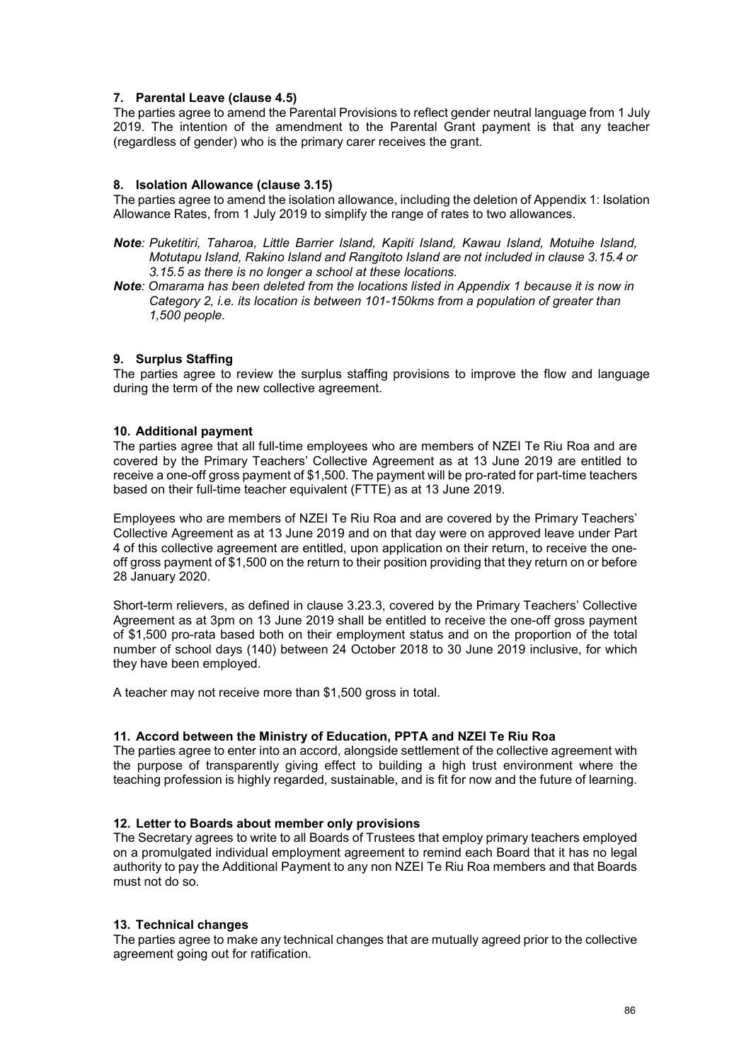### 7. Parental Leave (clause 4.5)

The parties agree to amend the Parental Provisions to reflect gender neutral language from 1 July 2019. The intention of the amendment to the Parental Grant payment is that any teacher (regardless of gender) who is the primary carer receives the grant.

### 8. Isolation Allowance (clause 3.15)

The parties agree to amend the isolation allowance, including the deletion of Appendix 1: Isolation Allowance Rates, from 1 July 2019 to simplify the range of rates to two allowances.

***Note**: Puketitiri, Taharoa, Little Barrier Island, Kapiti Island, Kawau Island, Motuihe Island, Motutapu Island, Rakino Island and Rangitoto Island are not included in clause 3.15.4 or 3.15.5 as there is no longer a school at these locations.*

***Note**: Omarama has been deleted from the locations listed in Appendix 1 because it is now in Category 2, i.e. its location is between 101-150kms from a population of greater than 1,500 people.*

### 9. Surplus Staffing

The parties agree to review the surplus staffing provisions to improve the flow and language during the term of the new collective agreement.

### 10. Additional payment

The parties agree that all full-time employees who are members of NZEI Te Riu Roa and are covered by the Primary Teachers' Collective Agreement as at 13 June 2019 are entitled to receive a one-off gross payment of $1,500. The payment will be pro-rated for part-time teachers based on their full-time teacher equivalent (FTTE) as at 13 June 2019.

Employees who are members of NZEI Te Riu Roa and are covered by the Primary Teachers' Collective Agreement as at 13 June 2019 and on that day were on approved leave under Part 4 of this collective agreement are entitled, upon application on their return, to receive the one-off gross payment of $1,500 on the return to their position providing that they return on or before 28 January 2020.

Short-term relievers, as defined in clause 3.23.3, covered by the Primary Teachers' Collective Agreement as at 3pm on 13 June 2019 shall be entitled to receive the one-off gross payment of $1,500 pro-rata based both on their employment status and on the proportion of the total number of school days (140) between 24 October 2018 to 30 June 2019 inclusive, for which they have been employed.

A teacher may not receive more than $1,500 gross in total.

### 11. Accord between the Ministry of Education, PPTA and NZEI Te Riu Roa

The parties agree to enter into an accord, alongside settlement of the collective agreement with the purpose of transparently giving effect to building a high trust environment where the teaching profession is highly regarded, sustainable, and is fit for now and the future of learning.

### 12. Letter to Boards about member only provisions

The Secretary agrees to write to all Boards of Trustees that employ primary teachers employed on a promulgated individual employment agreement to remind each Board that it has no legal authority to pay the Additional Payment to any non NZEI Te Riu Roa members and that Boards must not do so.

### 13. Technical changes

The parties agree to make any technical changes that are mutually agreed prior to the collective agreement going out for ratification.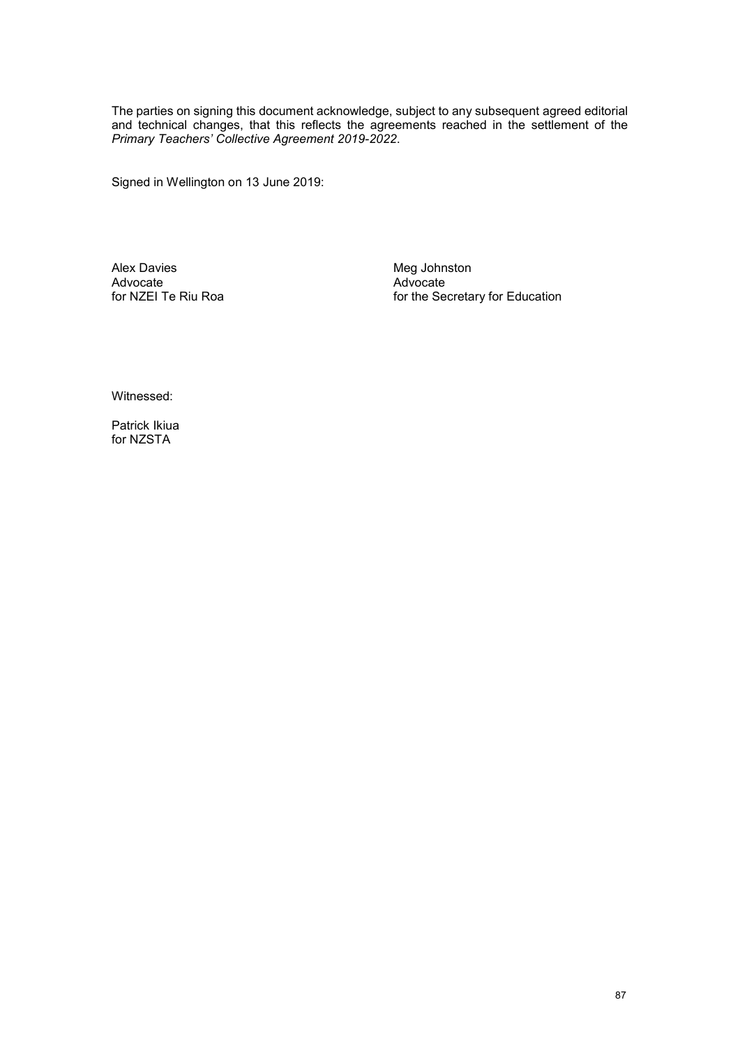The parties on signing this document acknowledge, subject to any subsequent agreed editorial and technical changes, that this reflects the agreements reached in the settlement of the *Primary Teachers' Collective Agreement 2019-2022*.

Signed in Wellington on 13 June 2019:

Alex Davies
Advocate
for NZEI Te Riu Roa

Meg Johnston
Advocate
for the Secretary for Education

Witnessed:

Patrick Ikiua
for NZSTA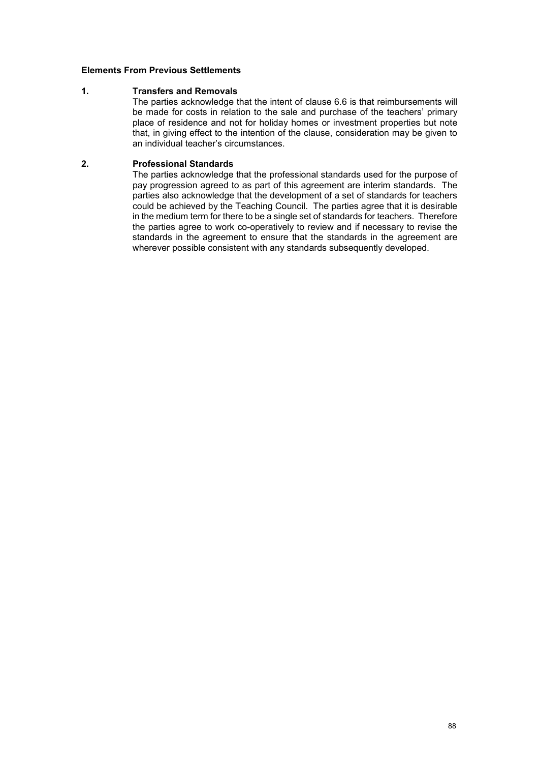## Elements From Previous Settlements

### 1. Transfers and Removals

The parties acknowledge that the intent of clause 6.6 is that reimbursements will be made for costs in relation to the sale and purchase of the teachers' primary place of residence and not for holiday homes or investment properties but note that, in giving effect to the intention of the clause, consideration may be given to an individual teacher's circumstances.

### 2. Professional Standards

The parties acknowledge that the professional standards used for the purpose of pay progression agreed to as part of this agreement are interim standards. The parties also acknowledge that the development of a set of standards for teachers could be achieved by the Teaching Council. The parties agree that it is desirable in the medium term for there to be a single set of standards for teachers. Therefore the parties agree to work co-operatively to review and if necessary to revise the standards in the agreement to ensure that the standards in the agreement are wherever possible consistent with any standards subsequently developed.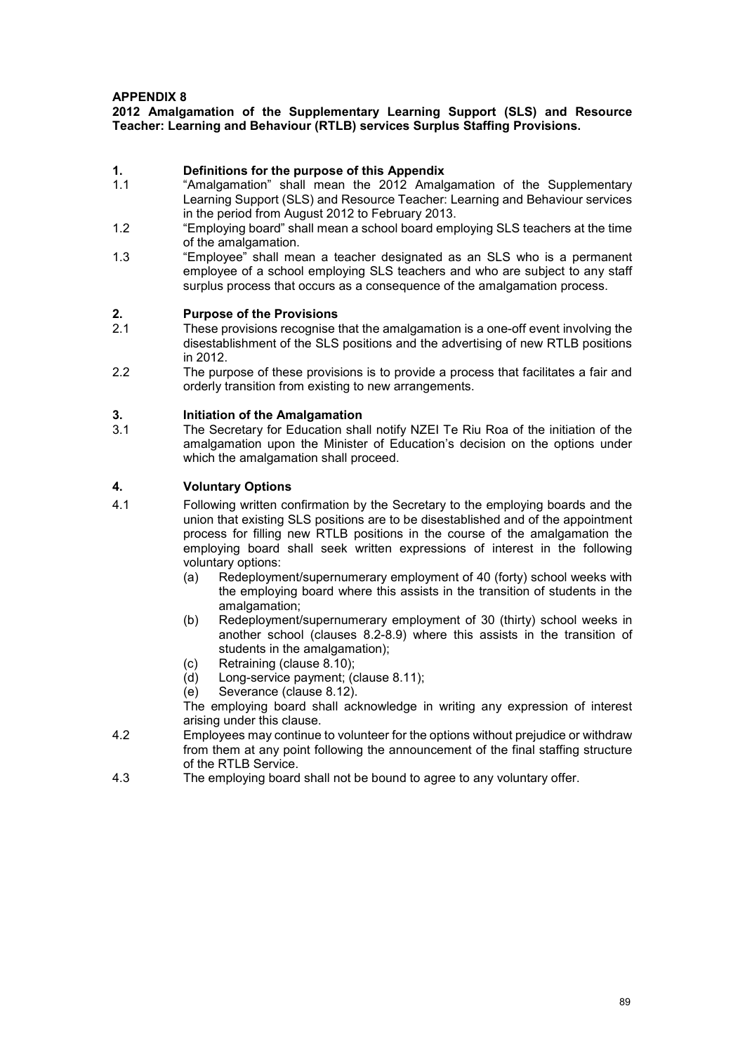# APPENDIX 8

**2012 Amalgamation of the Supplementary Learning Support (SLS) and Resource Teacher: Learning and Behaviour (RTLB) services Surplus Staffing Provisions.**

## 1. Definitions for the purpose of this Appendix

1.1 "Amalgamation" shall mean the 2012 Amalgamation of the Supplementary Learning Support (SLS) and Resource Teacher: Learning and Behaviour services in the period from August 2012 to February 2013.

1.2 "Employing board" shall mean a school board employing SLS teachers at the time of the amalgamation.

1.3 "Employee" shall mean a teacher designated as an SLS who is a permanent employee of a school employing SLS teachers and who are subject to any staff surplus process that occurs as a consequence of the amalgamation process.

## 2. Purpose of the Provisions

2.1 These provisions recognise that the amalgamation is a one-off event involving the disestablishment of the SLS positions and the advertising of new RTLB positions in 2012.

2.2 The purpose of these provisions is to provide a process that facilitates a fair and orderly transition from existing to new arrangements.

## 3. Initiation of the Amalgamation

3.1 The Secretary for Education shall notify NZEI Te Riu Roa of the initiation of the amalgamation upon the Minister of Education's decision on the options under which the amalgamation shall proceed.

## 4. Voluntary Options

4.1 Following written confirmation by the Secretary to the employing boards and the union that existing SLS positions are to be disestablished and of the appointment process for filling new RTLB positions in the course of the amalgamation the employing board shall seek written expressions of interest in the following voluntary options:

- (a) Redeployment/supernumerary employment of 40 (forty) school weeks with the employing board where this assists in the transition of students in the amalgamation;
- (b) Redeployment/supernumerary employment of 30 (thirty) school weeks in another school (clauses 8.2-8.9) where this assists in the transition of students in the amalgamation);
- (c) Retraining (clause 8.10);
- (d) Long-service payment; (clause 8.11);
- (e) Severance (clause 8.12).

The employing board shall acknowledge in writing any expression of interest arising under this clause.

4.2 Employees may continue to volunteer for the options without prejudice or withdraw from them at any point following the announcement of the final staffing structure of the RTLB Service.

4.3 The employing board shall not be bound to agree to any voluntary offer.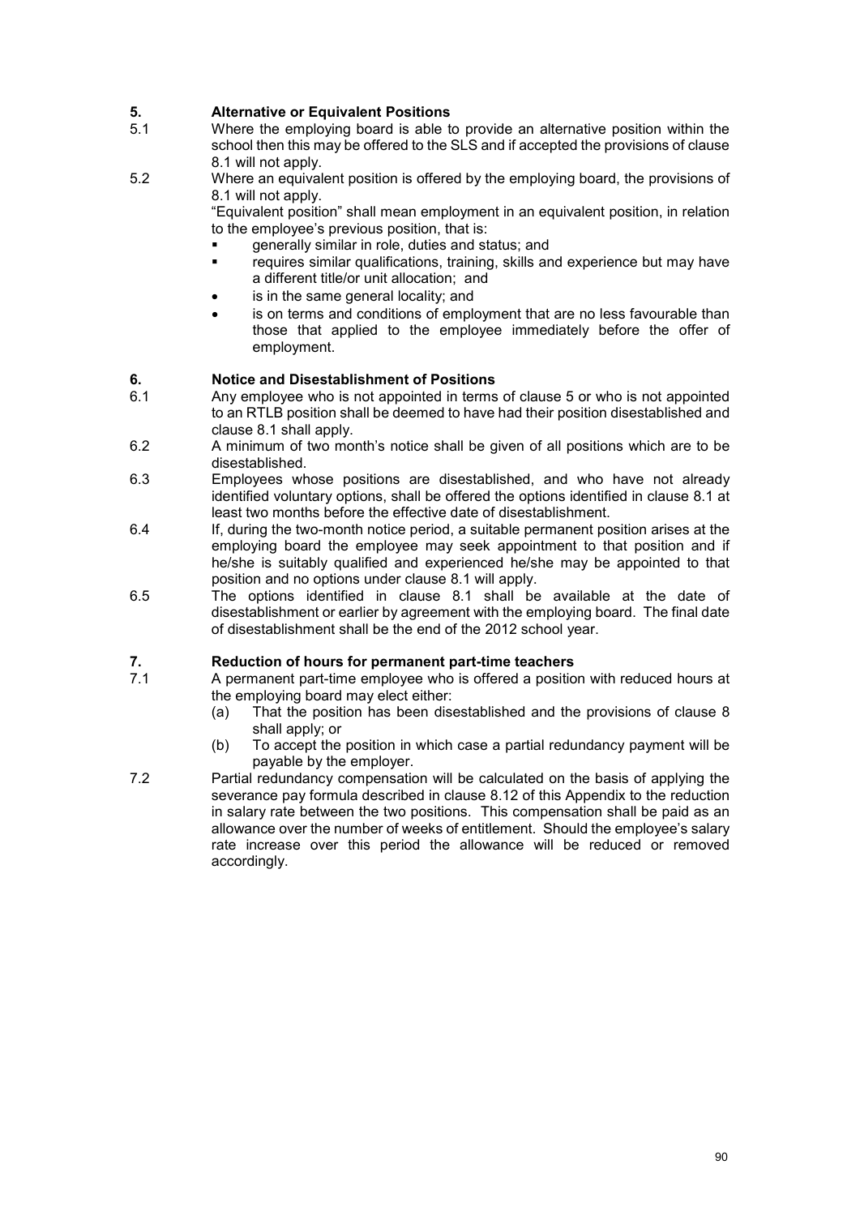## 5. Alternative or Equivalent Positions

5.1 Where the employing board is able to provide an alternative position within the school then this may be offered to the SLS and if accepted the provisions of clause 8.1 will not apply.

5.2 Where an equivalent position is offered by the employing board, the provisions of 8.1 will not apply.

"Equivalent position" shall mean employment in an equivalent position, in relation to the employee's previous position, that is:

- generally similar in role, duties and status; and
- requires similar qualifications, training, skills and experience but may have a different title/or unit allocation; and
- is in the same general locality; and
- is on terms and conditions of employment that are no less favourable than those that applied to the employee immediately before the offer of employment.

## 6. Notice and Disestablishment of Positions

6.1 Any employee who is not appointed in terms of clause 5 or who is not appointed to an RTLB position shall be deemed to have had their position disestablished and clause 8.1 shall apply.

6.2 A minimum of two month's notice shall be given of all positions which are to be disestablished.

6.3 Employees whose positions are disestablished, and who have not already identified voluntary options, shall be offered the options identified in clause 8.1 at least two months before the effective date of disestablishment.

6.4 If, during the two-month notice period, a suitable permanent position arises at the employing board the employee may seek appointment to that position and if he/she is suitably qualified and experienced he/she may be appointed to that position and no options under clause 8.1 will apply.

6.5 The options identified in clause 8.1 shall be available at the date of disestablishment or earlier by agreement with the employing board. The final date of disestablishment shall be the end of the 2012 school year.

## 7. Reduction of hours for permanent part-time teachers

7.1 A permanent part-time employee who is offered a position with reduced hours at the employing board may elect either:

(a) That the position has been disestablished and the provisions of clause 8 shall apply; or

(b) To accept the position in which case a partial redundancy payment will be payable by the employer.

7.2 Partial redundancy compensation will be calculated on the basis of applying the severance pay formula described in clause 8.12 of this Appendix to the reduction in salary rate between the two positions. This compensation shall be paid as an allowance over the number of weeks of entitlement. Should the employee's salary rate increase over this period the allowance will be reduced or removed accordingly.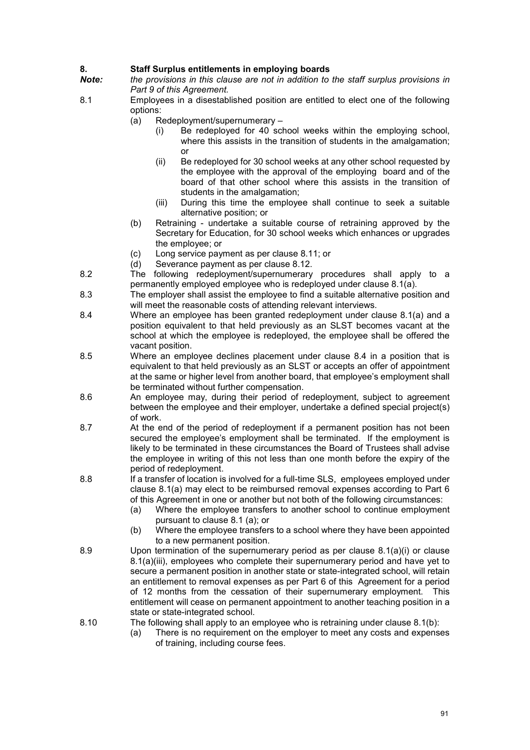## 8. Staff Surplus entitlements in employing boards

*Note: the provisions in this clause are not in addition to the staff surplus provisions in Part 9 of this Agreement.*

8.1 Employees in a disestablished position are entitled to elect one of the following options:

- (a) Redeployment/supernumerary –
  - (i) Be redeployed for 40 school weeks within the employing school, where this assists in the transition of students in the amalgamation; or
  - (ii) Be redeployed for 30 school weeks at any other school requested by the employee with the approval of the employing board and of the board of that other school where this assists in the transition of students in the amalgamation;
  - (iii) During this time the employee shall continue to seek a suitable alternative position; or
- (b) Retraining - undertake a suitable course of retraining approved by the Secretary for Education, for 30 school weeks which enhances or upgrades the employee; or
- (c) Long service payment as per clause 8.11; or
- (d) Severance payment as per clause 8.12.

8.2 The following redeployment/supernumerary procedures shall apply to a permanently employed employee who is redeployed under clause 8.1(a).

8.3 The employer shall assist the employee to find a suitable alternative position and will meet the reasonable costs of attending relevant interviews.

8.4 Where an employee has been granted redeployment under clause 8.1(a) and a position equivalent to that held previously as an SLST becomes vacant at the school at which the employee is redeployed, the employee shall be offered the vacant position.

8.5 Where an employee declines placement under clause 8.4 in a position that is equivalent to that held previously as an SLST or accepts an offer of appointment at the same or higher level from another board, that employee's employment shall be terminated without further compensation.

8.6 An employee may, during their period of redeployment, subject to agreement between the employee and their employer, undertake a defined special project(s) of work.

8.7 At the end of the period of redeployment if a permanent position has not been secured the employee's employment shall be terminated. If the employment is likely to be terminated in these circumstances the Board of Trustees shall advise the employee in writing of this not less than one month before the expiry of the period of redeployment.

8.8 If a transfer of location is involved for a full-time SLS, employees employed under clause 8.1(a) may elect to be reimbursed removal expenses according to Part 6 of this Agreement in one or another but not both of the following circumstances:

- (a) Where the employee transfers to another school to continue employment pursuant to clause 8.1 (a); or
- (b) Where the employee transfers to a school where they have been appointed to a new permanent position.

8.9 Upon termination of the supernumerary period as per clause 8.1(a)(i) or clause 8.1(a)(iii), employees who complete their supernumerary period and have yet to secure a permanent position in another state or state-integrated school, will retain an entitlement to removal expenses as per Part 6 of this Agreement for a period of 12 months from the cessation of their supernumerary employment. This entitlement will cease on permanent appointment to another teaching position in a state or state-integrated school.

8.10 The following shall apply to an employee who is retraining under clause 8.1(b):

- (a) There is no requirement on the employer to meet any costs and expenses of training, including course fees.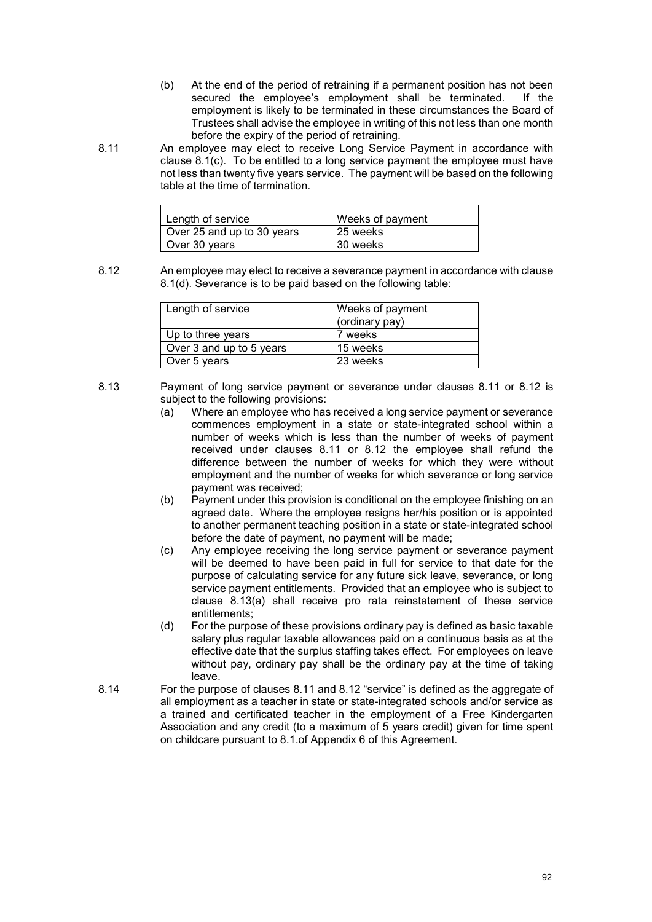(b) At the end of the period of retraining if a permanent position has not been secured the employee's employment shall be terminated. If the employment is likely to be terminated in these circumstances the Board of Trustees shall advise the employee in writing of this not less than one month before the expiry of the period of retraining.

8.11 An employee may elect to receive Long Service Payment in accordance with clause 8.1(c). To be entitled to a long service payment the employee must have not less than twenty five years service. The payment will be based on the following table at the time of termination.

| Length of service | Weeks of payment |
|---|---|
| Over 25 and up to 30 years | 25 weeks |
| Over 30 years | 30 weeks |

8.12 An employee may elect to receive a severance payment in accordance with clause 8.1(d). Severance is to be paid based on the following table:

| Length of service | Weeks of payment (ordinary pay) |
|---|---|
| Up to three years | 7 weeks |
| Over 3 and up to 5 years | 15 weeks |
| Over 5 years | 23 weeks |

8.13 Payment of long service payment or severance under clauses 8.11 or 8.12 is subject to the following provisions:

(a) Where an employee who has received a long service payment or severance commences employment in a state or state-integrated school within a number of weeks which is less than the number of weeks of payment received under clauses 8.11 or 8.12 the employee shall refund the difference between the number of weeks for which they were without employment and the number of weeks for which severance or long service payment was received;

(b) Payment under this provision is conditional on the employee finishing on an agreed date. Where the employee resigns her/his position or is appointed to another permanent teaching position in a state or state-integrated school before the date of payment, no payment will be made;

(c) Any employee receiving the long service payment or severance payment will be deemed to have been paid in full for service to that date for the purpose of calculating service for any future sick leave, severance, or long service payment entitlements. Provided that an employee who is subject to clause 8.13(a) shall receive pro rata reinstatement of these service entitlements;

(d) For the purpose of these provisions ordinary pay is defined as basic taxable salary plus regular taxable allowances paid on a continuous basis as at the effective date that the surplus staffing takes effect. For employees on leave without pay, ordinary pay shall be the ordinary pay at the time of taking leave.

8.14 For the purpose of clauses 8.11 and 8.12 "service" is defined as the aggregate of all employment as a teacher in state or state-integrated schools and/or service as a trained and certificated teacher in the employment of a Free Kindergarten Association and any credit (to a maximum of 5 years credit) given for time spent on childcare pursuant to 8.1.of Appendix 6 of this Agreement.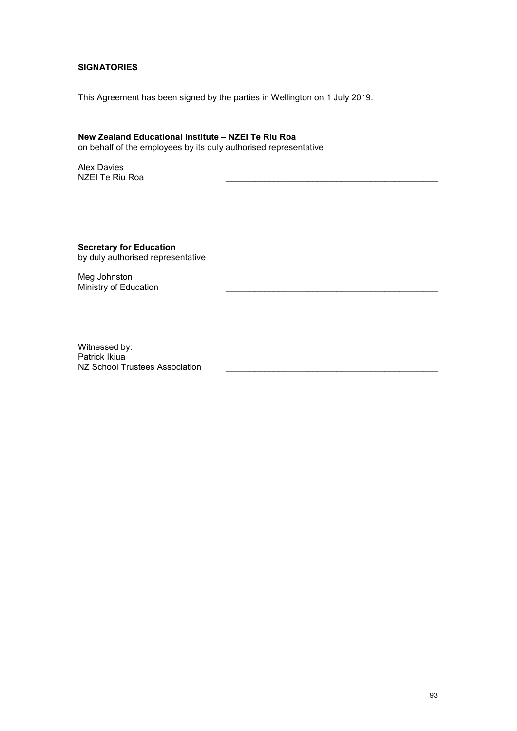**SIGNATORIES**

This Agreement has been signed by the parties in Wellington on 1 July 2019.

**New Zealand Educational Institute – NZEI Te Riu Roa**
on behalf of the employees by its duly authorised representative

Alex Davies
NZEI Te Riu Roa ____________________________________________

**Secretary for Education**
by duly authorised representative

Meg Johnston
Ministry of Education ____________________________________________

Witnessed by:
Patrick Ikiua
NZ School Trustees Association ____________________________________________